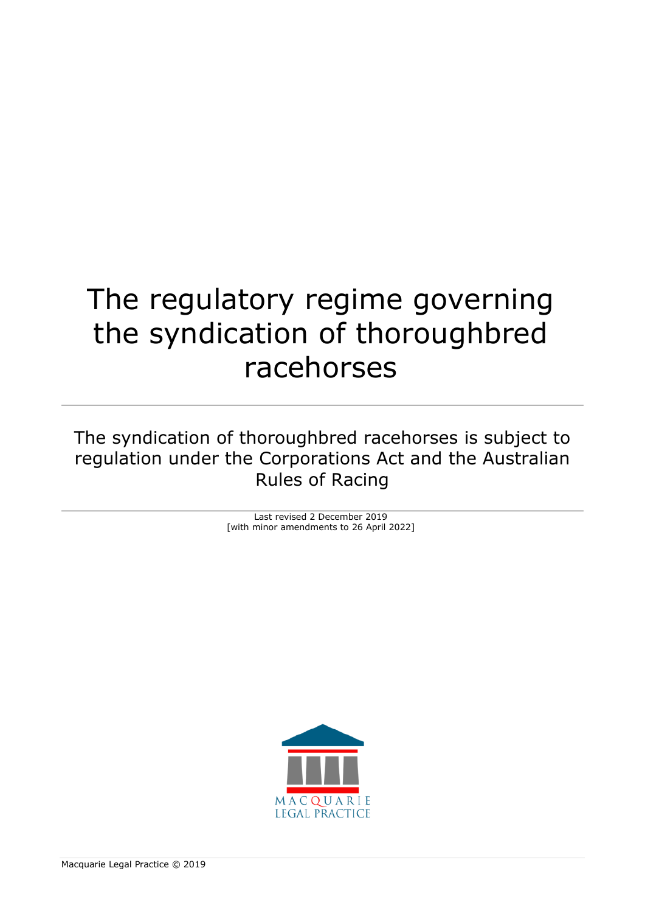# The regulatory regime governing the syndication of thoroughbred racehorses

The syndication of thoroughbred racehorses is subject to regulation under the Corporations Act and the Australian Rules of Racing

Last revised 2 December 2019
[with minor amendments to 26 April 2022]

MACQUARIE
LEGAL PRACTICE

Macquarie Legal Practice © 2019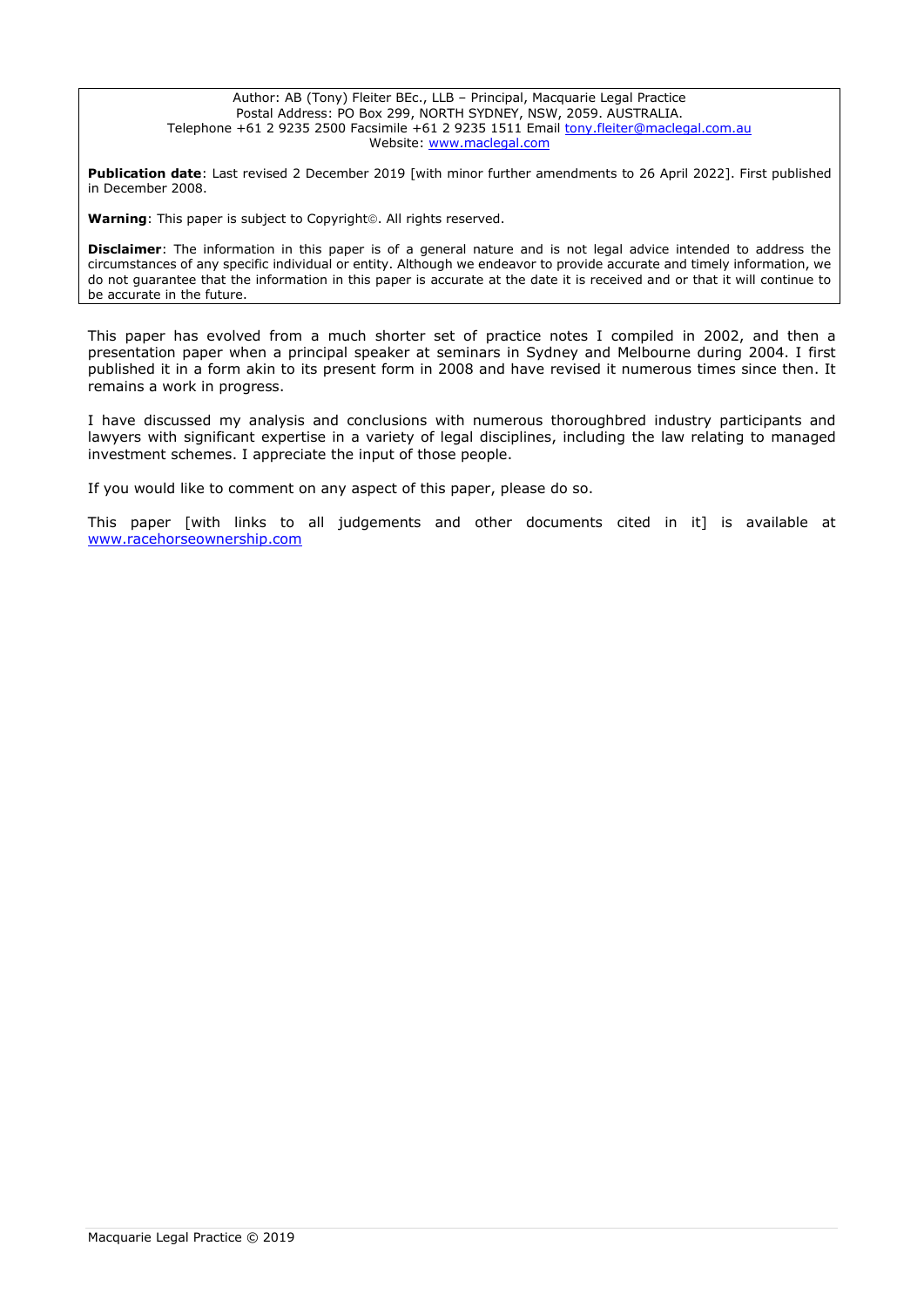Author: AB (Tony) Fleiter BEc., LLB – Principal, Macquarie Legal Practice
Postal Address: PO Box 299, NORTH SYDNEY, NSW, 2059. AUSTRALIA.
Telephone +61 2 9235 2500 Facsimile +61 2 9235 1511 Email tony.fleiter@maclegal.com.au
Website: www.maclegal.com

**Publication date**: Last revised 2 December 2019 [with minor further amendments to 26 April 2022]. First published in December 2008.

**Warning**: This paper is subject to Copyright©. All rights reserved.

**Disclaimer**: The information in this paper is of a general nature and is not legal advice intended to address the circumstances of any specific individual or entity. Although we endeavor to provide accurate and timely information, we do not guarantee that the information in this paper is accurate at the date it is received and or that it will continue to be accurate in the future.

This paper has evolved from a much shorter set of practice notes I compiled in 2002, and then a presentation paper when a principal speaker at seminars in Sydney and Melbourne during 2004. I first published it in a form akin to its present form in 2008 and have revised it numerous times since then. It remains a work in progress.

I have discussed my analysis and conclusions with numerous thoroughbred industry participants and lawyers with significant expertise in a variety of legal disciplines, including the law relating to managed investment schemes. I appreciate the input of those people.

If you would like to comment on any aspect of this paper, please do so.

This paper [with links to all judgements and other documents cited in it] is available at www.racehorseownership.com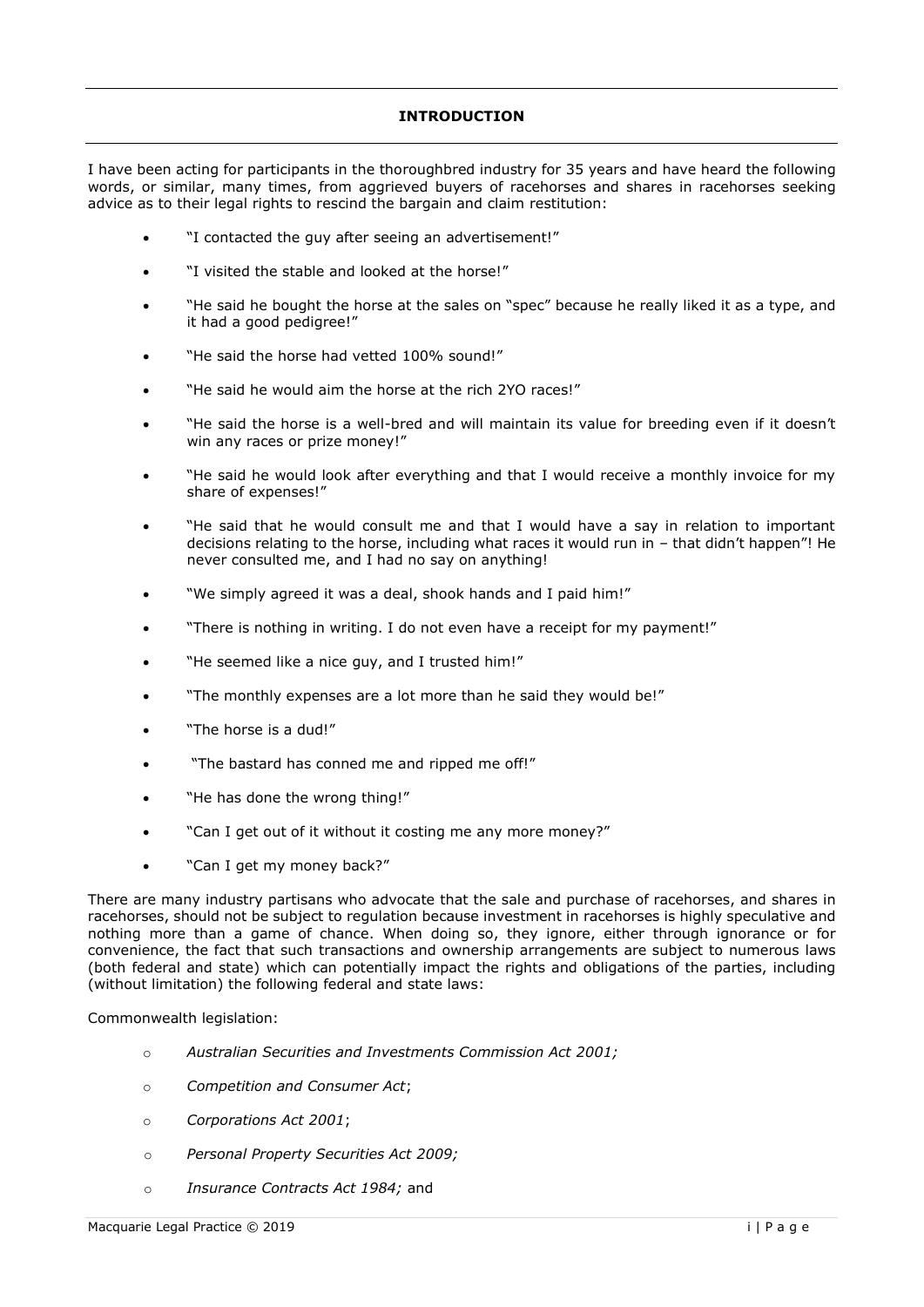## INTRODUCTION

I have been acting for participants in the thoroughbred industry for 35 years and have heard the following words, or similar, many times, from aggrieved buyers of racehorses and shares in racehorses seeking advice as to their legal rights to rescind the bargain and claim restitution:

- "I contacted the guy after seeing an advertisement!"
- "I visited the stable and looked at the horse!"
- "He said he bought the horse at the sales on "spec" because he really liked it as a type, and it had a good pedigree!"
- "He said the horse had vetted 100% sound!"
- "He said he would aim the horse at the rich 2YO races!"
- "He said the horse is a well-bred and will maintain its value for breeding even if it doesn't win any races or prize money!"
- "He said he would look after everything and that I would receive a monthly invoice for my share of expenses!"
- "He said that he would consult me and that I would have a say in relation to important decisions relating to the horse, including what races it would run in – that didn't happen"! He never consulted me, and I had no say on anything!
- "We simply agreed it was a deal, shook hands and I paid him!"
- "There is nothing in writing. I do not even have a receipt for my payment!"
- "He seemed like a nice guy, and I trusted him!"
- "The monthly expenses are a lot more than he said they would be!"
- "The horse is a dud!"
- "The bastard has conned me and ripped me off!"
- "He has done the wrong thing!"
- "Can I get out of it without it costing me any more money?"
- "Can I get my money back?"

There are many industry partisans who advocate that the sale and purchase of racehorses, and shares in racehorses, should not be subject to regulation because investment in racehorses is highly speculative and nothing more than a game of chance. When doing so, they ignore, either through ignorance or for convenience, the fact that such transactions and ownership arrangements are subject to numerous laws (both federal and state) which can potentially impact the rights and obligations of the parties, including (without limitation) the following federal and state laws:

Commonwealth legislation:

- *Australian Securities and Investments Commission Act 2001;*
- *Competition and Consumer Act*;
- *Corporations Act 2001*;
- *Personal Property Securities Act 2009;*
- *Insurance Contracts Act 1984;* and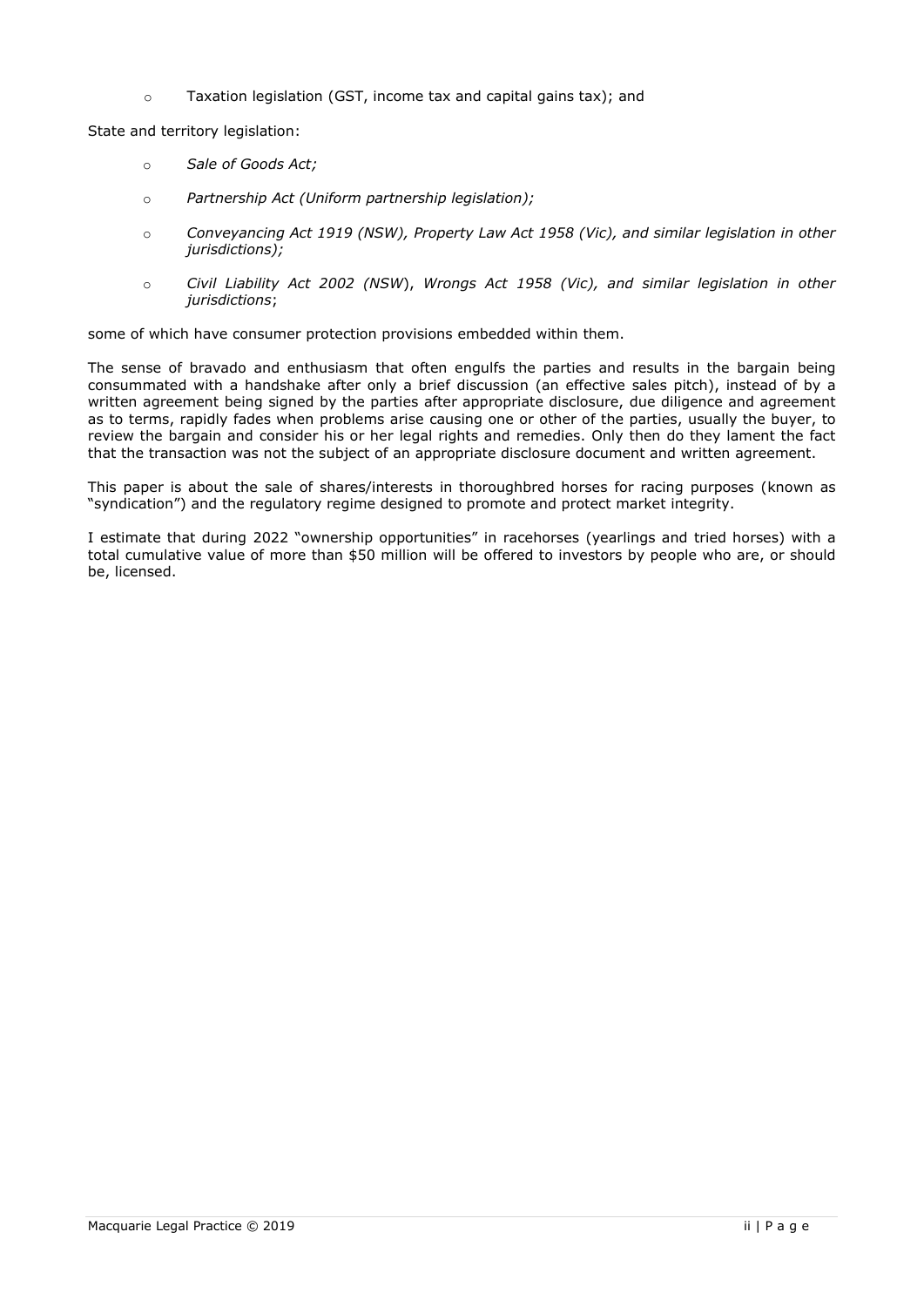- Taxation legislation (GST, income tax and capital gains tax); and

State and territory legislation:

- *Sale of Goods Act;*
- *Partnership Act (Uniform partnership legislation);*
- *Conveyancing Act 1919 (NSW), Property Law Act 1958 (Vic), and similar legislation in other jurisdictions);*
- *Civil Liability Act 2002 (NSW*), *Wrongs Act 1958 (Vic), and similar legislation in other jurisdictions*;

some of which have consumer protection provisions embedded within them.

The sense of bravado and enthusiasm that often engulfs the parties and results in the bargain being consummated with a handshake after only a brief discussion (an effective sales pitch), instead of by a written agreement being signed by the parties after appropriate disclosure, due diligence and agreement as to terms, rapidly fades when problems arise causing one or other of the parties, usually the buyer, to review the bargain and consider his or her legal rights and remedies. Only then do they lament the fact that the transaction was not the subject of an appropriate disclosure document and written agreement.

This paper is about the sale of shares/interests in thoroughbred horses for racing purposes (known as "syndication") and the regulatory regime designed to promote and protect market integrity.

I estimate that during 2022 "ownership opportunities" in racehorses (yearlings and tried horses) with a total cumulative value of more than $50 million will be offered to investors by people who are, or should be, licensed.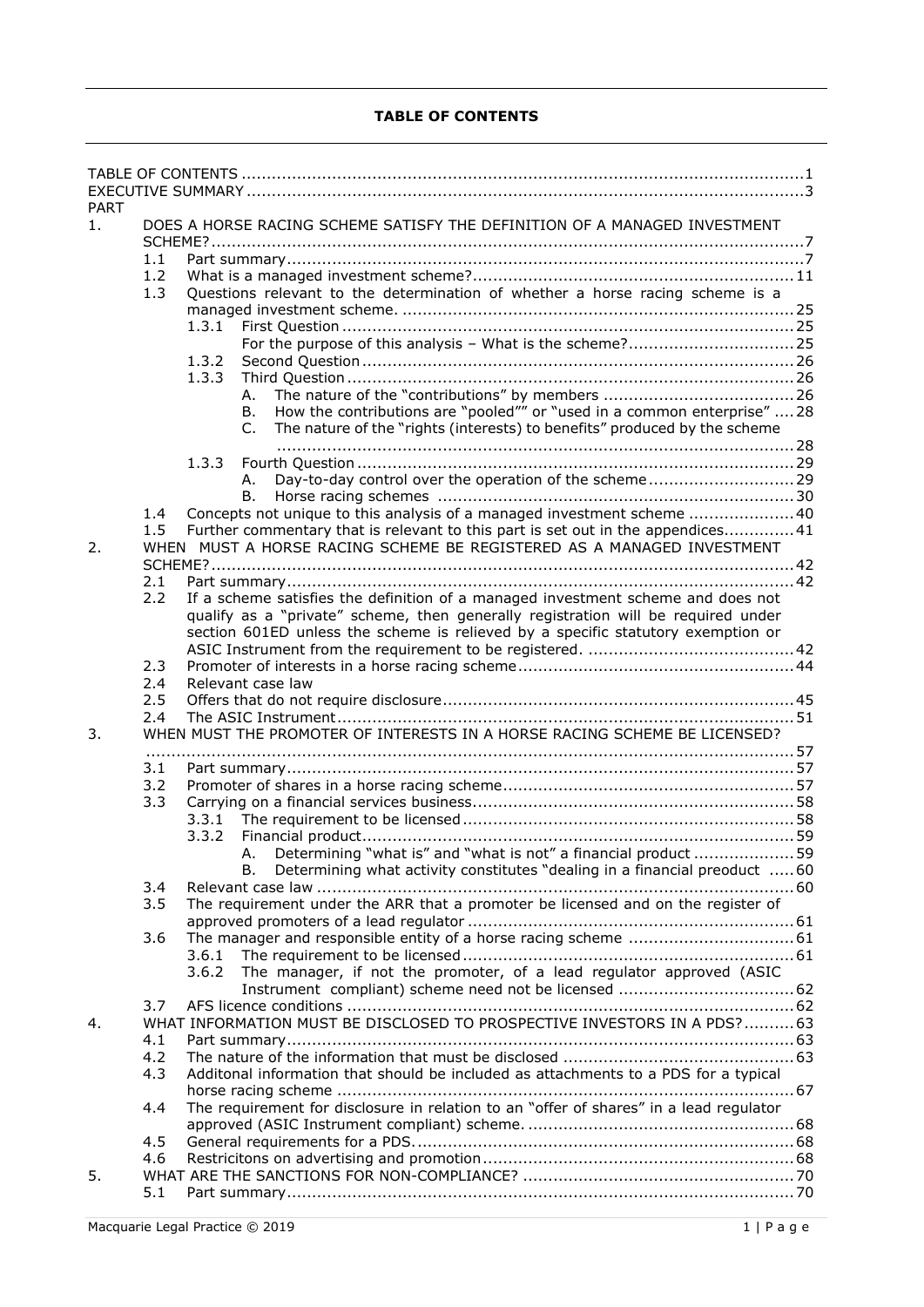**TABLE OF CONTENTS**

TABLE OF CONTENTS ..... 1
EXECUTIVE SUMMARY ..... 3

PART

1. DOES A HORSE RACING SCHEME SATISFY THE DEFINITION OF A MANAGED INVESTMENT SCHEME? ..... 7
   - 1.1 Part summary ..... 7
   - 1.2 What is a managed investment scheme? ..... 11
   - 1.3 Questions relevant to the determination of whether a horse racing scheme is a managed investment scheme. ..... 25
     - 1.3.1 First Question ..... 25
       - For the purpose of this analysis – What is the scheme? ..... 25
     - 1.3.2 Second Question ..... 26
     - 1.3.3 Third Question ..... 26
       - A. The nature of the "contributions" by members ..... 26
       - B. How the contributions are "pooled"" or "used in a common enterprise" ..... 28
       - C. The nature of the "rights (interests) to benefits" produced by the scheme ..... 28
     - 1.3.3 Fourth Question ..... 29
       - A. Day-to-day control over the operation of the scheme ..... 29
       - B. Horse racing schemes ..... 30
   - 1.4 Concepts not unique to this analysis of a managed investment scheme ..... 40
   - 1.5 Further commentary that is relevant to this part is set out in the appendices ..... 41
2. WHEN MUST A HORSE RACING SCHEME BE REGISTERED AS A MANAGED INVESTMENT SCHEME? ..... 42
   - 2.1 Part summary ..... 42
   - 2.2 If a scheme satisfies the definition of a managed investment scheme and does not qualify as a "private" scheme, then generally registration will be required under section 601ED unless the scheme is relieved by a specific statutory exemption or ASIC Instrument from the requirement to be registered. ..... 42
   - 2.3 Promoter of interests in a horse racing scheme ..... 44
   - 2.4 Relevant case law
   - 2.5 Offers that do not require disclosure ..... 45
   - 2.4 The ASIC Instrument ..... 51
3. WHEN MUST THE PROMOTER OF INTERESTS IN A HORSE RACING SCHEME BE LICENSED? ..... 57
   - 3.1 Part summary ..... 57
   - 3.2 Promoter of shares in a horse racing scheme ..... 57
   - 3.3 Carrying on a financial services business ..... 58
     - 3.3.1 The requirement to be licensed ..... 58
     - 3.3.2 Financial product ..... 59
       - A. Determining "what is" and "what is not" a financial product ..... 59
       - B. Determining what activity constitutes "dealing in a financial preoduct ..... 60
   - 3.4 Relevant case law ..... 60
   - 3.5 The requirement under the ARR that a promoter be licensed and on the register of approved promoters of a lead regulator ..... 61
   - 3.6 The manager and responsible entity of a horse racing scheme ..... 61
     - 3.6.1 The requirement to be licensed ..... 61
     - 3.6.2 The manager, if not the promoter, of a lead regulator approved (ASIC Instrument compliant) scheme need not be licensed ..... 62
   - 3.7 AFS licence conditions ..... 62
4. WHAT INFORMATION MUST BE DISCLOSED TO PROSPECTIVE INVESTORS IN A PDS? ..... 63
   - 4.1 Part summary ..... 63
   - 4.2 The nature of the information that must be disclosed ..... 63
   - 4.3 Additonal information that should be included as attachments to a PDS for a typical horse racing scheme ..... 67
   - 4.4 The requirement for disclosure in relation to an "offer of shares" in a lead regulator approved (ASIC Instrument compliant) scheme. ..... 68
   - 4.5 General requirements for a PDS. ..... 68
   - 4.6 Restricitons on advertising and promotion ..... 68
5. WHAT ARE THE SANCTIONS FOR NON-COMPLIANCE? ..... 70
   - 5.1 Part summary ..... 70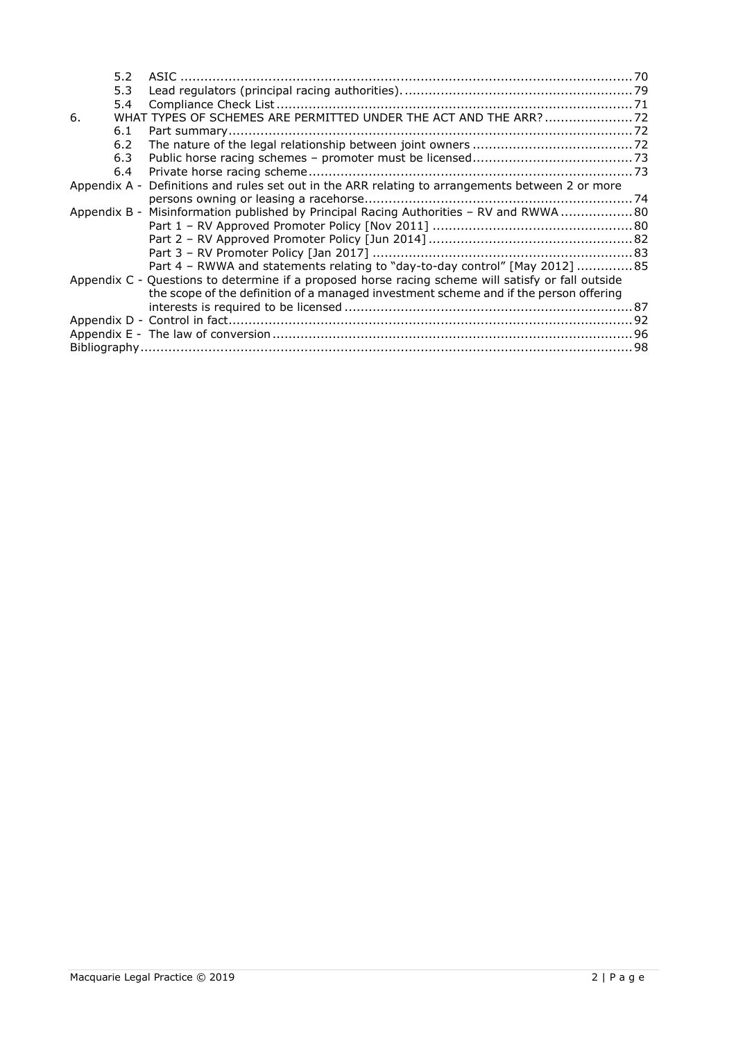| | | | |
|---|---|---|---|
| | 5.2 | ASIC | 70 |
| | 5.3 | Lead regulators (principal racing authorities). | 79 |
| | 5.4 | Compliance Check List | 71 |
| 6. | | WHAT TYPES OF SCHEMES ARE PERMITTED UNDER THE ACT AND THE ARR? | 72 |
| | 6.1 | Part summary | 72 |
| | 6.2 | The nature of the legal relationship between joint owners | 72 |
| | 6.3 | Public horse racing schemes – promoter must be licensed | 73 |
| | 6.4 | Private horse racing scheme | 73 |
| Appendix A - | | Definitions and rules set out in the ARR relating to arrangements between 2 or more persons owning or leasing a racehorse | 74 |
| Appendix B - | | Misinformation published by Principal Racing Authorities – RV and RWWA | 80 |
| | | Part 1 – RV Approved Promoter Policy [Nov 2011] | 80 |
| | | Part 2 – RV Approved Promoter Policy [Jun 2014] | 82 |
| | | Part 3 – RV Promoter Policy [Jan 2017] | 83 |
| | | Part 4 – RWWA and statements relating to "day-to-day control" [May 2012] | 85 |
| Appendix C - | | Questions to determine if a proposed horse racing scheme will satisfy or fall outside the scope of the definition of a managed investment scheme and if the person offering interests is required to be licensed | 87 |
| Appendix D - | | Control in fact | 92 |
| Appendix E - | | The law of conversion | 96 |
| Bibliography | | | 98 |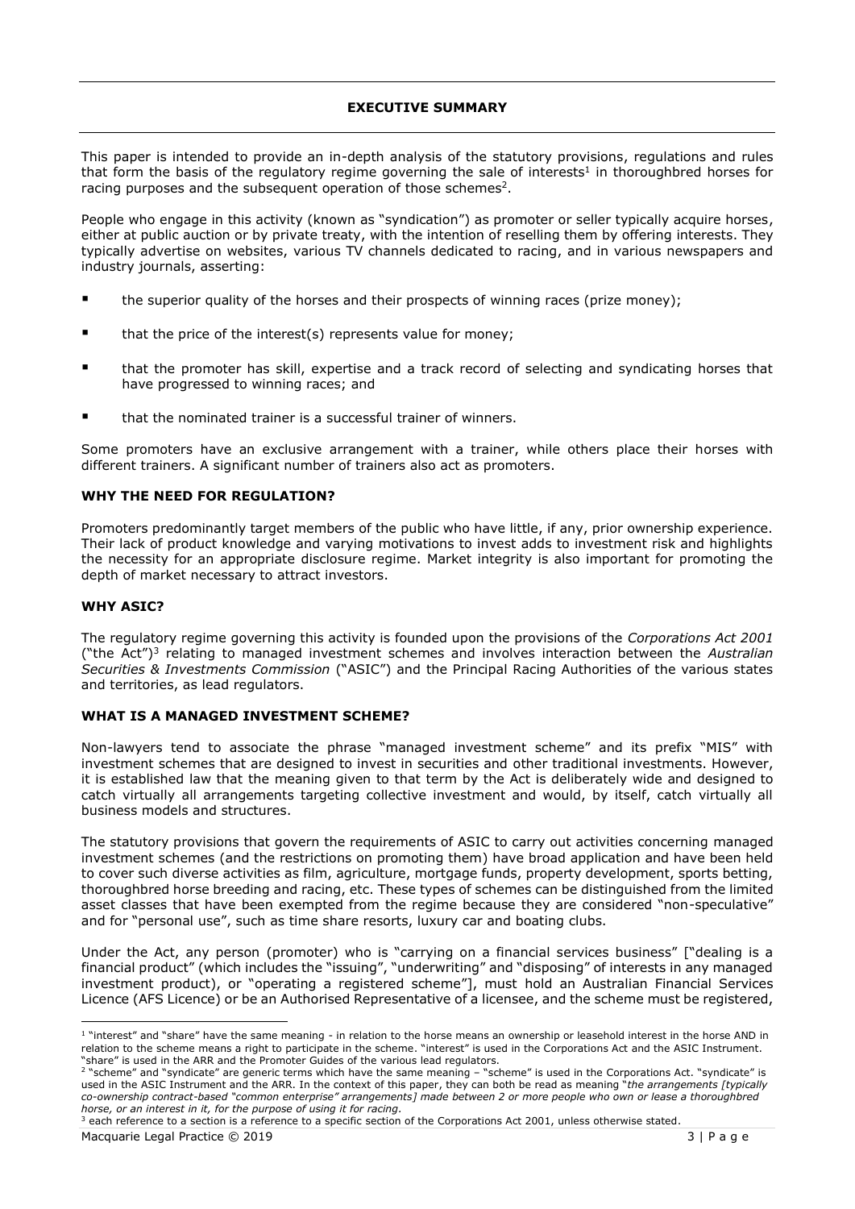## EXECUTIVE SUMMARY

This paper is intended to provide an in-depth analysis of the statutory provisions, regulations and rules that form the basis of the regulatory regime governing the sale of interests[1] in thoroughbred horses for racing purposes and the subsequent operation of those schemes[2].

People who engage in this activity (known as "syndication") as promoter or seller typically acquire horses, either at public auction or by private treaty, with the intention of reselling them by offering interests. They typically advertise on websites, various TV channels dedicated to racing, and in various newspapers and industry journals, asserting:

- the superior quality of the horses and their prospects of winning races (prize money);
- that the price of the interest(s) represents value for money;
- that the promoter has skill, expertise and a track record of selecting and syndicating horses that have progressed to winning races; and
- that the nominated trainer is a successful trainer of winners.

Some promoters have an exclusive arrangement with a trainer, while others place their horses with different trainers. A significant number of trainers also act as promoters.

### WHY THE NEED FOR REGULATION?

Promoters predominantly target members of the public who have little, if any, prior ownership experience. Their lack of product knowledge and varying motivations to invest adds to investment risk and highlights the necessity for an appropriate disclosure regime. Market integrity is also important for promoting the depth of market necessary to attract investors.

### WHY ASIC?

The regulatory regime governing this activity is founded upon the provisions of the *Corporations Act 2001* ("the Act")[3] relating to managed investment schemes and involves interaction between the *Australian Securities & Investments Commission* ("ASIC") and the Principal Racing Authorities of the various states and territories, as lead regulators.

### WHAT IS A MANAGED INVESTMENT SCHEME?

Non-lawyers tend to associate the phrase "managed investment scheme" and its prefix "MIS" with investment schemes that are designed to invest in securities and other traditional investments. However, it is established law that the meaning given to that term by the Act is deliberately wide and designed to catch virtually all arrangements targeting collective investment and would, by itself, catch virtually all business models and structures.

The statutory provisions that govern the requirements of ASIC to carry out activities concerning managed investment schemes (and the restrictions on promoting them) have broad application and have been held to cover such diverse activities as film, agriculture, mortgage funds, property development, sports betting, thoroughbred horse breeding and racing, etc. These types of schemes can be distinguished from the limited asset classes that have been exempted from the regime because they are considered "non-speculative" and for "personal use", such as time share resorts, luxury car and boating clubs.

Under the Act, any person (promoter) who is "carrying on a financial services business" ["dealing is a financial product" (which includes the "issuing", "underwriting" and "disposing" of interests in any managed investment product), or "operating a registered scheme"], must hold an Australian Financial Services Licence (AFS Licence) or be an Authorised Representative of a licensee, and the scheme must be registered,

---

[1] "interest" and "share" have the same meaning - in relation to the horse means an ownership or leasehold interest in the horse AND in relation to the scheme means a right to participate in the scheme. "interest" is used in the Corporations Act and the ASIC Instrument. "share" is used in the ARR and the Promoter Guides of the various lead regulators.

[2] "scheme" and "syndicate" are generic terms which have the same meaning – "scheme" is used in the Corporations Act. "syndicate" is used in the ASIC Instrument and the ARR. In the context of this paper, they can both be read as meaning "*the arrangements [typically co-ownership contract-based "common enterprise" arrangements] made between 2 or more people who own or lease a thoroughbred horse, or an interest in it, for the purpose of using it for racing.*

[3] each reference to a section is a reference to a specific section of the Corporations Act 2001, unless otherwise stated.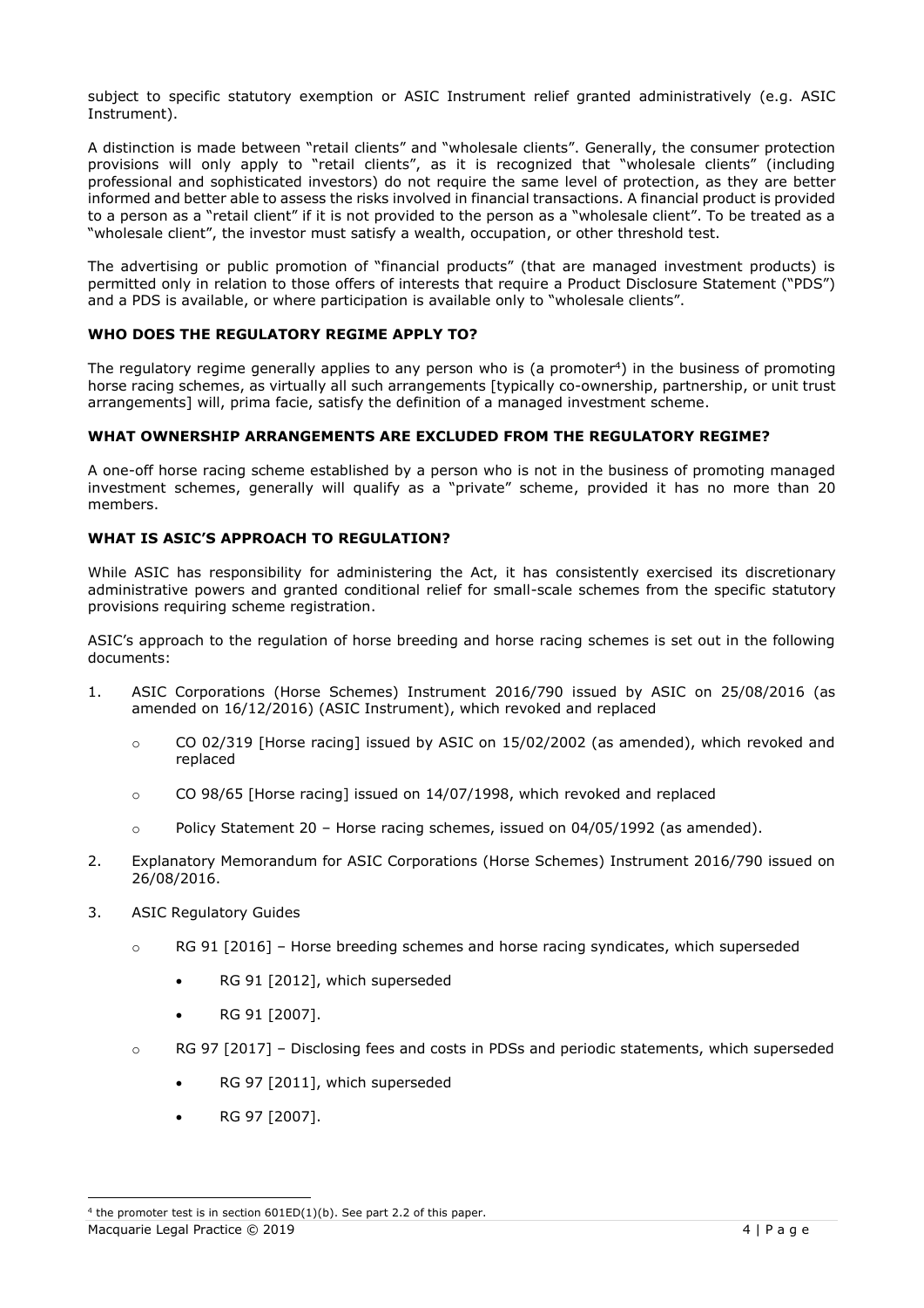subject to specific statutory exemption or ASIC Instrument relief granted administratively (e.g. ASIC Instrument).

A distinction is made between "retail clients" and "wholesale clients". Generally, the consumer protection provisions will only apply to "retail clients", as it is recognized that "wholesale clients" (including professional and sophisticated investors) do not require the same level of protection, as they are better informed and better able to assess the risks involved in financial transactions. A financial product is provided to a person as a "retail client" if it is not provided to the person as a "wholesale client". To be treated as a "wholesale client", the investor must satisfy a wealth, occupation, or other threshold test.

The advertising or public promotion of "financial products" (that are managed investment products) is permitted only in relation to those offers of interests that require a Product Disclosure Statement ("PDS") and a PDS is available, or where participation is available only to "wholesale clients".

**WHO DOES THE REGULATORY REGIME APPLY TO?**

The regulatory regime generally applies to any person who is (a promoter[4]) in the business of promoting horse racing schemes, as virtually all such arrangements [typically co-ownership, partnership, or unit trust arrangements] will, prima facie, satisfy the definition of a managed investment scheme.

**WHAT OWNERSHIP ARRANGEMENTS ARE EXCLUDED FROM THE REGULATORY REGIME?**

A one-off horse racing scheme established by a person who is not in the business of promoting managed investment schemes, generally will qualify as a "private" scheme, provided it has no more than 20 members.

**WHAT IS ASIC'S APPROACH TO REGULATION?**

While ASIC has responsibility for administering the Act, it has consistently exercised its discretionary administrative powers and granted conditional relief for small-scale schemes from the specific statutory provisions requiring scheme registration.

ASIC's approach to the regulation of horse breeding and horse racing schemes is set out in the following documents:

1. ASIC Corporations (Horse Schemes) Instrument 2016/790 issued by ASIC on 25/08/2016 (as amended on 16/12/2016) (ASIC Instrument), which revoked and replaced
   - CO 02/319 [Horse racing] issued by ASIC on 15/02/2002 (as amended), which revoked and replaced
   - CO 98/65 [Horse racing] issued on 14/07/1998, which revoked and replaced
   - Policy Statement 20 – Horse racing schemes, issued on 04/05/1992 (as amended).
2. Explanatory Memorandum for ASIC Corporations (Horse Schemes) Instrument 2016/790 issued on 26/08/2016.
3. ASIC Regulatory Guides
   - RG 91 [2016] – Horse breeding schemes and horse racing syndicates, which superseded
     - RG 91 [2012], which superseded
     - RG 91 [2007].
   - RG 97 [2017] – Disclosing fees and costs in PDSs and periodic statements, which superseded
     - RG 97 [2011], which superseded
     - RG 97 [2007].

---

[4] the promoter test is in section 601ED(1)(b). See part 2.2 of this paper.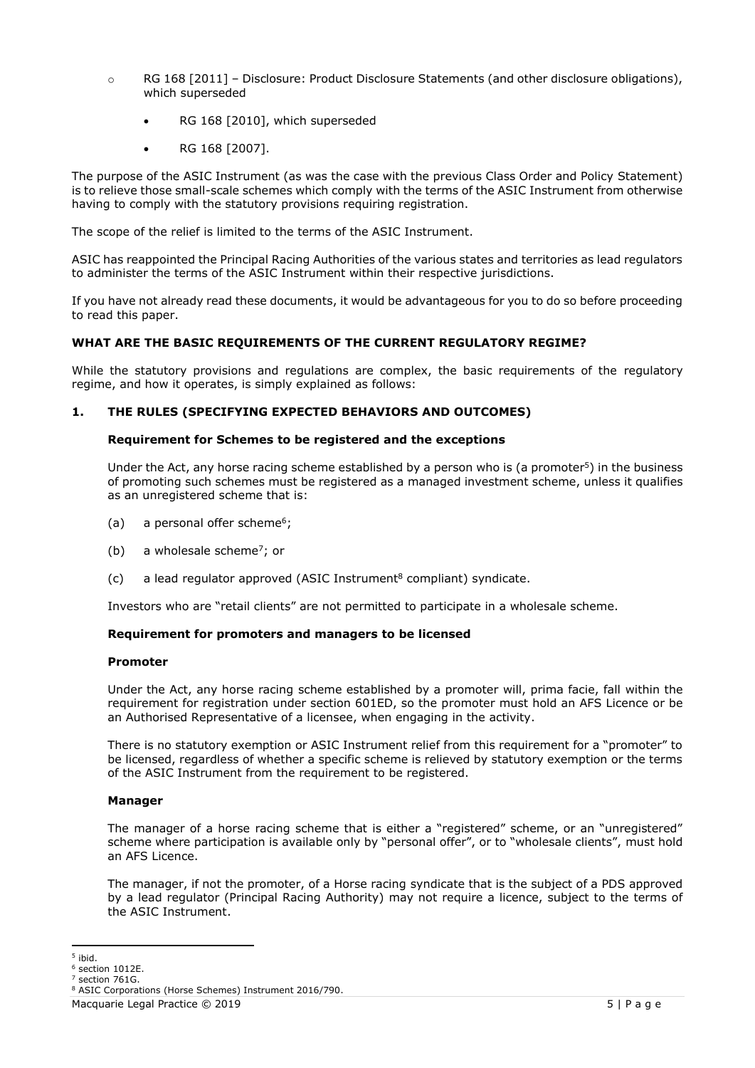- RG 168 [2011] – Disclosure: Product Disclosure Statements (and other disclosure obligations), which superseded
    - RG 168 [2010], which superseded
    - RG 168 [2007].

The purpose of the ASIC Instrument (as was the case with the previous Class Order and Policy Statement) is to relieve those small-scale schemes which comply with the terms of the ASIC Instrument from otherwise having to comply with the statutory provisions requiring registration.

The scope of the relief is limited to the terms of the ASIC Instrument.

ASIC has reappointed the Principal Racing Authorities of the various states and territories as lead regulators to administer the terms of the ASIC Instrument within their respective jurisdictions.

If you have not already read these documents, it would be advantageous for you to do so before proceeding to read this paper.

## WHAT ARE THE BASIC REQUIREMENTS OF THE CURRENT REGULATORY REGIME?

While the statutory provisions and regulations are complex, the basic requirements of the regulatory regime, and how it operates, is simply explained as follows:

### 1. THE RULES (SPECIFYING EXPECTED BEHAVIORS AND OUTCOMES)

**Requirement for Schemes to be registered and the exceptions**

Under the Act, any horse racing scheme established by a person who is (a promoter[5]) in the business of promoting such schemes must be registered as a managed investment scheme, unless it qualifies as an unregistered scheme that is:

(a) a personal offer scheme[6];

(b) a wholesale scheme[7]; or

(c) a lead regulator approved (ASIC Instrument[8] compliant) syndicate.

Investors who are "retail clients" are not permitted to participate in a wholesale scheme.

**Requirement for promoters and managers to be licensed**

**Promoter**

Under the Act, any horse racing scheme established by a promoter will, prima facie, fall within the requirement for registration under section 601ED, so the promoter must hold an AFS Licence or be an Authorised Representative of a licensee, when engaging in the activity.

There is no statutory exemption or ASIC Instrument relief from this requirement for a "promoter" to be licensed, regardless of whether a specific scheme is relieved by statutory exemption or the terms of the ASIC Instrument from the requirement to be registered.

**Manager**

The manager of a horse racing scheme that is either a "registered" scheme, or an "unregistered" scheme where participation is available only by "personal offer", or to "wholesale clients", must hold an AFS Licence.

The manager, if not the promoter, of a Horse racing syndicate that is the subject of a PDS approved by a lead regulator (Principal Racing Authority) may not require a licence, subject to the terms of the ASIC Instrument.

---

[5] ibid.

[6] section 1012E.

[7] section 761G.

[8] ASIC Corporations (Horse Schemes) Instrument 2016/790.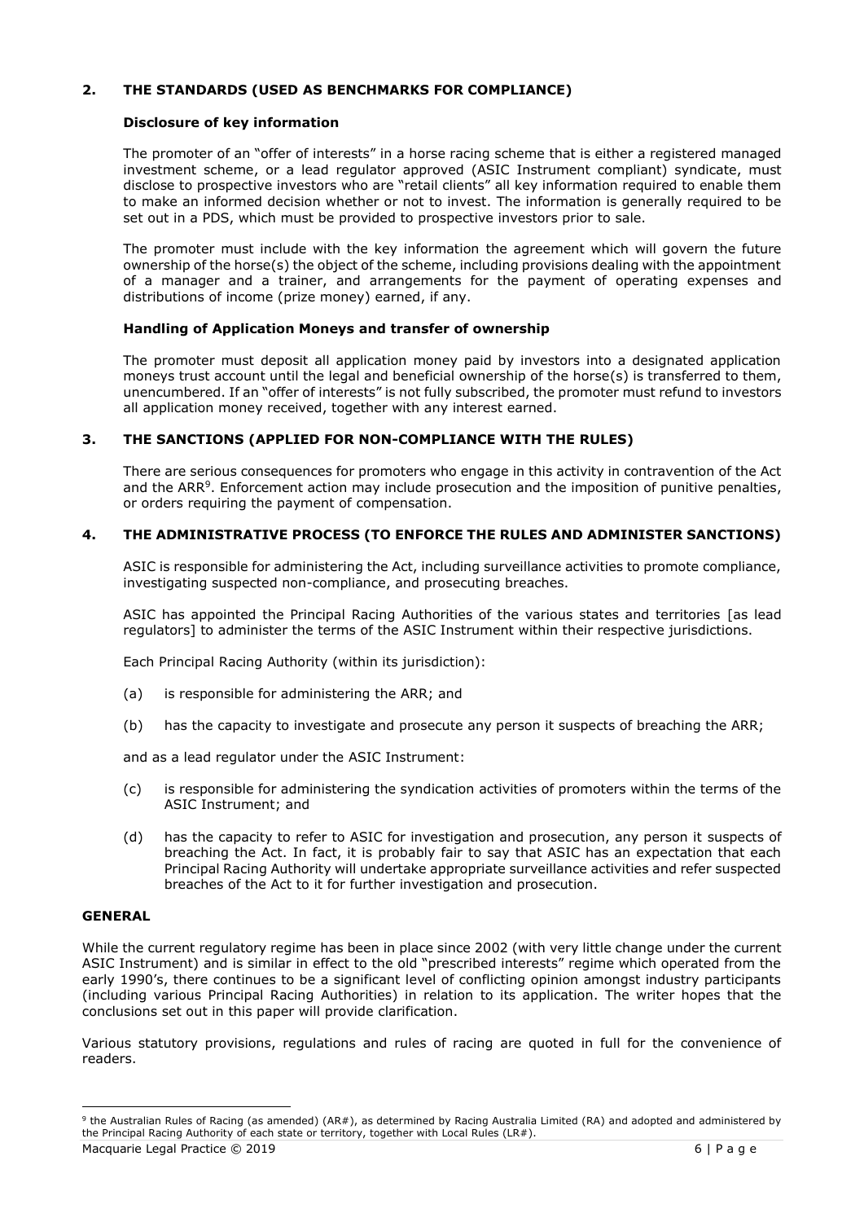## 2. THE STANDARDS (USED AS BENCHMARKS FOR COMPLIANCE)

### Disclosure of key information

The promoter of an "offer of interests" in a horse racing scheme that is either a registered managed investment scheme, or a lead regulator approved (ASIC Instrument compliant) syndicate, must disclose to prospective investors who are "retail clients" all key information required to enable them to make an informed decision whether or not to invest. The information is generally required to be set out in a PDS, which must be provided to prospective investors prior to sale.

The promoter must include with the key information the agreement which will govern the future ownership of the horse(s) the object of the scheme, including provisions dealing with the appointment of a manager and a trainer, and arrangements for the payment of operating expenses and distributions of income (prize money) earned, if any.

### Handling of Application Moneys and transfer of ownership

The promoter must deposit all application money paid by investors into a designated application moneys trust account until the legal and beneficial ownership of the horse(s) is transferred to them, unencumbered. If an "offer of interests" is not fully subscribed, the promoter must refund to investors all application money received, together with any interest earned.

## 3. THE SANCTIONS (APPLIED FOR NON-COMPLIANCE WITH THE RULES)

There are serious consequences for promoters who engage in this activity in contravention of the Act and the ARR[9]. Enforcement action may include prosecution and the imposition of punitive penalties, or orders requiring the payment of compensation.

## 4. THE ADMINISTRATIVE PROCESS (TO ENFORCE THE RULES AND ADMINISTER SANCTIONS)

ASIC is responsible for administering the Act, including surveillance activities to promote compliance, investigating suspected non-compliance, and prosecuting breaches.

ASIC has appointed the Principal Racing Authorities of the various states and territories [as lead regulators] to administer the terms of the ASIC Instrument within their respective jurisdictions.

Each Principal Racing Authority (within its jurisdiction):

(a) is responsible for administering the ARR; and

(b) has the capacity to investigate and prosecute any person it suspects of breaching the ARR;

and as a lead regulator under the ASIC Instrument:

(c) is responsible for administering the syndication activities of promoters within the terms of the ASIC Instrument; and

(d) has the capacity to refer to ASIC for investigation and prosecution, any person it suspects of breaching the Act. In fact, it is probably fair to say that ASIC has an expectation that each Principal Racing Authority will undertake appropriate surveillance activities and refer suspected breaches of the Act to it for further investigation and prosecution.

## GENERAL

While the current regulatory regime has been in place since 2002 (with very little change under the current ASIC Instrument) and is similar in effect to the old "prescribed interests" regime which operated from the early 1990's, there continues to be a significant level of conflicting opinion amongst industry participants (including various Principal Racing Authorities) in relation to its application. The writer hopes that the conclusions set out in this paper will provide clarification.

Various statutory provisions, regulations and rules of racing are quoted in full for the convenience of readers.

---

[9] the Australian Rules of Racing (as amended) (AR#), as determined by Racing Australia Limited (RA) and adopted and administered by the Principal Racing Authority of each state or territory, together with Local Rules (LR#).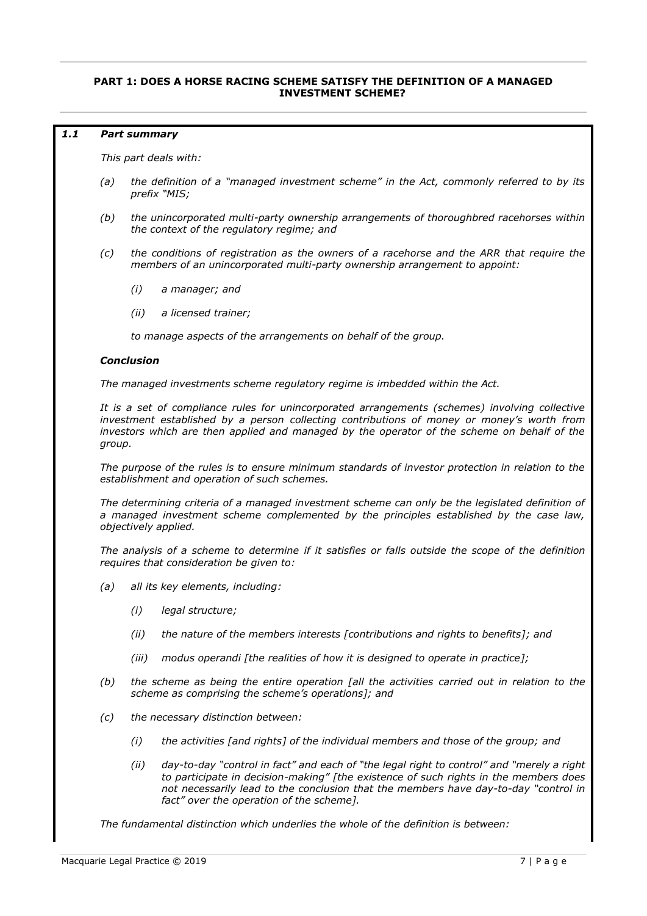**PART 1: DOES A HORSE RACING SCHEME SATISFY THE DEFINITION OF A MANAGED INVESTMENT SCHEME?**

### *1.1 Part summary*

*This part deals with:*

*(a) the definition of a "managed investment scheme" in the Act, commonly referred to by its prefix "MIS;*

*(b) the unincorporated multi-party ownership arrangements of thoroughbred racehorses within the context of the regulatory regime; and*

*(c) the conditions of registration as the owners of a racehorse and the ARR that require the members of an unincorporated multi-party ownership arrangement to appoint:*

*(i) a manager; and*

*(ii) a licensed trainer;*

*to manage aspects of the arrangements on behalf of the group.*

***Conclusion***

*The managed investments scheme regulatory regime is imbedded within the Act.*

*It is a set of compliance rules for unincorporated arrangements (schemes) involving collective investment established by a person collecting contributions of money or money's worth from investors which are then applied and managed by the operator of the scheme on behalf of the group.*

*The purpose of the rules is to ensure minimum standards of investor protection in relation to the establishment and operation of such schemes.*

*The determining criteria of a managed investment scheme can only be the legislated definition of a managed investment scheme complemented by the principles established by the case law, objectively applied.*

*The analysis of a scheme to determine if it satisfies or falls outside the scope of the definition requires that consideration be given to:*

*(a) all its key elements, including:*

*(i) legal structure;*

*(ii) the nature of the members interests [contributions and rights to benefits]; and*

*(iii) modus operandi [the realities of how it is designed to operate in practice];*

*(b) the scheme as being the entire operation [all the activities carried out in relation to the scheme as comprising the scheme's operations]; and*

*(c) the necessary distinction between:*

*(i) the activities [and rights] of the individual members and those of the group; and*

*(ii) day-to-day "control in fact" and each of "the legal right to control" and "merely a right to participate in decision-making" [the existence of such rights in the members does not necessarily lead to the conclusion that the members have day-to-day "control in fact" over the operation of the scheme].*

*The fundamental distinction which underlies the whole of the definition is between:*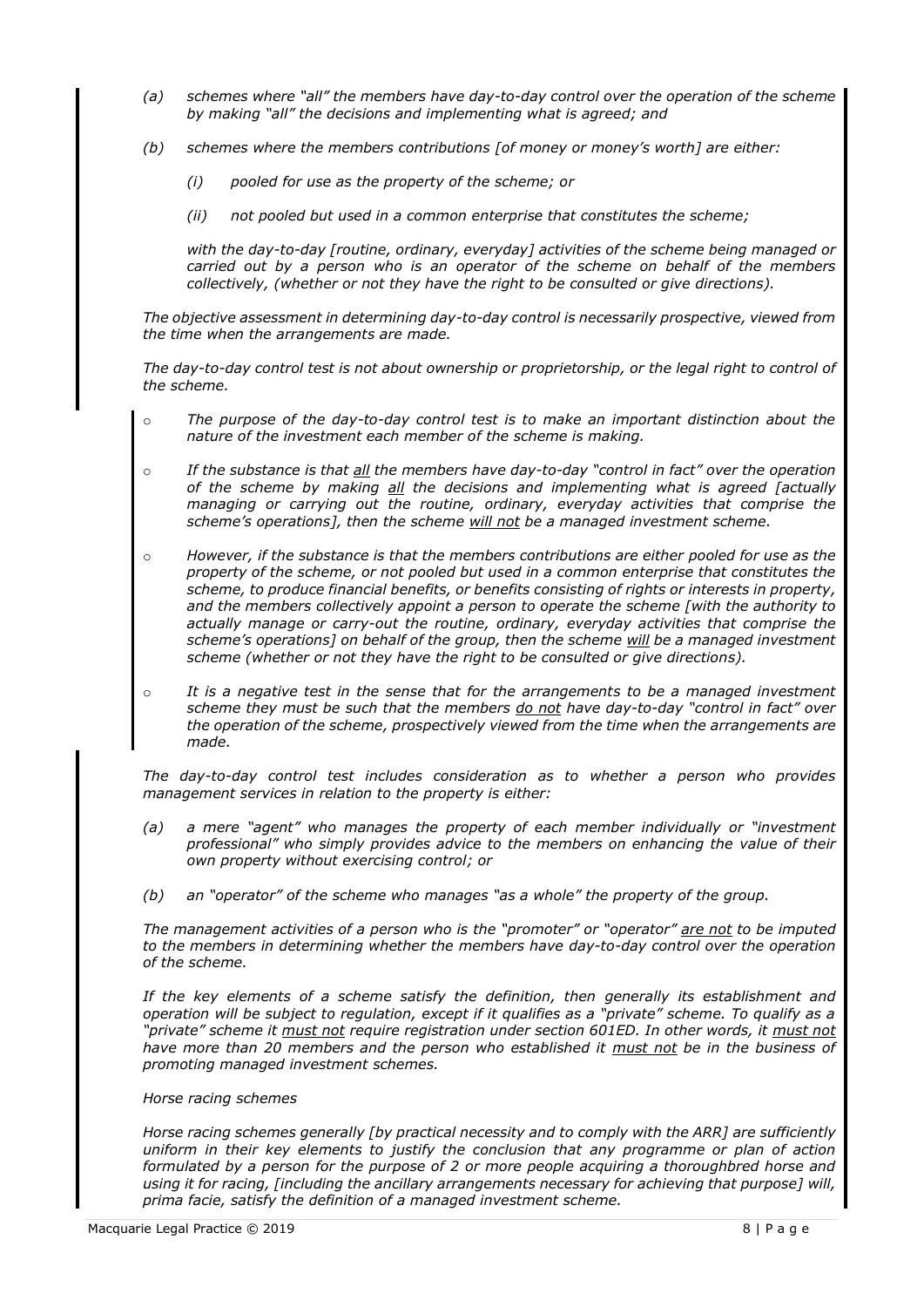*(a) schemes where "all" the members have day-to-day control over the operation of the scheme by making "all" the decisions and implementing what is agreed; and*

*(b) schemes where the members contributions [of money or money's worth] are either:*

*(i) pooled for use as the property of the scheme; or*

*(ii) not pooled but used in a common enterprise that constitutes the scheme;*

*with the day-to-day [routine, ordinary, everyday] activities of the scheme being managed or carried out by a person who is an operator of the scheme on behalf of the members collectively, (whether or not they have the right to be consulted or give directions).*

*The objective assessment in determining day-to-day control is necessarily prospective, viewed from the time when the arrangements are made.*

*The day-to-day control test is not about ownership or proprietorship, or the legal right to control of the scheme.*

- *The purpose of the day-to-day control test is to make an important distinction about the nature of the investment each member of the scheme is making.*
- *If the substance is that <u>all</u> the members have day-to-day "control in fact" over the operation of the scheme by making <u>all</u> the decisions and implementing what is agreed [actually managing or carrying out the routine, ordinary, everyday activities that comprise the scheme's operations], then the scheme <u>will not</u> be a managed investment scheme.*
- *However, if the substance is that the members contributions are either pooled for use as the property of the scheme, or not pooled but used in a common enterprise that constitutes the scheme, to produce financial benefits, or benefits consisting of rights or interests in property, and the members collectively appoint a person to operate the scheme [with the authority to actually manage or carry-out the routine, ordinary, everyday activities that comprise the scheme's operations] on behalf of the group, then the scheme <u>will</u> be a managed investment scheme (whether or not they have the right to be consulted or give directions).*
- *It is a negative test in the sense that for the arrangements to be a managed investment scheme they must be such that the members <u>do not</u> have day-to-day "control in fact" over the operation of the scheme, prospectively viewed from the time when the arrangements are made.*

*The day-to-day control test includes consideration as to whether a person who provides management services in relation to the property is either:*

*(a) a mere "agent" who manages the property of each member individually or "investment professional" who simply provides advice to the members on enhancing the value of their own property without exercising control; or*

*(b) an "operator" of the scheme who manages "as a whole" the property of the group.*

*The management activities of a person who is the "promoter" or "operator" <u>are not</u> to be imputed to the members in determining whether the members have day-to-day control over the operation of the scheme.*

*If the key elements of a scheme satisfy the definition, then generally its establishment and operation will be subject to regulation, except if it qualifies as a "private" scheme. To qualify as a "private" scheme it <u>must not</u> require registration under section 601ED. In other words, it <u>must not</u> have more than 20 members and the person who established it <u>must not</u> be in the business of promoting managed investment schemes.*

*Horse racing schemes*

*Horse racing schemes generally [by practical necessity and to comply with the ARR] are sufficiently uniform in their key elements to justify the conclusion that any programme or plan of action formulated by a person for the purpose of 2 or more people acquiring a thoroughbred horse and using it for racing, [including the ancillary arrangements necessary for achieving that purpose] will, prima facie, satisfy the definition of a managed investment scheme.*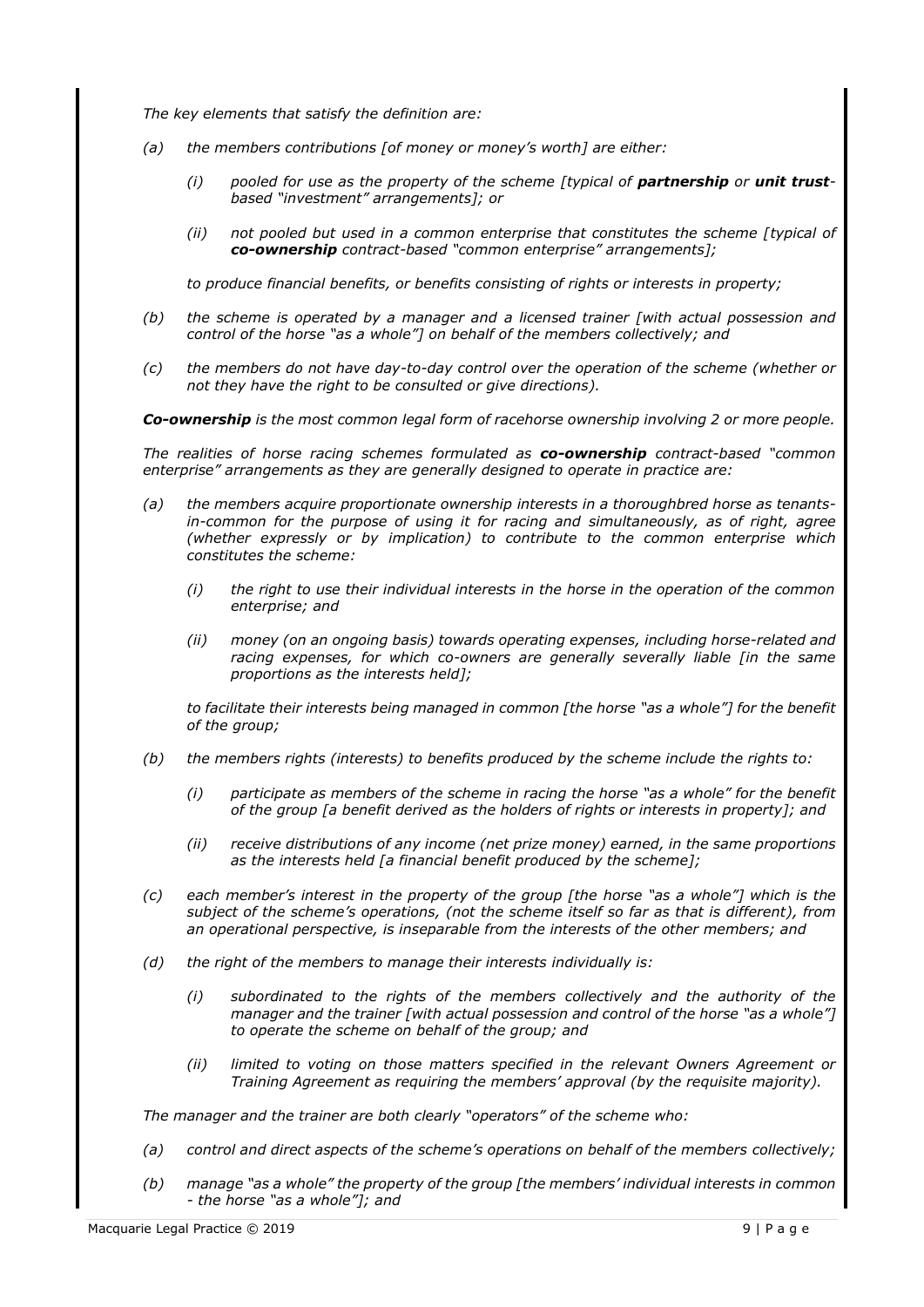*The key elements that satisfy the definition are:*

*(a) the members contributions [of money or money's worth] are either:*

*(i) pooled for use as the property of the scheme [typical of **partnership** or **unit trust**-based "investment" arrangements]; or*

*(ii) not pooled but used in a common enterprise that constitutes the scheme [typical of **co-ownership** contract-based "common enterprise" arrangements];*

*to produce financial benefits, or benefits consisting of rights or interests in property;*

*(b) the scheme is operated by a manager and a licensed trainer [with actual possession and control of the horse "as a whole"] on behalf of the members collectively; and*

*(c) the members do not have day-to-day control over the operation of the scheme (whether or not they have the right to be consulted or give directions).*

***Co-ownership** is the most common legal form of racehorse ownership involving 2 or more people.*

*The realities of horse racing schemes formulated as **co-ownership** contract-based "common enterprise" arrangements as they are generally designed to operate in practice are:*

*(a) the members acquire proportionate ownership interests in a thoroughbred horse as tenants-in-common for the purpose of using it for racing and simultaneously, as of right, agree (whether expressly or by implication) to contribute to the common enterprise which constitutes the scheme:*

*(i) the right to use their individual interests in the horse in the operation of the common enterprise; and*

*(ii) money (on an ongoing basis) towards operating expenses, including horse-related and racing expenses, for which co-owners are generally severally liable [in the same proportions as the interests held];*

*to facilitate their interests being managed in common [the horse "as a whole"] for the benefit of the group;*

*(b) the members rights (interests) to benefits produced by the scheme include the rights to:*

*(i) participate as members of the scheme in racing the horse "as a whole" for the benefit of the group [a benefit derived as the holders of rights or interests in property]; and*

*(ii) receive distributions of any income (net prize money) earned, in the same proportions as the interests held [a financial benefit produced by the scheme];*

*(c) each member's interest in the property of the group [the horse "as a whole"] which is the subject of the scheme's operations, (not the scheme itself so far as that is different), from an operational perspective, is inseparable from the interests of the other members; and*

*(d) the right of the members to manage their interests individually is:*

*(i) subordinated to the rights of the members collectively and the authority of the manager and the trainer [with actual possession and control of the horse "as a whole"] to operate the scheme on behalf of the group; and*

*(ii) limited to voting on those matters specified in the relevant Owners Agreement or Training Agreement as requiring the members' approval (by the requisite majority).*

*The manager and the trainer are both clearly "operators" of the scheme who:*

*(a) control and direct aspects of the scheme's operations on behalf of the members collectively;*

*(b) manage "as a whole" the property of the group [the members' individual interests in common - the horse "as a whole"]; and*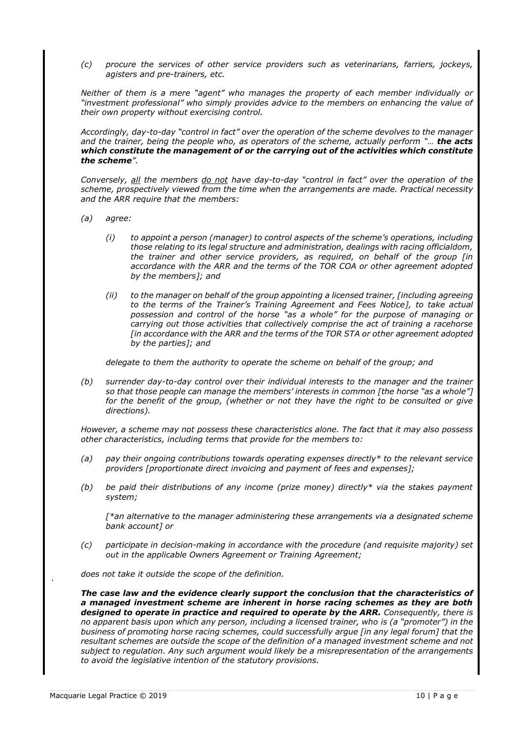*(c) procure the services of other service providers such as veterinarians, farriers, jockeys, agisters and pre-trainers, etc.*

*Neither of them is a mere "agent" who manages the property of each member individually or "investment professional" who simply provides advice to the members on enhancing the value of their own property without exercising control.*

*Accordingly, day-to-day "control in fact" over the operation of the scheme devolves to the manager and the trainer, being the people who, as operators of the scheme, actually perform "… **the acts which constitute the management of or the carrying out of the activities which constitute the scheme**".*

*Conversely, all the members do not have day-to-day "control in fact" over the operation of the scheme, prospectively viewed from the time when the arrangements are made. Practical necessity and the ARR require that the members:*

*(a) agree:*

*(i) to appoint a person (manager) to control aspects of the scheme's operations, including those relating to its legal structure and administration, dealings with racing officialdom, the trainer and other service providers, as required, on behalf of the group [in accordance with the ARR and the terms of the TOR COA or other agreement adopted by the members]; and*

*(ii) to the manager on behalf of the group appointing a licensed trainer, [including agreeing to the terms of the Trainer's Training Agreement and Fees Notice], to take actual possession and control of the horse "as a whole" for the purpose of managing or carrying out those activities that collectively comprise the act of training a racehorse [in accordance with the ARR and the terms of the TOR STA or other agreement adopted by the parties]; and*

*delegate to them the authority to operate the scheme on behalf of the group; and*

*(b) surrender day-to-day control over their individual interests to the manager and the trainer so that those people can manage the members' interests in common [the horse "as a whole"] for the benefit of the group, (whether or not they have the right to be consulted or give directions).*

*However, a scheme may not possess these characteristics alone. The fact that it may also possess other characteristics, including terms that provide for the members to:*

*(a) pay their ongoing contributions towards operating expenses directly* to the relevant service providers [proportionate direct invoicing and payment of fees and expenses];*

*(b) be paid their distributions of any income (prize money) directly* via the stakes payment system;*

*[*an alternative to the manager administering these arrangements via a designated scheme bank account] or*

*(c) participate in decision-making in accordance with the procedure (and requisite majority) set out in the applicable Owners Agreement or Training Agreement;*

*does not take it outside the scope of the definition.*

***The case law and the evidence clearly support the conclusion that the characteristics of a managed investment scheme are inherent in horse racing schemes as they are both designed to operate in practice and required to operate by the ARR.*** *Consequently, there is no apparent basis upon which any person, including a licensed trainer, who is (a "promoter") in the business of promoting horse racing schemes, could successfully argue [in any legal forum] that the resultant schemes are outside the scope of the definition of a managed investment scheme and not subject to regulation. Any such argument would likely be a misrepresentation of the arrangements to avoid the legislative intention of the statutory provisions.*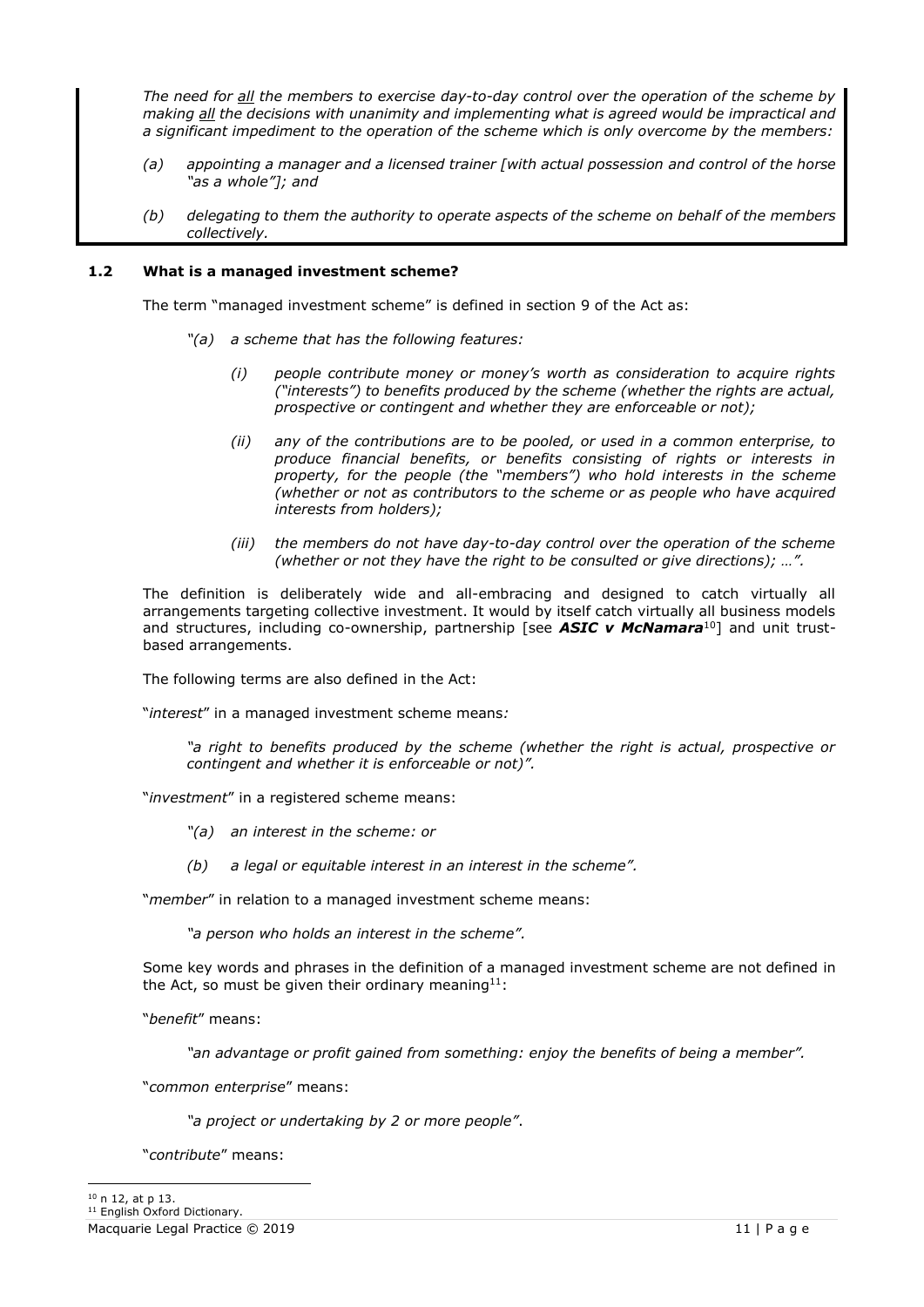*The need for __all__ the members to exercise day-to-day control over the operation of the scheme by making __all__ the decisions with unanimity and implementing what is agreed would be impractical and a significant impediment to the operation of the scheme which is only overcome by the members:*

*(a) appointing a manager and a licensed trainer [with actual possession and control of the horse "as a whole"]; and*

*(b) delegating to them the authority to operate aspects of the scheme on behalf of the members collectively.*

### 1.2 What is a managed investment scheme?

The term "managed investment scheme" is defined in section 9 of the Act as:

> *"(a) a scheme that has the following features:*
>
> *(i) people contribute money or money's worth as consideration to acquire rights ("interests") to benefits produced by the scheme (whether the rights are actual, prospective or contingent and whether they are enforceable or not);*
>
> *(ii) any of the contributions are to be pooled, or used in a common enterprise, to produce financial benefits, or benefits consisting of rights or interests in property, for the people (the "members") who hold interests in the scheme (whether or not as contributors to the scheme or as people who have acquired interests from holders);*
>
> *(iii) the members do not have day-to-day control over the operation of the scheme (whether or not they have the right to be consulted or give directions); …".*

The definition is deliberately wide and all-embracing and designed to catch virtually all arrangements targeting collective investment. It would by itself catch virtually all business models and structures, including co-ownership, partnership [see ***ASIC v McNamara***[10]] and unit trust-based arrangements.

The following terms are also defined in the Act:

"*interest*" in a managed investment scheme means*:*

> *"a right to benefits produced by the scheme (whether the right is actual, prospective or contingent and whether it is enforceable or not)".*

"*investment*" in a registered scheme means:

> *"(a) an interest in the scheme: or*
>
> *(b) a legal or equitable interest in an interest in the scheme".*

"*member*" in relation to a managed investment scheme means:

> *"a person who holds an interest in the scheme".*

Some key words and phrases in the definition of a managed investment scheme are not defined in the Act, so must be given their ordinary meaning[11]:

"*benefit*" means:

> *"an advantage or profit gained from something: enjoy the benefits of being a member".*

"*common enterprise*" means:

> *"a project or undertaking by 2 or more people".*

"*contribute*" means:

---

[10] n 12, at p 13.

[11] English Oxford Dictionary.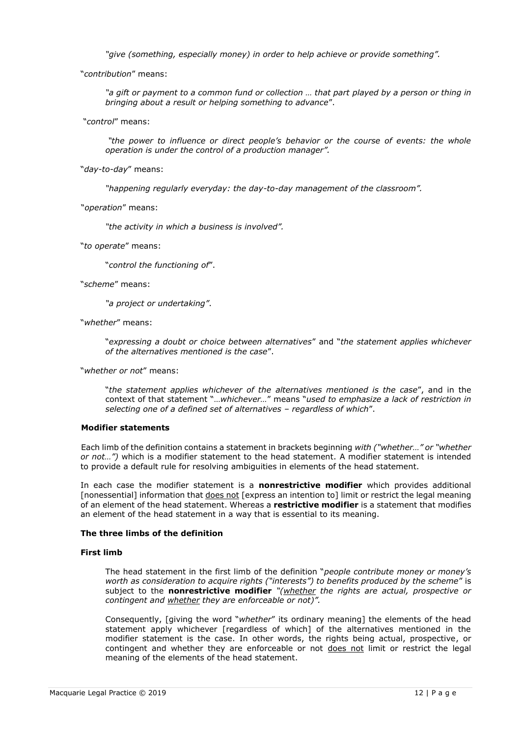> *"give (something, especially money) in order to help achieve or provide something".*

"*contribution*" means:

> *"a gift or payment to a common fund or collection … that part played by a person or thing in bringing about a result or helping something to advance*".

"*control*" means:

> *"the power to influence or direct people's behavior or the course of events: the whole operation is under the control of a production manager".*

"*day-to-day*" means:

> *"happening regularly everyday: the day-to-day management of the classroom".*

"*operation*" means:

> *"the activity in which a business is involved".*

"*to operate*" means:

> "*control the functioning of*".

"*scheme*" means:

> *"a project or undertaking"*.

"*whether*" means:

> "*expressing a doubt or choice between alternatives*" and "*the statement applies whichever of the alternatives mentioned is the case*".

"*whether or not*" means:

> "*the statement applies whichever of the alternatives mentioned is the case*", and in the context of that statement "*…whichever…*" means "*used to emphasize a lack of restriction in selecting one of a defined set of alternatives – regardless of which*".

**Modifier statements**

Each limb of the definition contains a statement in brackets beginning *with ("whether…" or "whether or not…")* which is a modifier statement to the head statement. A modifier statement is intended to provide a default rule for resolving ambiguities in elements of the head statement.

In each case the modifier statement is a **nonrestrictive modifier** which provides additional [nonessential] information that <u>does not</u> [express an intention to] limit or restrict the legal meaning of an element of the head statement. Whereas a **restrictive modifier** is a statement that modifies an element of the head statement in a way that is essential to its meaning.

**The three limbs of the definition**

**First limb**

> The head statement in the first limb of the definition "*people contribute money or money's worth as consideration to acquire rights ("interests") to benefits produced by the scheme*" is subject to the **nonrestrictive modifier** *"(<u>whether</u> the rights are actual, prospective or contingent and <u>whether</u> they are enforceable or not)".*
>
> Consequently, [giving the word "*whether*" its ordinary meaning] the elements of the head statement apply whichever [regardless of which] of the alternatives mentioned in the modifier statement is the case. In other words, the rights being actual, prospective, or contingent and whether they are enforceable or not <u>does not</u> limit or restrict the legal meaning of the elements of the head statement.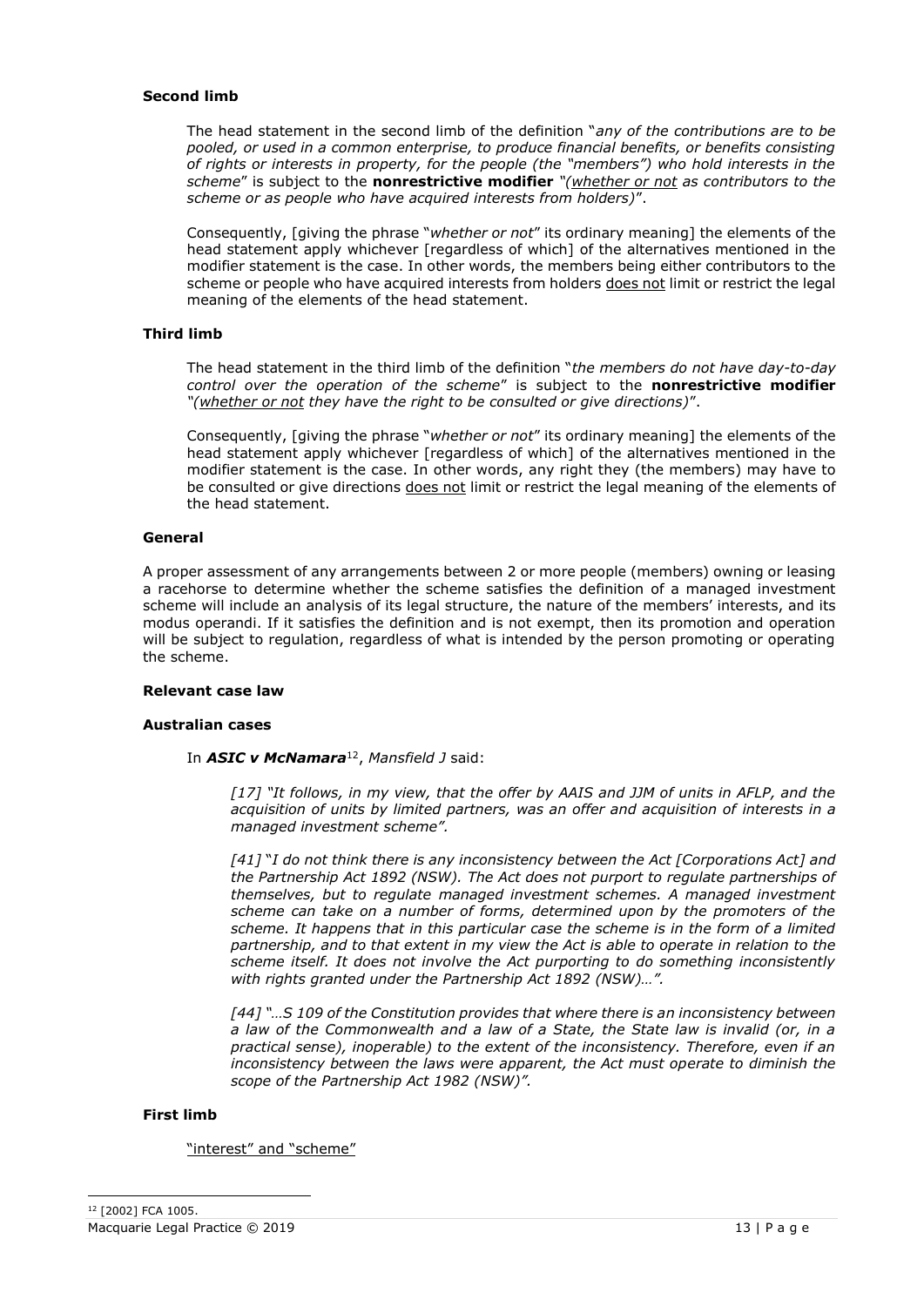**Second limb**

The head statement in the second limb of the definition "*any of the contributions are to be pooled, or used in a common enterprise, to produce financial benefits, or benefits consisting of rights or interests in property, for the people (the "members") who hold interests in the scheme*" is subject to the **nonrestrictive modifier** *"(whether or not as contributors to the scheme or as people who have acquired interests from holders)"*.

Consequently, [giving the phrase "*whether or not*" its ordinary meaning] the elements of the head statement apply whichever [regardless of which] of the alternatives mentioned in the modifier statement is the case. In other words, the members being either contributors to the scheme or people who have acquired interests from holders does not limit or restrict the legal meaning of the elements of the head statement.

**Third limb**

The head statement in the third limb of the definition "*the members do not have day-to-day control over the operation of the scheme*" is subject to the **nonrestrictive modifier** *"(whether or not they have the right to be consulted or give directions)"*.

Consequently, [giving the phrase "*whether or not*" its ordinary meaning] the elements of the head statement apply whichever [regardless of which] of the alternatives mentioned in the modifier statement is the case. In other words, any right they (the members) may have to be consulted or give directions does not limit or restrict the legal meaning of the elements of the head statement.

**General**

A proper assessment of any arrangements between 2 or more people (members) owning or leasing a racehorse to determine whether the scheme satisfies the definition of a managed investment scheme will include an analysis of its legal structure, the nature of the members' interests, and its modus operandi. If it satisfies the definition and is not exempt, then its promotion and operation will be subject to regulation, regardless of what is intended by the person promoting or operating the scheme.

**Relevant case law**

**Australian cases**

In ***ASIC v McNamara***[12], *Mansfield J* said:

> *[17] "It follows, in my view, that the offer by AAIS and JJM of units in AFLP, and the acquisition of units by limited partners, was an offer and acquisition of interests in a managed investment scheme".*
>
> *[41] "I do not think there is any inconsistency between the Act [Corporations Act] and the Partnership Act 1892 (NSW). The Act does not purport to regulate partnerships of themselves, but to regulate managed investment schemes. A managed investment scheme can take on a number of forms, determined upon by the promoters of the scheme. It happens that in this particular case the scheme is in the form of a limited partnership, and to that extent in my view the Act is able to operate in relation to the scheme itself. It does not involve the Act purporting to do something inconsistently with rights granted under the Partnership Act 1892 (NSW)…".*
>
> *[44] "…S 109 of the Constitution provides that where there is an inconsistency between a law of the Commonwealth and a law of a State, the State law is invalid (or, in a practical sense), inoperable) to the extent of the inconsistency. Therefore, even if an inconsistency between the laws were apparent, the Act must operate to diminish the scope of the Partnership Act 1982 (NSW)".*

**First limb**

"interest" and "scheme"

[12] [2002] FCA 1005.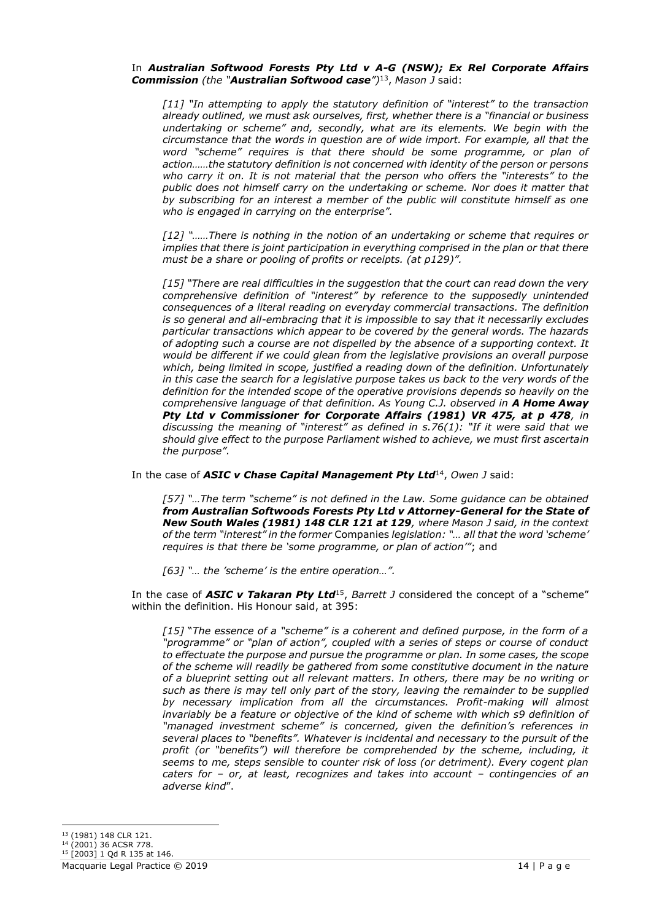In ***Australian Softwood Forests Pty Ltd v A-G (NSW); Ex Rel Corporate Affairs Commission*** *(the "**Australian Softwood case**")*[13], *Mason J* said:

> *[11] "In attempting to apply the statutory definition of "interest" to the transaction already outlined, we must ask ourselves, first, whether there is a "financial or business undertaking or scheme" and, secondly, what are its elements. We begin with the circumstance that the words in question are of wide import. For example, all that the word "scheme" requires is that there should be some programme, or plan of action……the statutory definition is not concerned with identity of the person or persons who carry it on. It is not material that the person who offers the "interests" to the public does not himself carry on the undertaking or scheme. Nor does it matter that by subscribing for an interest a member of the public will constitute himself as one who is engaged in carrying on the enterprise".*
>
> *[12] "……There is nothing in the notion of an undertaking or scheme that requires or implies that there is joint participation in everything comprised in the plan or that there must be a share or pooling of profits or receipts. (at p129)".*
>
> *[15] "There are real difficulties in the suggestion that the court can read down the very comprehensive definition of "interest" by reference to the supposedly unintended consequences of a literal reading on everyday commercial transactions. The definition is so general and all-embracing that it is impossible to say that it necessarily excludes particular transactions which appear to be covered by the general words. The hazards of adopting such a course are not dispelled by the absence of a supporting context. It would be different if we could glean from the legislative provisions an overall purpose which, being limited in scope, justified a reading down of the definition. Unfortunately in this case the search for a legislative purpose takes us back to the very words of the definition for the intended scope of the operative provisions depends so heavily on the comprehensive language of that definition. As Young C.J. observed in **A Home Away Pty Ltd v Commissioner for Corporate Affairs (1981) VR 475, at p 478**, in discussing the meaning of "interest" as defined in s.76(1): "If it were said that we should give effect to the purpose Parliament wished to achieve, we must first ascertain the purpose".*

In the case of ***ASIC v Chase Capital Management Pty Ltd***[14], *Owen J* said:

> *[57] "…The term "scheme" is not defined in the Law. Some guidance can be obtained **from Australian Softwoods Forests Pty Ltd v Attorney-General for the State of New South Wales (1981) 148 CLR 121 at 129**, where Mason J said, in the context of the term "interest" in the former* Companies *legislation: "… all that the word 'scheme' requires is that there be 'some programme, or plan of action'"*; and
>
> *[63] "… the 'scheme' is the entire operation…".*

In the case of ***ASIC v Takaran Pty Ltd***[15], *Barrett J* considered the concept of a "scheme" within the definition. His Honour said, at 395:

> *[15]* "*The essence of a "scheme" is a coherent and defined purpose, in the form of a "programme" or "plan of action", coupled with a series of steps or course of conduct to effectuate the purpose and pursue the programme or plan. In some cases, the scope of the scheme will readily be gathered from some constitutive document in the nature of a blueprint setting out all relevant matters. In others, there may be no writing or such as there is may tell only part of the story, leaving the remainder to be supplied by necessary implication from all the circumstances. Profit-making will almost invariably be a feature or objective of the kind of scheme with which s9 definition of "managed investment scheme" is concerned, given the definition's references in several places to "benefits". Whatever is incidental and necessary to the pursuit of the profit (or "benefits") will therefore be comprehended by the scheme, including, it seems to me, steps sensible to counter risk of loss (or detriment). Every cogent plan caters for – or, at least, recognizes and takes into account – contingencies of an adverse kind*".

---

[13] (1981) 148 CLR 121.

[14] (2001) 36 ACSR 778.

[15] [2003] 1 Qd R 135 at 146.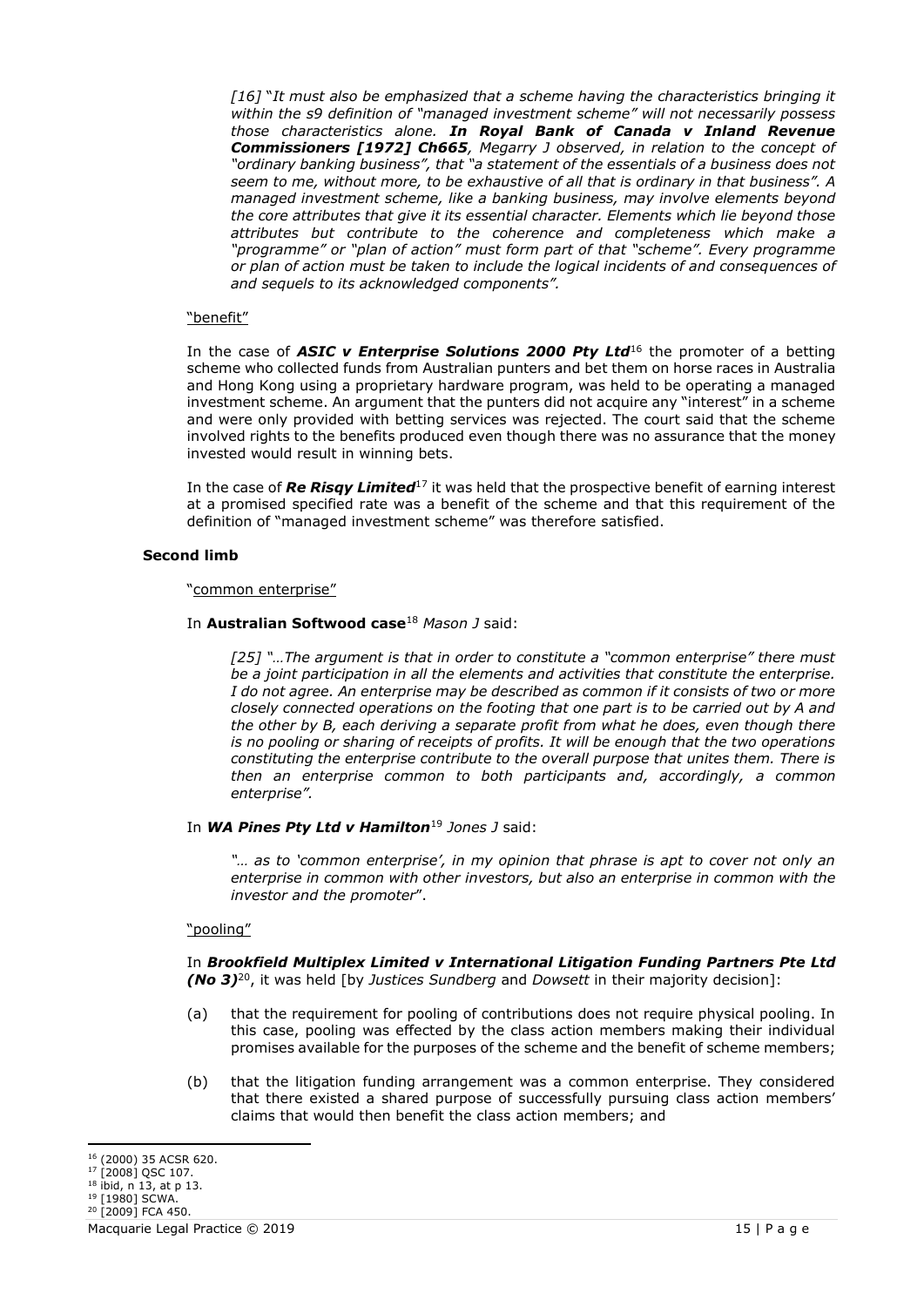*[16] "It must also be emphasized that a scheme having the characteristics bringing it within the s9 definition of "managed investment scheme" will not necessarily possess those characteristics alone.* ***In Royal Bank of Canada v Inland Revenue Commissioners [1972] Ch665****, Megarry J observed, in relation to the concept of "ordinary banking business", that "a statement of the essentials of a business does not seem to me, without more, to be exhaustive of all that is ordinary in that business". A managed investment scheme, like a banking business, may involve elements beyond the core attributes that give it its essential character. Elements which lie beyond those attributes but contribute to the coherence and completeness which make a "programme" or "plan of action" must form part of that "scheme". Every programme or plan of action must be taken to include the logical incidents of and consequences of and sequels to its acknowledged components".*

<u>"benefit"</u>

In the case of ***ASIC v Enterprise Solutions 2000 Pty Ltd***[16] the promoter of a betting scheme who collected funds from Australian punters and bet them on horse races in Australia and Hong Kong using a proprietary hardware program, was held to be operating a managed investment scheme. An argument that the punters did not acquire any "interest" in a scheme and were only provided with betting services was rejected. The court said that the scheme involved rights to the benefits produced even though there was no assurance that the money invested would result in winning bets.

In the case of ***Re Risqy Limited***[17] it was held that the prospective benefit of earning interest at a promised specified rate was a benefit of the scheme and that this requirement of the definition of "managed investment scheme" was therefore satisfied.

**Second limb**

<u>"common enterprise"</u>

In **Australian Softwood case**[18] *Mason J* said:

*[25] "…The argument is that in order to constitute a "common enterprise" there must be a joint participation in all the elements and activities that constitute the enterprise. I do not agree. An enterprise may be described as common if it consists of two or more closely connected operations on the footing that one part is to be carried out by A and the other by B, each deriving a separate profit from what he does, even though there is no pooling or sharing of receipts of profits. It will be enough that the two operations constituting the enterprise contribute to the overall purpose that unites them. There is then an enterprise common to both participants and, accordingly, a common enterprise".*

In ***WA Pines Pty Ltd v Hamilton***[19] *Jones J* said:

*"… as to 'common enterprise', in my opinion that phrase is apt to cover not only an enterprise in common with other investors, but also an enterprise in common with the investor and the promoter*".

<u>"pooling"</u>

In ***Brookfield Multiplex Limited v International Litigation Funding Partners Pte Ltd (No 3)***[20], it was held [by *Justices Sundberg* and *Dowsett* in their majority decision]:

(a) that the requirement for pooling of contributions does not require physical pooling. In this case, pooling was effected by the class action members making their individual promises available for the purposes of the scheme and the benefit of scheme members;

(b) that the litigation funding arrangement was a common enterprise. They considered that there existed a shared purpose of successfully pursuing class action members' claims that would then benefit the class action members; and

[16] (2000) 35 ACSR 620.
[17] [2008] QSC 107.
[18] ibid, n 13, at p 13.
[19] [1980] SCWA.
[20] [2009] FCA 450.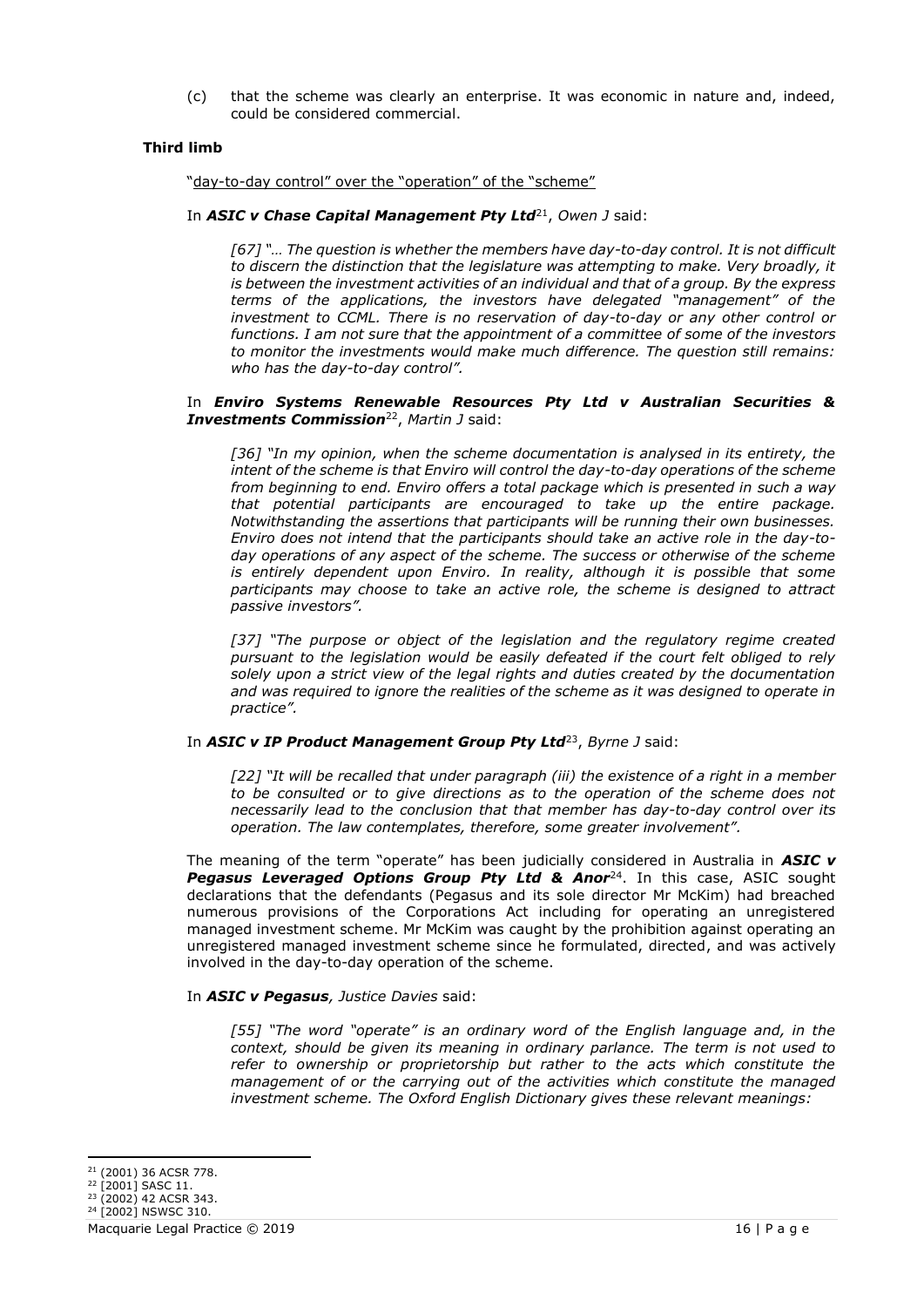(c) that the scheme was clearly an enterprise. It was economic in nature and, indeed, could be considered commercial.

**Third limb**

"day-to-day control" over the "operation" of the "scheme"

In ***ASIC v Chase Capital Management Pty Ltd***[21], *Owen J* said:

> *[67] "… The question is whether the members have day-to-day control. It is not difficult to discern the distinction that the legislature was attempting to make. Very broadly, it is between the investment activities of an individual and that of a group. By the express terms of the applications, the investors have delegated "management" of the investment to CCML. There is no reservation of day-to-day or any other control or functions. I am not sure that the appointment of a committee of some of the investors to monitor the investments would make much difference. The question still remains: who has the day-to-day control".*

In ***Enviro Systems Renewable Resources Pty Ltd v Australian Securities & Investments Commission***[22], *Martin J* said:

> *[36] "In my opinion, when the scheme documentation is analysed in its entirety, the intent of the scheme is that Enviro will control the day-to-day operations of the scheme from beginning to end. Enviro offers a total package which is presented in such a way that potential participants are encouraged to take up the entire package. Notwithstanding the assertions that participants will be running their own businesses. Enviro does not intend that the participants should take an active role in the day-to-day operations of any aspect of the scheme. The success or otherwise of the scheme is entirely dependent upon Enviro. In reality, although it is possible that some participants may choose to take an active role, the scheme is designed to attract passive investors".*
>
> *[37] "The purpose or object of the legislation and the regulatory regime created pursuant to the legislation would be easily defeated if the court felt obliged to rely solely upon a strict view of the legal rights and duties created by the documentation and was required to ignore the realities of the scheme as it was designed to operate in practice".*

In ***ASIC v IP Product Management Group Pty Ltd***[23], *Byrne J* said:

> *[22] "It will be recalled that under paragraph (iii) the existence of a right in a member to be consulted or to give directions as to the operation of the scheme does not necessarily lead to the conclusion that that member has day-to-day control over its operation. The law contemplates, therefore, some greater involvement".*

The meaning of the term "operate" has been judicially considered in Australia in ***ASIC v Pegasus Leveraged Options Group Pty Ltd & Anor***[24]. In this case, ASIC sought declarations that the defendants (Pegasus and its sole director Mr McKim) had breached numerous provisions of the Corporations Act including for operating an unregistered managed investment scheme. Mr McKim was caught by the prohibition against operating an unregistered managed investment scheme since he formulated, directed, and was actively involved in the day-to-day operation of the scheme.

In ***ASIC v Pegasus**, Justice Davies* said:

> *[55] "The word "operate" is an ordinary word of the English language and, in the context, should be given its meaning in ordinary parlance. The term is not used to refer to ownership or proprietorship but rather to the acts which constitute the management of or the carrying out of the activities which constitute the managed investment scheme. The Oxford English Dictionary gives these relevant meanings:*

---

[21] (2001) 36 ACSR 778.

[22] [2001] SASC 11.

[23] (2002) 42 ACSR 343.

[24] [2002] NSWSC 310.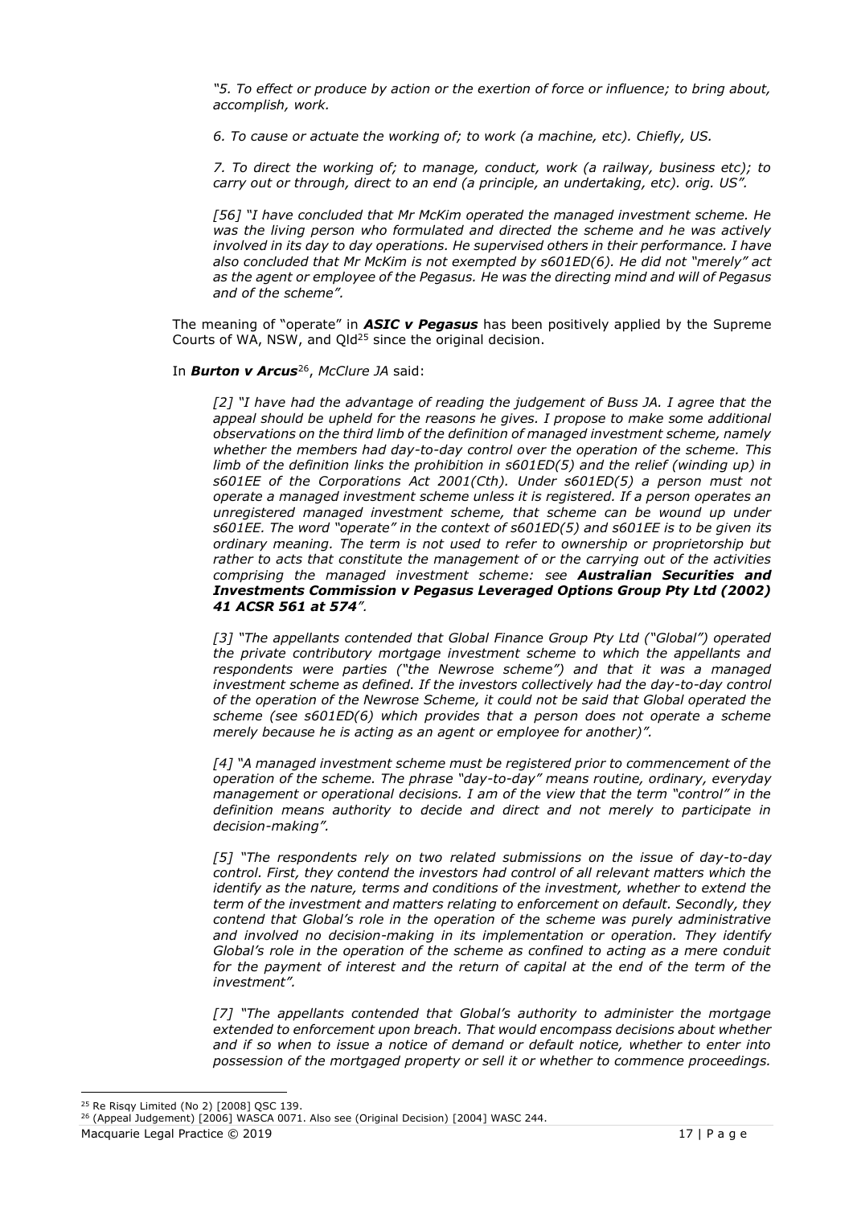*"5. To effect or produce by action or the exertion of force or influence; to bring about, accomplish, work.*

*6. To cause or actuate the working of; to work (a machine, etc). Chiefly, US.*

*7. To direct the working of; to manage, conduct, work (a railway, business etc); to carry out or through, direct to an end (a principle, an undertaking, etc). orig. US".*

*[56] "I have concluded that Mr McKim operated the managed investment scheme. He was the living person who formulated and directed the scheme and he was actively involved in its day to day operations. He supervised others in their performance. I have also concluded that Mr McKim is not exempted by s601ED(6). He did not "merely" act as the agent or employee of the Pegasus. He was the directing mind and will of Pegasus and of the scheme".*

The meaning of "operate" in ***ASIC v Pegasus*** has been positively applied by the Supreme Courts of WA, NSW, and Qld[25] since the original decision.

In ***Burton v Arcus***[26], *McClure JA* said:

*[2] "I have had the advantage of reading the judgement of Buss JA. I agree that the appeal should be upheld for the reasons he gives. I propose to make some additional observations on the third limb of the definition of managed investment scheme, namely whether the members had day-to-day control over the operation of the scheme. This limb of the definition links the prohibition in s601ED(5) and the relief (winding up) in s601EE of the Corporations Act 2001(Cth). Under s601ED(5) a person must not operate a managed investment scheme unless it is registered. If a person operates an unregistered managed investment scheme, that scheme can be wound up under s601EE. The word "operate" in the context of s601ED(5) and s601EE is to be given its ordinary meaning. The term is not used to refer to ownership or proprietorship but rather to acts that constitute the management of or the carrying out of the activities comprising the managed investment scheme: see **Australian Securities and Investments Commission v Pegasus Leveraged Options Group Pty Ltd (2002) 41 ACSR 561 at 574**".*

*[3] "The appellants contended that Global Finance Group Pty Ltd ("Global") operated the private contributory mortgage investment scheme to which the appellants and respondents were parties ("the Newrose scheme") and that it was a managed investment scheme as defined. If the investors collectively had the day-to-day control of the operation of the Newrose Scheme, it could not be said that Global operated the scheme (see s601ED(6) which provides that a person does not operate a scheme merely because he is acting as an agent or employee for another)".*

*[4] "A managed investment scheme must be registered prior to commencement of the operation of the scheme. The phrase "day-to-day" means routine, ordinary, everyday management or operational decisions. I am of the view that the term "control" in the definition means authority to decide and direct and not merely to participate in decision-making".*

*[5] "The respondents rely on two related submissions on the issue of day-to-day control. First, they contend the investors had control of all relevant matters which the identify as the nature, terms and conditions of the investment, whether to extend the term of the investment and matters relating to enforcement on default. Secondly, they contend that Global's role in the operation of the scheme was purely administrative and involved no decision-making in its implementation or operation. They identify Global's role in the operation of the scheme as confined to acting as a mere conduit for the payment of interest and the return of capital at the end of the term of the investment".*

*[7] "The appellants contended that Global's authority to administer the mortgage extended to enforcement upon breach. That would encompass decisions about whether and if so when to issue a notice of demand or default notice, whether to enter into possession of the mortgaged property or sell it or whether to commence proceedings.*

[25] Re Risqy Limited (No 2) [2008] QSC 139.

[26] (Appeal Judgement) [2006] WASCA 0071. Also see (Original Decision) [2004] WASC 244.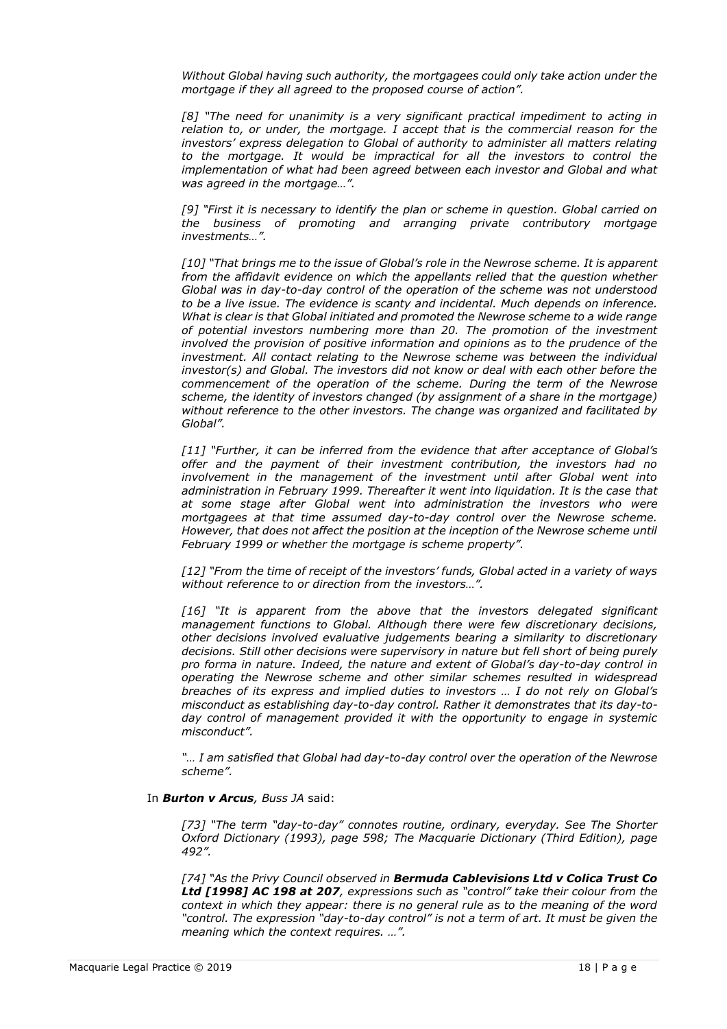*Without Global having such authority, the mortgagees could only take action under the mortgage if they all agreed to the proposed course of action".*

*[8] "The need for unanimity is a very significant practical impediment to acting in relation to, or under, the mortgage. I accept that is the commercial reason for the investors' express delegation to Global of authority to administer all matters relating to the mortgage. It would be impractical for all the investors to control the implementation of what had been agreed between each investor and Global and what was agreed in the mortgage…".*

*[9] "First it is necessary to identify the plan or scheme in question. Global carried on the business of promoting and arranging private contributory mortgage investments…".*

*[10] "That brings me to the issue of Global's role in the Newrose scheme. It is apparent from the affidavit evidence on which the appellants relied that the question whether Global was in day-to-day control of the operation of the scheme was not understood to be a live issue. The evidence is scanty and incidental. Much depends on inference. What is clear is that Global initiated and promoted the Newrose scheme to a wide range of potential investors numbering more than 20. The promotion of the investment involved the provision of positive information and opinions as to the prudence of the investment. All contact relating to the Newrose scheme was between the individual investor(s) and Global. The investors did not know or deal with each other before the commencement of the operation of the scheme. During the term of the Newrose scheme, the identity of investors changed (by assignment of a share in the mortgage) without reference to the other investors. The change was organized and facilitated by Global".*

*[11] "Further, it can be inferred from the evidence that after acceptance of Global's offer and the payment of their investment contribution, the investors had no involvement in the management of the investment until after Global went into administration in February 1999. Thereafter it went into liquidation. It is the case that at some stage after Global went into administration the investors who were mortgagees at that time assumed day-to-day control over the Newrose scheme. However, that does not affect the position at the inception of the Newrose scheme until February 1999 or whether the mortgage is scheme property".*

*[12] "From the time of receipt of the investors' funds, Global acted in a variety of ways without reference to or direction from the investors…".*

*[16] "It is apparent from the above that the investors delegated significant management functions to Global. Although there were few discretionary decisions, other decisions involved evaluative judgements bearing a similarity to discretionary decisions. Still other decisions were supervisory in nature but fell short of being purely pro forma in nature. Indeed, the nature and extent of Global's day-to-day control in operating the Newrose scheme and other similar schemes resulted in widespread breaches of its express and implied duties to investors … I do not rely on Global's misconduct as establishing day-to-day control. Rather it demonstrates that its day-to-day control of management provided it with the opportunity to engage in systemic misconduct".*

*"… I am satisfied that Global had day-to-day control over the operation of the Newrose scheme".*

In ***Burton v Arcus***, *Buss JA* said:

*[73] "The term "day-to-day" connotes routine, ordinary, everyday. See The Shorter Oxford Dictionary (1993), page 598; The Macquarie Dictionary (Third Edition), page 492".*

*[74] "As the Privy Council observed in* ***Bermuda Cablevisions Ltd v Colica Trust Co Ltd [1998] AC 198 at 207****, expressions such as "control" take their colour from the context in which they appear: there is no general rule as to the meaning of the word "control. The expression "day-to-day control" is not a term of art. It must be given the meaning which the context requires. …".*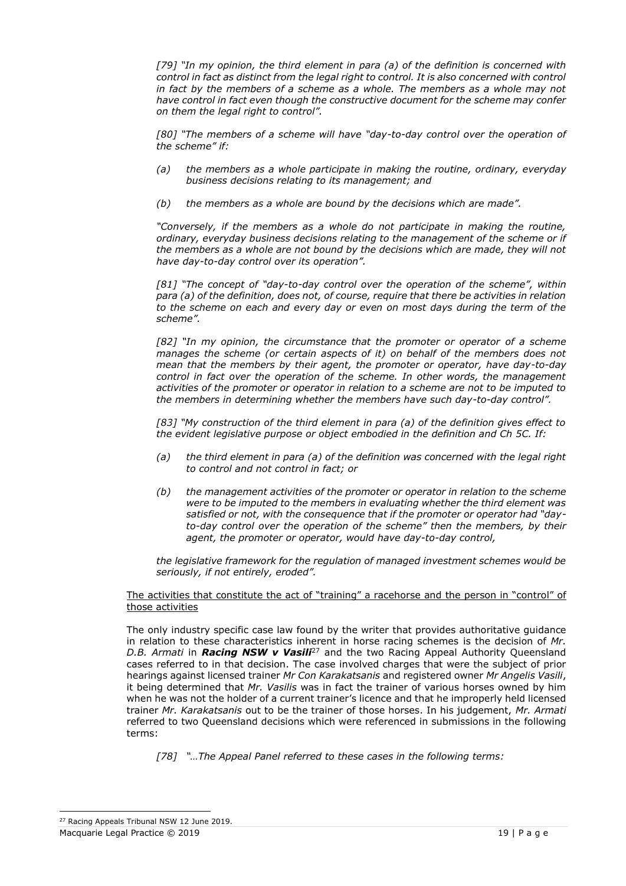*[79] "In my opinion, the third element in para (a) of the definition is concerned with control in fact as distinct from the legal right to control. It is also concerned with control in fact by the members of a scheme as a whole. The members as a whole may not have control in fact even though the constructive document for the scheme may confer on them the legal right to control".*

*[80] "The members of a scheme will have "day-to-day control over the operation of the scheme" if:*

*(a) the members as a whole participate in making the routine, ordinary, everyday business decisions relating to its management; and*

*(b) the members as a whole are bound by the decisions which are made".*

*"Conversely, if the members as a whole do not participate in making the routine, ordinary, everyday business decisions relating to the management of the scheme or if the members as a whole are not bound by the decisions which are made, they will not have day-to-day control over its operation".*

*[81] "The concept of "day-to-day control over the operation of the scheme", within para (a) of the definition, does not, of course, require that there be activities in relation to the scheme on each and every day or even on most days during the term of the scheme".*

*[82] "In my opinion, the circumstance that the promoter or operator of a scheme manages the scheme (or certain aspects of it) on behalf of the members does not mean that the members by their agent, the promoter or operator, have day-to-day control in fact over the operation of the scheme. In other words, the management activities of the promoter or operator in relation to a scheme are not to be imputed to the members in determining whether the members have such day-to-day control".*

*[83] "My construction of the third element in para (a) of the definition gives effect to the evident legislative purpose or object embodied in the definition and Ch 5C. If:*

*(a) the third element in para (a) of the definition was concerned with the legal right to control and not control in fact; or*

*(b) the management activities of the promoter or operator in relation to the scheme were to be imputed to the members in evaluating whether the third element was satisfied or not, with the consequence that if the promoter or operator had "day-to-day control over the operation of the scheme" then the members, by their agent, the promoter or operator, would have day-to-day control,*

*the legislative framework for the regulation of managed investment schemes would be seriously, if not entirely, eroded".*

<u>The activities that constitute the act of "training" a racehorse and the person in "control" of those activities</u>

The only industry specific case law found by the writer that provides authoritative guidance in relation to these characteristics inherent in horse racing schemes is the decision of *Mr. D.B. Armati* in ***Racing NSW v Vasili***[27] and the two Racing Appeal Authority Queensland cases referred to in that decision. The case involved charges that were the subject of prior hearings against licensed trainer *Mr Con Karakatsanis* and registered owner *Mr Angelis Vasili*, it being determined that *Mr. Vasilis* was in fact the trainer of various horses owned by him when he was not the holder of a current trainer's licence and that he improperly held licensed trainer *Mr. Karakatsanis* out to be the trainer of those horses. In his judgement, *Mr. Armati* referred to two Queensland decisions which were referenced in submissions in the following terms:

*[78] "…The Appeal Panel referred to these cases in the following terms:*

[27] Racing Appeals Tribunal NSW 12 June 2019.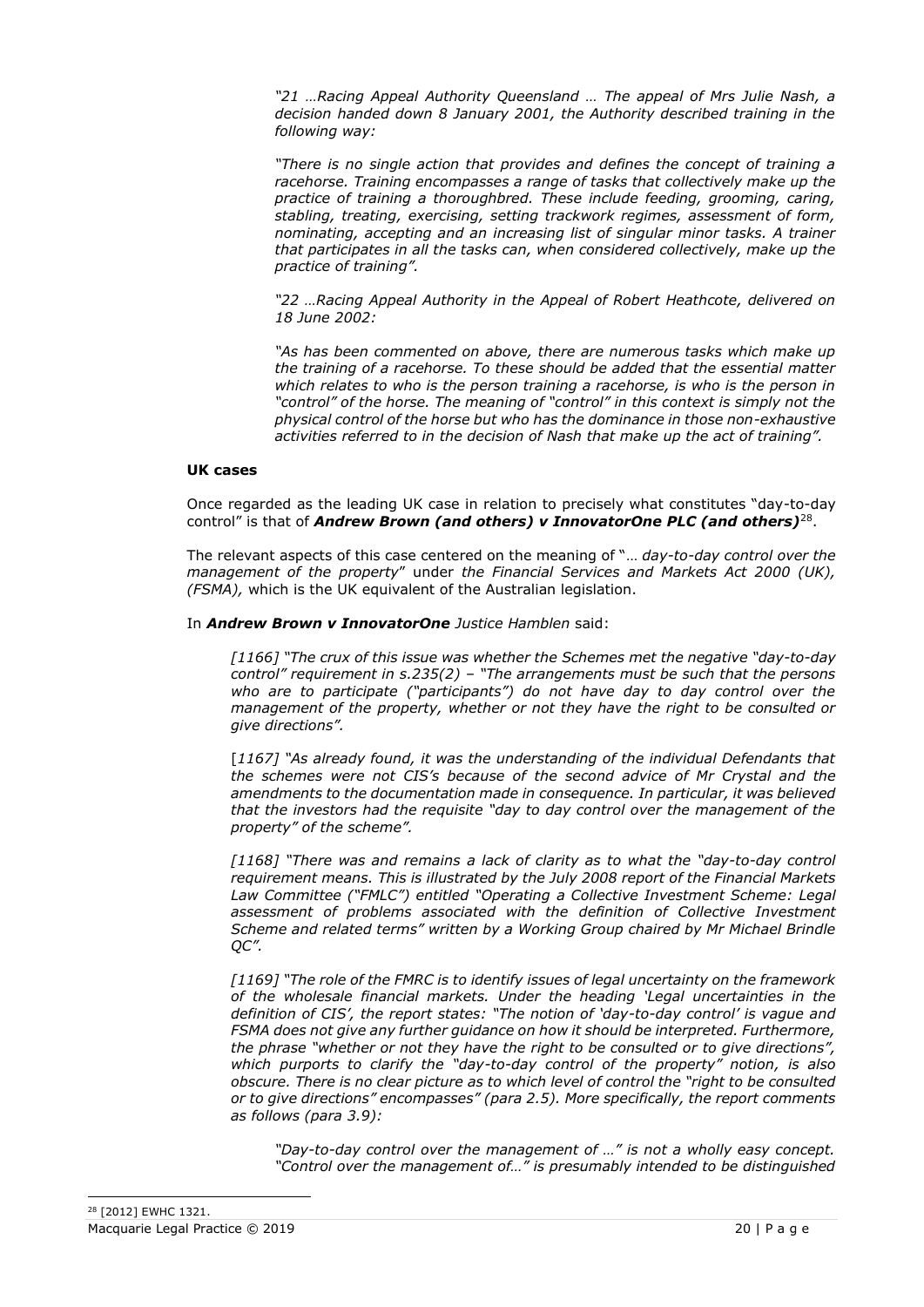*"21 …Racing Appeal Authority Queensland … The appeal of Mrs Julie Nash, a decision handed down 8 January 2001, the Authority described training in the following way:*

> *"There is no single action that provides and defines the concept of training a racehorse. Training encompasses a range of tasks that collectively make up the practice of training a thoroughbred. These include feeding, grooming, caring, stabling, treating, exercising, setting trackwork regimes, assessment of form, nominating, accepting and an increasing list of singular minor tasks. A trainer that participates in all the tasks can, when considered collectively, make up the practice of training".*

*"22 …Racing Appeal Authority in the Appeal of Robert Heathcote, delivered on 18 June 2002:*

> *"As has been commented on above, there are numerous tasks which make up the training of a racehorse. To these should be added that the essential matter which relates to who is the person training a racehorse, is who is the person in "control" of the horse. The meaning of "control" in this context is simply not the physical control of the horse but who has the dominance in those non-exhaustive activities referred to in the decision of Nash that make up the act of training".*

**UK cases**

Once regarded as the leading UK case in relation to precisely what constitutes "day-to-day control" is that of ***Andrew Brown (and others) v InnovatorOne PLC (and others)***[28].

The relevant aspects of this case centered on the meaning of "*… day-to-day control over the management of the property*" under *the Financial Services and Markets Act 2000 (UK), (FSMA),* which is the UK equivalent of the Australian legislation.

In ***Andrew Brown v InnovatorOne*** *Justice Hamblen* said:

> *[1166] "The crux of this issue was whether the Schemes met the negative "day-to-day control" requirement in s.235(2) – "The arrangements must be such that the persons who are to participate ("participants") do not have day to day control over the management of the property, whether or not they have the right to be consulted or give directions".*
>
> [*1167] "As already found, it was the understanding of the individual Defendants that the schemes were not CIS's because of the second advice of Mr Crystal and the amendments to the documentation made in consequence. In particular, it was believed that the investors had the requisite "day to day control over the management of the property" of the scheme".*
>
> *[1168] "There was and remains a lack of clarity as to what the "day-to-day control requirement means. This is illustrated by the July 2008 report of the Financial Markets Law Committee ("FMLC") entitled "Operating a Collective Investment Scheme: Legal assessment of problems associated with the definition of Collective Investment Scheme and related terms" written by a Working Group chaired by Mr Michael Brindle QC".*
>
> *[1169] "The role of the FMRC is to identify issues of legal uncertainty on the framework of the wholesale financial markets. Under the heading 'Legal uncertainties in the definition of CIS', the report states: "The notion of 'day-to-day control' is vague and FSMA does not give any further guidance on how it should be interpreted. Furthermore, the phrase "whether or not they have the right to be consulted or to give directions", which purports to clarify the "day-to-day control of the property" notion, is also obscure. There is no clear picture as to which level of control the "right to be consulted or to give directions" encompasses" (para 2.5). More specifically, the report comments as follows (para 3.9):*
>
> > *"Day-to-day control over the management of …" is not a wholly easy concept. "Control over the management of…" is presumably intended to be distinguished*

[28] [2012] EWHC 1321.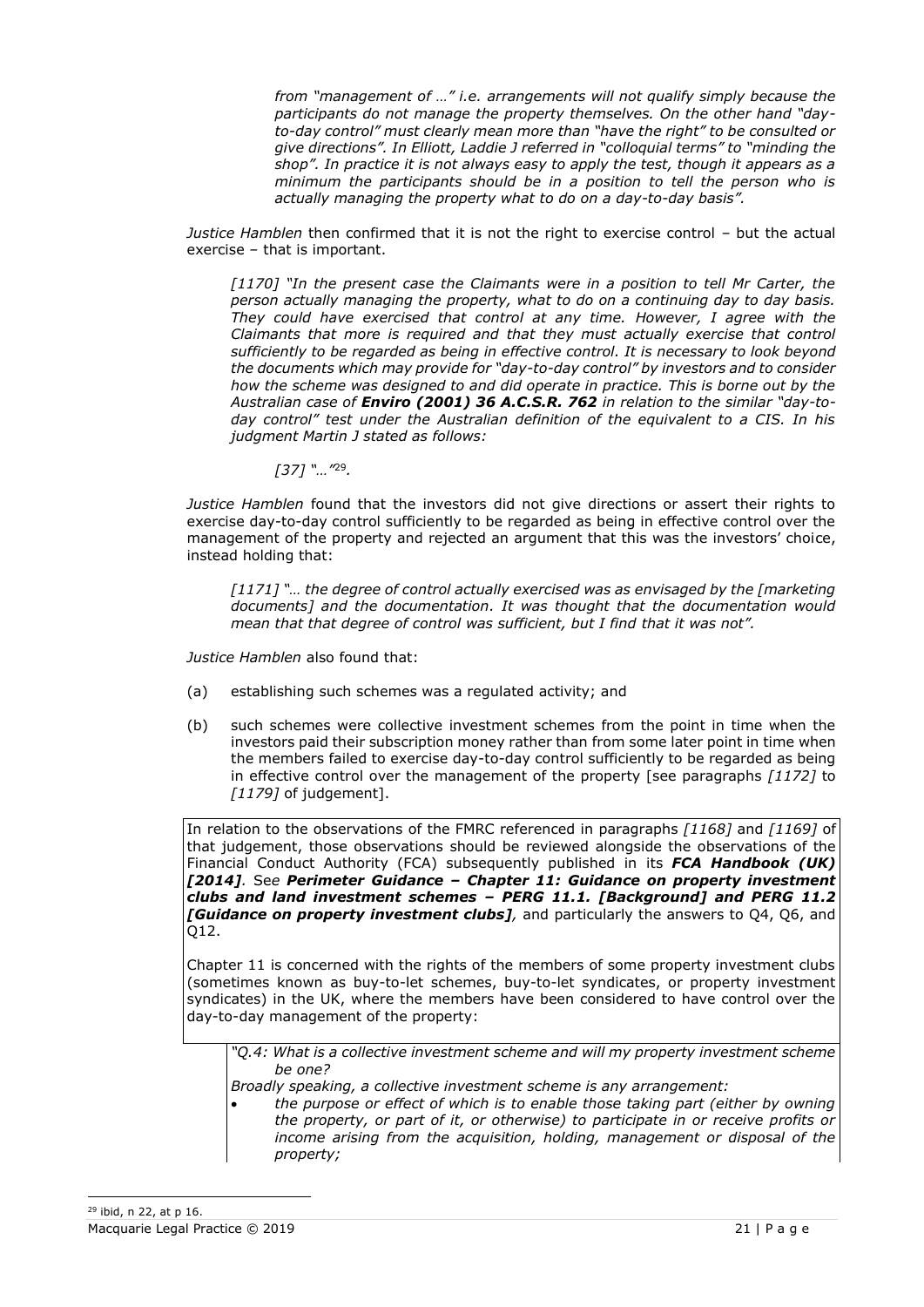> *from "management of …" i.e. arrangements will not qualify simply because the participants do not manage the property themselves. On the other hand "day-to-day control" must clearly mean more than "have the right" to be consulted or give directions". In Elliott, Laddie J referred in "colloquial terms" to "minding the shop". In practice it is not always easy to apply the test, though it appears as a minimum the participants should be in a position to tell the person who is actually managing the property what to do on a day-to-day basis".*

*Justice Hamblen* then confirmed that it is not the right to exercise control – but the actual exercise – that is important.

> *[1170] "In the present case the Claimants were in a position to tell Mr Carter, the person actually managing the property, what to do on a continuing day to day basis. They could have exercised that control at any time. However, I agree with the Claimants that more is required and that they must actually exercise that control sufficiently to be regarded as being in effective control. It is necessary to look beyond the documents which may provide for "day-to-day control" by investors and to consider how the scheme was designed to and did operate in practice. This is borne out by the Australian case of **Enviro (2001) 36 A.C.S.R. 762** in relation to the similar "day-to-day control" test under the Australian definition of the equivalent to a CIS. In his judgment Martin J stated as follows:*
>
> > *[37] "…"*[29].

*Justice Hamblen* found that the investors did not give directions or assert their rights to exercise day-to-day control sufficiently to be regarded as being in effective control over the management of the property and rejected an argument that this was the investors' choice, instead holding that:

> *[1171] "… the degree of control actually exercised was as envisaged by the [marketing documents] and the documentation. It was thought that the documentation would mean that that degree of control was sufficient, but I find that it was not".*

*Justice Hamblen* also found that:

(a) establishing such schemes was a regulated activity; and

(b) such schemes were collective investment schemes from the point in time when the investors paid their subscription money rather than from some later point in time when the members failed to exercise day-to-day control sufficiently to be regarded as being in effective control over the management of the property [see paragraphs *[1172]* to *[1179]* of judgement].

In relation to the observations of the FMRC referenced in paragraphs *[1168]* and *[1169]* of that judgement, those observations should be reviewed alongside the observations of the Financial Conduct Authority (FCA) subsequently published in its ***FCA Handbook (UK) [2014]***. See ***Perimeter Guidance – Chapter 11: Guidance on property investment clubs and land investment schemes – PERG 11.1. [Background] and PERG 11.2 [Guidance on property investment clubs]***, and particularly the answers to Q4, Q6, and Q12.

Chapter 11 is concerned with the rights of the members of some property investment clubs (sometimes known as buy-to-let schemes, buy-to-let syndicates, or property investment syndicates) in the UK, where the members have been considered to have control over the day-to-day management of the property:

> *"Q.4: What is a collective investment scheme and will my property investment scheme be one?*
>
> *Broadly speaking, a collective investment scheme is any arrangement:*
>
> - *the purpose or effect of which is to enable those taking part (either by owning the property, or part of it, or otherwise) to participate in or receive profits or income arising from the acquisition, holding, management or disposal of the property;*

[29] ibid, n 22, at p 16.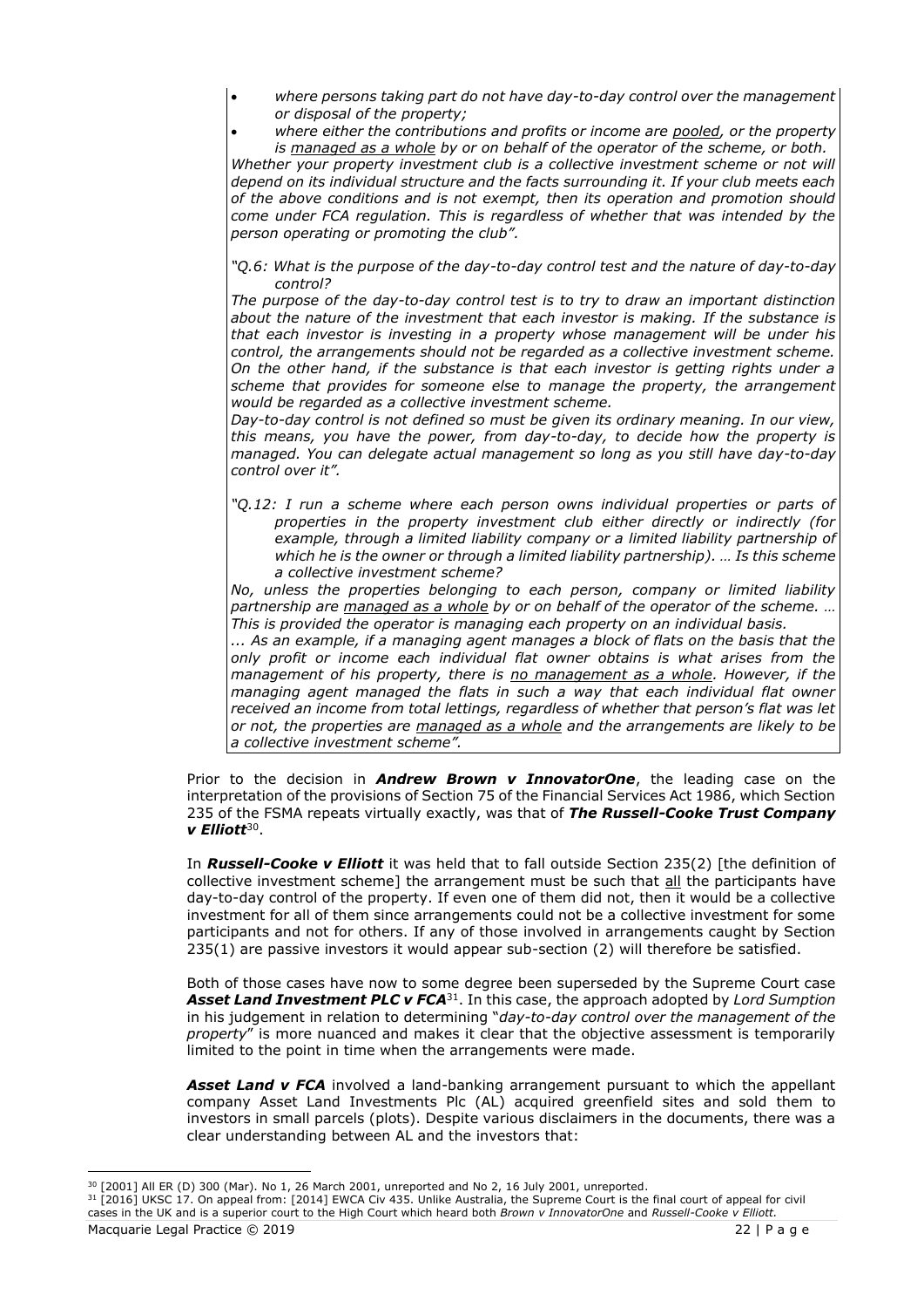> - *where persons taking part do not have day-to-day control over the management or disposal of the property;*
> - *where either the contributions and profits or income are pooled, or the property is managed as a whole by or on behalf of the operator of the scheme, or both.*
>
> *Whether your property investment club is a collective investment scheme or not will depend on its individual structure and the facts surrounding it. If your club meets each of the above conditions and is not exempt, then its operation and promotion should come under FCA regulation. This is regardless of whether that was intended by the person operating or promoting the club".*
>
> *"Q.6: What is the purpose of the day-to-day control test and the nature of day-to-day control?*
>
> *The purpose of the day-to-day control test is to try to draw an important distinction about the nature of the investment that each investor is making. If the substance is that each investor is investing in a property whose management will be under his control, the arrangements should not be regarded as a collective investment scheme. On the other hand, if the substance is that each investor is getting rights under a scheme that provides for someone else to manage the property, the arrangement would be regarded as a collective investment scheme.*
>
> *Day-to-day control is not defined so must be given its ordinary meaning. In our view, this means, you have the power, from day-to-day, to decide how the property is managed. You can delegate actual management so long as you still have day-to-day control over it".*
>
> *"Q.12: I run a scheme where each person owns individual properties or parts of properties in the property investment club either directly or indirectly (for example, through a limited liability company or a limited liability partnership of which he is the owner or through a limited liability partnership). … Is this scheme a collective investment scheme?*
>
> *No, unless the properties belonging to each person, company or limited liability partnership are managed as a whole by or on behalf of the operator of the scheme. … This is provided the operator is managing each property on an individual basis.*
>
> *... As an example, if a managing agent manages a block of flats on the basis that the only profit or income each individual flat owner obtains is what arises from the management of his property, there is no management as a whole. However, if the managing agent managed the flats in such a way that each individual flat owner received an income from total lettings, regardless of whether that person's flat was let or not, the properties are managed as a whole and the arrangements are likely to be a collective investment scheme".*

Prior to the decision in ***Andrew Brown v InnovatorOne***, the leading case on the interpretation of the provisions of Section 75 of the Financial Services Act 1986, which Section 235 of the FSMA repeats virtually exactly, was that of ***The Russell-Cooke Trust Company v Elliott***[30].

In ***Russell-Cooke v Elliott*** it was held that to fall outside Section 235(2) [the definition of collective investment scheme] the arrangement must be such that all the participants have day-to-day control of the property. If even one of them did not, then it would be a collective investment for all of them since arrangements could not be a collective investment for some participants and not for others. If any of those involved in arrangements caught by Section 235(1) are passive investors it would appear sub-section (2) will therefore be satisfied.

Both of those cases have now to some degree been superseded by the Supreme Court case ***Asset Land Investment PLC v FCA***[31]. In this case, the approach adopted by *Lord Sumption* in his judgement in relation to determining "*day-to-day control over the management of the property*" is more nuanced and makes it clear that the objective assessment is temporarily limited to the point in time when the arrangements were made.

***Asset Land v FCA*** involved a land-banking arrangement pursuant to which the appellant company Asset Land Investments Plc (AL) acquired greenfield sites and sold them to investors in small parcels (plots). Despite various disclaimers in the documents, there was a clear understanding between AL and the investors that:

---

[30] [2001] All ER (D) 300 (Mar). No 1, 26 March 2001, unreported and No 2, 16 July 2001, unreported.

[31] [2016] UKSC 17. On appeal from: [2014] EWCA Civ 435. Unlike Australia, the Supreme Court is the final court of appeal for civil cases in the UK and is a superior court to the High Court which heard both *Brown v InnovatorOne* and *Russell-Cooke v Elliott.*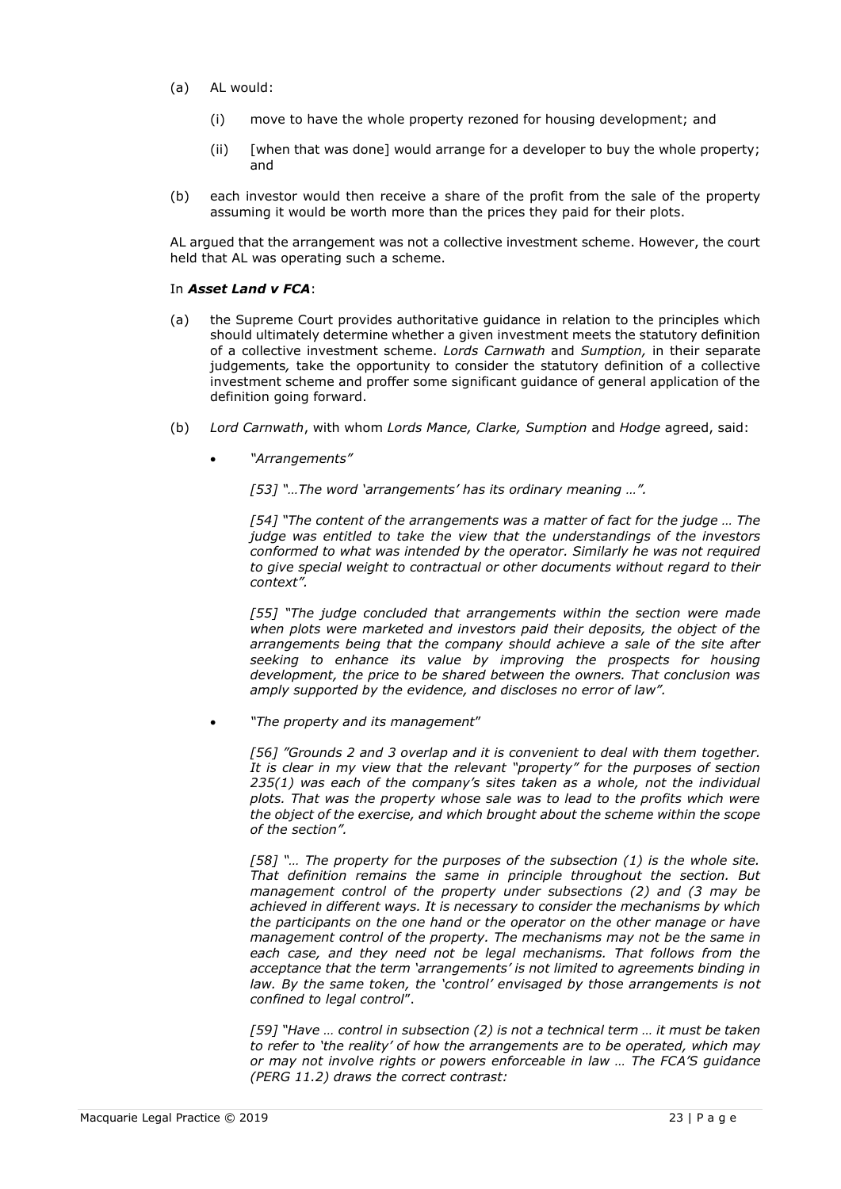(a) AL would:

    (i) move to have the whole property rezoned for housing development; and

    (ii) [when that was done] would arrange for a developer to buy the whole property; and

(b) each investor would then receive a share of the profit from the sale of the property assuming it would be worth more than the prices they paid for their plots.

AL argued that the arrangement was not a collective investment scheme. However, the court held that AL was operating such a scheme.

In ***Asset Land v FCA***:

(a) the Supreme Court provides authoritative guidance in relation to the principles which should ultimately determine whether a given investment meets the statutory definition of a collective investment scheme. *Lords Carnwath* and *Sumption*, in their separate judgements, take the opportunity to consider the statutory definition of a collective investment scheme and proffer some significant guidance of general application of the definition going forward.

(b) *Lord Carnwath*, with whom *Lords Mance, Clarke, Sumption* and *Hodge* agreed, said:

- *"Arrangements"*

  *[53] "…The word 'arrangements' has its ordinary meaning …".*

  *[54] "The content of the arrangements was a matter of fact for the judge … The judge was entitled to take the view that the understandings of the investors conformed to what was intended by the operator. Similarly he was not required to give special weight to contractual or other documents without regard to their context".*

  *[55] "The judge concluded that arrangements within the section were made when plots were marketed and investors paid their deposits, the object of the arrangements being that the company should achieve a sale of the site after seeking to enhance its value by improving the prospects for housing development, the price to be shared between the owners. That conclusion was amply supported by the evidence, and discloses no error of law".*

- *"The property and its management"*

  *[56] "Grounds 2 and 3 overlap and it is convenient to deal with them together. It is clear in my view that the relevant "property" for the purposes of section 235(1) was each of the company's sites taken as a whole, not the individual plots. That was the property whose sale was to lead to the profits which were the object of the exercise, and which brought about the scheme within the scope of the section".*

  *[58] "… The property for the purposes of the subsection (1) is the whole site. That definition remains the same in principle throughout the section. But management control of the property under subsections (2) and (3 may be achieved in different ways. It is necessary to consider the mechanisms by which the participants on the one hand or the operator on the other manage or have management control of the property. The mechanisms may not be the same in each case, and they need not be legal mechanisms. That follows from the acceptance that the term 'arrangements' is not limited to agreements binding in law. By the same token, the 'control' envisaged by those arrangements is not confined to legal control".*

  *[59] "Have … control in subsection (2) is not a technical term … it must be taken to refer to 'the reality' of how the arrangements are to be operated, which may or may not involve rights or powers enforceable in law … The FCA'S guidance (PERG 11.2) draws the correct contrast:*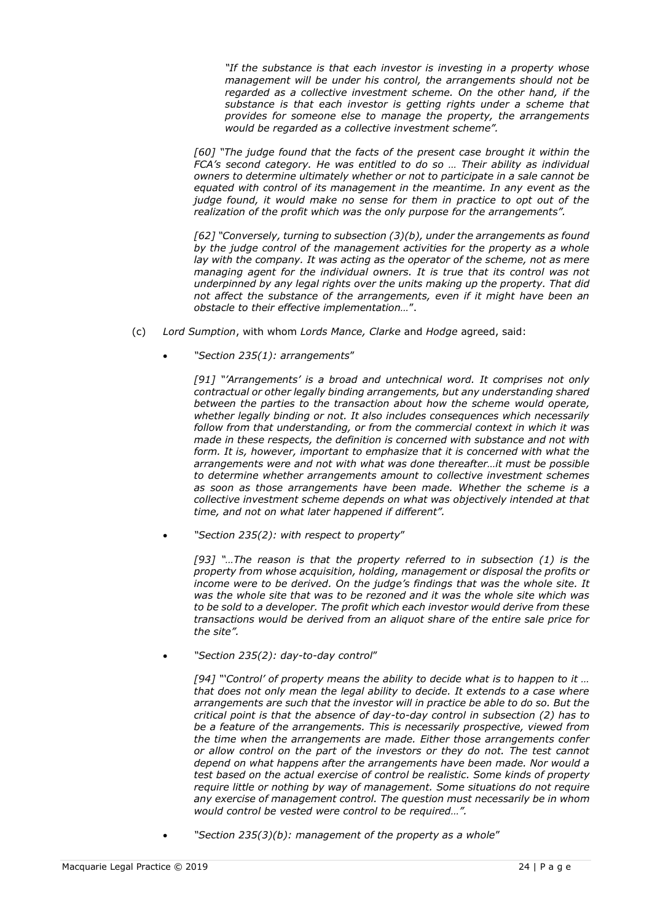> *"If the substance is that each investor is investing in a property whose management will be under his control, the arrangements should not be regarded as a collective investment scheme. On the other hand, if the substance is that each investor is getting rights under a scheme that provides for someone else to manage the property, the arrangements would be regarded as a collective investment scheme".*

> *[60] "The judge found that the facts of the present case brought it within the FCA's second category. He was entitled to do so … Their ability as individual owners to determine ultimately whether or not to participate in a sale cannot be equated with control of its management in the meantime. In any event as the judge found, it would make no sense for them in practice to opt out of the realization of the profit which was the only purpose for the arrangements".*

> *[62] "Conversely, turning to subsection (3)(b), under the arrangements as found by the judge control of the management activities for the property as a whole lay with the company. It was acting as the operator of the scheme, not as mere managing agent for the individual owners. It is true that its control was not underpinned by any legal rights over the units making up the property. That did not affect the substance of the arrangements, even if it might have been an obstacle to their effective implementation…*".

(c) *Lord Sumption*, with whom *Lords Mance, Clarke* and *Hodge* agreed, said:

- *"Section 235(1): arrangements*"

  > *[91] "'Arrangements' is a broad and untechnical word. It comprises not only contractual or other legally binding arrangements, but any understanding shared between the parties to the transaction about how the scheme would operate, whether legally binding or not. It also includes consequences which necessarily follow from that understanding, or from the commercial context in which it was made in these respects, the definition is concerned with substance and not with form. It is, however, important to emphasize that it is concerned with what the arrangements were and not with what was done thereafter…it must be possible to determine whether arrangements amount to collective investment schemes as soon as those arrangements have been made. Whether the scheme is a collective investment scheme depends on what was objectively intended at that time, and not on what later happened if different".*

- *"Section 235(2): with respect to property*"

  > *[93] "…The reason is that the property referred to in subsection (1) is the property from whose acquisition, holding, management or disposal the profits or income were to be derived. On the judge's findings that was the whole site. It was the whole site that was to be rezoned and it was the whole site which was to be sold to a developer. The profit which each investor would derive from these transactions would be derived from an aliquot share of the entire sale price for the site".*

- *"Section 235(2): day-to-day control*"

  > *[94] "'Control' of property means the ability to decide what is to happen to it … that does not only mean the legal ability to decide. It extends to a case where arrangements are such that the investor will in practice be able to do so. But the critical point is that the absence of day-to-day control in subsection (2) has to be a feature of the arrangements. This is necessarily prospective, viewed from the time when the arrangements are made. Either those arrangements confer or allow control on the part of the investors or they do not. The test cannot depend on what happens after the arrangements have been made. Nor would a test based on the actual exercise of control be realistic. Some kinds of property require little or nothing by way of management. Some situations do not require any exercise of management control. The question must necessarily be in whom would control be vested were control to be required…".*

- *"Section 235(3)(b): management of the property as a whole*"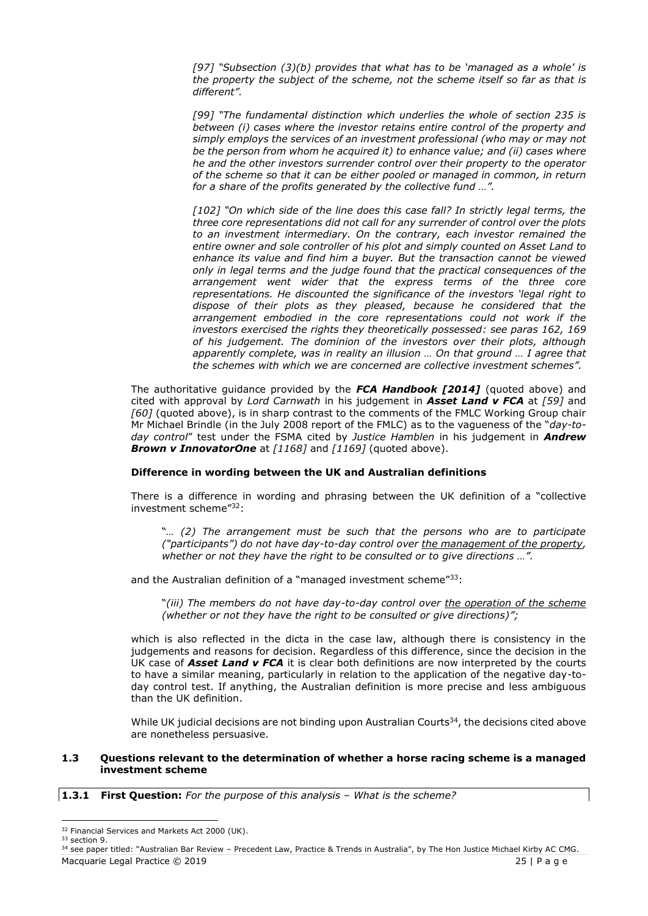> *[97] "Subsection (3)(b) provides that what has to be 'managed as a whole' is the property the subject of the scheme, not the scheme itself so far as that is different".*
>
> *[99] "The fundamental distinction which underlies the whole of section 235 is between (i) cases where the investor retains entire control of the property and simply employs the services of an investment professional (who may or may not be the person from whom he acquired it) to enhance value; and (ii) cases where he and the other investors surrender control over their property to the operator of the scheme so that it can be either pooled or managed in common, in return for a share of the profits generated by the collective fund …".*
>
> *[102] "On which side of the line does this case fall? In strictly legal terms, the three core representations did not call for any surrender of control over the plots to an investment intermediary. On the contrary, each investor remained the entire owner and sole controller of his plot and simply counted on Asset Land to enhance its value and find him a buyer. But the transaction cannot be viewed only in legal terms and the judge found that the practical consequences of the arrangement went wider that the express terms of the three core representations. He discounted the significance of the investors 'legal right to dispose of their plots as they pleased, because he considered that the arrangement embodied in the core representations could not work if the investors exercised the rights they theoretically possessed: see paras 162, 169 of his judgement. The dominion of the investors over their plots, although apparently complete, was in reality an illusion … On that ground … I agree that the schemes with which we are concerned are collective investment schemes".*

The authoritative guidance provided by the ***FCA Handbook [2014]*** (quoted above) and cited with approval by *Lord Carnwath* in his judgement in ***Asset Land v FCA*** at *[59]* and *[60]* (quoted above), is in sharp contrast to the comments of the FMLC Working Group chair Mr Michael Brindle (in the July 2008 report of the FMLC) as to the vagueness of the "*day-to-day control*" test under the FSMA cited by *Justice Hamblen* in his judgement in ***Andrew Brown v InnovatorOne*** at *[1168]* and *[1169]* (quoted above).

**Difference in wording between the UK and Australian definitions**

There is a difference in wording and phrasing between the UK definition of a "collective investment scheme"[32]:

> "*… (2) The arrangement must be such that the persons who are to participate ("participants") do not have day-to-day control over <u>the management of the property</u>, whether or not they have the right to be consulted or to give directions …".*

and the Australian definition of a "managed investment scheme"[33]:

> "*(iii) The members do not have day-to-day control over <u>the operation of the scheme</u> (whether or not they have the right to be consulted or give directions)";*

which is also reflected in the dicta in the case law, although there is consistency in the judgements and reasons for decision. Regardless of this difference, since the decision in the UK case of ***Asset Land v FCA*** it is clear both definitions are now interpreted by the courts to have a similar meaning, particularly in relation to the application of the negative day-to-day control test. If anything, the Australian definition is more precise and less ambiguous than the UK definition.

While UK judicial decisions are not binding upon Australian Courts[34], the decisions cited above are nonetheless persuasive.

### 1.3 Questions relevant to the determination of whether a horse racing scheme is a managed investment scheme

**1.3.1 First Question:** *For the purpose of this analysis – What is the scheme?*

---

[32] Financial Services and Markets Act 2000 (UK).

[33] section 9.

[34] see paper titled: "Australian Bar Review – Precedent Law, Practice & Trends in Australia", by The Hon Justice Michael Kirby AC CMG.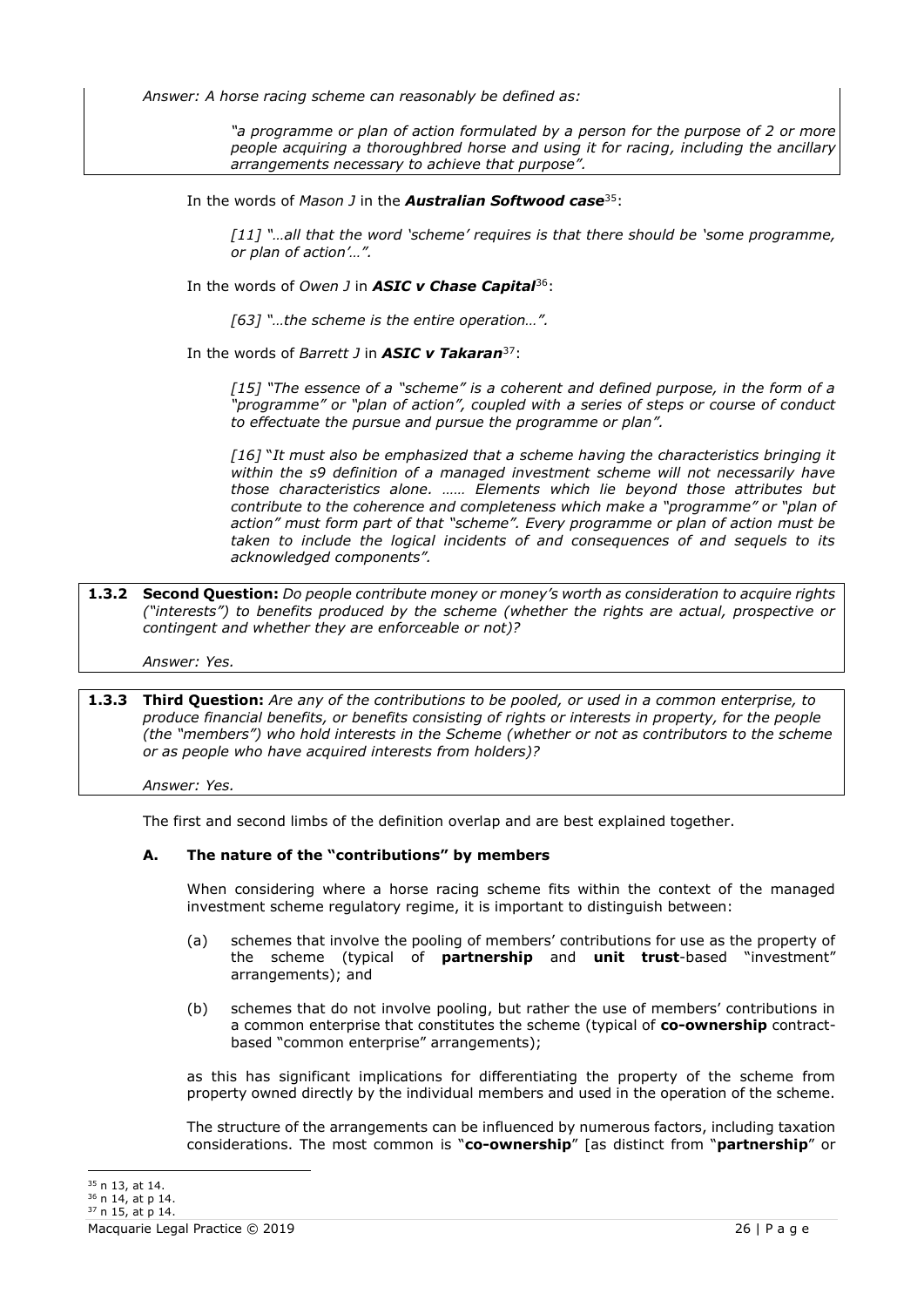*Answer: A horse racing scheme can reasonably be defined as:*

> *"a programme or plan of action formulated by a person for the purpose of 2 or more people acquiring a thoroughbred horse and using it for racing, including the ancillary arrangements necessary to achieve that purpose".*

In the words of *Mason J* in the ***Australian Softwood case***[35]:

> *[11] "…all that the word 'scheme' requires is that there should be 'some programme, or plan of action'…".*

In the words of *Owen J* in ***ASIC v Chase Capital***[36]:

> *[63] "…the scheme is the entire operation…".*

In the words of *Barrett J* in ***ASIC v Takaran***[37]:

> *[15] "The essence of a "scheme" is a coherent and defined purpose, in the form of a "programme" or "plan of action", coupled with a series of steps or course of conduct to effectuate the pursue and pursue the programme or plan".*
>
> *[16] "It must also be emphasized that a scheme having the characteristics bringing it within the s9 definition of a managed investment scheme will not necessarily have those characteristics alone. …… Elements which lie beyond those attributes but contribute to the coherence and completeness which make a "programme" or "plan of action" must form part of that "scheme". Every programme or plan of action must be taken to include the logical incidents of and consequences of and sequels to its acknowledged components".*

**1.3.2 Second Question:** *Do people contribute money or money's worth as consideration to acquire rights ("interests") to benefits produced by the scheme (whether the rights are actual, prospective or contingent and whether they are enforceable or not)?*

*Answer: Yes.*

**1.3.3 Third Question:** *Are any of the contributions to be pooled, or used in a common enterprise, to produce financial benefits, or benefits consisting of rights or interests in property, for the people (the "members") who hold interests in the Scheme (whether or not as contributors to the scheme or as people who have acquired interests from holders)?*

*Answer: Yes.*

The first and second limbs of the definition overlap and are best explained together.

**A. The nature of the "contributions" by members**

When considering where a horse racing scheme fits within the context of the managed investment scheme regulatory regime, it is important to distinguish between:

(a) schemes that involve the pooling of members' contributions for use as the property of the scheme (typical of **partnership** and **unit trust**-based "investment" arrangements); and

(b) schemes that do not involve pooling, but rather the use of members' contributions in a common enterprise that constitutes the scheme (typical of **co-ownership** contract-based "common enterprise" arrangements);

as this has significant implications for differentiating the property of the scheme from property owned directly by the individual members and used in the operation of the scheme.

The structure of the arrangements can be influenced by numerous factors, including taxation considerations. The most common is "**co-ownership**" [as distinct from "**partnership**" or

---

[35] n 13, at 14.
[36] n 14, at p 14.
[37] n 15, at p 14.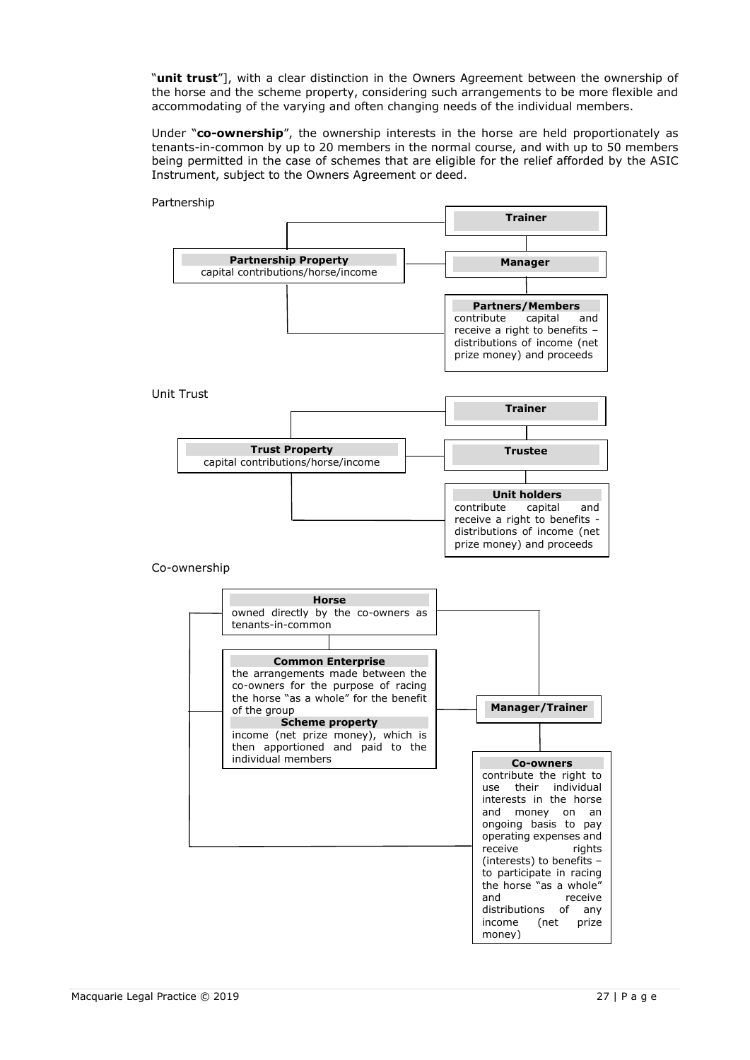"**unit trust**"], with a clear distinction in the Owners Agreement between the ownership of the horse and the scheme property, considering such arrangements to be more flexible and accommodating of the varying and often changing needs of the individual members.

Under "**co-ownership**", the ownership interests in the horse are held proportionately as tenants-in-common by up to 20 members in the normal course, and with up to 50 members being permitted in the case of schemes that are eligible for the relief afforded by the ASIC Instrument, subject to the Owners Agreement or deed.

Partnership

**Trainer**

**Partnership Property**
capital contributions/horse/income

**Manager**

**Partners/Members**
contribute capital and receive a right to benefits – distributions of income (net prize money) and proceeds

Unit Trust

**Trainer**

**Trust Property**
capital contributions/horse/income

**Trustee**

**Unit holders**
contribute capital and receive a right to benefits - distributions of income (net prize money) and proceeds

Co-ownership

**Horse**
owned directly by the co-owners as tenants-in-common

**Common Enterprise**
the arrangements made between the co-owners for the purpose of racing the horse "as a whole" for the benefit of the group

**Scheme property**
income (net prize money), which is then apportioned and paid to the individual members

**Manager/Trainer**

**Co-owners**
contribute the right to use their individual interests in the horse and money on an ongoing basis to pay operating expenses and receive rights (interests) to benefits – to participate in racing the horse "as a whole" and receive distributions of any income (net prize money)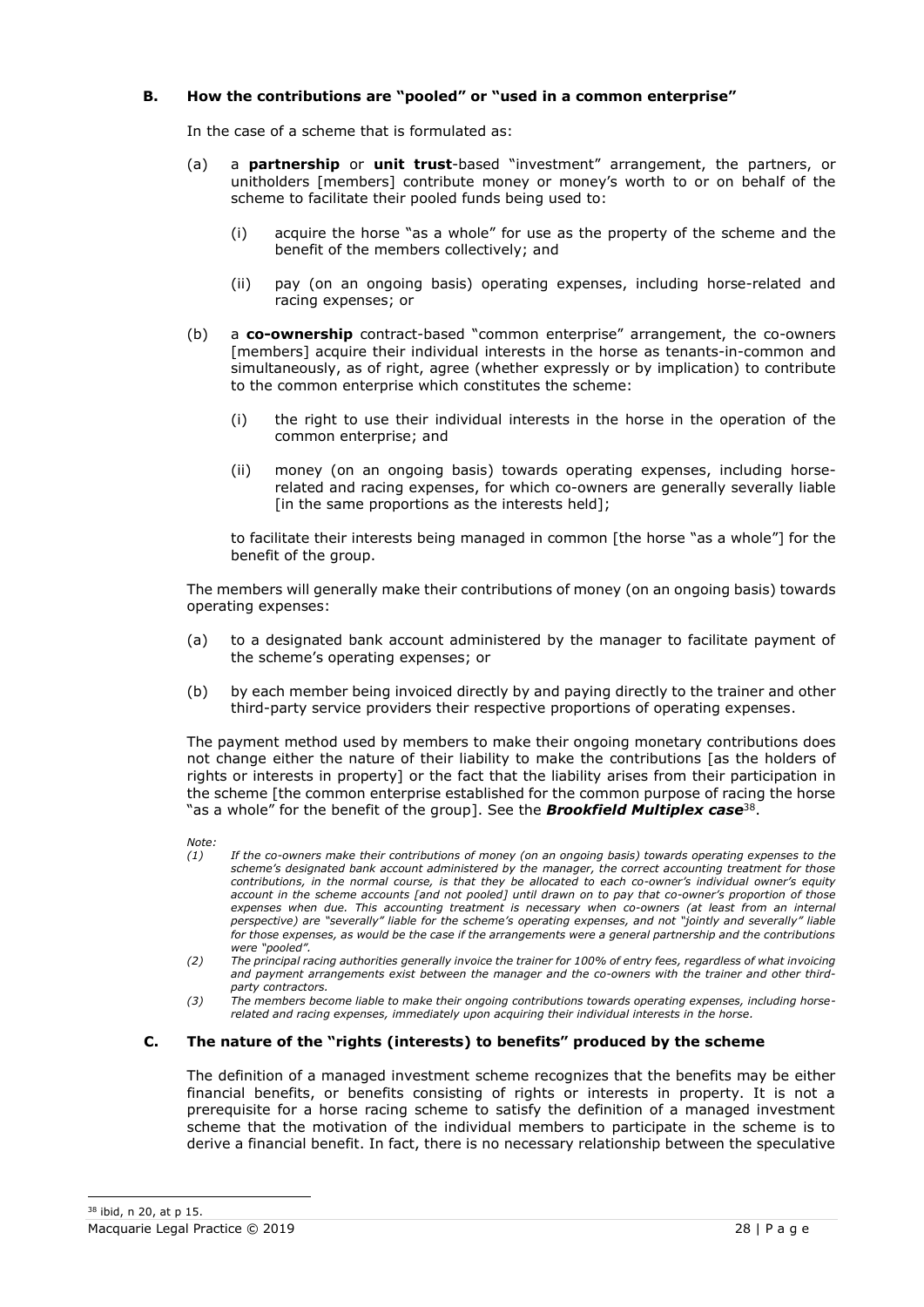### B. How the contributions are "pooled" or "used in a common enterprise"

In the case of a scheme that is formulated as:

(a) a **partnership** or **unit trust**-based "investment" arrangement, the partners, or unitholders [members] contribute money or money's worth to or on behalf of the scheme to facilitate their pooled funds being used to:

   (i) acquire the horse "as a whole" for use as the property of the scheme and the benefit of the members collectively; and

   (ii) pay (on an ongoing basis) operating expenses, including horse-related and racing expenses; or

(b) a **co-ownership** contract-based "common enterprise" arrangement, the co-owners [members] acquire their individual interests in the horse as tenants-in-common and simultaneously, as of right, agree (whether expressly or by implication) to contribute to the common enterprise which constitutes the scheme:

   (i) the right to use their individual interests in the horse in the operation of the common enterprise; and

   (ii) money (on an ongoing basis) towards operating expenses, including horse-related and racing expenses, for which co-owners are generally severally liable [in the same proportions as the interests held];

   to facilitate their interests being managed in common [the horse "as a whole"] for the benefit of the group.

The members will generally make their contributions of money (on an ongoing basis) towards operating expenses:

(a) to a designated bank account administered by the manager to facilitate payment of the scheme's operating expenses; or

(b) by each member being invoiced directly by and paying directly to the trainer and other third-party service providers their respective proportions of operating expenses.

The payment method used by members to make their ongoing monetary contributions does not change either the nature of their liability to make the contributions [as the holders of rights or interests in property] or the fact that the liability arises from their participation in the scheme [the common enterprise established for the common purpose of racing the horse "as a whole" for the benefit of the group]. See the ***Brookfield Multiplex case***[38].

*Note:*

*(1) If the co-owners make their contributions of money (on an ongoing basis) towards operating expenses to the scheme's designated bank account administered by the manager, the correct accounting treatment for those contributions, in the normal course, is that they be allocated to each co-owner's individual owner's equity account in the scheme accounts [and not pooled] until drawn on to pay that co-owner's proportion of those expenses when due. This accounting treatment is necessary when co-owners (at least from an internal perspective) are "severally" liable for the scheme's operating expenses, and not "jointly and severally" liable for those expenses, as would be the case if the arrangements were a general partnership and the contributions were "pooled".*

*(2) The principal racing authorities generally invoice the trainer for 100% of entry fees, regardless of what invoicing and payment arrangements exist between the manager and the co-owners with the trainer and other third-party contractors.*

*(3) The members become liable to make their ongoing contributions towards operating expenses, including horse-related and racing expenses, immediately upon acquiring their individual interests in the horse.*

### C. The nature of the "rights (interests) to benefits" produced by the scheme

The definition of a managed investment scheme recognizes that the benefits may be either financial benefits, or benefits consisting of rights or interests in property. It is not a prerequisite for a horse racing scheme to satisfy the definition of a managed investment scheme that the motivation of the individual members to participate in the scheme is to derive a financial benefit. In fact, there is no necessary relationship between the speculative

[38] ibid, n 20, at p 15.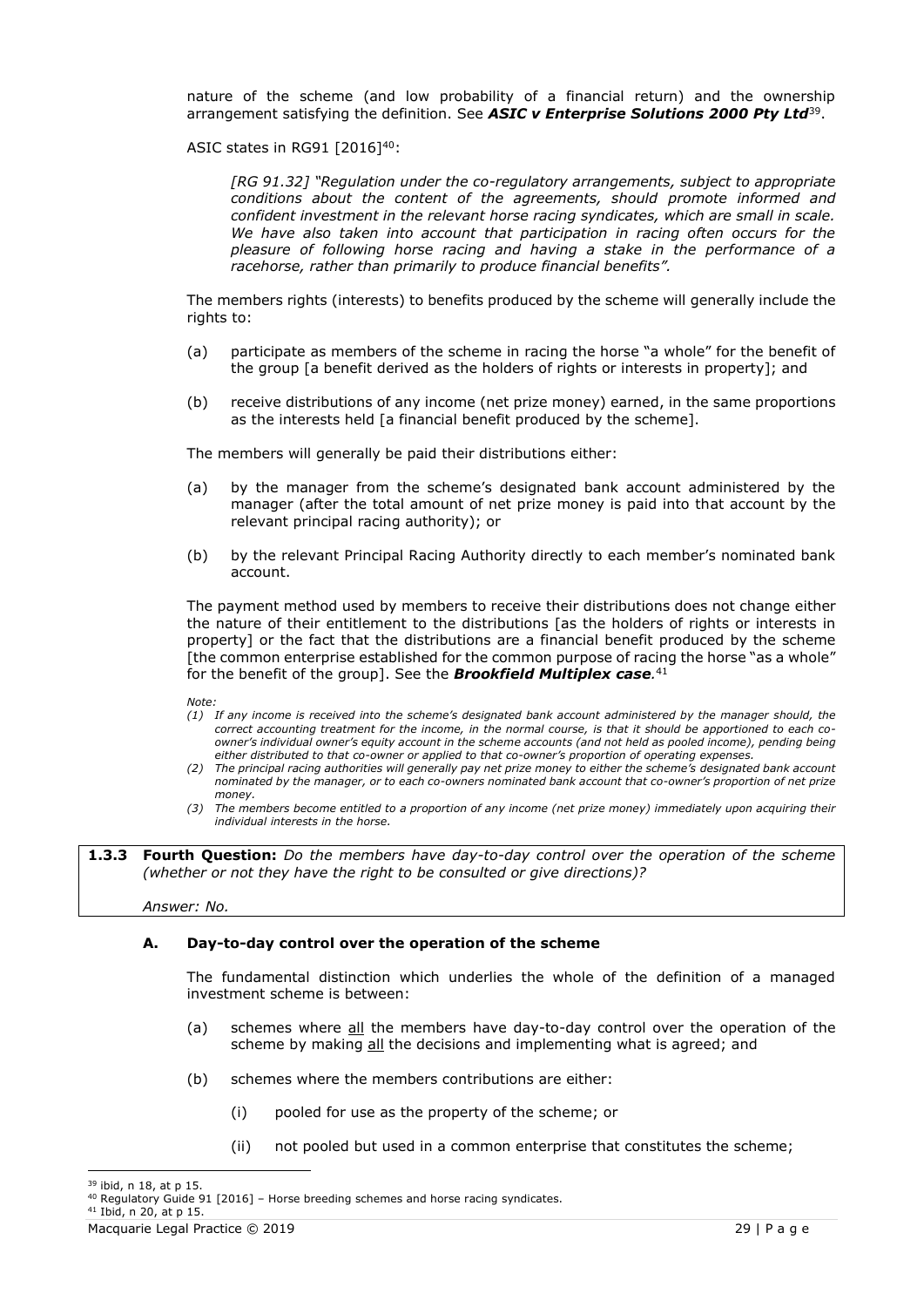nature of the scheme (and low probability of a financial return) and the ownership arrangement satisfying the definition. See ***ASIC v Enterprise Solutions 2000 Pty Ltd***[39].

ASIC states in RG91 [2016][40]:

> *[RG 91.32] "Regulation under the co-regulatory arrangements, subject to appropriate conditions about the content of the agreements, should promote informed and confident investment in the relevant horse racing syndicates, which are small in scale. We have also taken into account that participation in racing often occurs for the pleasure of following horse racing and having a stake in the performance of a racehorse, rather than primarily to produce financial benefits".*

The members rights (interests) to benefits produced by the scheme will generally include the rights to:

(a) participate as members of the scheme in racing the horse "a whole" for the benefit of the group [a benefit derived as the holders of rights or interests in property]; and

(b) receive distributions of any income (net prize money) earned, in the same proportions as the interests held [a financial benefit produced by the scheme].

The members will generally be paid their distributions either:

(a) by the manager from the scheme's designated bank account administered by the manager (after the total amount of net prize money is paid into that account by the relevant principal racing authority); or

(b) by the relevant Principal Racing Authority directly to each member's nominated bank account.

The payment method used by members to receive their distributions does not change either the nature of their entitlement to the distributions [as the holders of rights or interests in property] or the fact that the distributions are a financial benefit produced by the scheme [the common enterprise established for the common purpose of racing the horse "as a whole" for the benefit of the group]. See the ***Brookfield Multiplex case***.[41]

*Note:*

*(1) If any income is received into the scheme's designated bank account administered by the manager should, the correct accounting treatment for the income, in the normal course, is that it should be apportioned to each co-owner's individual owner's equity account in the scheme accounts (and not held as pooled income), pending being either distributed to that co-owner or applied to that co-owner's proportion of operating expenses.*

*(2) The principal racing authorities will generally pay net prize money to either the scheme's designated bank account nominated by the manager, or to each co-owners nominated bank account that co-owner's proportion of net prize money.*

*(3) The members become entitled to a proportion of any income (net prize money) immediately upon acquiring their individual interests in the horse.*

**1.3.3 Fourth Question:** *Do the members have day-to-day control over the operation of the scheme (whether or not they have the right to be consulted or give directions)?*

*Answer: No.*

### A. Day-to-day control over the operation of the scheme

The fundamental distinction which underlies the whole of the definition of a managed investment scheme is between:

(a) schemes where all the members have day-to-day control over the operation of the scheme by making all the decisions and implementing what is agreed; and

(b) schemes where the members contributions are either:

  (i) pooled for use as the property of the scheme; or

  (ii) not pooled but used in a common enterprise that constitutes the scheme;

---

[39] ibid, n 18, at p 15.

[40] Regulatory Guide 91 [2016] – Horse breeding schemes and horse racing syndicates.

[41] Ibid, n 20, at p 15.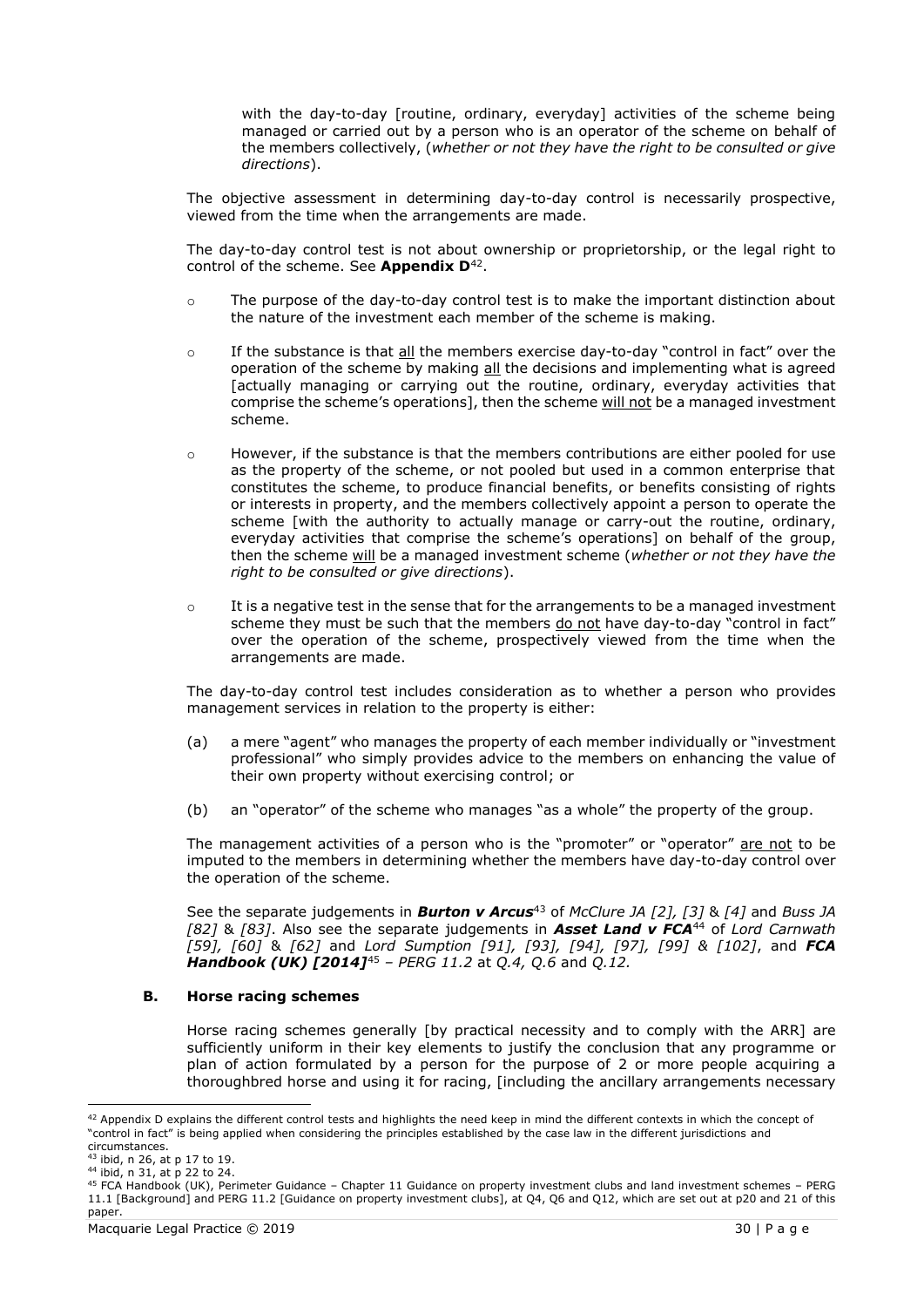with the day-to-day [routine, ordinary, everyday] activities of the scheme being managed or carried out by a person who is an operator of the scheme on behalf of the members collectively, (*whether or not they have the right to be consulted or give directions*).

The objective assessment in determining day-to-day control is necessarily prospective, viewed from the time when the arrangements are made.

The day-to-day control test is not about ownership or proprietorship, or the legal right to control of the scheme. See **Appendix D**[42].

- The purpose of the day-to-day control test is to make the important distinction about the nature of the investment each member of the scheme is making.
- If the substance is that <u>all</u> the members exercise day-to-day "control in fact" over the operation of the scheme by making <u>all</u> the decisions and implementing what is agreed [actually managing or carrying out the routine, ordinary, everyday activities that comprise the scheme's operations], then the scheme <u>will not</u> be a managed investment scheme.
- However, if the substance is that the members contributions are either pooled for use as the property of the scheme, or not pooled but used in a common enterprise that constitutes the scheme, to produce financial benefits, or benefits consisting of rights or interests in property, and the members collectively appoint a person to operate the scheme [with the authority to actually manage or carry-out the routine, ordinary, everyday activities that comprise the scheme's operations] on behalf of the group, then the scheme <u>will</u> be a managed investment scheme (*whether or not they have the right to be consulted or give directions*).
- It is a negative test in the sense that for the arrangements to be a managed investment scheme they must be such that the members <u>do not</u> have day-to-day "control in fact" over the operation of the scheme, prospectively viewed from the time when the arrangements are made.

The day-to-day control test includes consideration as to whether a person who provides management services in relation to the property is either:

(a) a mere "agent" who manages the property of each member individually or "investment professional" who simply provides advice to the members on enhancing the value of their own property without exercising control; or

(b) an "operator" of the scheme who manages "as a whole" the property of the group.

The management activities of a person who is the "promoter" or "operator" <u>are not</u> to be imputed to the members in determining whether the members have day-to-day control over the operation of the scheme.

See the separate judgements in ***Burton v Arcus***[43] of *McClure JA [2], [3]* & *[4]* and *Buss JA [82]* & *[83]*. Also see the separate judgements in ***Asset Land v FCA***[44] of *Lord Carnwath [59], [60]* & *[62]* and *Lord Sumption [91], [93], [94], [97], [99] & [102]*, and ***FCA Handbook (UK) [2014]***[45] – *PERG 11.2* at *Q.4, Q.6* and *Q.12.*

### B. Horse racing schemes

Horse racing schemes generally [by practical necessity and to comply with the ARR] are sufficiently uniform in their key elements to justify the conclusion that any programme or plan of action formulated by a person for the purpose of 2 or more people acquiring a thoroughbred horse and using it for racing, [including the ancillary arrangements necessary

---

[42] Appendix D explains the different control tests and highlights the need keep in mind the different contexts in which the concept of "control in fact" is being applied when considering the principles established by the case law in the different jurisdictions and circumstances.

[43] ibid, n 26, at p 17 to 19.

[44] ibid, n 31, at p 22 to 24.

[45] FCA Handbook (UK), Perimeter Guidance – Chapter 11 Guidance on property investment clubs and land investment schemes – PERG 11.1 [Background] and PERG 11.2 [Guidance on property investment clubs], at Q4, Q6 and Q12, which are set out at p20 and 21 of this paper.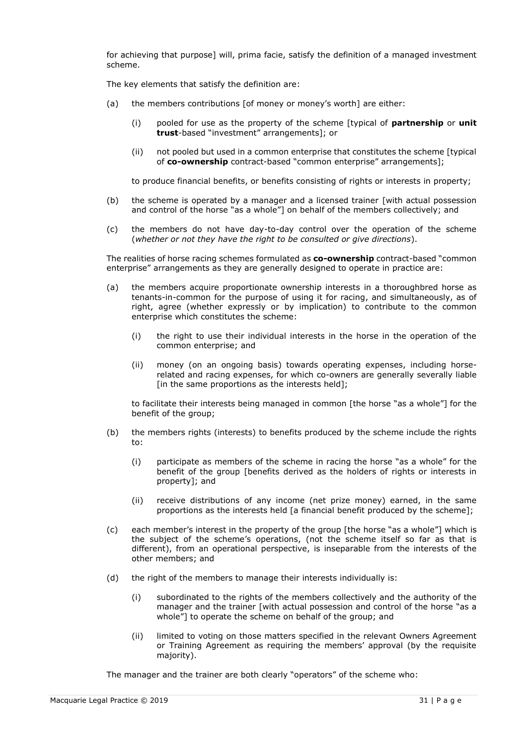for achieving that purpose] will, prima facie, satisfy the definition of a managed investment scheme.

The key elements that satisfy the definition are:

(a) the members contributions [of money or money's worth] are either:

    (i) pooled for use as the property of the scheme [typical of **partnership** or **unit trust**-based "investment" arrangements]; or

    (ii) not pooled but used in a common enterprise that constitutes the scheme [typical of **co-ownership** contract-based "common enterprise" arrangements];

    to produce financial benefits, or benefits consisting of rights or interests in property;

(b) the scheme is operated by a manager and a licensed trainer [with actual possession and control of the horse "as a whole"] on behalf of the members collectively; and

(c) the members do not have day-to-day control over the operation of the scheme (*whether or not they have the right to be consulted or give directions*).

The realities of horse racing schemes formulated as **co-ownership** contract-based "common enterprise" arrangements as they are generally designed to operate in practice are:

(a) the members acquire proportionate ownership interests in a thoroughbred horse as tenants-in-common for the purpose of using it for racing, and simultaneously, as of right, agree (whether expressly or by implication) to contribute to the common enterprise which constitutes the scheme:

    (i) the right to use their individual interests in the horse in the operation of the common enterprise; and

    (ii) money (on an ongoing basis) towards operating expenses, including horse-related and racing expenses, for which co-owners are generally severally liable [in the same proportions as the interests held];

    to facilitate their interests being managed in common [the horse "as a whole"] for the benefit of the group;

(b) the members rights (interests) to benefits produced by the scheme include the rights to:

    (i) participate as members of the scheme in racing the horse "as a whole" for the benefit of the group [benefits derived as the holders of rights or interests in property]; and

    (ii) receive distributions of any income (net prize money) earned, in the same proportions as the interests held [a financial benefit produced by the scheme];

(c) each member's interest in the property of the group [the horse "as a whole"] which is the subject of the scheme's operations, (not the scheme itself so far as that is different), from an operational perspective, is inseparable from the interests of the other members; and

(d) the right of the members to manage their interests individually is:

    (i) subordinated to the rights of the members collectively and the authority of the manager and the trainer [with actual possession and control of the horse "as a whole"] to operate the scheme on behalf of the group; and

    (ii) limited to voting on those matters specified in the relevant Owners Agreement or Training Agreement as requiring the members' approval (by the requisite majority).

The manager and the trainer are both clearly "operators" of the scheme who: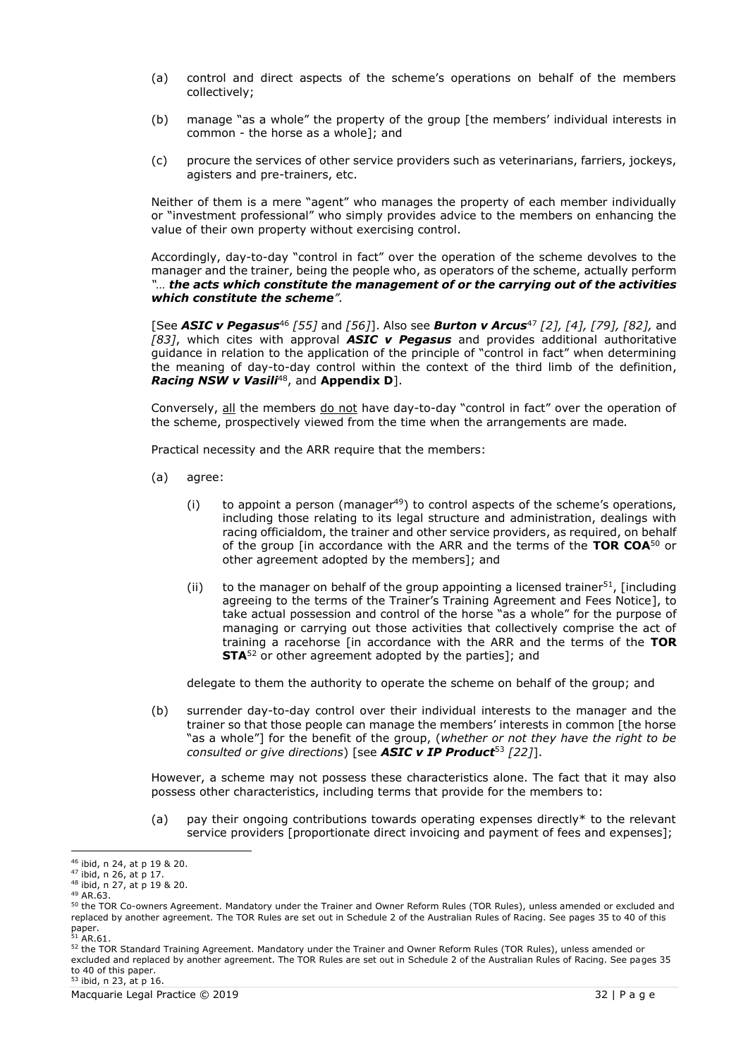(a) control and direct aspects of the scheme's operations on behalf of the members collectively;

(b) manage "as a whole" the property of the group [the members' individual interests in common - the horse as a whole]; and

(c) procure the services of other service providers such as veterinarians, farriers, jockeys, agisters and pre-trainers, etc.

Neither of them is a mere "agent" who manages the property of each member individually or "investment professional" who simply provides advice to the members on enhancing the value of their own property without exercising control.

Accordingly, day-to-day "control in fact" over the operation of the scheme devolves to the manager and the trainer, being the people who, as operators of the scheme, actually perform *"… **the acts which constitute the management of or the carrying out of the activities which constitute the scheme"***.

[See ***ASIC v Pegasus***[46] *[55]* and *[56]*]. Also see ***Burton v Arcus***[47] *[2], [4], [79], [82],* and *[83]*, which cites with approval ***ASIC v Pegasus*** and provides additional authoritative guidance in relation to the application of the principle of "control in fact" when determining the meaning of day-to-day control within the context of the third limb of the definition, ***Racing NSW v Vasili***[48], and **Appendix D**].

Conversely, all the members do not have day-to-day "control in fact" over the operation of the scheme, prospectively viewed from the time when the arrangements are made.

Practical necessity and the ARR require that the members:

(a) agree:

  (i) to appoint a person (manager[49]) to control aspects of the scheme's operations, including those relating to its legal structure and administration, dealings with racing officialdom, the trainer and other service providers, as required, on behalf of the group [in accordance with the ARR and the terms of the **TOR COA**[50] or other agreement adopted by the members]; and

  (ii) to the manager on behalf of the group appointing a licensed trainer[51], [including agreeing to the terms of the Trainer's Training Agreement and Fees Notice], to take actual possession and control of the horse "as a whole" for the purpose of managing or carrying out those activities that collectively comprise the act of training a racehorse [in accordance with the ARR and the terms of the **TOR STA**[52] or other agreement adopted by the parties]; and

  delegate to them the authority to operate the scheme on behalf of the group; and

(b) surrender day-to-day control over their individual interests to the manager and the trainer so that those people can manage the members' interests in common [the horse "as a whole"] for the benefit of the group, (*whether or not they have the right to be consulted or give directions*) [see ***ASIC v IP Product***[53] *[22]*].

However, a scheme may not possess these characteristics alone. The fact that it may also possess other characteristics, including terms that provide for the members to:

(a) pay their ongoing contributions towards operating expenses directly* to the relevant service providers [proportionate direct invoicing and payment of fees and expenses];

---

[46] ibid, n 24, at p 19 & 20.

[47] ibid, n 26, at p 17.

[48] ibid, n 27, at p 19 & 20.

[49] AR.63.

[50] the TOR Co-owners Agreement. Mandatory under the Trainer and Owner Reform Rules (TOR Rules), unless amended or excluded and replaced by another agreement. The TOR Rules are set out in Schedule 2 of the Australian Rules of Racing. See pages 35 to 40 of this paper.

[51] AR.61.

[52] the TOR Standard Training Agreement. Mandatory under the Trainer and Owner Reform Rules (TOR Rules), unless amended or excluded and replaced by another agreement. The TOR Rules are set out in Schedule 2 of the Australian Rules of Racing. See pages 35 to 40 of this paper.

[53] ibid, n 23, at p 16.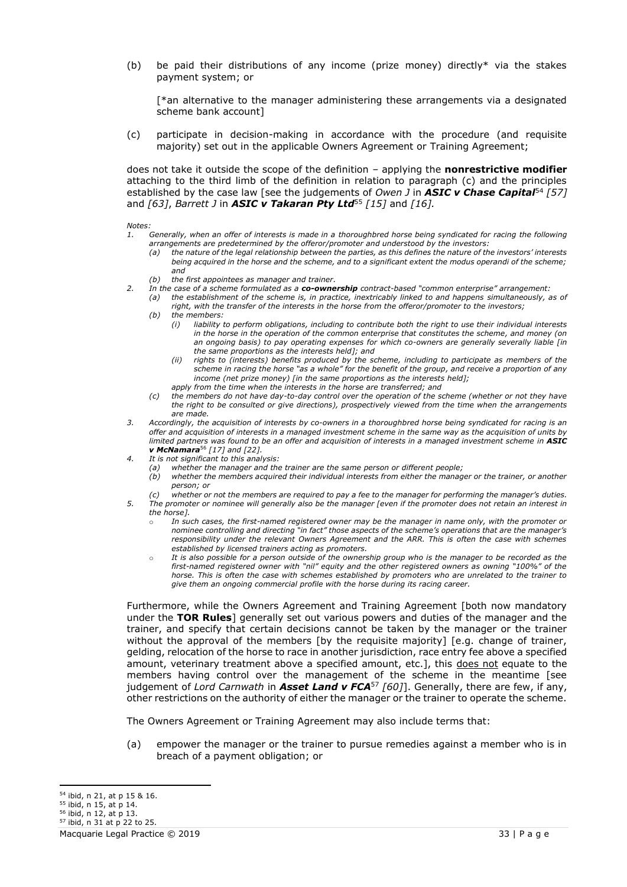(b) be paid their distributions of any income (prize money) directly* via the stakes payment system; or

[*an alternative to the manager administering these arrangements via a designated scheme bank account]

(c) participate in decision-making in accordance with the procedure (and requisite majority) set out in the applicable Owners Agreement or Training Agreement;

does not take it outside the scope of the definition – applying the **nonrestrictive modifier** attaching to the third limb of the definition in relation to paragraph (c) and the principles established by the case law [see the judgements of *Owen J* in ***ASIC v Chase Capital***[54] *[57]* and *[63]*, *Barrett J* in ***ASIC v Takaran Pty Ltd***[55] *[15]* and *[16]*.

*Notes:*

1. *Generally, when an offer of interests is made in a thoroughbred horse being syndicated for racing the following arrangements are predetermined by the offeror/promoter and understood by the investors:*
   (a) *the nature of the legal relationship between the parties, as this defines the nature of the investors' interests being acquired in the horse and the scheme, and to a significant extent the modus operandi of the scheme; and*
   (b) *the first appointees as manager and trainer.*
2. *In the case of a scheme formulated as a **co-ownership** contract-based "common enterprise" arrangement:*
   (a) *the establishment of the scheme is, in practice, inextricably linked to and happens simultaneously, as of right, with the transfer of the interests in the horse from the offeror/promoter to the investors;*
   (b) *the members:*
      (i) *liability to perform obligations, including to contribute both the right to use their individual interests in the horse in the operation of the common enterprise that constitutes the scheme, and money (on an ongoing basis) to pay operating expenses for which co-owners are generally severally liable [in the same proportions as the interests held]; and*
      (ii) *rights to (interests) benefits produced by the scheme, including to participate as members of the scheme in racing the horse "as a whole" for the benefit of the group, and receive a proportion of any income (net prize money) [in the same proportions as the interests held];*

      *apply from the time when the interests in the horse are transferred; and*
   (c) *the members do not have day-to-day control over the operation of the scheme (whether or not they have the right to be consulted or give directions), prospectively viewed from the time when the arrangements are made.*
3. *Accordingly, the acquisition of interests by co-owners in a thoroughbred horse being syndicated for racing is an offer and acquisition of interests in a managed investment scheme in the same way as the acquisition of units by limited partners was found to be an offer and acquisition of interests in a managed investment scheme in **ASIC v McNamara**[56] [17] and [22].*
4. *It is not significant to this analysis:*
   (a) *whether the manager and the trainer are the same person or different people;*
   (b) *whether the members acquired their individual interests from either the manager or the trainer, or another person; or*
   (c) *whether or not the members are required to pay a fee to the manager for performing the manager's duties.*
5. *The promoter or nominee will generally also be the manager [even if the promoter does not retain an interest in the horse].*
   - *In such cases, the first-named registered owner may be the manager in name only, with the promoter or nominee controlling and directing "in fact" those aspects of the scheme's operations that are the manager's responsibility under the relevant Owners Agreement and the ARR. This is often the case with schemes established by licensed trainers acting as promoters.*
   - *It is also possible for a person outside of the ownership group who is the manager to be recorded as the first-named registered owner with "nil" equity and the other registered owners as owning "100%" of the horse. This is often the case with schemes established by promoters who are unrelated to the trainer to give them an ongoing commercial profile with the horse during its racing career.*

Furthermore, while the Owners Agreement and Training Agreement [both now mandatory under the **TOR Rules**] generally set out various powers and duties of the manager and the trainer, and specify that certain decisions cannot be taken by the manager or the trainer without the approval of the members [by the requisite majority] [e.g. change of trainer, gelding, relocation of the horse to race in another jurisdiction, race entry fee above a specified amount, veterinary treatment above a specified amount, etc.], this <u>does not</u> equate to the members having control over the management of the scheme in the meantime [see judgement of *Lord Carnwath* in ***Asset Land v FCA***[57] *[60]*]. Generally, there are few, if any, other restrictions on the authority of either the manager or the trainer to operate the scheme.

The Owners Agreement or Training Agreement may also include terms that:

(a) empower the manager or the trainer to pursue remedies against a member who is in breach of a payment obligation; or

---

[54] ibid, n 21, at p 15 & 16.
[55] ibid, n 15, at p 14.
[56] ibid, n 12, at p 13.
[57] ibid, n 31 at p 22 to 25.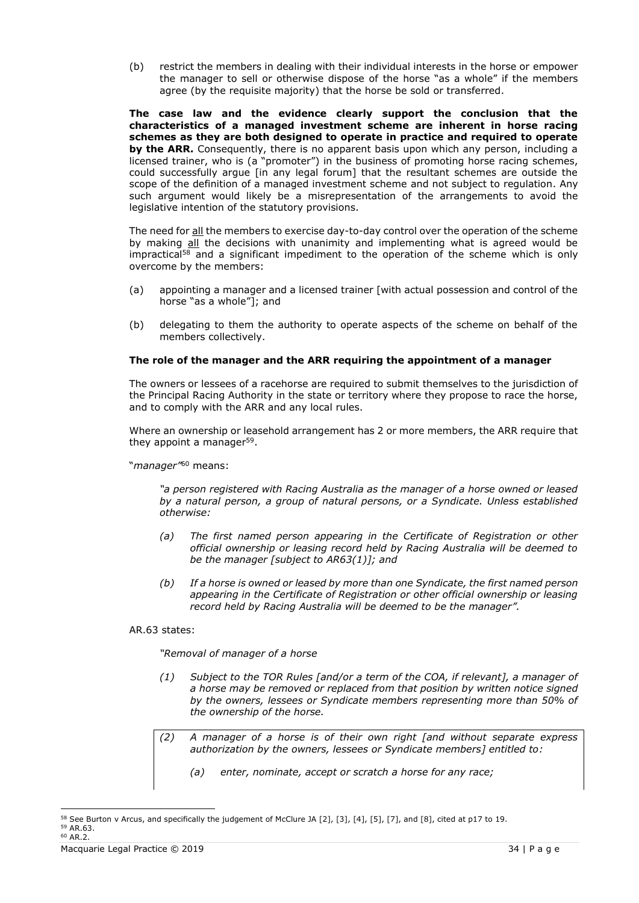(b) restrict the members in dealing with their individual interests in the horse or empower the manager to sell or otherwise dispose of the horse "as a whole" if the members agree (by the requisite majority) that the horse be sold or transferred.

**The case law and the evidence clearly support the conclusion that the characteristics of a managed investment scheme are inherent in horse racing schemes as they are both designed to operate in practice and required to operate by the ARR.** Consequently, there is no apparent basis upon which any person, including a licensed trainer, who is (a "promoter") in the business of promoting horse racing schemes, could successfully argue [in any legal forum] that the resultant schemes are outside the scope of the definition of a managed investment scheme and not subject to regulation. Any such argument would likely be a misrepresentation of the arrangements to avoid the legislative intention of the statutory provisions.

The need for <u>all</u> the members to exercise day-to-day control over the operation of the scheme by making <u>all</u> the decisions with unanimity and implementing what is agreed would be impractical[58] and a significant impediment to the operation of the scheme which is only overcome by the members:

(a) appointing a manager and a licensed trainer [with actual possession and control of the horse "as a whole"]; and

(b) delegating to them the authority to operate aspects of the scheme on behalf of the members collectively.

**The role of the manager and the ARR requiring the appointment of a manager**

The owners or lessees of a racehorse are required to submit themselves to the jurisdiction of the Principal Racing Authority in the state or territory where they propose to race the horse, and to comply with the ARR and any local rules.

Where an ownership or leasehold arrangement has 2 or more members, the ARR require that they appoint a manager[59].

"*manager"*[60] means:

> *"a person registered with Racing Australia as the manager of a horse owned or leased by a natural person, a group of natural persons, or a Syndicate. Unless established otherwise:*
>
> *(a) The first named person appearing in the Certificate of Registration or other official ownership or leasing record held by Racing Australia will be deemed to be the manager [subject to AR63(1)]; and*
>
> *(b) If a horse is owned or leased by more than one Syndicate, the first named person appearing in the Certificate of Registration or other official ownership or leasing record held by Racing Australia will be deemed to be the manager".*

AR.63 states:

> *"Removal of manager of a horse*
>
> *(1) Subject to the TOR Rules [and/or a term of the COA, if relevant], a manager of a horse may be removed or replaced from that position by written notice signed by the owners, lessees or Syndicate members representing more than 50% of the ownership of the horse.*
>
> *(2) A manager of a horse is of their own right [and without separate express authorization by the owners, lessees or Syndicate members] entitled to:*
>
> *(a) enter, nominate, accept or scratch a horse for any race;*

---

[58] See Burton v Arcus, and specifically the judgement of McClure JA [2], [3], [4], [5], [7], and [8], cited at p17 to 19.

[59] AR.63.

[60] AR.2.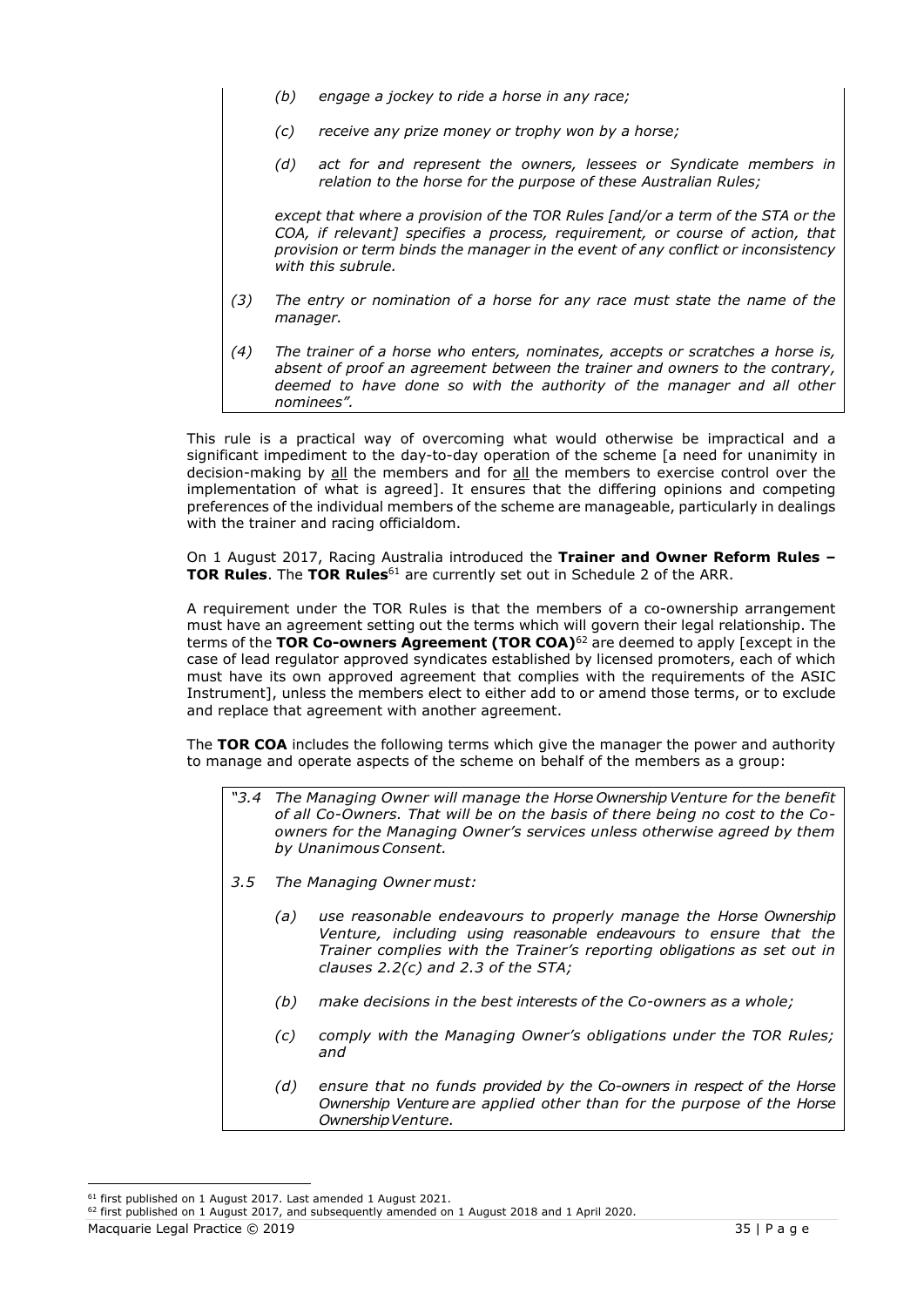> *(b) engage a jockey to ride a horse in any race;*
>
> *(c) receive any prize money or trophy won by a horse;*
>
> *(d) act for and represent the owners, lessees or Syndicate members in relation to the horse for the purpose of these Australian Rules;*
>
> *except that where a provision of the TOR Rules [and/or a term of the STA or the COA, if relevant] specifies a process, requirement, or course of action, that provision or term binds the manager in the event of any conflict or inconsistency with this subrule.*
>
> *(3) The entry or nomination of a horse for any race must state the name of the manager.*
>
> *(4) The trainer of a horse who enters, nominates, accepts or scratches a horse is, absent of proof an agreement between the trainer and owners to the contrary, deemed to have done so with the authority of the manager and all other nominees".*

This rule is a practical way of overcoming what would otherwise be impractical and a significant impediment to the day-to-day operation of the scheme [a need for unanimity in decision-making by <u>all</u> the members and for <u>all</u> the members to exercise control over the implementation of what is agreed]. It ensures that the differing opinions and competing preferences of the individual members of the scheme are manageable, particularly in dealings with the trainer and racing officialdom.

On 1 August 2017, Racing Australia introduced the **Trainer and Owner Reform Rules – TOR Rules**. The **TOR Rules**[61] are currently set out in Schedule 2 of the ARR.

A requirement under the TOR Rules is that the members of a co-ownership arrangement must have an agreement setting out the terms which will govern their legal relationship. The terms of the **TOR Co-owners Agreement (TOR COA)**[62] are deemed to apply [except in the case of lead regulator approved syndicates established by licensed promoters, each of which must have its own approved agreement that complies with the requirements of the ASIC Instrument], unless the members elect to either add to or amend those terms, or to exclude and replace that agreement with another agreement.

The **TOR COA** includes the following terms which give the manager the power and authority to manage and operate aspects of the scheme on behalf of the members as a group:

> *"3.4 The Managing Owner will manage the Horse Ownership Venture for the benefit of all Co-Owners. That will be on the basis of there being no cost to the Co-owners for the Managing Owner's services unless otherwise agreed by them by Unanimous Consent.*
>
> *3.5 The Managing Owner must:*
>
> *(a) use reasonable endeavours to properly manage the Horse Ownership Venture, including using reasonable endeavours to ensure that the Trainer complies with the Trainer's reporting obligations as set out in clauses 2.2(c) and 2.3 of the STA;*
>
> *(b) make decisions in the best interests of the Co-owners as a whole;*
>
> *(c) comply with the Managing Owner's obligations under the TOR Rules; and*
>
> *(d) ensure that no funds provided by the Co-owners in respect of the Horse Ownership Venture are applied other than for the purpose of the Horse Ownership Venture.*

---

[61] first published on 1 August 2017. Last amended 1 August 2021.

[62] first published on 1 August 2017, and subsequently amended on 1 August 2018 and 1 April 2020.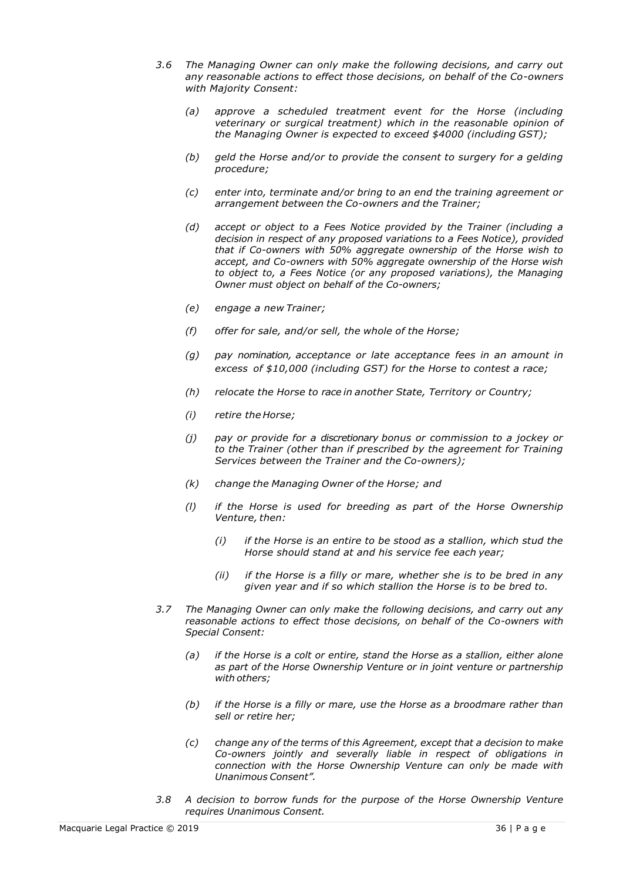*3.6 The Managing Owner can only make the following decisions, and carry out any reasonable actions to effect those decisions, on behalf of the Co-owners with Majority Consent:*

*(a) approve a scheduled treatment event for the Horse (including veterinary or surgical treatment) which in the reasonable opinion of the Managing Owner is expected to exceed $4000 (including GST);*

*(b) geld the Horse and/or to provide the consent to surgery for a gelding procedure;*

*(c) enter into, terminate and/or bring to an end the training agreement or arrangement between the Co-owners and the Trainer;*

*(d) accept or object to a Fees Notice provided by the Trainer (including a decision in respect of any proposed variations to a Fees Notice), provided that if Co-owners with 50% aggregate ownership of the Horse wish to accept, and Co-owners with 50% aggregate ownership of the Horse wish to object to, a Fees Notice (or any proposed variations), the Managing Owner must object on behalf of the Co-owners;*

*(e) engage a new Trainer;*

*(f) offer for sale, and/or sell, the whole of the Horse;*

*(g) pay nomination, acceptance or late acceptance fees in an amount in excess of $10,000 (including GST) for the Horse to contest a race;*

*(h) relocate the Horse to race in another State, Territory or Country;*

*(i) retire the Horse;*

*(j) pay or provide for a discretionary bonus or commission to a jockey or to the Trainer (other than if prescribed by the agreement for Training Services between the Trainer and the Co-owners);*

*(k) change the Managing Owner of the Horse; and*

*(l) if the Horse is used for breeding as part of the Horse Ownership Venture, then:*

*(i) if the Horse is an entire to be stood as a stallion, which stud the Horse should stand at and his service fee each year;*

*(ii) if the Horse is a filly or mare, whether she is to be bred in any given year and if so which stallion the Horse is to be bred to.*

*3.7 The Managing Owner can only make the following decisions, and carry out any reasonable actions to effect those decisions, on behalf of the Co-owners with Special Consent:*

*(a) if the Horse is a colt or entire, stand the Horse as a stallion, either alone as part of the Horse Ownership Venture or in joint venture or partnership with others;*

*(b) if the Horse is a filly or mare, use the Horse as a broodmare rather than sell or retire her;*

*(c) change any of the terms of this Agreement, except that a decision to make Co-owners jointly and severally liable in respect of obligations in connection with the Horse Ownership Venture can only be made with Unanimous Consent".*

*3.8 A decision to borrow funds for the purpose of the Horse Ownership Venture requires Unanimous Consent.*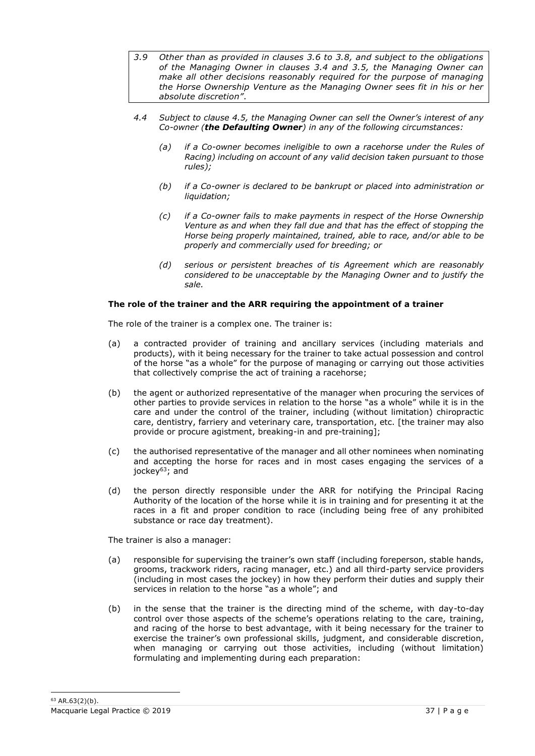> *3.9 Other than as provided in clauses 3.6 to 3.8, and subject to the obligations of the Managing Owner in clauses 3.4 and 3.5, the Managing Owner can make all other decisions reasonably required for the purpose of managing the Horse Ownership Venture as the Managing Owner sees fit in his or her absolute discretion".*

*4.4 Subject to clause 4.5, the Managing Owner can sell the Owner's interest of any Co-owner (**the Defaulting Owner**) in any of the following circumstances:*

*(a) if a Co-owner becomes ineligible to own a racehorse under the Rules of Racing) including on account of any valid decision taken pursuant to those rules);*

*(b) if a Co-owner is declared to be bankrupt or placed into administration or liquidation;*

*(c) if a Co-owner fails to make payments in respect of the Horse Ownership Venture as and when they fall due and that has the effect of stopping the Horse being properly maintained, trained, able to race, and/or able to be properly and commercially used for breeding; or*

*(d) serious or persistent breaches of tis Agreement which are reasonably considered to be unacceptable by the Managing Owner and to justify the sale.*

**The role of the trainer and the ARR requiring the appointment of a trainer**

The role of the trainer is a complex one. The trainer is:

(a) a contracted provider of training and ancillary services (including materials and products), with it being necessary for the trainer to take actual possession and control of the horse "as a whole" for the purpose of managing or carrying out those activities that collectively comprise the act of training a racehorse;

(b) the agent or authorized representative of the manager when procuring the services of other parties to provide services in relation to the horse "as a whole" while it is in the care and under the control of the trainer, including (without limitation) chiropractic care, dentistry, farriery and veterinary care, transportation, etc. [the trainer may also provide or procure agistment, breaking-in and pre-training];

(c) the authorised representative of the manager and all other nominees when nominating and accepting the horse for races and in most cases engaging the services of a jockey[63]; and

(d) the person directly responsible under the ARR for notifying the Principal Racing Authority of the location of the horse while it is in training and for presenting it at the races in a fit and proper condition to race (including being free of any prohibited substance or race day treatment).

The trainer is also a manager:

(a) responsible for supervising the trainer's own staff (including foreperson, stable hands, grooms, trackwork riders, racing manager, etc.) and all third-party service providers (including in most cases the jockey) in how they perform their duties and supply their services in relation to the horse "as a whole"; and

(b) in the sense that the trainer is the directing mind of the scheme, with day-to-day control over those aspects of the scheme's operations relating to the care, training, and racing of the horse to best advantage, with it being necessary for the trainer to exercise the trainer's own professional skills, judgment, and considerable discretion, when managing or carrying out those activities, including (without limitation) formulating and implementing during each preparation:

[63] AR.63(2)(b).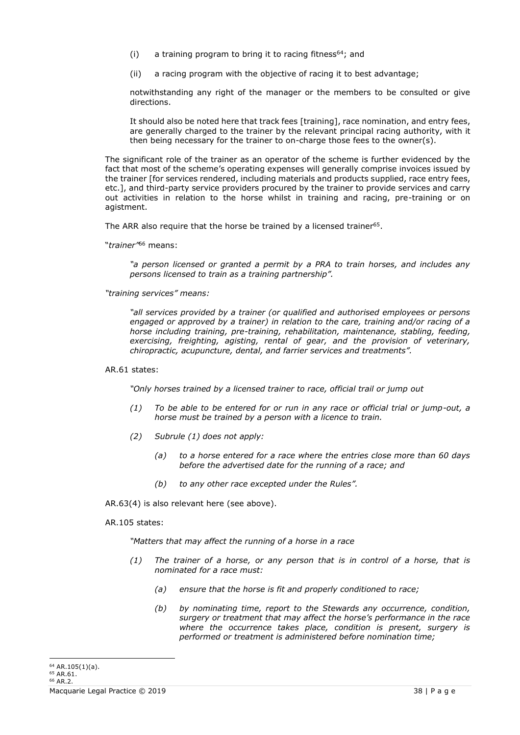(i) a training program to bring it to racing fitness[64]; and

(ii) a racing program with the objective of racing it to best advantage;

notwithstanding any right of the manager or the members to be consulted or give directions.

It should also be noted here that track fees [training], race nomination, and entry fees, are generally charged to the trainer by the relevant principal racing authority, with it then being necessary for the trainer to on-charge those fees to the owner(s).

The significant role of the trainer as an operator of the scheme is further evidenced by the fact that most of the scheme's operating expenses will generally comprise invoices issued by the trainer [for services rendered, including materials and products supplied, race entry fees, etc.], and third-party service providers procured by the trainer to provide services and carry out activities in relation to the horse whilst in training and racing, pre-training or on agistment.

The ARR also require that the horse be trained by a licensed trainer[65].

"*trainer"*[66] means:

> *"a person licensed or granted a permit by a PRA to train horses, and includes any persons licensed to train as a training partnership".*

*"training services" means:*

> *"all services provided by a trainer (or qualified and authorised employees or persons engaged or approved by a trainer) in relation to the care, training and/or racing of a horse including training, pre-training, rehabilitation, maintenance, stabling, feeding, exercising, freighting, agisting, rental of gear, and the provision of veterinary, chiropractic, acupuncture, dental, and farrier services and treatments".*

AR.61 states:

> *"Only horses trained by a licensed trainer to race, official trail or jump out*
>
> *(1) To be able to be entered for or run in any race or official trial or jump-out, a horse must be trained by a person with a licence to train.*
>
> *(2) Subrule (1) does not apply:*
>
> *(a) to a horse entered for a race where the entries close more than 60 days before the advertised date for the running of a race; and*
>
> *(b) to any other race excepted under the Rules".*

AR.63(4) is also relevant here (see above).

AR.105 states:

> *"Matters that may affect the running of a horse in a race*
>
> *(1) The trainer of a horse, or any person that is in control of a horse, that is nominated for a race must:*
>
> *(a) ensure that the horse is fit and properly conditioned to race;*
>
> *(b) by nominating time, report to the Stewards any occurrence, condition, surgery or treatment that may affect the horse's performance in the race where the occurrence takes place, condition is present, surgery is performed or treatment is administered before nomination time;*

---

[64] AR.105(1)(a).

[65] AR.61.

[66] AR.2.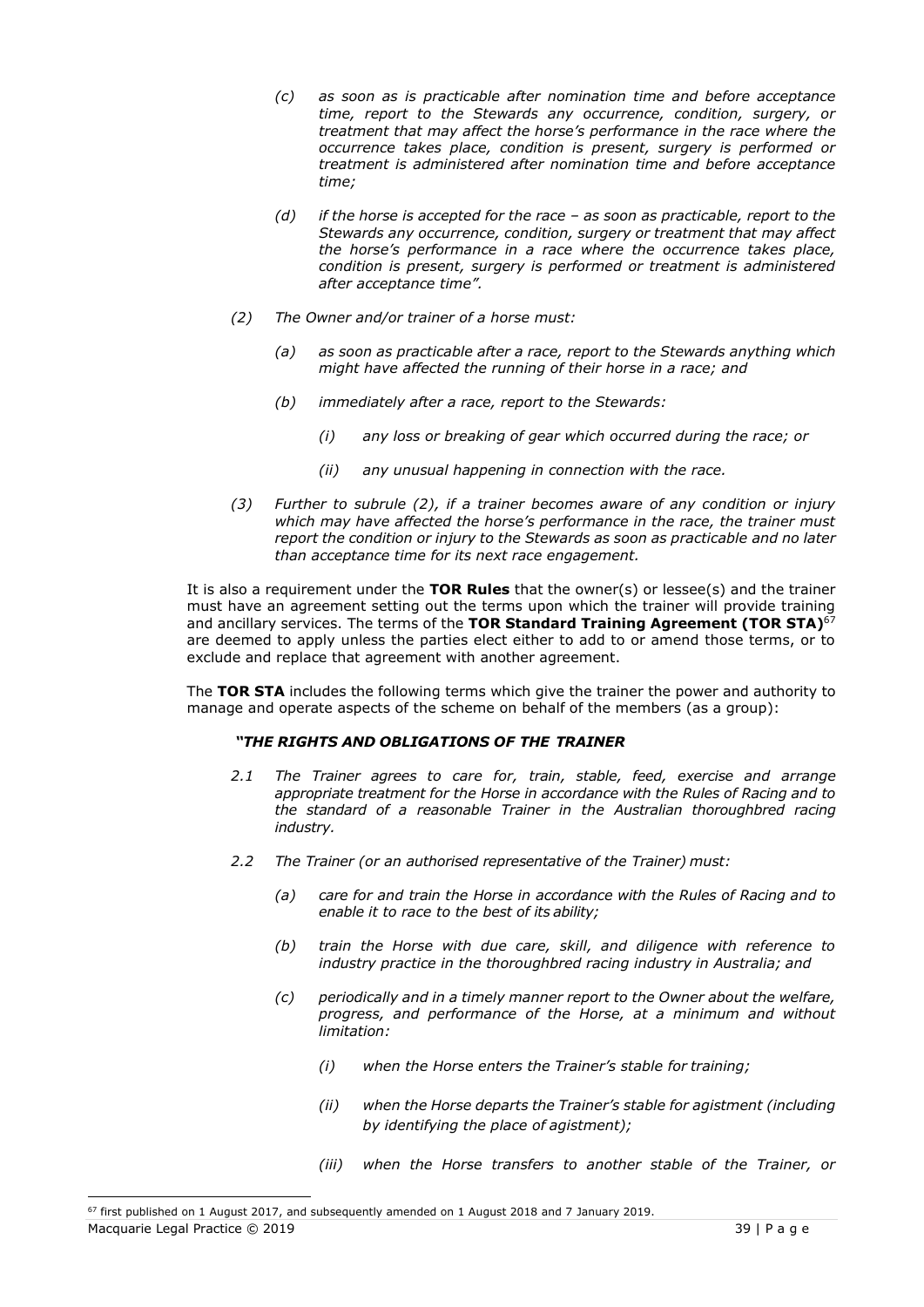*(c) as soon as is practicable after nomination time and before acceptance time, report to the Stewards any occurrence, condition, surgery, or treatment that may affect the horse's performance in the race where the occurrence takes place, condition is present, surgery is performed or treatment is administered after nomination time and before acceptance time;*

*(d) if the horse is accepted for the race – as soon as practicable, report to the Stewards any occurrence, condition, surgery or treatment that may affect the horse's performance in a race where the occurrence takes place, condition is present, surgery is performed or treatment is administered after acceptance time".*

*(2) The Owner and/or trainer of a horse must:*

*(a) as soon as practicable after a race, report to the Stewards anything which might have affected the running of their horse in a race; and*

*(b) immediately after a race, report to the Stewards:*

*(i) any loss or breaking of gear which occurred during the race; or*

*(ii) any unusual happening in connection with the race.*

*(3) Further to subrule (2), if a trainer becomes aware of any condition or injury which may have affected the horse's performance in the race, the trainer must report the condition or injury to the Stewards as soon as practicable and no later than acceptance time for its next race engagement.*

It is also a requirement under the **TOR Rules** that the owner(s) or lessee(s) and the trainer must have an agreement setting out the terms upon which the trainer will provide training and ancillary services. The terms of the **TOR Standard Training Agreement (TOR STA)**[67] are deemed to apply unless the parties elect either to add to or amend those terms, or to exclude and replace that agreement with another agreement.

The **TOR STA** includes the following terms which give the trainer the power and authority to manage and operate aspects of the scheme on behalf of the members (as a group):

***"THE RIGHTS AND OBLIGATIONS OF THE TRAINER***

*2.1 The Trainer agrees to care for, train, stable, feed, exercise and arrange appropriate treatment for the Horse in accordance with the Rules of Racing and to the standard of a reasonable Trainer in the Australian thoroughbred racing industry.*

*2.2 The Trainer (or an authorised representative of the Trainer) must:*

*(a) care for and train the Horse in accordance with the Rules of Racing and to enable it to race to the best of its ability;*

*(b) train the Horse with due care, skill, and diligence with reference to industry practice in the thoroughbred racing industry in Australia; and*

*(c) periodically and in a timely manner report to the Owner about the welfare, progress, and performance of the Horse, at a minimum and without limitation:*

*(i) when the Horse enters the Trainer's stable for training;*

*(ii) when the Horse departs the Trainer's stable for agistment (including by identifying the place of agistment);*

*(iii) when the Horse transfers to another stable of the Trainer, or*

[67] first published on 1 August 2017, and subsequently amended on 1 August 2018 and 7 January 2019.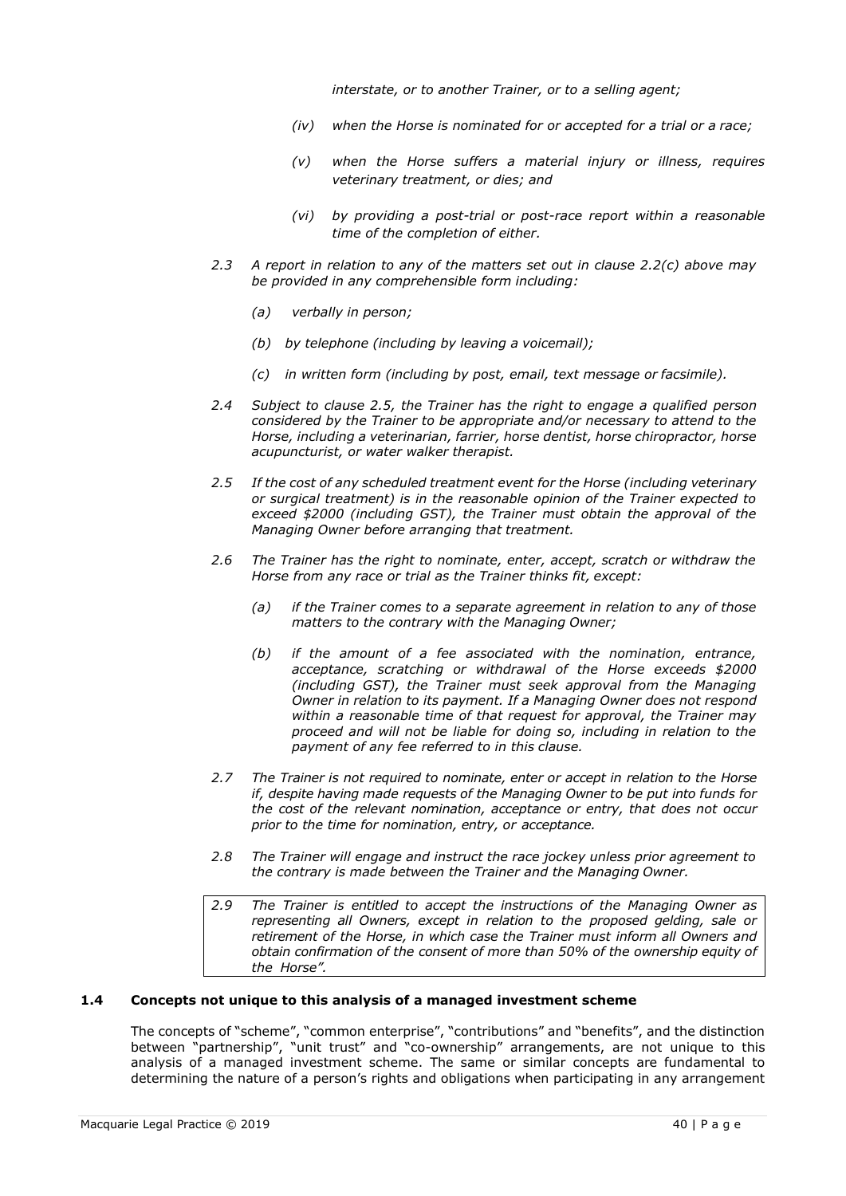*interstate, or to another Trainer, or to a selling agent;*

- *(iv) when the Horse is nominated for or accepted for a trial or a race;*
- *(v) when the Horse suffers a material injury or illness, requires veterinary treatment, or dies; and*
- *(vi) by providing a post-trial or post-race report within a reasonable time of the completion of either.*

*2.3 A report in relation to any of the matters set out in clause 2.2(c) above may be provided in any comprehensible form including:*

- *(a) verbally in person;*
- *(b) by telephone (including by leaving a voicemail);*
- *(c) in written form (including by post, email, text message or facsimile).*

*2.4 Subject to clause 2.5, the Trainer has the right to engage a qualified person considered by the Trainer to be appropriate and/or necessary to attend to the Horse, including a veterinarian, farrier, horse dentist, horse chiropractor, horse acupuncturist, or water walker therapist.*

*2.5 If the cost of any scheduled treatment event for the Horse (including veterinary or surgical treatment) is in the reasonable opinion of the Trainer expected to exceed $2000 (including GST), the Trainer must obtain the approval of the Managing Owner before arranging that treatment.*

*2.6 The Trainer has the right to nominate, enter, accept, scratch or withdraw the Horse from any race or trial as the Trainer thinks fit, except:*

- *(a) if the Trainer comes to a separate agreement in relation to any of those matters to the contrary with the Managing Owner;*
- *(b) if the amount of a fee associated with the nomination, entrance, acceptance, scratching or withdrawal of the Horse exceeds $2000 (including GST), the Trainer must seek approval from the Managing Owner in relation to its payment. If a Managing Owner does not respond within a reasonable time of that request for approval, the Trainer may proceed and will not be liable for doing so, including in relation to the payment of any fee referred to in this clause.*

*2.7 The Trainer is not required to nominate, enter or accept in relation to the Horse if, despite having made requests of the Managing Owner to be put into funds for the cost of the relevant nomination, acceptance or entry, that does not occur prior to the time for nomination, entry, or acceptance.*

*2.8 The Trainer will engage and instruct the race jockey unless prior agreement to the contrary is made between the Trainer and the Managing Owner.*

*2.9 The Trainer is entitled to accept the instructions of the Managing Owner as representing all Owners, except in relation to the proposed gelding, sale or retirement of the Horse, in which case the Trainer must inform all Owners and obtain confirmation of the consent of more than 50% of the ownership equity of the Horse".*

### 1.4 Concepts not unique to this analysis of a managed investment scheme

The concepts of "scheme", "common enterprise", "contributions" and "benefits", and the distinction between "partnership", "unit trust" and "co-ownership" arrangements, are not unique to this analysis of a managed investment scheme. The same or similar concepts are fundamental to determining the nature of a person's rights and obligations when participating in any arrangement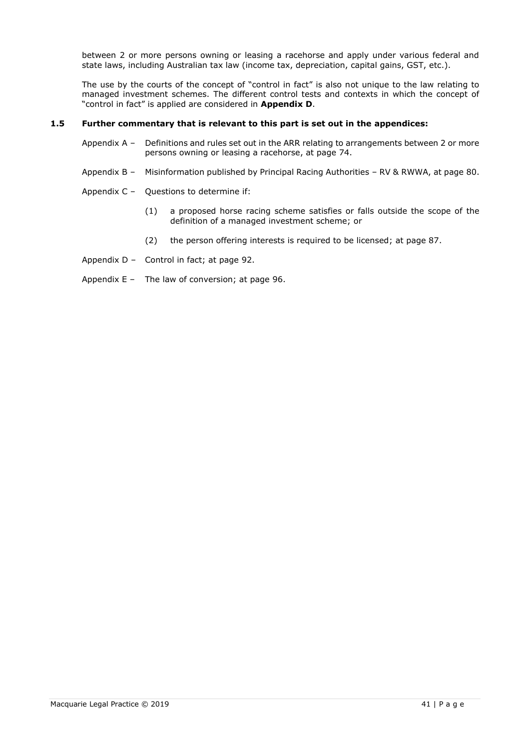between 2 or more persons owning or leasing a racehorse and apply under various federal and state laws, including Australian tax law (income tax, depreciation, capital gains, GST, etc.).

The use by the courts of the concept of "control in fact" is also not unique to the law relating to managed investment schemes. The different control tests and contexts in which the concept of "control in fact" is applied are considered in **Appendix D**.

### 1.5 Further commentary that is relevant to this part is set out in the appendices:

Appendix A – Definitions and rules set out in the ARR relating to arrangements between 2 or more persons owning or leasing a racehorse, at page 74.

Appendix B – Misinformation published by Principal Racing Authorities – RV & RWWA, at page 80.

Appendix C – Questions to determine if:

(1) a proposed horse racing scheme satisfies or falls outside the scope of the definition of a managed investment scheme; or

(2) the person offering interests is required to be licensed; at page 87.

Appendix D – Control in fact; at page 92.

Appendix E – The law of conversion; at page 96.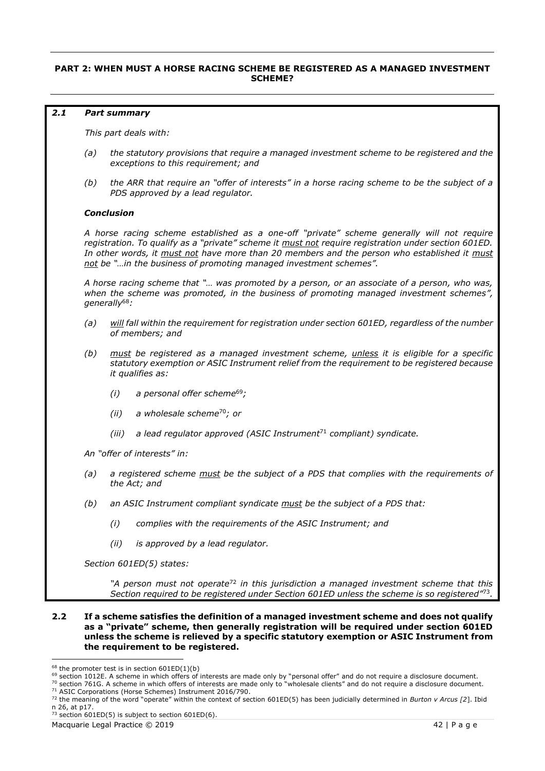## PART 2: WHEN MUST A HORSE RACING SCHEME BE REGISTERED AS A MANAGED INVESTMENT SCHEME?

### 2.1 *Part summary*

*This part deals with:*

*(a) the statutory provisions that require a managed investment scheme to be registered and the exceptions to this requirement; and*

*(b) the ARR that require an "offer of interests" in a horse racing scheme to be the subject of a PDS approved by a lead regulator.*

***Conclusion***

*A horse racing scheme established as a one-off "private" scheme generally will not require registration. To qualify as a "private" scheme it must not require registration under section 601ED. In other words, it must not have more than 20 members and the person who established it must not be "…in the business of promoting managed investment schemes".*

*A horse racing scheme that "… was promoted by a person, or an associate of a person, who was, when the scheme was promoted, in the business of promoting managed investment schemes", generally[68]:*

*(a) will fall within the requirement for registration under section 601ED, regardless of the number of members; and*

*(b) must be registered as a managed investment scheme, unless it is eligible for a specific statutory exemption or ASIC Instrument relief from the requirement to be registered because it qualifies as:*

*(i) a personal offer scheme[69];*

*(ii) a wholesale scheme[70]; or*

*(iii) a lead regulator approved (ASIC Instrument[71] compliant) syndicate.*

*An "offer of interests" in:*

*(a) a registered scheme must be the subject of a PDS that complies with the requirements of the Act; and*

*(b) an ASIC Instrument compliant syndicate must be the subject of a PDS that:*

*(i) complies with the requirements of the ASIC Instrument; and*

*(ii) is approved by a lead regulator.*

*Section 601ED(5) states:*

> *"A person must not operate[72] in this jurisdiction a managed investment scheme that this Section required to be registered under Section 601ED unless the scheme is so registered"[73].*

**2.2 If a scheme satisfies the definition of a managed investment scheme and does not qualify as a "private" scheme, then generally registration will be required under section 601ED unless the scheme is relieved by a specific statutory exemption or ASIC Instrument from the requirement to be registered.**

---

[68] the promoter test is in section 601ED(1)(b)

[69] section 1012E. A scheme in which offers of interests are made only by "personal offer" and do not require a disclosure document.

[70] section 761G. A scheme in which offers of interests are made only to "wholesale clients" and do not require a disclosure document.

[71] ASIC Corporations (Horse Schemes) Instrument 2016/790.

[72] the meaning of the word "operate" within the context of section 601ED(5) has been judicially determined in *Burton v Arcus [2]*. Ibid n 26, at p17.

[73] section 601ED(5) is subject to section 601ED(6).

Macquarie Legal Practice © 2019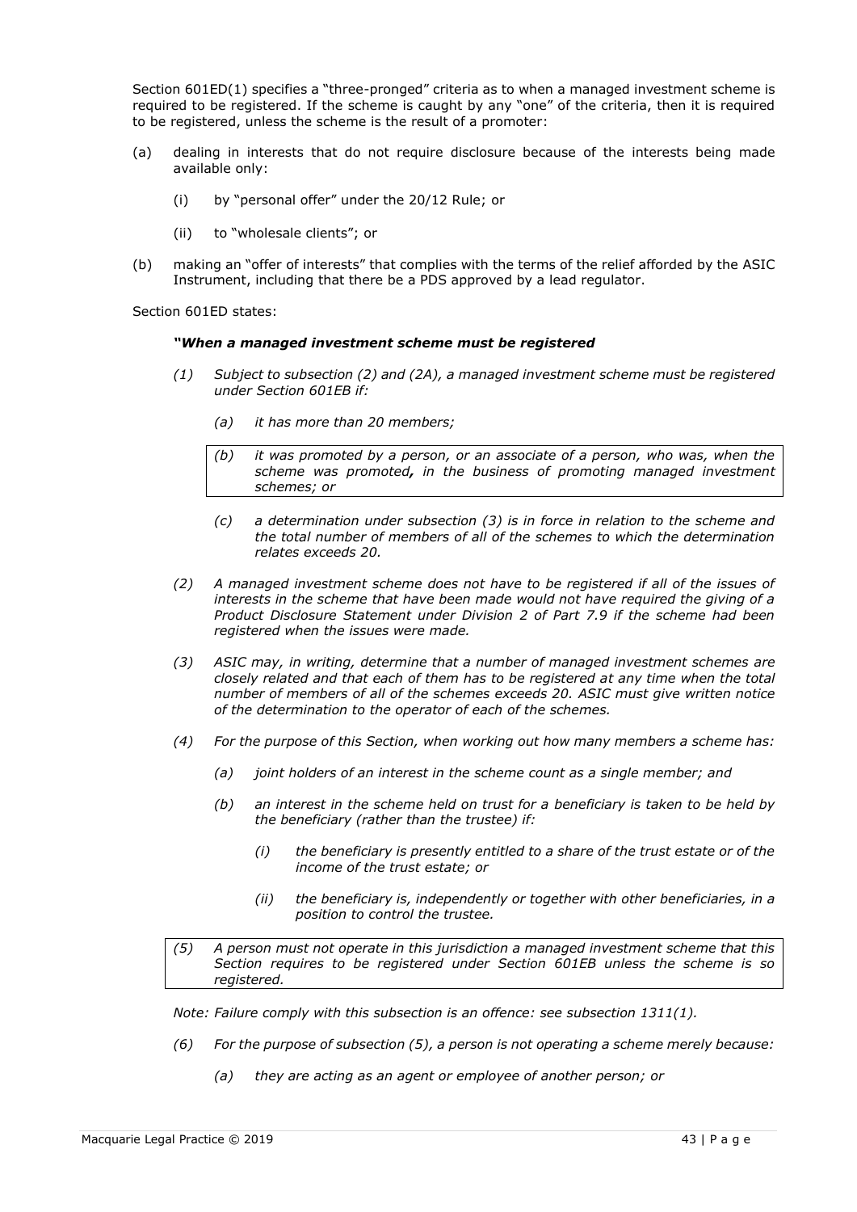Section 601ED(1) specifies a "three-pronged" criteria as to when a managed investment scheme is required to be registered. If the scheme is caught by any "one" of the criteria, then it is required to be registered, unless the scheme is the result of a promoter:

(a) dealing in interests that do not require disclosure because of the interests being made available only:

  (i) by "personal offer" under the 20/12 Rule; or

  (ii) to "wholesale clients"; or

(b) making an "offer of interests" that complies with the terms of the relief afforded by the ASIC Instrument, including that there be a PDS approved by a lead regulator.

Section 601ED states:

***"When a managed investment scheme must be registered***

*(1) Subject to subsection (2) and (2A), a managed investment scheme must be registered under Section 601EB if:*

  *(a) it has more than 20 members;*

  *(b) it was promoted by a person, or an associate of a person, who was, when the scheme was promoted**,** in the business of promoting managed investment schemes; or*

  *(c) a determination under subsection (3) is in force in relation to the scheme and the total number of members of all of the schemes to which the determination relates exceeds 20.*

*(2) A managed investment scheme does not have to be registered if all of the issues of interests in the scheme that have been made would not have required the giving of a Product Disclosure Statement under Division 2 of Part 7.9 if the scheme had been registered when the issues were made.*

*(3) ASIC may, in writing, determine that a number of managed investment schemes are closely related and that each of them has to be registered at any time when the total number of members of all of the schemes exceeds 20. ASIC must give written notice of the determination to the operator of each of the schemes.*

*(4) For the purpose of this Section, when working out how many members a scheme has:*

  *(a) joint holders of an interest in the scheme count as a single member; and*

  *(b) an interest in the scheme held on trust for a beneficiary is taken to be held by the beneficiary (rather than the trustee) if:*

    *(i) the beneficiary is presently entitled to a share of the trust estate or of the income of the trust estate; or*

    *(ii) the beneficiary is, independently or together with other beneficiaries, in a position to control the trustee.*

*(5) A person must not operate in this jurisdiction a managed investment scheme that this Section requires to be registered under Section 601EB unless the scheme is so registered.*

*Note: Failure comply with this subsection is an offence: see subsection 1311(1).*

*(6) For the purpose of subsection (5), a person is not operating a scheme merely because:*

  *(a) they are acting as an agent or employee of another person; or*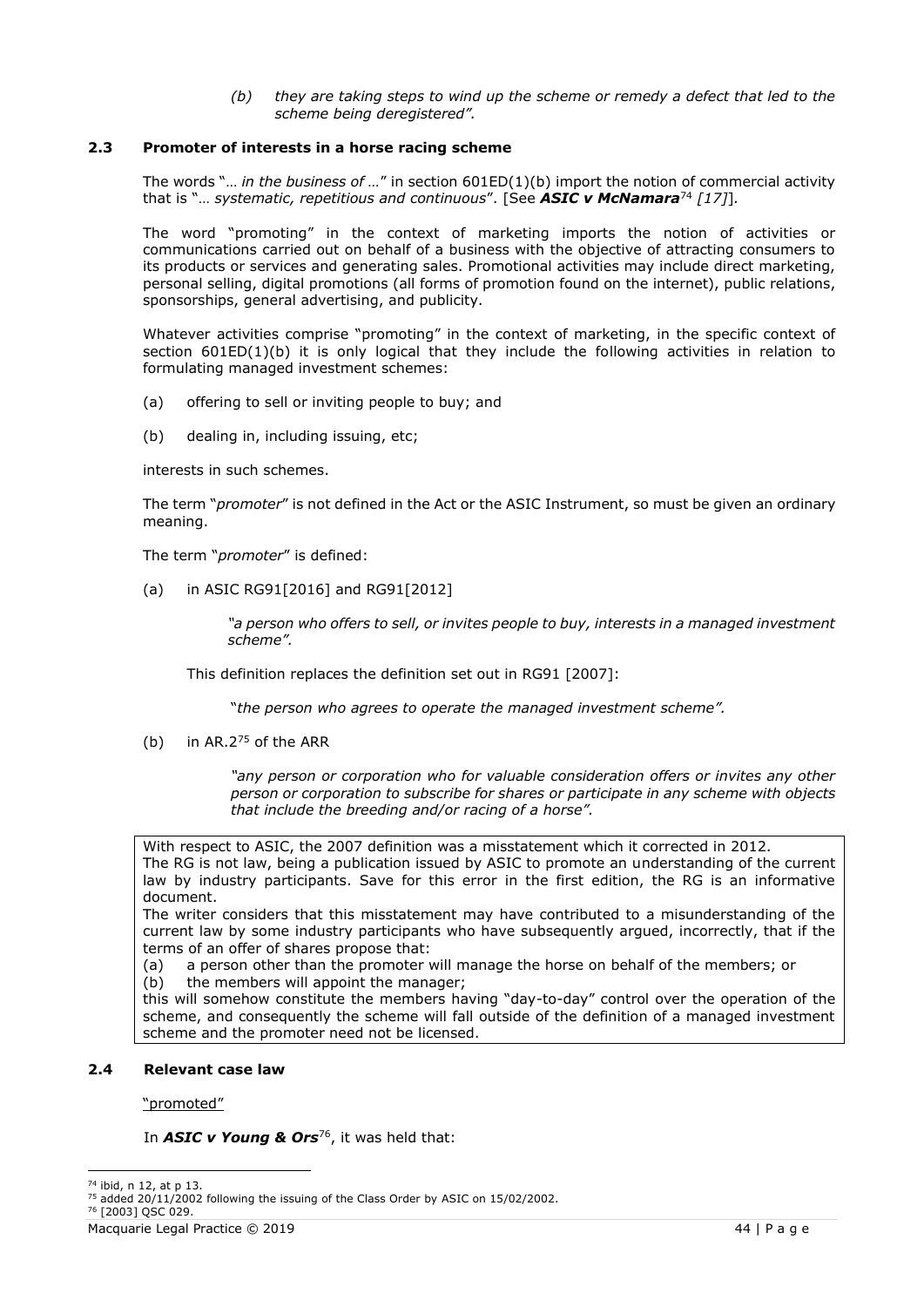> *(b) they are taking steps to wind up the scheme or remedy a defect that led to the scheme being deregistered".*

### 2.3 Promoter of interests in a horse racing scheme

The words "*… in the business of …*" in section 601ED(1)(b) import the notion of commercial activity that is "*… systematic, repetitious and continuous*". [See ***ASIC v McNamara***[74] *[17]*].

The word "promoting" in the context of marketing imports the notion of activities or communications carried out on behalf of a business with the objective of attracting consumers to its products or services and generating sales. Promotional activities may include direct marketing, personal selling, digital promotions (all forms of promotion found on the internet), public relations, sponsorships, general advertising, and publicity.

Whatever activities comprise "promoting" in the context of marketing, in the specific context of section 601ED(1)(b) it is only logical that they include the following activities in relation to formulating managed investment schemes:

(a) offering to sell or inviting people to buy; and

(b) dealing in, including issuing, etc;

interests in such schemes.

The term "*promoter*" is not defined in the Act or the ASIC Instrument, so must be given an ordinary meaning.

The term "*promoter*" is defined:

(a) in ASIC RG91[2016] and RG91[2012]

> *"a person who offers to sell, or invites people to buy, interests in a managed investment scheme".*

This definition replaces the definition set out in RG91 [2007]:

> "*the person who agrees to operate the managed investment scheme".*

(b) in AR.2[75] of the ARR

> *"any person or corporation who for valuable consideration offers or invites any other person or corporation to subscribe for shares or participate in any scheme with objects that include the breeding and/or racing of a horse".*

With respect to ASIC, the 2007 definition was a misstatement which it corrected in 2012.
The RG is not law, being a publication issued by ASIC to promote an understanding of the current law by industry participants. Save for this error in the first edition, the RG is an informative document.
The writer considers that this misstatement may have contributed to a misunderstanding of the current law by some industry participants who have subsequently argued, incorrectly, that if the terms of an offer of shares propose that:
(a) a person other than the promoter will manage the horse on behalf of the members; or
(b) the members will appoint the manager;
this will somehow constitute the members having "day-to-day" control over the operation of the scheme, and consequently the scheme will fall outside of the definition of a managed investment scheme and the promoter need not be licensed.

### 2.4 Relevant case law

<u>"promoted"</u>

In ***ASIC v Young & Ors***[76], it was held that:

---

[74] ibid, n 12, at p 13.
[75] added 20/11/2002 following the issuing of the Class Order by ASIC on 15/02/2002.
[76] [2003] QSC 029.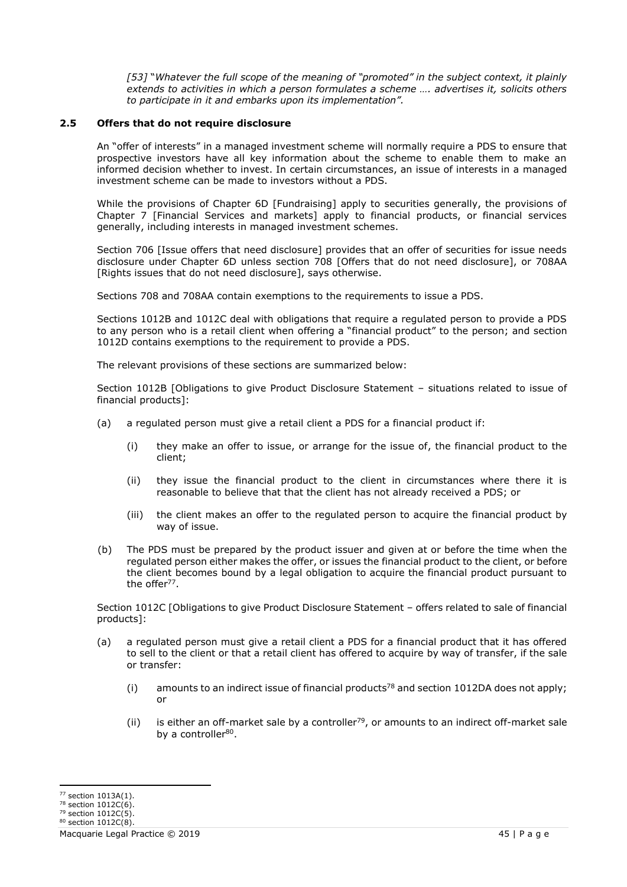*[53] "Whatever the full scope of the meaning of "promoted" in the subject context, it plainly extends to activities in which a person formulates a scheme …. advertises it, solicits others to participate in it and embarks upon its implementation".*

## 2.5 Offers that do not require disclosure

An "offer of interests" in a managed investment scheme will normally require a PDS to ensure that prospective investors have all key information about the scheme to enable them to make an informed decision whether to invest. In certain circumstances, an issue of interests in a managed investment scheme can be made to investors without a PDS.

While the provisions of Chapter 6D [Fundraising] apply to securities generally, the provisions of Chapter 7 [Financial Services and markets] apply to financial products, or financial services generally, including interests in managed investment schemes.

Section 706 [Issue offers that need disclosure] provides that an offer of securities for issue needs disclosure under Chapter 6D unless section 708 [Offers that do not need disclosure], or 708AA [Rights issues that do not need disclosure], says otherwise.

Sections 708 and 708AA contain exemptions to the requirements to issue a PDS.

Sections 1012B and 1012C deal with obligations that require a regulated person to provide a PDS to any person who is a retail client when offering a "financial product" to the person; and section 1012D contains exemptions to the requirement to provide a PDS.

The relevant provisions of these sections are summarized below:

Section 1012B [Obligations to give Product Disclosure Statement – situations related to issue of financial products]:

(a) a regulated person must give a retail client a PDS for a financial product if:

  (i) they make an offer to issue, or arrange for the issue of, the financial product to the client;

  (ii) they issue the financial product to the client in circumstances where there it is reasonable to believe that that the client has not already received a PDS; or

  (iii) the client makes an offer to the regulated person to acquire the financial product by way of issue.

(b) The PDS must be prepared by the product issuer and given at or before the time when the regulated person either makes the offer, or issues the financial product to the client, or before the client becomes bound by a legal obligation to acquire the financial product pursuant to the offer[77].

Section 1012C [Obligations to give Product Disclosure Statement – offers related to sale of financial products]:

(a) a regulated person must give a retail client a PDS for a financial product that it has offered to sell to the client or that a retail client has offered to acquire by way of transfer, if the sale or transfer:

  (i) amounts to an indirect issue of financial products[78] and section 1012DA does not apply; or

  (ii) is either an off-market sale by a controller[79], or amounts to an indirect off-market sale by a controller[80].

---

[77] section 1013A(1).
[78] section 1012C(6).
[79] section 1012C(5).
[80] section 1012C(8).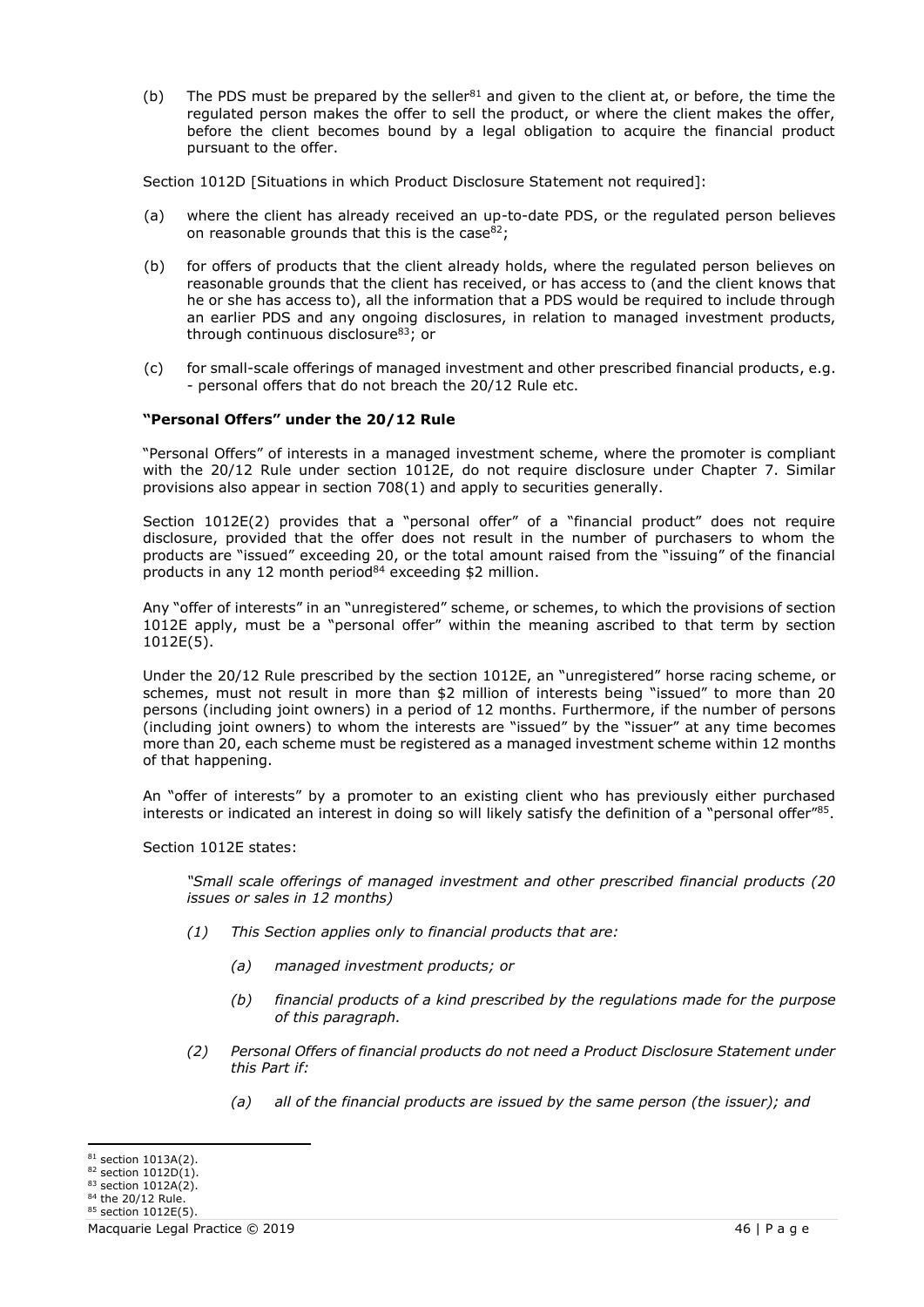(b) The PDS must be prepared by the seller[81] and given to the client at, or before, the time the regulated person makes the offer to sell the product, or where the client makes the offer, before the client becomes bound by a legal obligation to acquire the financial product pursuant to the offer.

Section 1012D [Situations in which Product Disclosure Statement not required]:

(a) where the client has already received an up-to-date PDS, or the regulated person believes on reasonable grounds that this is the case[82];

(b) for offers of products that the client already holds, where the regulated person believes on reasonable grounds that the client has received, or has access to (and the client knows that he or she has access to), all the information that a PDS would be required to include through an earlier PDS and any ongoing disclosures, in relation to managed investment products, through continuous disclosure[83]; or

(c) for small-scale offerings of managed investment and other prescribed financial products, e.g. - personal offers that do not breach the 20/12 Rule etc.

**"Personal Offers" under the 20/12 Rule**

"Personal Offers" of interests in a managed investment scheme, where the promoter is compliant with the 20/12 Rule under section 1012E, do not require disclosure under Chapter 7. Similar provisions also appear in section 708(1) and apply to securities generally.

Section 1012E(2) provides that a "personal offer" of a "financial product" does not require disclosure, provided that the offer does not result in the number of purchasers to whom the products are "issued" exceeding 20, or the total amount raised from the "issuing" of the financial products in any 12 month period[84] exceeding $2 million.

Any "offer of interests" in an "unregistered" scheme, or schemes, to which the provisions of section 1012E apply, must be a "personal offer" within the meaning ascribed to that term by section 1012E(5).

Under the 20/12 Rule prescribed by the section 1012E, an "unregistered" horse racing scheme, or schemes, must not result in more than $2 million of interests being "issued" to more than 20 persons (including joint owners) in a period of 12 months. Furthermore, if the number of persons (including joint owners) to whom the interests are "issued" by the "issuer" at any time becomes more than 20, each scheme must be registered as a managed investment scheme within 12 months of that happening.

An "offer of interests" by a promoter to an existing client who has previously either purchased interests or indicated an interest in doing so will likely satisfy the definition of a "personal offer"[85].

Section 1012E states:

> *"Small scale offerings of managed investment and other prescribed financial products (20 issues or sales in 12 months)*
>
> *(1) This Section applies only to financial products that are:*
>
> *(a) managed investment products; or*
>
> *(b) financial products of a kind prescribed by the regulations made for the purpose of this paragraph.*
>
> *(2) Personal Offers of financial products do not need a Product Disclosure Statement under this Part if:*
>
> *(a) all of the financial products are issued by the same person (the issuer); and*

---

[81] section 1013A(2).
[82] section 1012D(1).
[83] section 1012A(2).
[84] the 20/12 Rule.
[85] section 1012E(5).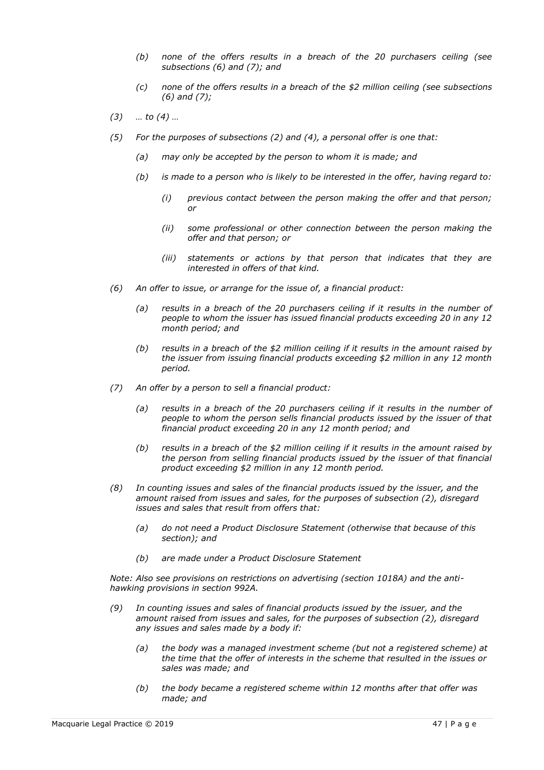*(b) none of the offers results in a breach of the 20 purchasers ceiling (see subsections (6) and (7); and*

*(c) none of the offers results in a breach of the $2 million ceiling (see subsections (6) and (7);*

*(3) … to (4) …*

*(5) For the purposes of subsections (2) and (4), a personal offer is one that:*

*(a) may only be accepted by the person to whom it is made; and*

*(b) is made to a person who is likely to be interested in the offer, having regard to:*

*(i) previous contact between the person making the offer and that person; or*

*(ii) some professional or other connection between the person making the offer and that person; or*

*(iii) statements or actions by that person that indicates that they are interested in offers of that kind.*

*(6) An offer to issue, or arrange for the issue of, a financial product:*

*(a) results in a breach of the 20 purchasers ceiling if it results in the number of people to whom the issuer has issued financial products exceeding 20 in any 12 month period; and*

*(b) results in a breach of the $2 million ceiling if it results in the amount raised by the issuer from issuing financial products exceeding $2 million in any 12 month period.*

*(7) An offer by a person to sell a financial product:*

*(a) results in a breach of the 20 purchasers ceiling if it results in the number of people to whom the person sells financial products issued by the issuer of that financial product exceeding 20 in any 12 month period; and*

*(b) results in a breach of the $2 million ceiling if it results in the amount raised by the person from selling financial products issued by the issuer of that financial product exceeding $2 million in any 12 month period.*

*(8) In counting issues and sales of the financial products issued by the issuer, and the amount raised from issues and sales, for the purposes of subsection (2), disregard issues and sales that result from offers that:*

*(a) do not need a Product Disclosure Statement (otherwise that because of this section); and*

*(b) are made under a Product Disclosure Statement*

*Note: Also see provisions on restrictions on advertising (section 1018A) and the anti-hawking provisions in section 992A.*

*(9) In counting issues and sales of financial products issued by the issuer, and the amount raised from issues and sales, for the purposes of subsection (2), disregard any issues and sales made by a body if:*

*(a) the body was a managed investment scheme (but not a registered scheme) at the time that the offer of interests in the scheme that resulted in the issues or sales was made; and*

*(b) the body became a registered scheme within 12 months after that offer was made; and*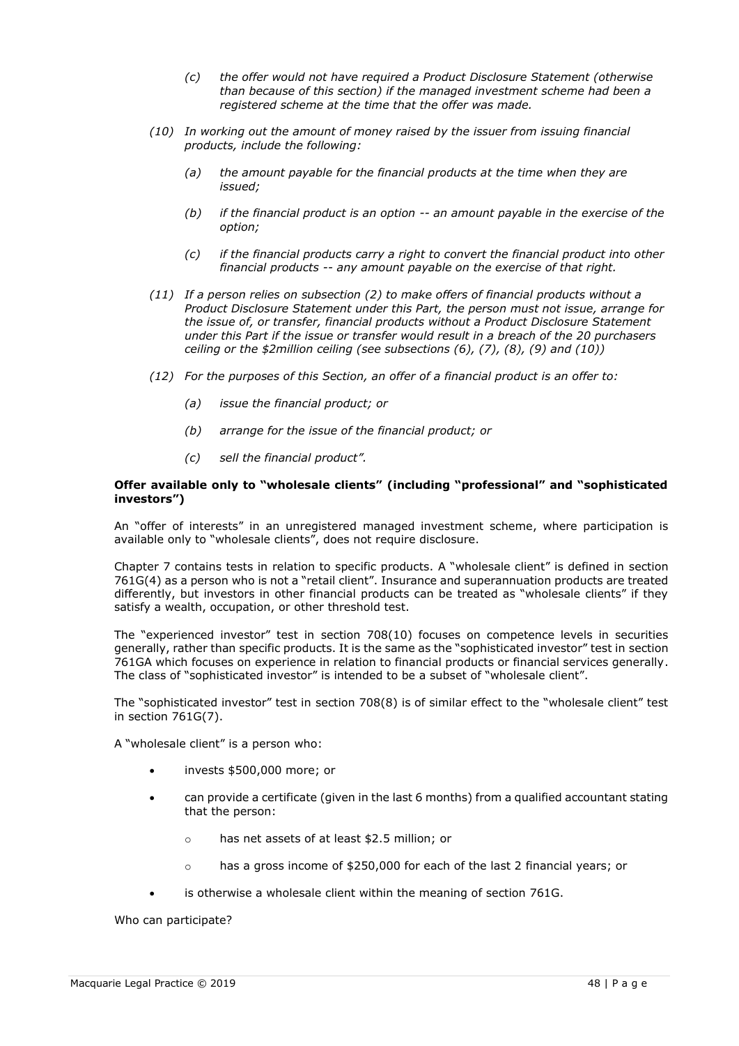*(c) the offer would not have required a Product Disclosure Statement (otherwise than because of this section) if the managed investment scheme had been a registered scheme at the time that the offer was made.*

*(10) In working out the amount of money raised by the issuer from issuing financial products, include the following:*

*(a) the amount payable for the financial products at the time when they are issued;*

*(b) if the financial product is an option -- an amount payable in the exercise of the option;*

*(c) if the financial products carry a right to convert the financial product into other financial products -- any amount payable on the exercise of that right.*

*(11) If a person relies on subsection (2) to make offers of financial products without a Product Disclosure Statement under this Part, the person must not issue, arrange for the issue of, or transfer, financial products without a Product Disclosure Statement under this Part if the issue or transfer would result in a breach of the 20 purchasers ceiling or the $2million ceiling (see subsections (6), (7), (8), (9) and (10))*

*(12) For the purposes of this Section, an offer of a financial product is an offer to:*

*(a) issue the financial product; or*

*(b) arrange for the issue of the financial product; or*

*(c) sell the financial product".*

**Offer available only to "wholesale clients" (including "professional" and "sophisticated investors")**

An "offer of interests" in an unregistered managed investment scheme, where participation is available only to "wholesale clients", does not require disclosure.

Chapter 7 contains tests in relation to specific products. A "wholesale client" is defined in section 761G(4) as a person who is not a "retail client". Insurance and superannuation products are treated differently, but investors in other financial products can be treated as "wholesale clients" if they satisfy a wealth, occupation, or other threshold test.

The "experienced investor" test in section 708(10) focuses on competence levels in securities generally, rather than specific products. It is the same as the "sophisticated investor" test in section 761GA which focuses on experience in relation to financial products or financial services generally. The class of "sophisticated investor" is intended to be a subset of "wholesale client".

The "sophisticated investor" test in section 708(8) is of similar effect to the "wholesale client" test in section 761G(7).

A "wholesale client" is a person who:

- invests $500,000 more; or
- can provide a certificate (given in the last 6 months) from a qualified accountant stating that the person:
  - has net assets of at least $2.5 million; or
  - has a gross income of $250,000 for each of the last 2 financial years; or
- is otherwise a wholesale client within the meaning of section 761G.

Who can participate?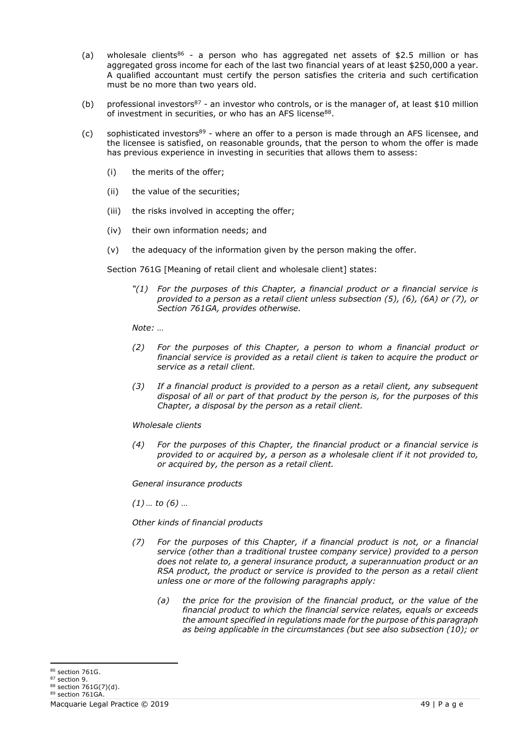(a) wholesale clients[86] - a person who has aggregated net assets of $2.5 million or has aggregated gross income for each of the last two financial years of at least $250,000 a year. A qualified accountant must certify the person satisfies the criteria and such certification must be no more than two years old.

(b) professional investors[87] - an investor who controls, or is the manager of, at least $10 million of investment in securities, or who has an AFS license[88].

(c) sophisticated investors[89] - where an offer to a person is made through an AFS licensee, and the licensee is satisfied, on reasonable grounds, that the person to whom the offer is made has previous experience in investing in securities that allows them to assess:

   (i) the merits of the offer;

   (ii) the value of the securities;

   (iii) the risks involved in accepting the offer;

   (iv) their own information needs; and

   (v) the adequacy of the information given by the person making the offer.

Section 761G [Meaning of retail client and wholesale client] states:

> *"(1) For the purposes of this Chapter, a financial product or a financial service is provided to a person as a retail client unless subsection (5), (6), (6A) or (7), or Section 761GA, provides otherwise.*
>
> *Note: …*
>
> *(2) For the purposes of this Chapter, a person to whom a financial product or financial service is provided as a retail client is taken to acquire the product or service as a retail client.*
>
> *(3) If a financial product is provided to a person as a retail client, any subsequent disposal of all or part of that product by the person is, for the purposes of this Chapter, a disposal by the person as a retail client.*
>
> *Wholesale clients*
>
> *(4) For the purposes of this Chapter, the financial product or a financial service is provided to or acquired by, a person as a wholesale client if it not provided to, or acquired by, the person as a retail client.*
>
> *General insurance products*
>
> *(1) … to (6) …*
>
> *Other kinds of financial products*
>
> *(7) For the purposes of this Chapter, if a financial product is not, or a financial service (other than a traditional trustee company service) provided to a person does not relate to, a general insurance product, a superannuation product or an RSA product, the product or service is provided to the person as a retail client unless one or more of the following paragraphs apply:*
>
> *(a) the price for the provision of the financial product, or the value of the financial product to which the financial service relates, equals or exceeds the amount specified in regulations made for the purpose of this paragraph as being applicable in the circumstances (but see also subsection (10); or*

---

[86] section 761G.

[87] section 9.

[88] section 761G(7)(d).

[89] section 761GA.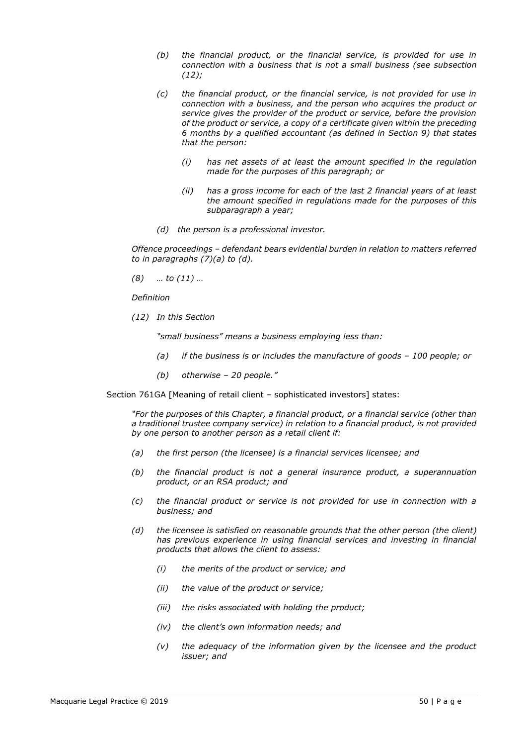> *(b) the financial product, or the financial service, is provided for use in connection with a business that is not a small business (see subsection (12);*
>
> *(c) the financial product, or the financial service, is not provided for use in connection with a business, and the person who acquires the product or service gives the provider of the product or service, before the provision of the product or service, a copy of a certificate given within the preceding 6 months by a qualified accountant (as defined in Section 9) that states that the person:*
>
> > *(i) has net assets of at least the amount specified in the regulation made for the purposes of this paragraph; or*
> >
> > *(ii) has a gross income for each of the last 2 financial years of at least the amount specified in regulations made for the purposes of this subparagraph a year;*
>
> *(d) the person is a professional investor.*
>
> *Offence proceedings – defendant bears evidential burden in relation to matters referred to in paragraphs (7)(a) to (d).*
>
> *(8) … to (11) …*
>
> *Definition*
>
> *(12) In this Section*
>
> > *"small business" means a business employing less than:*
> >
> > *(a) if the business is or includes the manufacture of goods – 100 people; or*
> >
> > *(b) otherwise – 20 people."*

Section 761GA [Meaning of retail client – sophisticated investors] states:

> *"For the purposes of this Chapter, a financial product, or a financial service (other than a traditional trustee company service) in relation to a financial product, is not provided by one person to another person as a retail client if:*
>
> *(a) the first person (the licensee) is a financial services licensee; and*
>
> *(b) the financial product is not a general insurance product, a superannuation product, or an RSA product; and*
>
> *(c) the financial product or service is not provided for use in connection with a business; and*
>
> *(d) the licensee is satisfied on reasonable grounds that the other person (the client) has previous experience in using financial services and investing in financial products that allows the client to assess:*
>
> > *(i) the merits of the product or service; and*
> >
> > *(ii) the value of the product or service;*
> >
> > *(iii) the risks associated with holding the product;*
> >
> > *(iv) the client's own information needs; and*
> >
> > *(v) the adequacy of the information given by the licensee and the product issuer; and*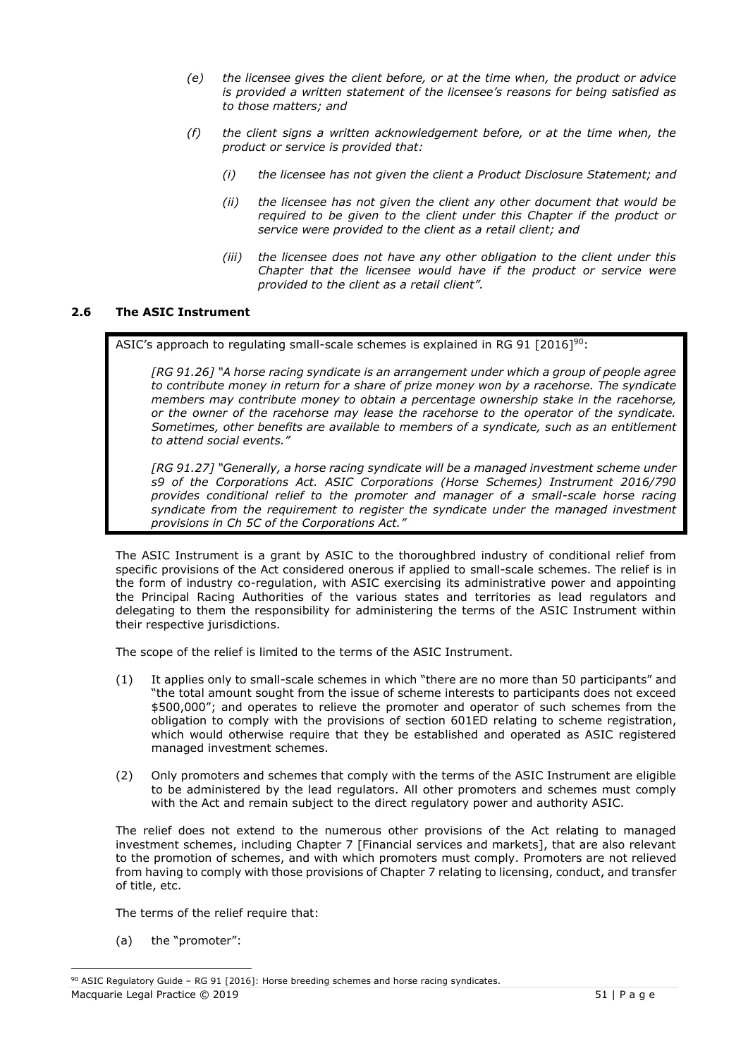> *(e) the licensee gives the client before, or at the time when, the product or advice is provided a written statement of the licensee's reasons for being satisfied as to those matters; and*
>
> *(f) the client signs a written acknowledgement before, or at the time when, the product or service is provided that:*
>
> > *(i) the licensee has not given the client a Product Disclosure Statement; and*
> >
> > *(ii) the licensee has not given the client any other document that would be required to be given to the client under this Chapter if the product or service were provided to the client as a retail client; and*
> >
> > *(iii) the licensee does not have any other obligation to the client under this Chapter that the licensee would have if the product or service were provided to the client as a retail client".*

### 2.6 The ASIC Instrument

ASIC's approach to regulating small-scale schemes is explained in RG 91 [2016][90]:

> *[RG 91.26] "A horse racing syndicate is an arrangement under which a group of people agree to contribute money in return for a share of prize money won by a racehorse. The syndicate members may contribute money to obtain a percentage ownership stake in the racehorse, or the owner of the racehorse may lease the racehorse to the operator of the syndicate. Sometimes, other benefits are available to members of a syndicate, such as an entitlement to attend social events."*
>
> *[RG 91.27] "Generally, a horse racing syndicate will be a managed investment scheme under s9 of the Corporations Act. ASIC Corporations (Horse Schemes) Instrument 2016/790 provides conditional relief to the promoter and manager of a small-scale horse racing syndicate from the requirement to register the syndicate under the managed investment provisions in Ch 5C of the Corporations Act."*

The ASIC Instrument is a grant by ASIC to the thoroughbred industry of conditional relief from specific provisions of the Act considered onerous if applied to small-scale schemes. The relief is in the form of industry co-regulation, with ASIC exercising its administrative power and appointing the Principal Racing Authorities of the various states and territories as lead regulators and delegating to them the responsibility for administering the terms of the ASIC Instrument within their respective jurisdictions.

The scope of the relief is limited to the terms of the ASIC Instrument.

(1) It applies only to small-scale schemes in which "there are no more than 50 participants" and "the total amount sought from the issue of scheme interests to participants does not exceed \$500,000"; and operates to relieve the promoter and operator of such schemes from the obligation to comply with the provisions of section 601ED relating to scheme registration, which would otherwise require that they be established and operated as ASIC registered managed investment schemes.

(2) Only promoters and schemes that comply with the terms of the ASIC Instrument are eligible to be administered by the lead regulators. All other promoters and schemes must comply with the Act and remain subject to the direct regulatory power and authority ASIC.

The relief does not extend to the numerous other provisions of the Act relating to managed investment schemes, including Chapter 7 [Financial services and markets], that are also relevant to the promotion of schemes, and with which promoters must comply. Promoters are not relieved from having to comply with those provisions of Chapter 7 relating to licensing, conduct, and transfer of title, etc.

The terms of the relief require that:

(a) the "promoter":

[90] ASIC Regulatory Guide – RG 91 [2016]: Horse breeding schemes and horse racing syndicates.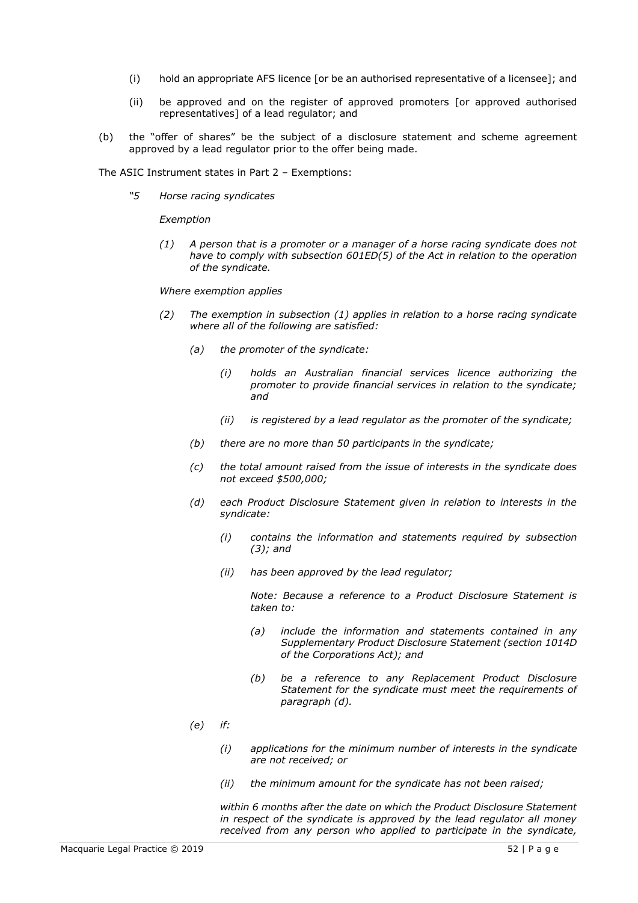(i) hold an appropriate AFS licence [or be an authorised representative of a licensee]; and

(ii) be approved and on the register of approved promoters [or approved authorised representatives] of a lead regulator; and

(b) the "offer of shares" be the subject of a disclosure statement and scheme agreement approved by a lead regulator prior to the offer being made.

The ASIC Instrument states in Part 2 – Exemptions:

> *"5 Horse racing syndicates*
>
> *Exemption*
>
> *(1) A person that is a promoter or a manager of a horse racing syndicate does not have to comply with subsection 601ED(5) of the Act in relation to the operation of the syndicate.*
>
> *Where exemption applies*
>
> *(2) The exemption in subsection (1) applies in relation to a horse racing syndicate where all of the following are satisfied:*
>
> *(a) the promoter of the syndicate:*
>
> *(i) holds an Australian financial services licence authorizing the promoter to provide financial services in relation to the syndicate; and*
>
> *(ii) is registered by a lead regulator as the promoter of the syndicate;*
>
> *(b) there are no more than 50 participants in the syndicate;*
>
> *(c) the total amount raised from the issue of interests in the syndicate does not exceed $500,000;*
>
> *(d) each Product Disclosure Statement given in relation to interests in the syndicate:*
>
> *(i) contains the information and statements required by subsection (3); and*
>
> *(ii) has been approved by the lead regulator;*
>
> *Note: Because a reference to a Product Disclosure Statement is taken to:*
>
> *(a) include the information and statements contained in any Supplementary Product Disclosure Statement (section 1014D of the Corporations Act); and*
>
> *(b) be a reference to any Replacement Product Disclosure Statement for the syndicate must meet the requirements of paragraph (d).*
>
> *(e) if:*
>
> *(i) applications for the minimum number of interests in the syndicate are not received; or*
>
> *(ii) the minimum amount for the syndicate has not been raised;*
>
> *within 6 months after the date on which the Product Disclosure Statement in respect of the syndicate is approved by the lead regulator all money received from any person who applied to participate in the syndicate,*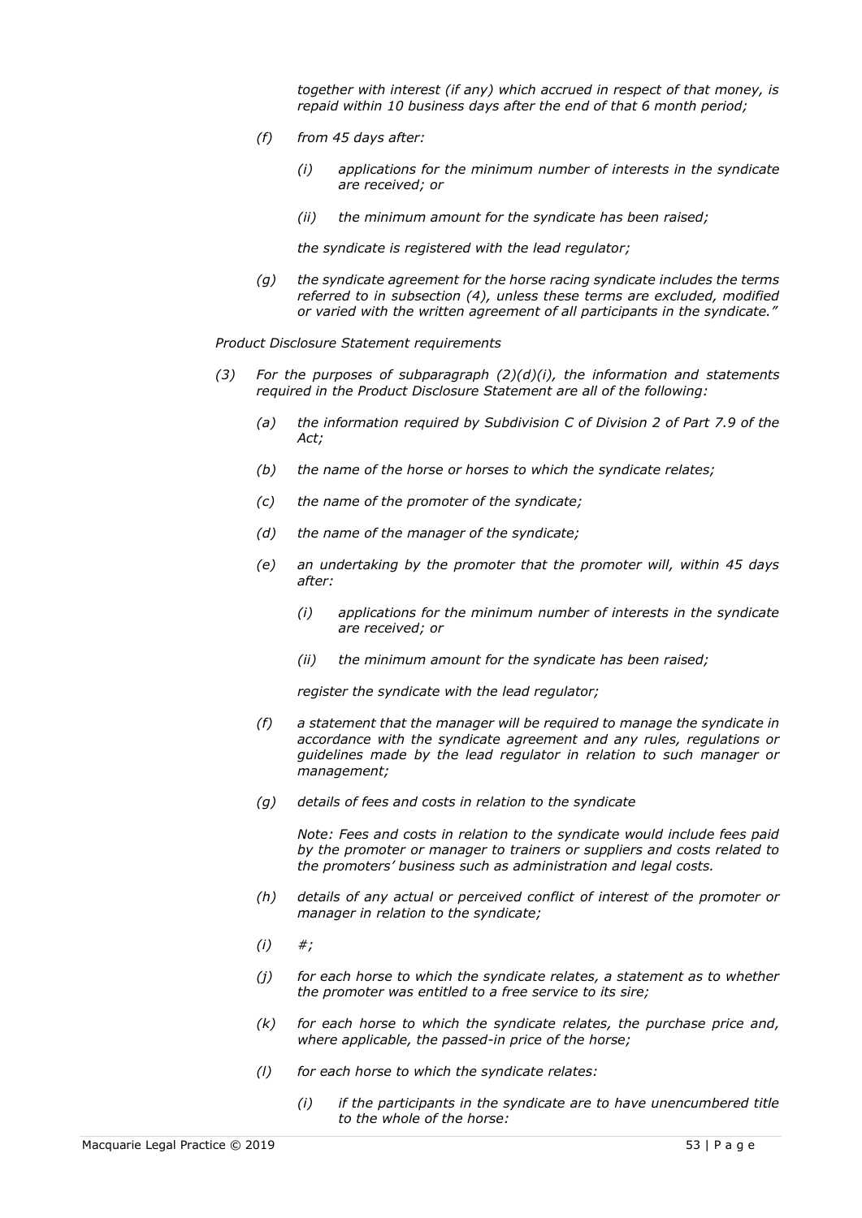*together with interest (if any) which accrued in respect of that money, is repaid within 10 business days after the end of that 6 month period;*

*(f) from 45 days after:*

*(i) applications for the minimum number of interests in the syndicate are received; or*

*(ii) the minimum amount for the syndicate has been raised;*

*the syndicate is registered with the lead regulator;*

*(g) the syndicate agreement for the horse racing syndicate includes the terms referred to in subsection (4), unless these terms are excluded, modified or varied with the written agreement of all participants in the syndicate."*

*Product Disclosure Statement requirements*

*(3) For the purposes of subparagraph (2)(d)(i), the information and statements required in the Product Disclosure Statement are all of the following:*

*(a) the information required by Subdivision C of Division 2 of Part 7.9 of the Act;*

*(b) the name of the horse or horses to which the syndicate relates;*

*(c) the name of the promoter of the syndicate;*

*(d) the name of the manager of the syndicate;*

*(e) an undertaking by the promoter that the promoter will, within 45 days after:*

*(i) applications for the minimum number of interests in the syndicate are received; or*

*(ii) the minimum amount for the syndicate has been raised;*

*register the syndicate with the lead regulator;*

*(f) a statement that the manager will be required to manage the syndicate in accordance with the syndicate agreement and any rules, regulations or guidelines made by the lead regulator in relation to such manager or management;*

*(g) details of fees and costs in relation to the syndicate*

*Note: Fees and costs in relation to the syndicate would include fees paid by the promoter or manager to trainers or suppliers and costs related to the promoters' business such as administration and legal costs.*

*(h) details of any actual or perceived conflict of interest of the promoter or manager in relation to the syndicate;*

*(i) #;*

*(j) for each horse to which the syndicate relates, a statement as to whether the promoter was entitled to a free service to its sire;*

*(k) for each horse to which the syndicate relates, the purchase price and, where applicable, the passed-in price of the horse;*

*(l) for each horse to which the syndicate relates:*

*(i) if the participants in the syndicate are to have unencumbered title to the whole of the horse:*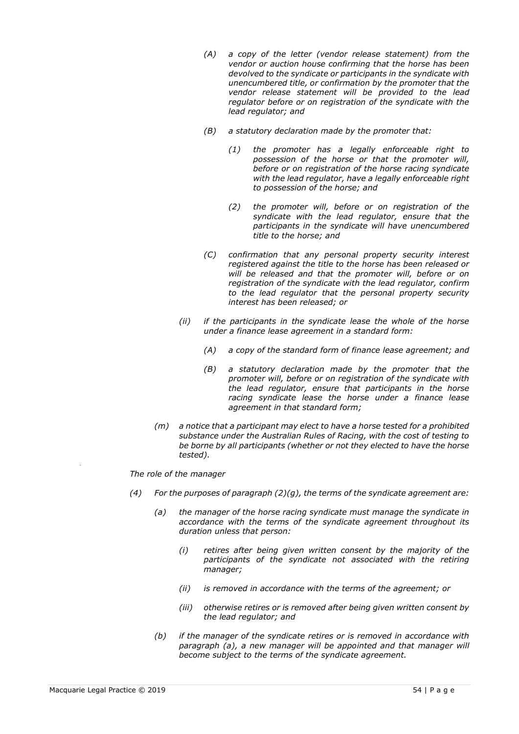*(A) a copy of the letter (vendor release statement) from the vendor or auction house confirming that the horse has been devolved to the syndicate or participants in the syndicate with unencumbered title, or confirmation by the promoter that the vendor release statement will be provided to the lead regulator before or on registration of the syndicate with the lead regulator; and*

*(B) a statutory declaration made by the promoter that:*

*(1) the promoter has a legally enforceable right to possession of the horse or that the promoter will, before or on registration of the horse racing syndicate with the lead regulator, have a legally enforceable right to possession of the horse; and*

*(2) the promoter will, before or on registration of the syndicate with the lead regulator, ensure that the participants in the syndicate will have unencumbered title to the horse; and*

*(C) confirmation that any personal property security interest registered against the title to the horse has been released or will be released and that the promoter will, before or on registration of the syndicate with the lead regulator, confirm to the lead regulator that the personal property security interest has been released; or*

*(ii) if the participants in the syndicate lease the whole of the horse under a finance lease agreement in a standard form:*

*(A) a copy of the standard form of finance lease agreement; and*

*(B) a statutory declaration made by the promoter that the promoter will, before or on registration of the syndicate with the lead regulator, ensure that participants in the horse racing syndicate lease the horse under a finance lease agreement in that standard form;*

*(m) a notice that a participant may elect to have a horse tested for a prohibited substance under the Australian Rules of Racing, with the cost of testing to be borne by all participants (whether or not they elected to have the horse tested).*

*The role of the manager*

*(4) For the purposes of paragraph (2)(g), the terms of the syndicate agreement are:*

*(a) the manager of the horse racing syndicate must manage the syndicate in accordance with the terms of the syndicate agreement throughout its duration unless that person:*

*(i) retires after being given written consent by the majority of the participants of the syndicate not associated with the retiring manager;*

*(ii) is removed in accordance with the terms of the agreement; or*

*(iii) otherwise retires or is removed after being given written consent by the lead regulator; and*

*(b) if the manager of the syndicate retires or is removed in accordance with paragraph (a), a new manager will be appointed and that manager will become subject to the terms of the syndicate agreement.*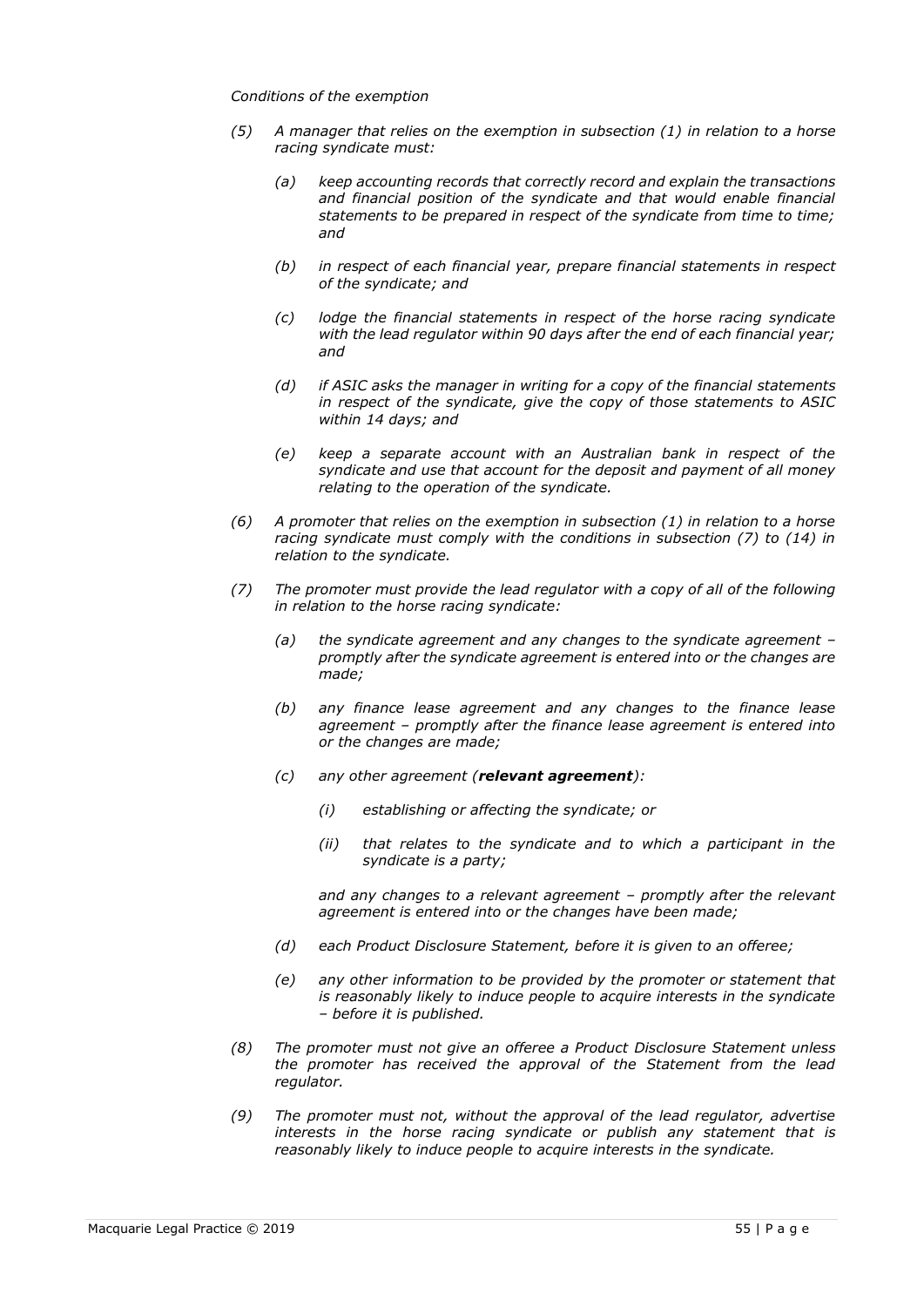*Conditions of the exemption*

*(5) A manager that relies on the exemption in subsection (1) in relation to a horse racing syndicate must:*

*(a) keep accounting records that correctly record and explain the transactions and financial position of the syndicate and that would enable financial statements to be prepared in respect of the syndicate from time to time; and*

*(b) in respect of each financial year, prepare financial statements in respect of the syndicate; and*

*(c) lodge the financial statements in respect of the horse racing syndicate with the lead regulator within 90 days after the end of each financial year; and*

*(d) if ASIC asks the manager in writing for a copy of the financial statements in respect of the syndicate, give the copy of those statements to ASIC within 14 days; and*

*(e) keep a separate account with an Australian bank in respect of the syndicate and use that account for the deposit and payment of all money relating to the operation of the syndicate.*

*(6) A promoter that relies on the exemption in subsection (1) in relation to a horse racing syndicate must comply with the conditions in subsection (7) to (14) in relation to the syndicate.*

*(7) The promoter must provide the lead regulator with a copy of all of the following in relation to the horse racing syndicate:*

*(a) the syndicate agreement and any changes to the syndicate agreement – promptly after the syndicate agreement is entered into or the changes are made;*

*(b) any finance lease agreement and any changes to the finance lease agreement – promptly after the finance lease agreement is entered into or the changes are made;*

*(c) any other agreement (**relevant agreement**):*

*(i) establishing or affecting the syndicate; or*

*(ii) that relates to the syndicate and to which a participant in the syndicate is a party;*

*and any changes to a relevant agreement – promptly after the relevant agreement is entered into or the changes have been made;*

*(d) each Product Disclosure Statement, before it is given to an offeree;*

*(e) any other information to be provided by the promoter or statement that is reasonably likely to induce people to acquire interests in the syndicate – before it is published.*

*(8) The promoter must not give an offeree a Product Disclosure Statement unless the promoter has received the approval of the Statement from the lead regulator.*

*(9) The promoter must not, without the approval of the lead regulator, advertise interests in the horse racing syndicate or publish any statement that is reasonably likely to induce people to acquire interests in the syndicate.*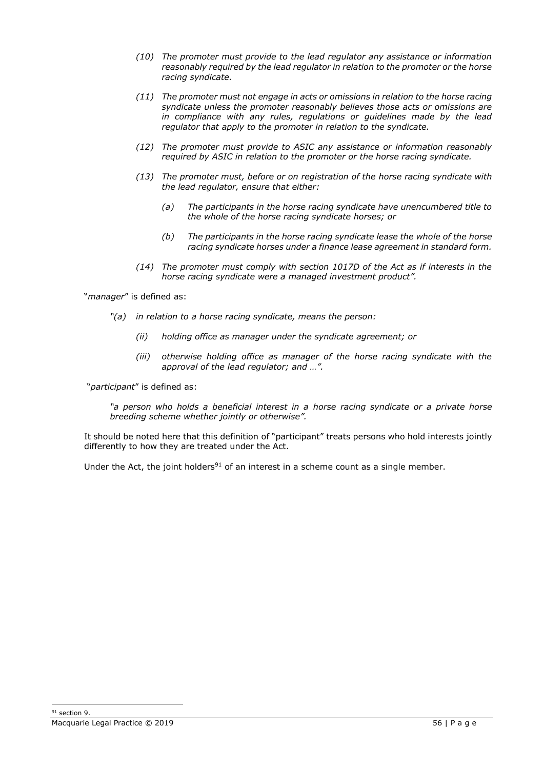> *(10) The promoter must provide to the lead regulator any assistance or information reasonably required by the lead regulator in relation to the promoter or the horse racing syndicate.*
>
> *(11) The promoter must not engage in acts or omissions in relation to the horse racing syndicate unless the promoter reasonably believes those acts or omissions are in compliance with any rules, regulations or guidelines made by the lead regulator that apply to the promoter in relation to the syndicate.*
>
> *(12) The promoter must provide to ASIC any assistance or information reasonably required by ASIC in relation to the promoter or the horse racing syndicate.*
>
> *(13) The promoter must, before or on registration of the horse racing syndicate with the lead regulator, ensure that either:*
>
> > *(a) The participants in the horse racing syndicate have unencumbered title to the whole of the horse racing syndicate horses; or*
> >
> > *(b) The participants in the horse racing syndicate lease the whole of the horse racing syndicate horses under a finance lease agreement in standard form.*
>
> *(14) The promoter must comply with section 1017D of the Act as if interests in the horse racing syndicate were a managed investment product".*

"*manager*" is defined as:

> *"(a) in relation to a horse racing syndicate, means the person:*
>
> > *(ii) holding office as manager under the syndicate agreement; or*
> >
> > *(iii) otherwise holding office as manager of the horse racing syndicate with the approval of the lead regulator; and …".*

"*participant*" is defined as:

> *"a person who holds a beneficial interest in a horse racing syndicate or a private horse breeding scheme whether jointly or otherwise".*

It should be noted here that this definition of "participant" treats persons who hold interests jointly differently to how they are treated under the Act.

Under the Act, the joint holders[91] of an interest in a scheme count as a single member.

[91] section 9.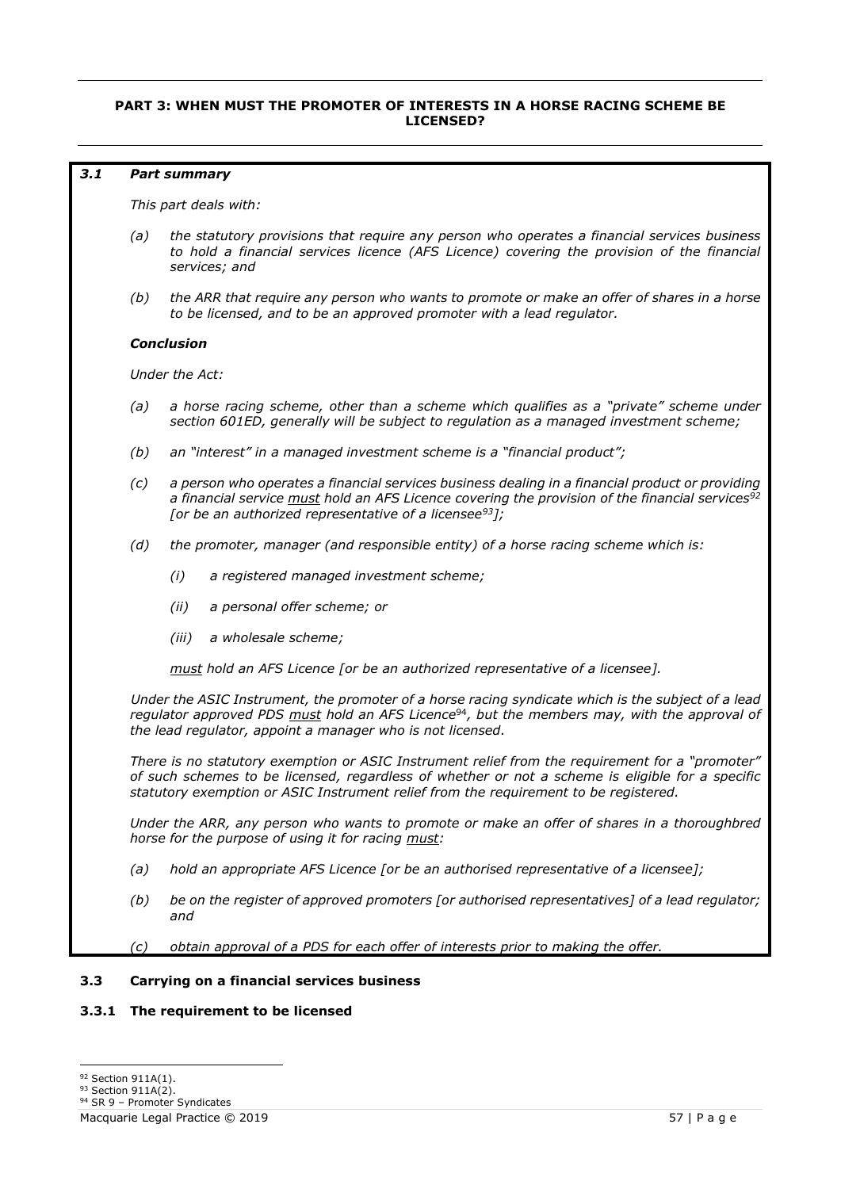## PART 3: WHEN MUST THE PROMOTER OF INTERESTS IN A HORSE RACING SCHEME BE LICENSED?

### *3.1 Part summary*

*This part deals with:*

*(a) the statutory provisions that require any person who operates a financial services business to hold a financial services licence (AFS Licence) covering the provision of the financial services; and*

*(b) the ARR that require any person who wants to promote or make an offer of shares in a horse to be licensed, and to be an approved promoter with a lead regulator.*

***Conclusion***

*Under the Act:*

*(a) a horse racing scheme, other than a scheme which qualifies as a "private" scheme under section 601ED, generally will be subject to regulation as a managed investment scheme;*

*(b) an "interest" in a managed investment scheme is a "financial product";*

*(c) a person who operates a financial services business dealing in a financial product or providing a financial service <u>must</u> hold an AFS Licence covering the provision of the financial services[92] [or be an authorized representative of a licensee[93]];*

*(d) the promoter, manager (and responsible entity) of a horse racing scheme which is:*

*(i) a registered managed investment scheme;*

*(ii) a personal offer scheme; or*

*(iii) a wholesale scheme;*

*<u>must</u> hold an AFS Licence [or be an authorized representative of a licensee].*

*Under the ASIC Instrument, the promoter of a horse racing syndicate which is the subject of a lead regulator approved PDS <u>must</u> hold an AFS Licence[94], but the members may, with the approval of the lead regulator, appoint a manager who is not licensed.*

*There is no statutory exemption or ASIC Instrument relief from the requirement for a "promoter" of such schemes to be licensed, regardless of whether or not a scheme is eligible for a specific statutory exemption or ASIC Instrument relief from the requirement to be registered.*

*Under the ARR, any person who wants to promote or make an offer of shares in a thoroughbred horse for the purpose of using it for racing <u>must</u>:*

*(a) hold an appropriate AFS Licence [or be an authorised representative of a licensee];*

*(b) be on the register of approved promoters [or authorised representatives] of a lead regulator; and*

*(c) obtain approval of a PDS for each offer of interests prior to making the offer.*

### 3.3 Carrying on a financial services business

#### 3.3.1 The requirement to be licensed

---

[92] Section 911A(1).

[93] Section 911A(2).

[94] SR 9 – Promoter Syndicates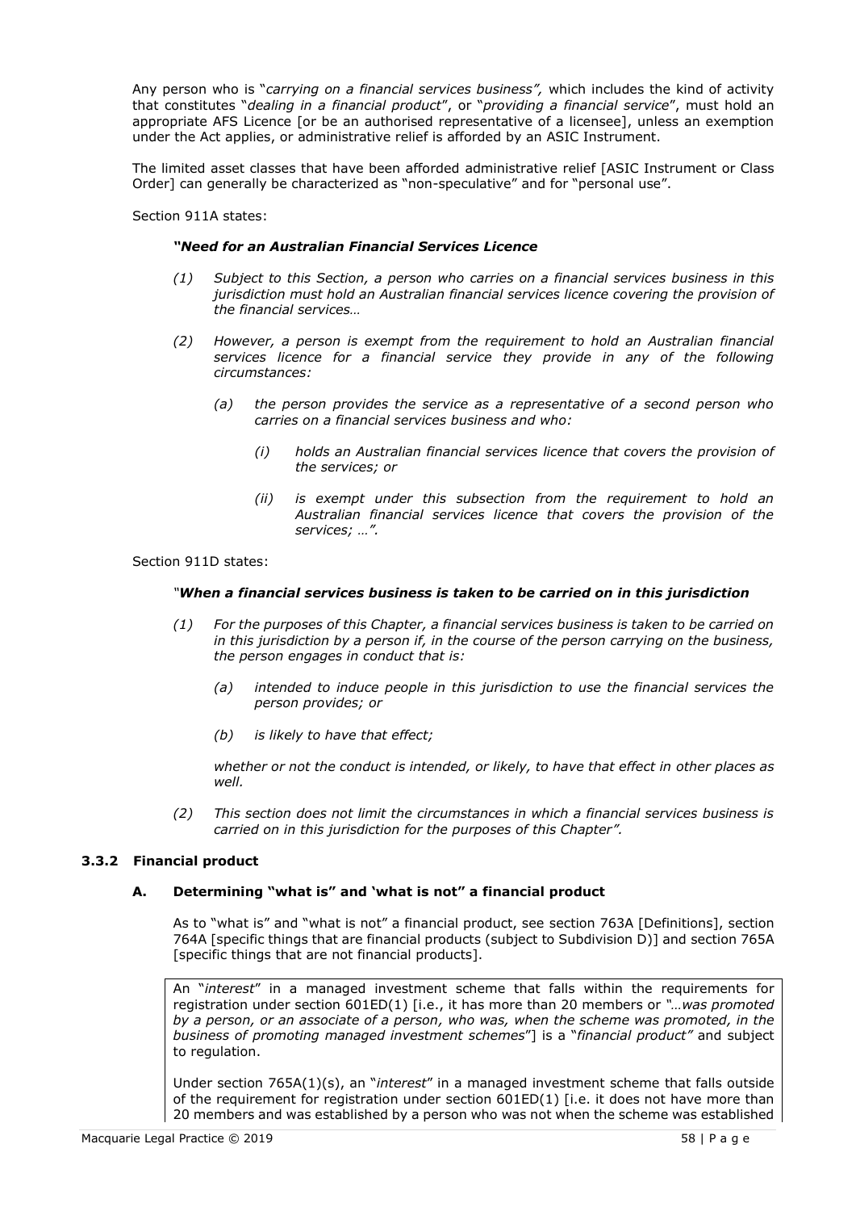Any person who is "*carrying on a financial services business",* which includes the kind of activity that constitutes "*dealing in a financial product*", or "*providing a financial service*", must hold an appropriate AFS Licence [or be an authorised representative of a licensee], unless an exemption under the Act applies, or administrative relief is afforded by an ASIC Instrument.

The limited asset classes that have been afforded administrative relief [ASIC Instrument or Class Order] can generally be characterized as "non-speculative" and for "personal use".

Section 911A states:

> ***"Need for an Australian Financial Services Licence***
>
> *(1) Subject to this Section, a person who carries on a financial services business in this jurisdiction must hold an Australian financial services licence covering the provision of the financial services…*
>
> *(2) However, a person is exempt from the requirement to hold an Australian financial services licence for a financial service they provide in any of the following circumstances:*
>
> > *(a) the person provides the service as a representative of a second person who carries on a financial services business and who:*
> >
> > > *(i) holds an Australian financial services licence that covers the provision of the services; or*
> > >
> > > *(ii) is exempt under this subsection from the requirement to hold an Australian financial services licence that covers the provision of the services; …".*

Section 911D states:

> *"**When a financial services business is taken to be carried on in this jurisdiction***
>
> *(1) For the purposes of this Chapter, a financial services business is taken to be carried on in this jurisdiction by a person if, in the course of the person carrying on the business, the person engages in conduct that is:*
>
> > *(a) intended to induce people in this jurisdiction to use the financial services the person provides; or*
> >
> > *(b) is likely to have that effect;*
>
> *whether or not the conduct is intended, or likely, to have that effect in other places as well.*
>
> *(2) This section does not limit the circumstances in which a financial services business is carried on in this jurisdiction for the purposes of this Chapter".*

### 3.3.2 Financial product

#### A. Determining "what is" and 'what is not" a financial product

As to "what is" and "what is not" a financial product, see section 763A [Definitions], section 764A [specific things that are financial products (subject to Subdivision D)] and section 765A [specific things that are not financial products].

An "*interest*" in a managed investment scheme that falls within the requirements for registration under section 601ED(1) [i.e., it has more than 20 members or *"…was promoted by a person, or an associate of a person, who was, when the scheme was promoted, in the business of promoting managed investment schemes*"] is a "*financial product"* and subject to regulation.

Under section 765A(1)(s), an "*interest*" in a managed investment scheme that falls outside of the requirement for registration under section 601ED(1) [i.e. it does not have more than 20 members and was established by a person who was not when the scheme was established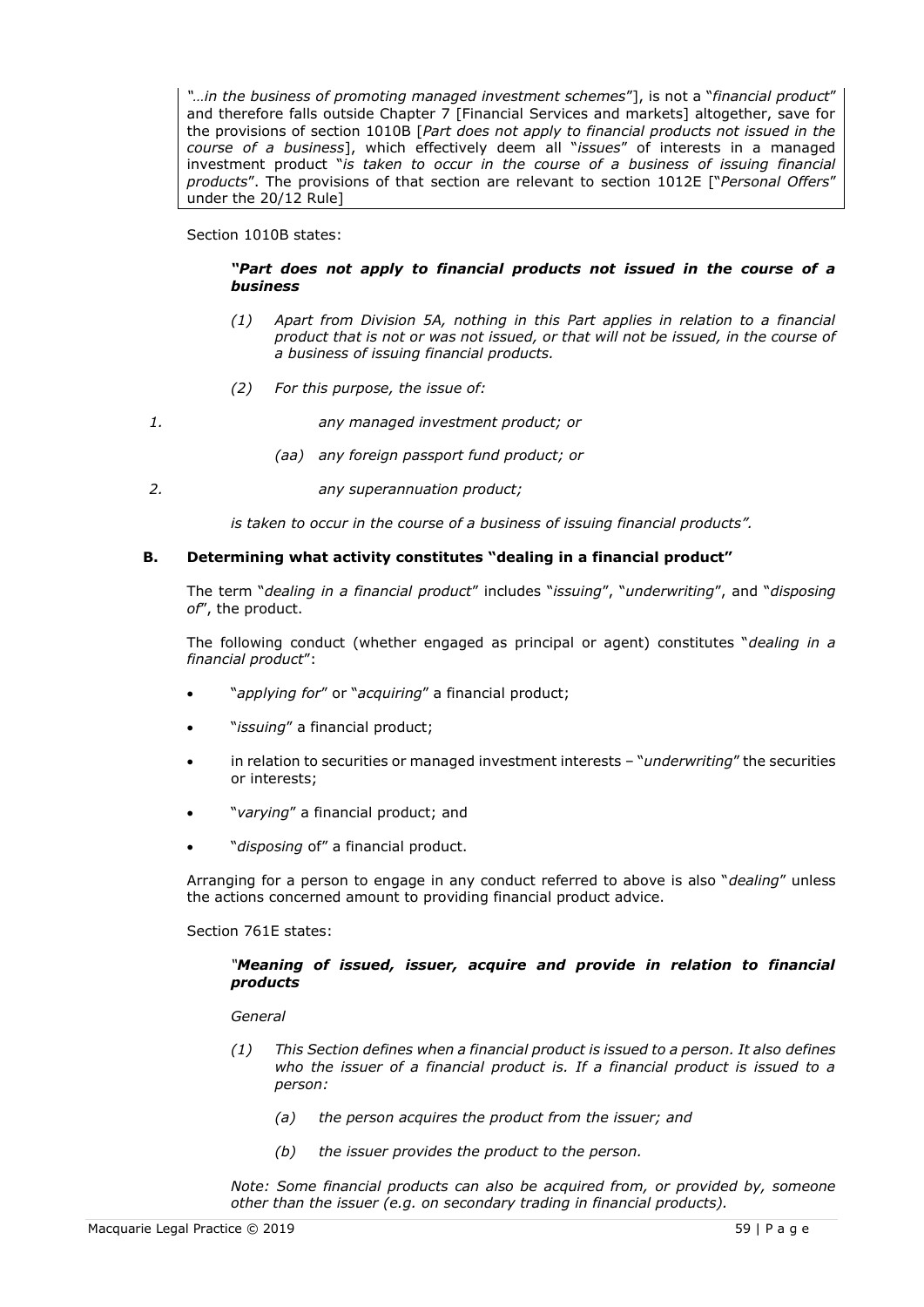*"…in the business of promoting managed investment schemes*"], is not a "*financial product*" and therefore falls outside Chapter 7 [Financial Services and markets] altogether, save for the provisions of section 1010B [*Part does not apply to financial products not issued in the course of a business*], which effectively deem all "*issues*" of interests in a managed investment product "*is taken to occur in the course of a business of issuing financial products*". The provisions of that section are relevant to section 1012E ["*Personal Offers*" under the 20/12 Rule]

Section 1010B states:

> ***"Part does not apply to financial products not issued in the course of a business***
>
> *(1) Apart from Division 5A, nothing in this Part applies in relation to a financial product that is not or was not issued, or that will not be issued, in the course of a business of issuing financial products.*
>
> *(2) For this purpose, the issue of:*
>
> 1. *any managed investment product; or*
>
> *(aa) any foreign passport fund product; or*
>
> 2. *any superannuation product;*
>
> *is taken to occur in the course of a business of issuing financial products".*

### B. Determining what activity constitutes "dealing in a financial product"

The term "*dealing in a financial product*" includes "*issuing*", "*underwriting*", and "*disposing of*", the product.

The following conduct (whether engaged as principal or agent) constitutes "*dealing in a financial product*":

- "*applying for*" or "*acquiring*" a financial product;
- "*issuing*" a financial product;
- in relation to securities or managed investment interests – "*underwriting*" the securities or interests;
- "*varying*" a financial product; and
- "*disposing* of" a financial product.

Arranging for a person to engage in any conduct referred to above is also "*dealing*" unless the actions concerned amount to providing financial product advice.

Section 761E states:

> *"**Meaning of issued, issuer, acquire and provide in relation to financial products***
>
> *General*
>
> *(1) This Section defines when a financial product is issued to a person. It also defines who the issuer of a financial product is. If a financial product is issued to a person:*
>
> *(a) the person acquires the product from the issuer; and*
>
> *(b) the issuer provides the product to the person.*
>
> *Note: Some financial products can also be acquired from, or provided by, someone other than the issuer (e.g. on secondary trading in financial products).*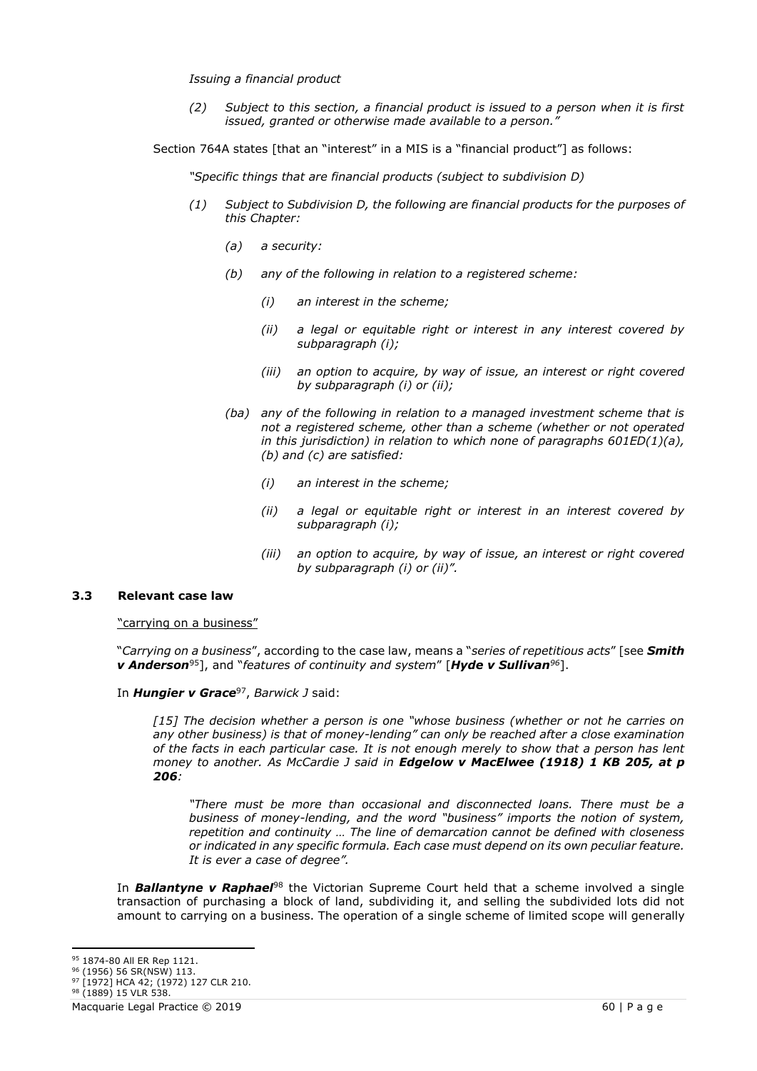*Issuing a financial product*

> *(2) Subject to this section, a financial product is issued to a person when it is first issued, granted or otherwise made available to a person."*

Section 764A states [that an "interest" in a MIS is a "financial product"] as follows:

> *"Specific things that are financial products (subject to subdivision D)*
>
> *(1) Subject to Subdivision D, the following are financial products for the purposes of this Chapter:*
>
> *(a) a security:*
>
> *(b) any of the following in relation to a registered scheme:*
>
> *(i) an interest in the scheme;*
>
> *(ii) a legal or equitable right or interest in any interest covered by subparagraph (i);*
>
> *(iii) an option to acquire, by way of issue, an interest or right covered by subparagraph (i) or (ii);*
>
> *(ba) any of the following in relation to a managed investment scheme that is not a registered scheme, other than a scheme (whether or not operated in this jurisdiction) in relation to which none of paragraphs 601ED(1)(a), (b) and (c) are satisfied:*
>
> *(i) an interest in the scheme;*
>
> *(ii) a legal or equitable right or interest in an interest covered by subparagraph (i);*
>
> *(iii) an option to acquire, by way of issue, an interest or right covered by subparagraph (i) or (ii)".*

### 3.3 Relevant case law

<u>"carrying on a business"</u>

"*Carrying on a business*", according to the case law, means a "*series of repetitious acts*" [see ***Smith v Anderson***[95]], and "*features of continuity and system*" [***Hyde v Sullivan***[96]].

In ***Hungier v Grace***[97], *Barwick J* said:

> *[15] The decision whether a person is one "whose business (whether or not he carries on any other business) is that of money-lending" can only be reached after a close examination of the facts in each particular case. It is not enough merely to show that a person has lent money to another. As McCardie J said in **Edgelow v MacElwee (1918) 1 KB 205, at p 206**:*
>
> > *"There must be more than occasional and disconnected loans. There must be a business of money-lending, and the word "business" imports the notion of system, repetition and continuity … The line of demarcation cannot be defined with closeness or indicated in any specific formula. Each case must depend on its own peculiar feature. It is ever a case of degree".*

In ***Ballantyne v Raphael***[98] the Victorian Supreme Court held that a scheme involved a single transaction of purchasing a block of land, subdividing it, and selling the subdivided lots did not amount to carrying on a business. The operation of a single scheme of limited scope will generally

---

[95] 1874-80 All ER Rep 1121.

[96] (1956) 56 SR(NSW) 113.

[97] [1972] HCA 42; (1972) 127 CLR 210.

[98] (1889) 15 VLR 538.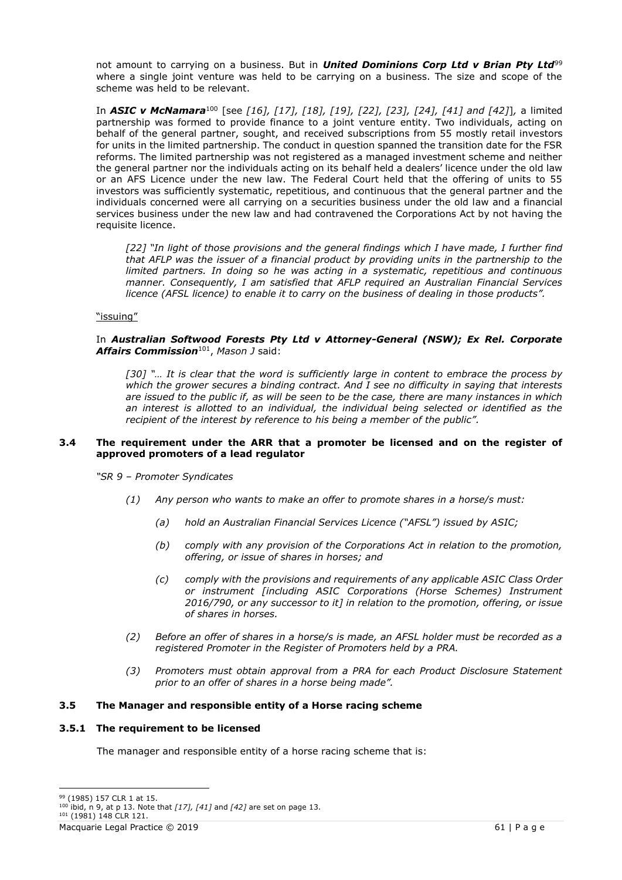not amount to carrying on a business. But in ***United Dominions Corp Ltd v Brian Pty Ltd***[99] where a single joint venture was held to be carrying on a business. The size and scope of the scheme was held to be relevant.

In ***ASIC v McNamara***[100] [see *[16], [17], [18], [19], [22], [23], [24], [41] and [42]*], a limited partnership was formed to provide finance to a joint venture entity. Two individuals, acting on behalf of the general partner, sought, and received subscriptions from 55 mostly retail investors for units in the limited partnership. The conduct in question spanned the transition date for the FSR reforms. The limited partnership was not registered as a managed investment scheme and neither the general partner nor the individuals acting on its behalf held a dealers' licence under the old law or an AFS Licence under the new law. The Federal Court held that the offering of units to 55 investors was sufficiently systematic, repetitious, and continuous that the general partner and the individuals concerned were all carrying on a securities business under the old law and a financial services business under the new law and had contravened the Corporations Act by not having the requisite licence.

> *[22] "In light of those provisions and the general findings which I have made, I further find that AFLP was the issuer of a financial product by providing units in the partnership to the limited partners. In doing so he was acting in a systematic, repetitious and continuous manner. Consequently, I am satisfied that AFLP required an Australian Financial Services licence (AFSL licence) to enable it to carry on the business of dealing in those products".*

"issuing"

In ***Australian Softwood Forests Pty Ltd v Attorney-General (NSW); Ex Rel. Corporate Affairs Commission***[101], *Mason J* said:

> *[30] "… It is clear that the word is sufficiently large in content to embrace the process by which the grower secures a binding contract. And I see no difficulty in saying that interests are issued to the public if, as will be seen to be the case, there are many instances in which an interest is allotted to an individual, the individual being selected or identified as the recipient of the interest by reference to his being a member of the public".*

### 3.4 The requirement under the ARR that a promoter be licensed and on the register of approved promoters of a lead regulator

*"SR 9 – Promoter Syndicates*

*(1) Any person who wants to make an offer to promote shares in a horse/s must:*

*(a) hold an Australian Financial Services Licence ("AFSL") issued by ASIC;*

*(b) comply with any provision of the Corporations Act in relation to the promotion, offering, or issue of shares in horses; and*

*(c) comply with the provisions and requirements of any applicable ASIC Class Order or instrument [including ASIC Corporations (Horse Schemes) Instrument 2016/790, or any successor to it] in relation to the promotion, offering, or issue of shares in horses.*

*(2) Before an offer of shares in a horse/s is made, an AFSL holder must be recorded as a registered Promoter in the Register of Promoters held by a PRA.*

*(3) Promoters must obtain approval from a PRA for each Product Disclosure Statement prior to an offer of shares in a horse being made".*

### 3.5 The Manager and responsible entity of a Horse racing scheme

#### 3.5.1 The requirement to be licensed

The manager and responsible entity of a horse racing scheme that is:

---

[99] (1985) 157 CLR 1 at 15.

[100] ibid, n 9, at p 13. Note that *[17], [41]* and *[42]* are set on page 13.

[101] (1981) 148 CLR 121.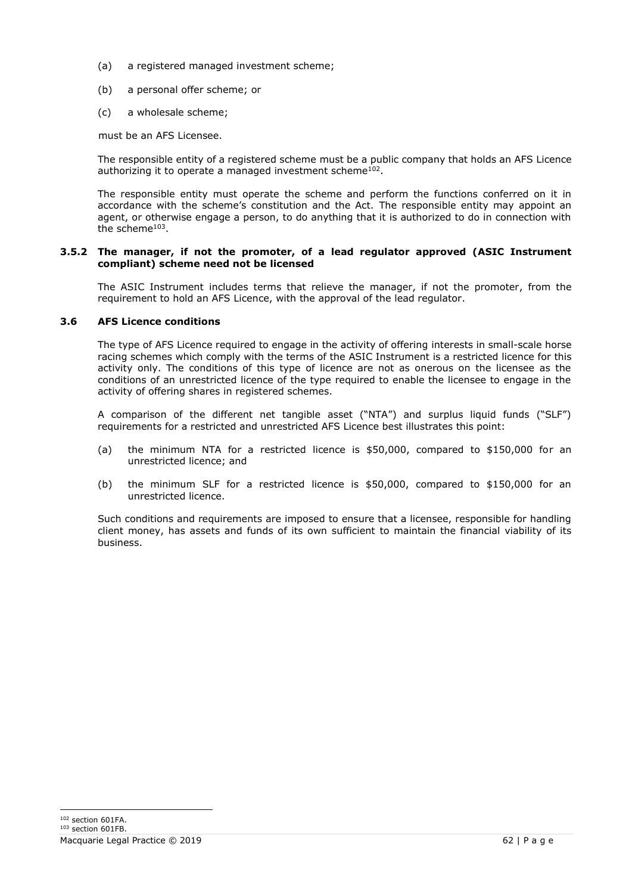(a) a registered managed investment scheme;

(b) a personal offer scheme; or

(c) a wholesale scheme;

must be an AFS Licensee.

The responsible entity of a registered scheme must be a public company that holds an AFS Licence authorizing it to operate a managed investment scheme[102].

The responsible entity must operate the scheme and perform the functions conferred on it in accordance with the scheme's constitution and the Act. The responsible entity may appoint an agent, or otherwise engage a person, to do anything that it is authorized to do in connection with the scheme[103].

### 3.5.2 The manager, if not the promoter, of a lead regulator approved (ASIC Instrument compliant) scheme need not be licensed

The ASIC Instrument includes terms that relieve the manager, if not the promoter, from the requirement to hold an AFS Licence, with the approval of the lead regulator.

## 3.6 AFS Licence conditions

The type of AFS Licence required to engage in the activity of offering interests in small-scale horse racing schemes which comply with the terms of the ASIC Instrument is a restricted licence for this activity only. The conditions of this type of licence are not as onerous on the licensee as the conditions of an unrestricted licence of the type required to enable the licensee to engage in the activity of offering shares in registered schemes.

A comparison of the different net tangible asset ("NTA") and surplus liquid funds ("SLF") requirements for a restricted and unrestricted AFS Licence best illustrates this point:

(a) the minimum NTA for a restricted licence is $50,000, compared to $150,000 for an unrestricted licence; and

(b) the minimum SLF for a restricted licence is $50,000, compared to $150,000 for an unrestricted licence.

Such conditions and requirements are imposed to ensure that a licensee, responsible for handling client money, has assets and funds of its own sufficient to maintain the financial viability of its business.

[102] section 601FA.
[103] section 601FB.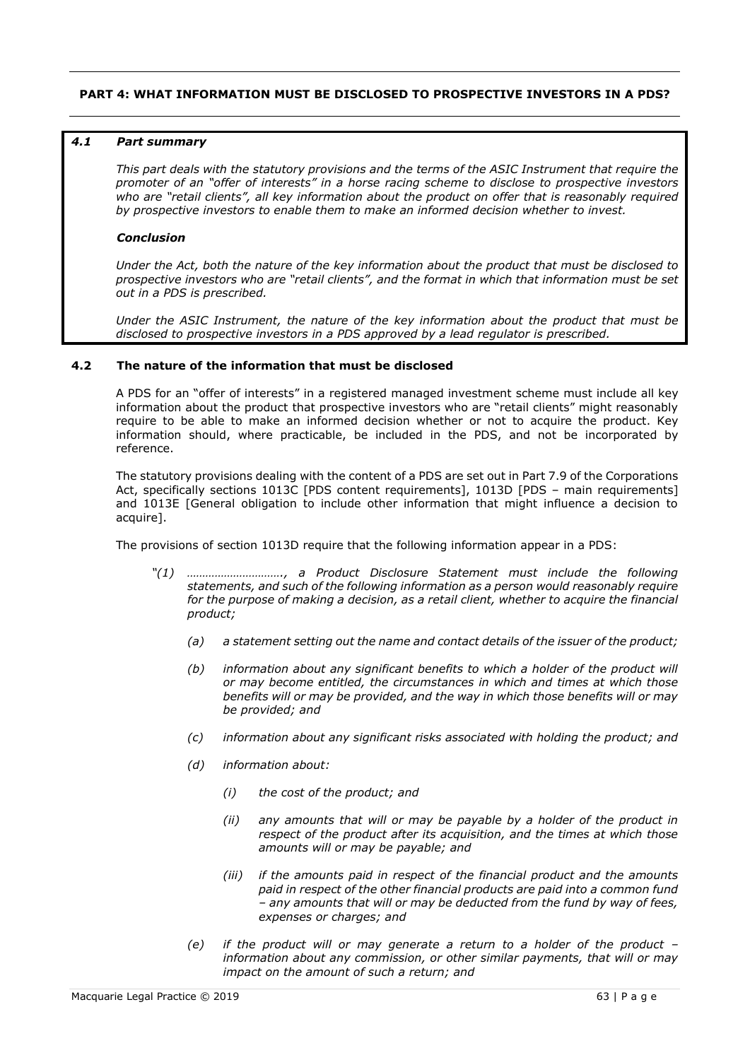**PART 4: WHAT INFORMATION MUST BE DISCLOSED TO PROSPECTIVE INVESTORS IN A PDS?**

***4.1 Part summary***

*This part deals with the statutory provisions and the terms of the ASIC Instrument that require the promoter of an "offer of interests" in a horse racing scheme to disclose to prospective investors who are "retail clients", all key information about the product on offer that is reasonably required by prospective investors to enable them to make an informed decision whether to invest.*

***Conclusion***

*Under the Act, both the nature of the key information about the product that must be disclosed to prospective investors who are "retail clients", and the format in which that information must be set out in a PDS is prescribed.*

*Under the ASIC Instrument, the nature of the key information about the product that must be disclosed to prospective investors in a PDS approved by a lead regulator is prescribed.*

**4.2 The nature of the information that must be disclosed**

A PDS for an "offer of interests" in a registered managed investment scheme must include all key information about the product that prospective investors who are "retail clients" might reasonably require to be able to make an informed decision whether or not to acquire the product. Key information should, where practicable, be included in the PDS, and not be incorporated by reference.

The statutory provisions dealing with the content of a PDS are set out in Part 7.9 of the Corporations Act, specifically sections 1013C [PDS content requirements], 1013D [PDS – main requirements] and 1013E [General obligation to include other information that might influence a decision to acquire].

The provisions of section 1013D require that the following information appear in a PDS:

*"(1) …………………………., a Product Disclosure Statement must include the following statements, and such of the following information as a person would reasonably require for the purpose of making a decision, as a retail client, whether to acquire the financial product;*

*(a) a statement setting out the name and contact details of the issuer of the product;*

*(b) information about any significant benefits to which a holder of the product will or may become entitled, the circumstances in which and times at which those benefits will or may be provided, and the way in which those benefits will or may be provided; and*

*(c) information about any significant risks associated with holding the product; and*

*(d) information about:*

*(i) the cost of the product; and*

*(ii) any amounts that will or may be payable by a holder of the product in respect of the product after its acquisition, and the times at which those amounts will or may be payable; and*

*(iii) if the amounts paid in respect of the financial product and the amounts paid in respect of the other financial products are paid into a common fund – any amounts that will or may be deducted from the fund by way of fees, expenses or charges; and*

*(e) if the product will or may generate a return to a holder of the product – information about any commission, or other similar payments, that will or may impact on the amount of such a return; and*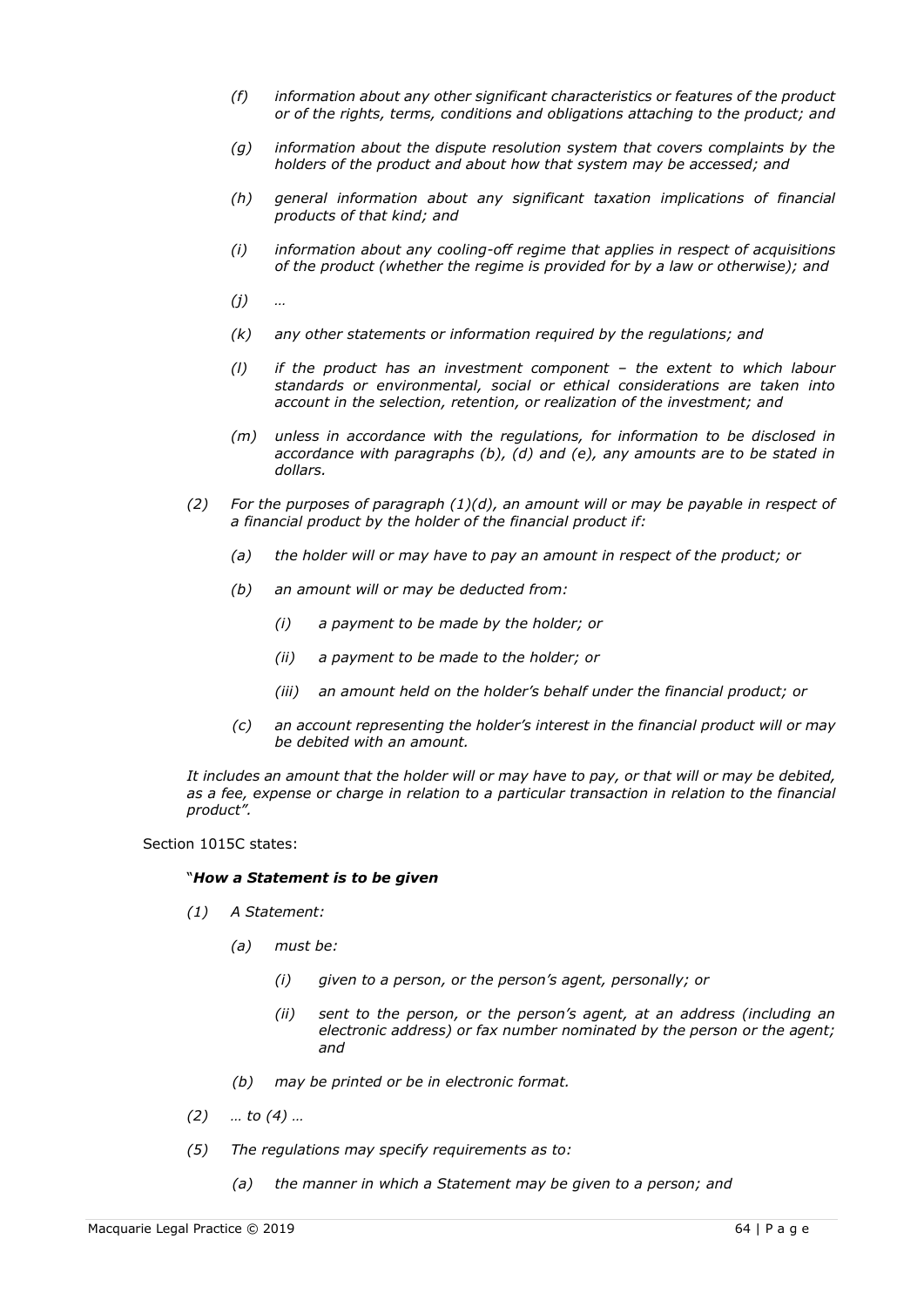*(f) information about any other significant characteristics or features of the product or of the rights, terms, conditions and obligations attaching to the product; and*

*(g) information about the dispute resolution system that covers complaints by the holders of the product and about how that system may be accessed; and*

*(h) general information about any significant taxation implications of financial products of that kind; and*

*(i) information about any cooling-off regime that applies in respect of acquisitions of the product (whether the regime is provided for by a law or otherwise); and*

*(j) …*

*(k) any other statements or information required by the regulations; and*

*(l) if the product has an investment component – the extent to which labour standards or environmental, social or ethical considerations are taken into account in the selection, retention, or realization of the investment; and*

*(m) unless in accordance with the regulations, for information to be disclosed in accordance with paragraphs (b), (d) and (e), any amounts are to be stated in dollars.*

*(2) For the purposes of paragraph (1)(d), an amount will or may be payable in respect of a financial product by the holder of the financial product if:*

*(a) the holder will or may have to pay an amount in respect of the product; or*

*(b) an amount will or may be deducted from:*

*(i) a payment to be made by the holder; or*

*(ii) a payment to be made to the holder; or*

*(iii) an amount held on the holder's behalf under the financial product; or*

*(c) an account representing the holder's interest in the financial product will or may be debited with an amount.*

*It includes an amount that the holder will or may have to pay, or that will or may be debited, as a fee, expense or charge in relation to a particular transaction in relation to the financial product".*

Section 1015C states:

"***How a Statement is to be given***

*(1) A Statement:*

*(a) must be:*

*(i) given to a person, or the person's agent, personally; or*

*(ii) sent to the person, or the person's agent, at an address (including an electronic address) or fax number nominated by the person or the agent; and*

*(b) may be printed or be in electronic format.*

*(2) … to (4) …*

*(5) The regulations may specify requirements as to:*

*(a) the manner in which a Statement may be given to a person; and*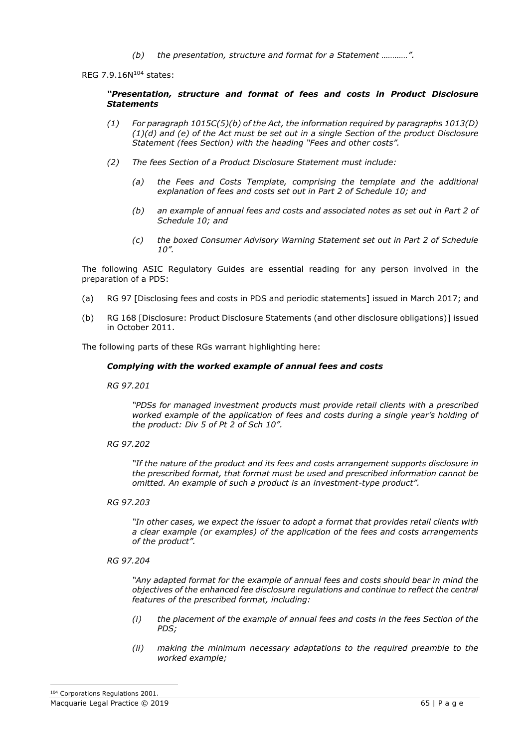*(b) the presentation, structure and format for a Statement …………".*

REG 7.9.16N[104] states:

> ***"Presentation, structure and format of fees and costs in Product Disclosure Statements***
>
> *(1) For paragraph 1015C(5)(b) of the Act, the information required by paragraphs 1013(D) (1)(d) and (e) of the Act must be set out in a single Section of the product Disclosure Statement (fees Section) with the heading "Fees and other costs".*
>
> *(2) The fees Section of a Product Disclosure Statement must include:*
>
> *(a) the Fees and Costs Template, comprising the template and the additional explanation of fees and costs set out in Part 2 of Schedule 10; and*
>
> *(b) an example of annual fees and costs and associated notes as set out in Part 2 of Schedule 10; and*
>
> *(c) the boxed Consumer Advisory Warning Statement set out in Part 2 of Schedule 10".*

The following ASIC Regulatory Guides are essential reading for any person involved in the preparation of a PDS:

(a) RG 97 [Disclosing fees and costs in PDS and periodic statements] issued in March 2017; and

(b) RG 168 [Disclosure: Product Disclosure Statements (and other disclosure obligations)] issued in October 2011.

The following parts of these RGs warrant highlighting here:

***Complying with the worked example of annual fees and costs***

*RG 97.201*

> *"PDSs for managed investment products must provide retail clients with a prescribed worked example of the application of fees and costs during a single year's holding of the product: Div 5 of Pt 2 of Sch 10".*

*RG 97.202*

> *"If the nature of the product and its fees and costs arrangement supports disclosure in the prescribed format, that format must be used and prescribed information cannot be omitted. An example of such a product is an investment-type product".*

*RG 97.203*

> *"In other cases, we expect the issuer to adopt a format that provides retail clients with a clear example (or examples) of the application of the fees and costs arrangements of the product".*

*RG 97.204*

> *"Any adapted format for the example of annual fees and costs should bear in mind the objectives of the enhanced fee disclosure regulations and continue to reflect the central features of the prescribed format, including:*
>
> *(i) the placement of the example of annual fees and costs in the fees Section of the PDS;*
>
> *(ii) making the minimum necessary adaptations to the required preamble to the worked example;*

[104] Corporations Regulations 2001.

Macquarie Legal Practice © 2019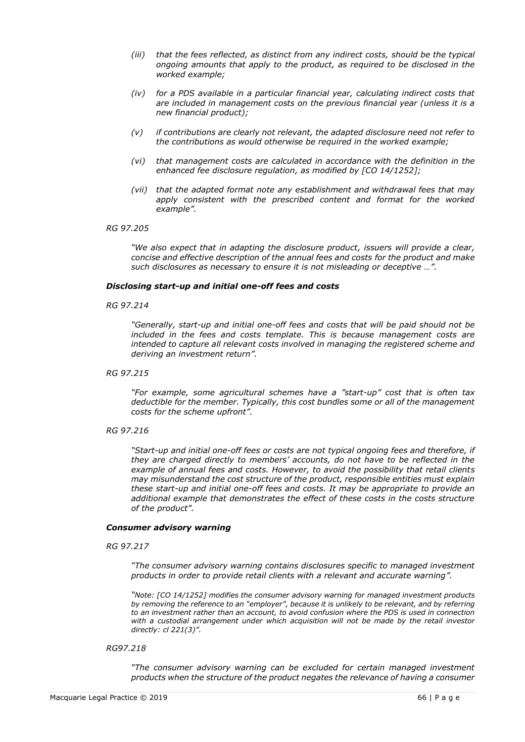> *(iii) that the fees reflected, as distinct from any indirect costs, should be the typical ongoing amounts that apply to the product, as required to be disclosed in the worked example;*
>
> *(iv) for a PDS available in a particular financial year, calculating indirect costs that are included in management costs on the previous financial year (unless it is a new financial product);*
>
> *(v) if contributions are clearly not relevant, the adapted disclosure need not refer to the contributions as would otherwise be required in the worked example;*
>
> *(vi) that management costs are calculated in accordance with the definition in the enhanced fee disclosure regulation, as modified by [CO 14/1252];*
>
> *(vii) that the adapted format note any establishment and withdrawal fees that may apply consistent with the prescribed content and format for the worked example".*

*RG 97.205*

> *"We also expect that in adapting the disclosure product, issuers will provide a clear, concise and effective description of the annual fees and costs for the product and make such disclosures as necessary to ensure it is not misleading or deceptive …".*

***Disclosing start-up and initial one-off fees and costs***

*RG 97.214*

> *"Generally, start-up and initial one-off fees and costs that will be paid should not be included in the fees and costs template. This is because management costs are intended to capture all relevant costs involved in managing the registered scheme and deriving an investment return".*

*RG 97.215*

> *"For example, some agricultural schemes have a "start-up" cost that is often tax deductible for the member. Typically, this cost bundles some or all of the management costs for the scheme upfront".*

*RG 97.216*

> *"Start-up and initial one-off fees or costs are not typical ongoing fees and therefore, if they are charged directly to members' accounts, do not have to be reflected in the example of annual fees and costs. However, to avoid the possibility that retail clients may misunderstand the cost structure of the product, responsible entities must explain these start-up and initial one-off fees and costs. It may be appropriate to provide an additional example that demonstrates the effect of these costs in the costs structure of the product".*

***Consumer advisory warning***

*RG 97.217*

> *"The consumer advisory warning contains disclosures specific to managed investment products in order to provide retail clients with a relevant and accurate warning".*
>
> *"Note: [CO 14/1252] modifies the consumer advisory warning for managed investment products by removing the reference to an "employer", because it is unlikely to be relevant, and by referring to an investment rather than an account, to avoid confusion where the PDS is used in connection with a custodial arrangement under which acquisition will not be made by the retail investor directly: cl 221(3)".*

*RG97.218*

> *"The consumer advisory warning can be excluded for certain managed investment products when the structure of the product negates the relevance of having a consumer*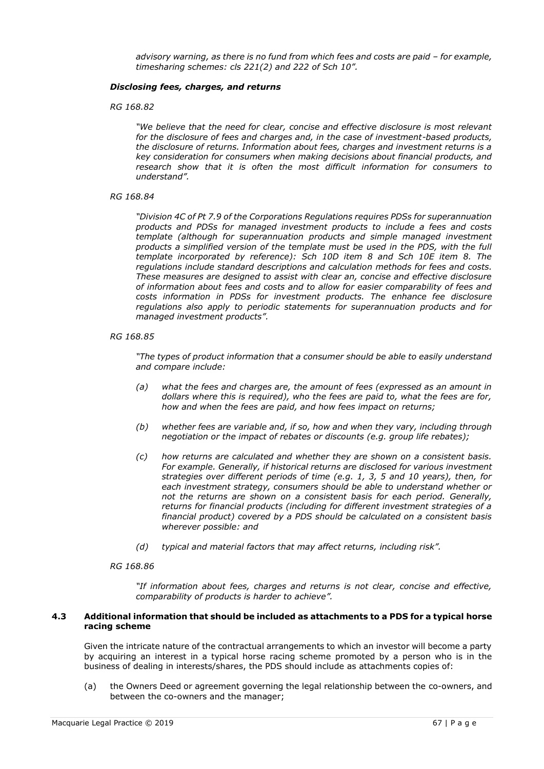*advisory warning, as there is no fund from which fees and costs are paid – for example, timesharing schemes: cls 221(2) and 222 of Sch 10".*

#### *Disclosing fees, charges, and returns*

*RG 168.82*

> *"We believe that the need for clear, concise and effective disclosure is most relevant for the disclosure of fees and charges and, in the case of investment-based products, the disclosure of returns. Information about fees, charges and investment returns is a key consideration for consumers when making decisions about financial products, and research show that it is often the most difficult information for consumers to understand".*

*RG 168.84*

> *"Division 4C of Pt 7.9 of the Corporations Regulations requires PDSs for superannuation products and PDSs for managed investment products to include a fees and costs template (although for superannuation products and simple managed investment products a simplified version of the template must be used in the PDS, with the full template incorporated by reference): Sch 10D item 8 and Sch 10E item 8. The regulations include standard descriptions and calculation methods for fees and costs. These measures are designed to assist with clear an, concise and effective disclosure of information about fees and costs and to allow for easier comparability of fees and costs information in PDSs for investment products. The enhance fee disclosure regulations also apply to periodic statements for superannuation products and for managed investment products".*

*RG 168.85*

> *"The types of product information that a consumer should be able to easily understand and compare include:*
>
> *(a) what the fees and charges are, the amount of fees (expressed as an amount in dollars where this is required), who the fees are paid to, what the fees are for, how and when the fees are paid, and how fees impact on returns;*
>
> *(b) whether fees are variable and, if so, how and when they vary, including through negotiation or the impact of rebates or discounts (e.g. group life rebates);*
>
> *(c) how returns are calculated and whether they are shown on a consistent basis. For example. Generally, if historical returns are disclosed for various investment strategies over different periods of time (e.g. 1, 3, 5 and 10 years), then, for each investment strategy, consumers should be able to understand whether or not the returns are shown on a consistent basis for each period. Generally, returns for financial products (including for different investment strategies of a financial product) covered by a PDS should be calculated on a consistent basis wherever possible: and*
>
> *(d) typical and material factors that may affect returns, including risk".*

*RG 168.86*

> *"If information about fees, charges and returns is not clear, concise and effective, comparability of products is harder to achieve".*

### **4.3 Additional information that should be included as attachments to a PDS for a typical horse racing scheme**

Given the intricate nature of the contractual arrangements to which an investor will become a party by acquiring an interest in a typical horse racing scheme promoted by a person who is in the business of dealing in interests/shares, the PDS should include as attachments copies of:

(a) the Owners Deed or agreement governing the legal relationship between the co-owners, and between the co-owners and the manager;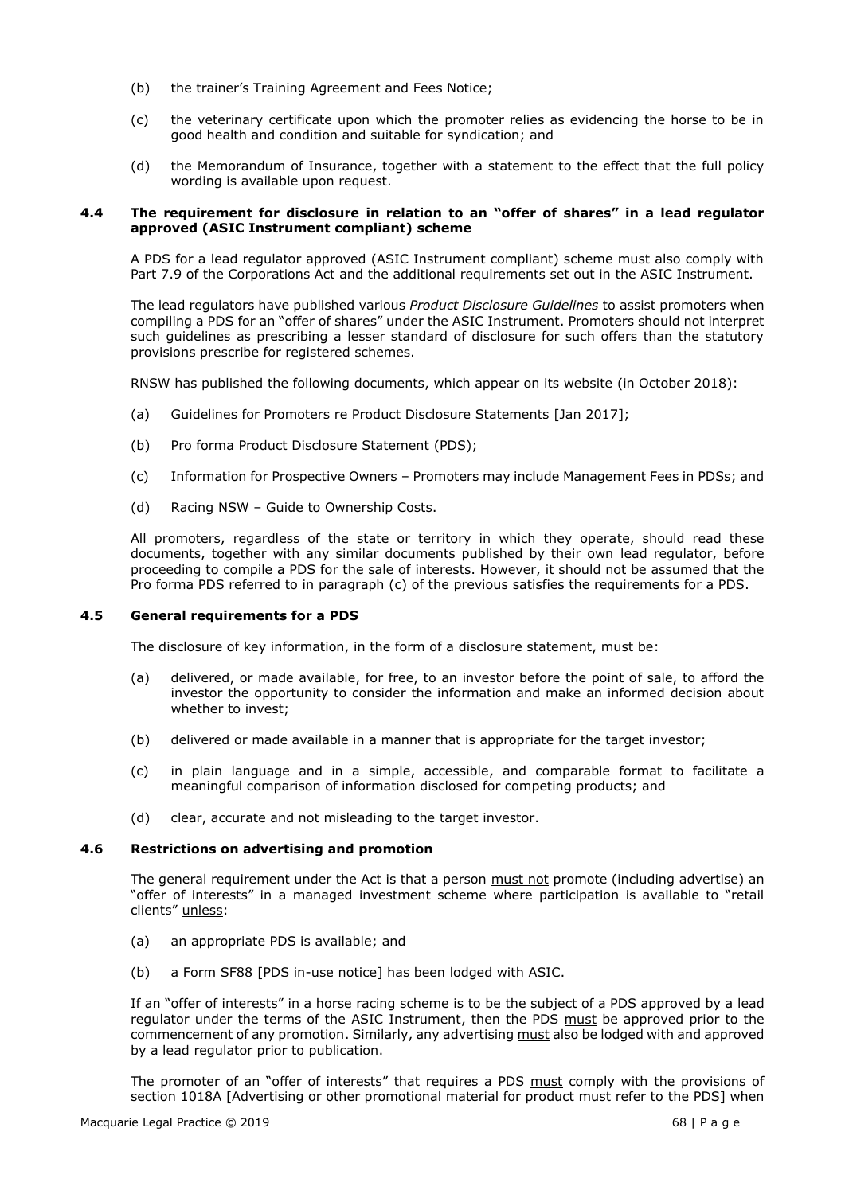(b) the trainer's Training Agreement and Fees Notice;

(c) the veterinary certificate upon which the promoter relies as evidencing the horse to be in good health and condition and suitable for syndication; and

(d) the Memorandum of Insurance, together with a statement to the effect that the full policy wording is available upon request.

### 4.4 The requirement for disclosure in relation to an "offer of shares" in a lead regulator approved (ASIC Instrument compliant) scheme

A PDS for a lead regulator approved (ASIC Instrument compliant) scheme must also comply with Part 7.9 of the Corporations Act and the additional requirements set out in the ASIC Instrument.

The lead regulators have published various *Product Disclosure Guidelines* to assist promoters when compiling a PDS for an "offer of shares" under the ASIC Instrument. Promoters should not interpret such guidelines as prescribing a lesser standard of disclosure for such offers than the statutory provisions prescribe for registered schemes.

RNSW has published the following documents, which appear on its website (in October 2018):

(a) Guidelines for Promoters re Product Disclosure Statements [Jan 2017];

(b) Pro forma Product Disclosure Statement (PDS);

(c) Information for Prospective Owners – Promoters may include Management Fees in PDSs; and

(d) Racing NSW – Guide to Ownership Costs.

All promoters, regardless of the state or territory in which they operate, should read these documents, together with any similar documents published by their own lead regulator, before proceeding to compile a PDS for the sale of interests. However, it should not be assumed that the Pro forma PDS referred to in paragraph (c) of the previous satisfies the requirements for a PDS.

### 4.5 General requirements for a PDS

The disclosure of key information, in the form of a disclosure statement, must be:

(a) delivered, or made available, for free, to an investor before the point of sale, to afford the investor the opportunity to consider the information and make an informed decision about whether to invest;

(b) delivered or made available in a manner that is appropriate for the target investor;

(c) in plain language and in a simple, accessible, and comparable format to facilitate a meaningful comparison of information disclosed for competing products; and

(d) clear, accurate and not misleading to the target investor.

### 4.6 Restrictions on advertising and promotion

The general requirement under the Act is that a person <u>must not</u> promote (including advertise) an "offer of interests" in a managed investment scheme where participation is available to "retail clients" <u>unless</u>:

(a) an appropriate PDS is available; and

(b) a Form SF88 [PDS in-use notice] has been lodged with ASIC.

If an "offer of interests" in a horse racing scheme is to be the subject of a PDS approved by a lead regulator under the terms of the ASIC Instrument, then the PDS <u>must</u> be approved prior to the commencement of any promotion. Similarly, any advertising <u>must</u> also be lodged with and approved by a lead regulator prior to publication.

The promoter of an "offer of interests" that requires a PDS <u>must</u> comply with the provisions of section 1018A [Advertising or other promotional material for product must refer to the PDS] when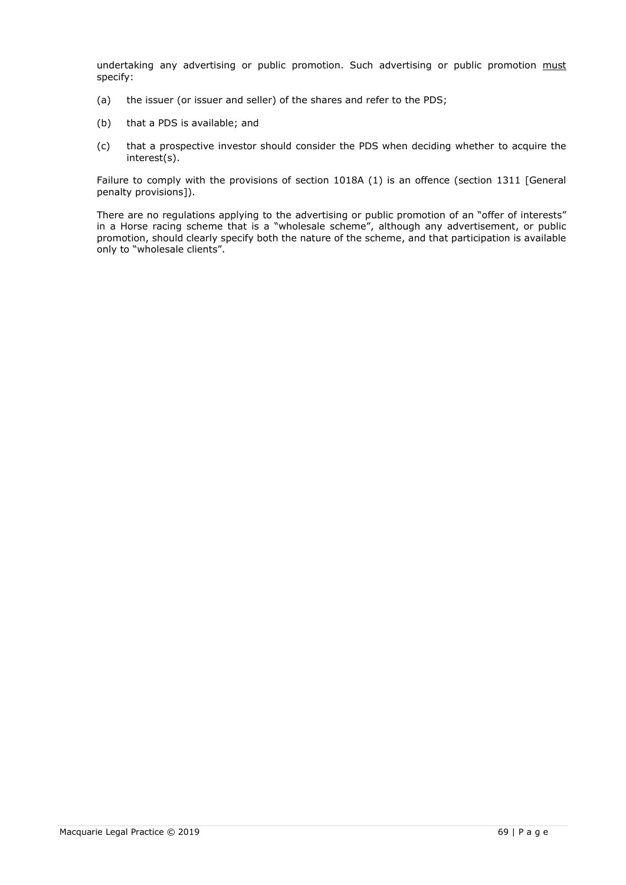undertaking any advertising or public promotion. Such advertising or public promotion <u>must</u> specify:

(a) the issuer (or issuer and seller) of the shares and refer to the PDS;

(b) that a PDS is available; and

(c) that a prospective investor should consider the PDS when deciding whether to acquire the interest(s).

Failure to comply with the provisions of section 1018A (1) is an offence (section 1311 [General penalty provisions]).

There are no regulations applying to the advertising or public promotion of an "offer of interests" in a Horse racing scheme that is a "wholesale scheme", although any advertisement, or public promotion, should clearly specify both the nature of the scheme, and that participation is available only to "wholesale clients".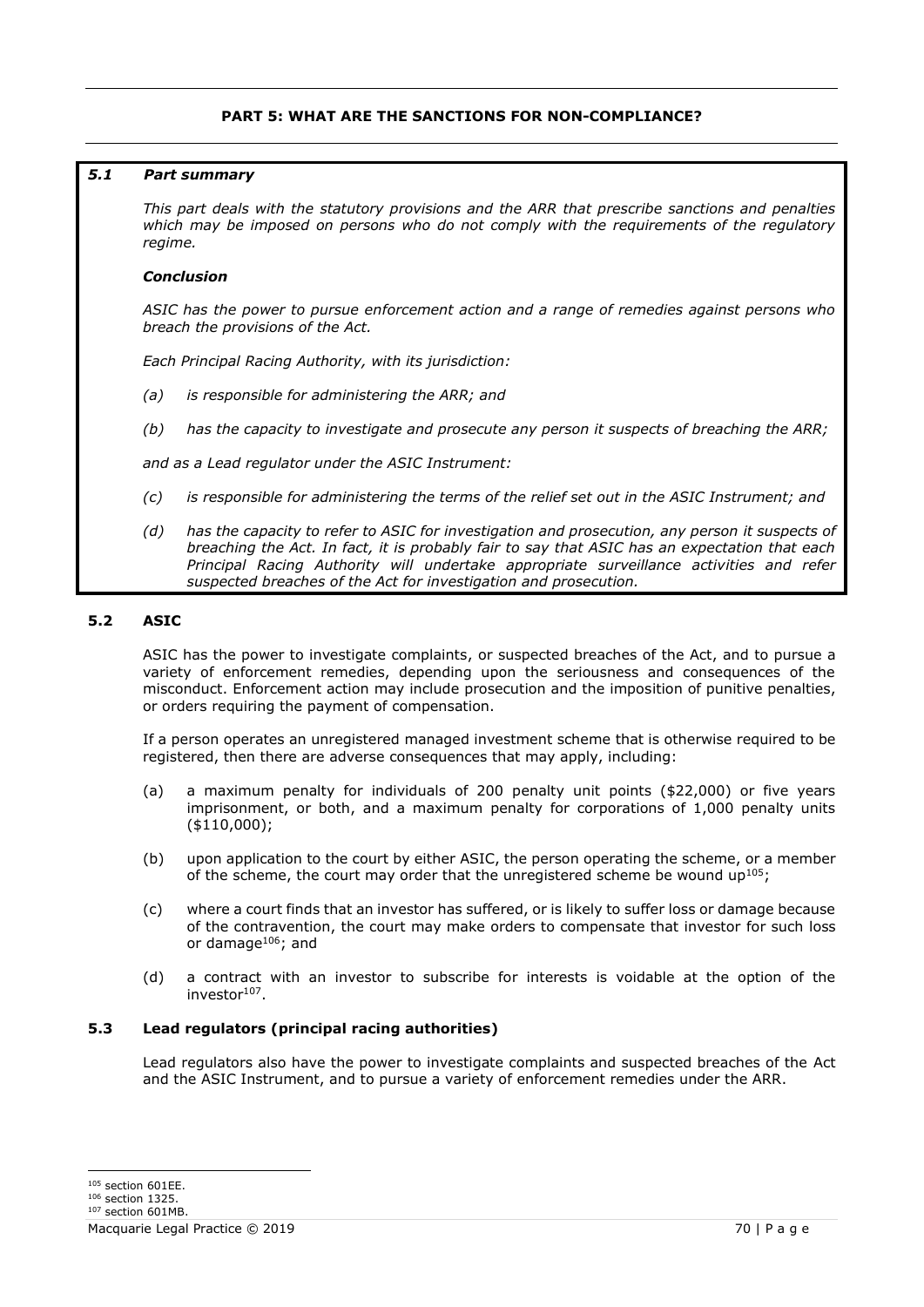## PART 5: WHAT ARE THE SANCTIONS FOR NON-COMPLIANCE?

### *5.1 Part summary*

*This part deals with the statutory provisions and the ARR that prescribe sanctions and penalties which may be imposed on persons who do not comply with the requirements of the regulatory regime.*

***Conclusion***

*ASIC has the power to pursue enforcement action and a range of remedies against persons who breach the provisions of the Act.*

*Each Principal Racing Authority, with its jurisdiction:*

- *(a) is responsible for administering the ARR; and*
- *(b) has the capacity to investigate and prosecute any person it suspects of breaching the ARR;*

*and as a Lead regulator under the ASIC Instrument:*

- *(c) is responsible for administering the terms of the relief set out in the ASIC Instrument; and*
- *(d) has the capacity to refer to ASIC for investigation and prosecution, any person it suspects of breaching the Act. In fact, it is probably fair to say that ASIC has an expectation that each Principal Racing Authority will undertake appropriate surveillance activities and refer suspected breaches of the Act for investigation and prosecution.*

### 5.2 ASIC

ASIC has the power to investigate complaints, or suspected breaches of the Act, and to pursue a variety of enforcement remedies, depending upon the seriousness and consequences of the misconduct. Enforcement action may include prosecution and the imposition of punitive penalties, or orders requiring the payment of compensation.

If a person operates an unregistered managed investment scheme that is otherwise required to be registered, then there are adverse consequences that may apply, including:

- (a) a maximum penalty for individuals of 200 penalty unit points ($22,000) or five years imprisonment, or both, and a maximum penalty for corporations of 1,000 penalty units ($110,000);
- (b) upon application to the court by either ASIC, the person operating the scheme, or a member of the scheme, the court may order that the unregistered scheme be wound up[105];
- (c) where a court finds that an investor has suffered, or is likely to suffer loss or damage because of the contravention, the court may make orders to compensate that investor for such loss or damage[106]; and
- (d) a contract with an investor to subscribe for interests is voidable at the option of the investor[107].

### 5.3 Lead regulators (principal racing authorities)

Lead regulators also have the power to investigate complaints and suspected breaches of the Act and the ASIC Instrument, and to pursue a variety of enforcement remedies under the ARR.

---

[105] section 601EE.
[106] section 1325.
[107] section 601MB.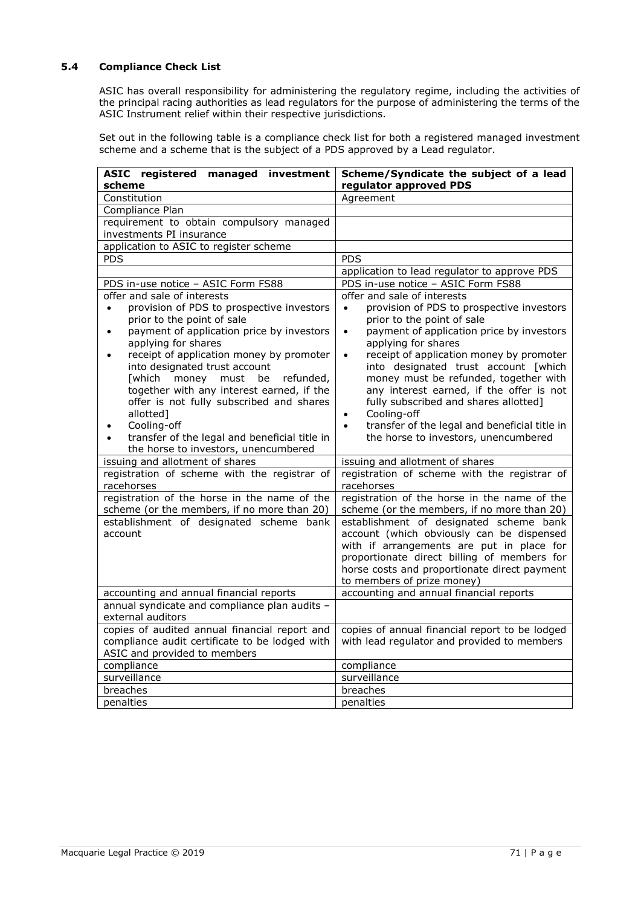### 5.4 Compliance Check List

ASIC has overall responsibility for administering the regulatory regime, including the activities of the principal racing authorities as lead regulators for the purpose of administering the terms of the ASIC Instrument relief within their respective jurisdictions.

Set out in the following table is a compliance check list for both a registered managed investment scheme and a scheme that is the subject of a PDS approved by a Lead regulator.

| **ASIC registered managed investment scheme** | **Scheme/Syndicate the subject of a lead regulator approved PDS** |
|---|---|
| Constitution | Agreement |
| Compliance Plan | |
| requirement to obtain compulsory managed investments PI insurance | |
| application to ASIC to register scheme | |
| PDS | PDS |
| | application to lead regulator to approve PDS |
| PDS in-use notice – ASIC Form FS88 | PDS in-use notice – ASIC Form FS88 |
| offer and sale of interests<br>• provision of PDS to prospective investors prior to the point of sale<br>• payment of application price by investors applying for shares<br>• receipt of application money by promoter into designated trust account [which money must be refunded, together with any interest earned, if the offer is not fully subscribed and shares allotted]<br>• Cooling-off<br>• transfer of the legal and beneficial title in the horse to investors, unencumbered | offer and sale of interests<br>• provision of PDS to prospective investors prior to the point of sale<br>• payment of application price by investors applying for shares<br>• receipt of application money by promoter into designated trust account [which money must be refunded, together with any interest earned, if the offer is not fully subscribed and shares allotted]<br>• Cooling-off<br>• transfer of the legal and beneficial title in the horse to investors, unencumbered |
| issuing and allotment of shares | issuing and allotment of shares |
| registration of scheme with the registrar of racehorses | registration of scheme with the registrar of racehorses |
| registration of the horse in the name of the scheme (or the members, if no more than 20) | registration of the horse in the name of the scheme (or the members, if no more than 20) |
| establishment of designated scheme bank account | establishment of designated scheme bank account (which obviously can be dispensed with if arrangements are put in place for proportionate direct billing of members for horse costs and proportionate direct payment to members of prize money) |
| accounting and annual financial reports | accounting and annual financial reports |
| annual syndicate and compliance plan audits – external auditors | |
| copies of audited annual financial report and compliance audit certificate to be lodged with ASIC and provided to members | copies of annual financial report to be lodged with lead regulator and provided to members |
| compliance | compliance |
| surveillance | surveillance |
| breaches | breaches |
| penalties | penalties |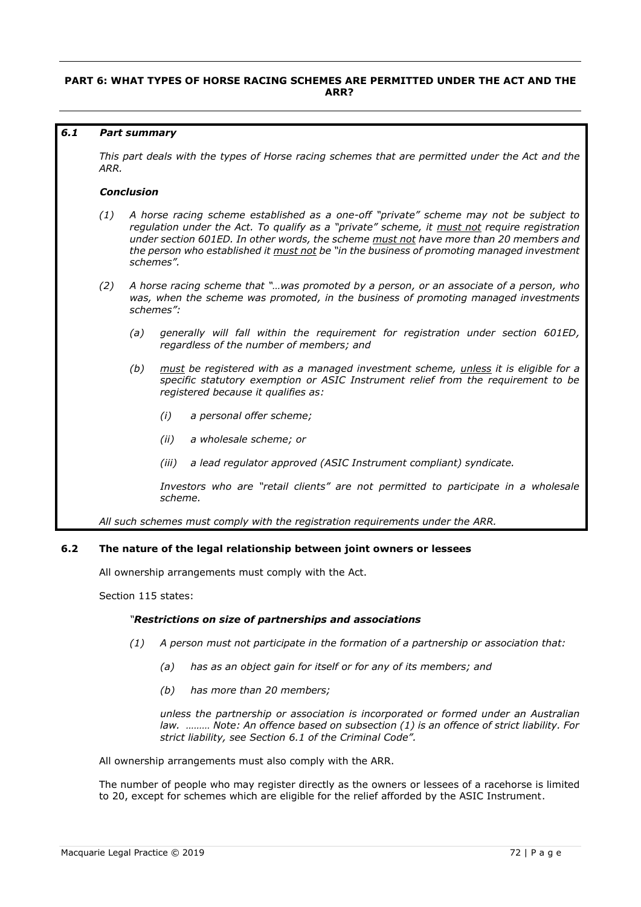## PART 6: WHAT TYPES OF HORSE RACING SCHEMES ARE PERMITTED UNDER THE ACT AND THE ARR?

### *6.1 Part summary*

*This part deals with the types of Horse racing schemes that are permitted under the Act and the ARR.*

***Conclusion***

*(1) A horse racing scheme established as a one-off "private" scheme may not be subject to regulation under the Act. To qualify as a "private" scheme, it must not require registration under section 601ED. In other words, the scheme must not have more than 20 members and the person who established it must not be "in the business of promoting managed investment schemes".*

*(2) A horse racing scheme that "…was promoted by a person, or an associate of a person, who was, when the scheme was promoted, in the business of promoting managed investments schemes":*

*(a) generally will fall within the requirement for registration under section 601ED, regardless of the number of members; and*

*(b) must be registered with as a managed investment scheme, unless it is eligible for a specific statutory exemption or ASIC Instrument relief from the requirement to be registered because it qualifies as:*

*(i) a personal offer scheme;*

*(ii) a wholesale scheme; or*

*(iii) a lead regulator approved (ASIC Instrument compliant) syndicate.*

*Investors who are "retail clients" are not permitted to participate in a wholesale scheme.*

*All such schemes must comply with the registration requirements under the ARR.*

### 6.2 The nature of the legal relationship between joint owners or lessees

All ownership arrangements must comply with the Act.

Section 115 states:

*"**Restrictions on size of partnerships and associations***

*(1) A person must not participate in the formation of a partnership or association that:*

*(a) has as an object gain for itself or for any of its members; and*

*(b) has more than 20 members;*

*unless the partnership or association is incorporated or formed under an Australian law. ……… Note: An offence based on subsection (1) is an offence of strict liability. For strict liability, see Section 6.1 of the Criminal Code".*

All ownership arrangements must also comply with the ARR.

The number of people who may register directly as the owners or lessees of a racehorse is limited to 20, except for schemes which are eligible for the relief afforded by the ASIC Instrument.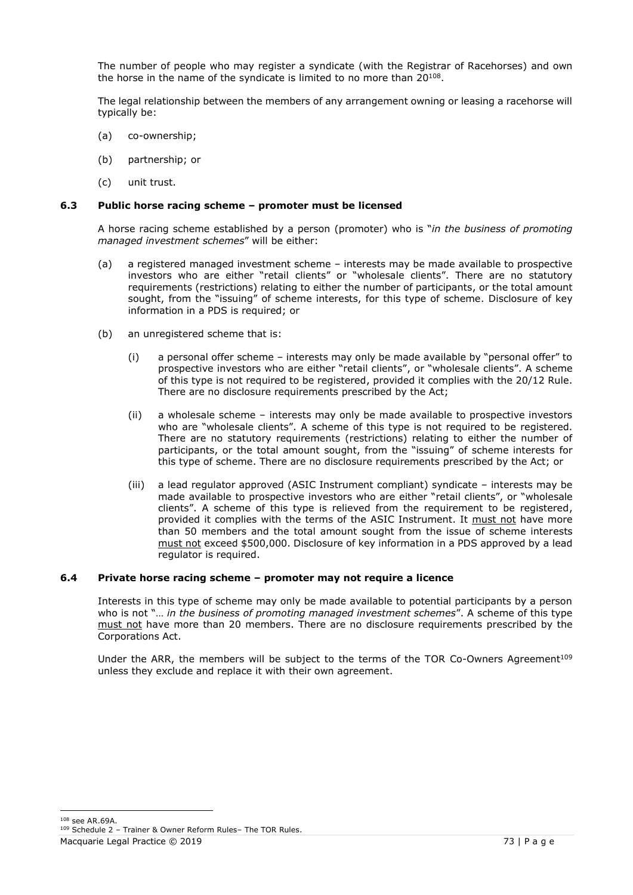The number of people who may register a syndicate (with the Registrar of Racehorses) and own the horse in the name of the syndicate is limited to no more than 20[108].

The legal relationship between the members of any arrangement owning or leasing a racehorse will typically be:

(a) co-ownership;

(b) partnership; or

(c) unit trust.

### 6.3 Public horse racing scheme – promoter must be licensed

A horse racing scheme established by a person (promoter) who is "*in the business of promoting managed investment schemes*" will be either:

(a) a registered managed investment scheme – interests may be made available to prospective investors who are either "retail clients" or "wholesale clients". There are no statutory requirements (restrictions) relating to either the number of participants, or the total amount sought, from the "issuing" of scheme interests, for this type of scheme. Disclosure of key information in a PDS is required; or

(b) an unregistered scheme that is:

  (i) a personal offer scheme – interests may only be made available by "personal offer" to prospective investors who are either "retail clients", or "wholesale clients". A scheme of this type is not required to be registered, provided it complies with the 20/12 Rule. There are no disclosure requirements prescribed by the Act;

  (ii) a wholesale scheme – interests may only be made available to prospective investors who are "wholesale clients". A scheme of this type is not required to be registered. There are no statutory requirements (restrictions) relating to either the number of participants, or the total amount sought, from the "issuing" of scheme interests for this type of scheme. There are no disclosure requirements prescribed by the Act; or

  (iii) a lead regulator approved (ASIC Instrument compliant) syndicate – interests may be made available to prospective investors who are either "retail clients", or "wholesale clients". A scheme of this type is relieved from the requirement to be registered, provided it complies with the terms of the ASIC Instrument. It <u>must not</u> have more than 50 members and the total amount sought from the issue of scheme interests <u>must not</u> exceed $500,000. Disclosure of key information in a PDS approved by a lead regulator is required.

### 6.4 Private horse racing scheme – promoter may not require a licence

Interests in this type of scheme may only be made available to potential participants by a person who is not "… *in the business of promoting managed investment schemes*". A scheme of this type <u>must not</u> have more than 20 members. There are no disclosure requirements prescribed by the Corporations Act.

Under the ARR, the members will be subject to the terms of the TOR Co-Owners Agreement[109] unless they exclude and replace it with their own agreement.

---

[108] see AR.69A.

[109] Schedule 2 – Trainer & Owner Reform Rules– The TOR Rules.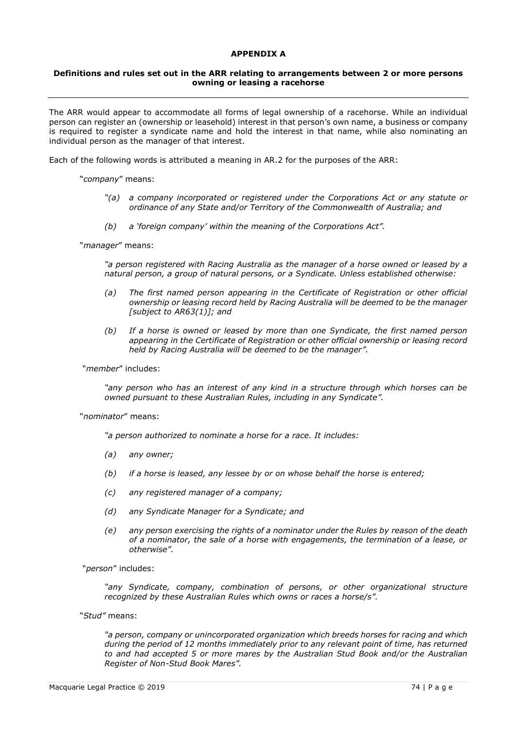# APPENDIX A

## Definitions and rules set out in the ARR relating to arrangements between 2 or more persons owning or leasing a racehorse

The ARR would appear to accommodate all forms of legal ownership of a racehorse. While an individual person can register an (ownership or leasehold) interest in that person's own name, a business or company is required to register a syndicate name and hold the interest in that name, while also nominating an individual person as the manager of that interest.

Each of the following words is attributed a meaning in AR.2 for the purposes of the ARR:

"*company*" means:

> *"(a) a company incorporated or registered under the Corporations Act or any statute or ordinance of any State and/or Territory of the Commonwealth of Australia; and*
>
> *(b) a 'foreign company' within the meaning of the Corporations Act".*

"*manager*" means:

> *"a person registered with Racing Australia as the manager of a horse owned or leased by a natural person, a group of natural persons, or a Syndicate. Unless established otherwise:*
>
> *(a) The first named person appearing in the Certificate of Registration or other official ownership or leasing record held by Racing Australia will be deemed to be the manager [subject to AR63(1)]; and*
>
> *(b) If a horse is owned or leased by more than one Syndicate, the first named person appearing in the Certificate of Registration or other official ownership or leasing record held by Racing Australia will be deemed to be the manager".*

"*member*" includes:

> *"any person who has an interest of any kind in a structure through which horses can be owned pursuant to these Australian Rules, including in any Syndicate".*

"*nominator*" means:

> *"a person authorized to nominate a horse for a race. It includes:*
>
> *(a) any owner;*
>
> *(b) if a horse is leased, any lessee by or on whose behalf the horse is entered;*
>
> *(c) any registered manager of a company;*
>
> *(d) any Syndicate Manager for a Syndicate; and*
>
> *(e) any person exercising the rights of a nominator under the Rules by reason of the death of a nominator, the sale of a horse with engagements, the termination of a lease, or otherwise".*

"*person*" includes:

> *"any Syndicate, company, combination of persons, or other organizational structure recognized by these Australian Rules which owns or races a horse/s".*

"*Stud*" means:

> *"a person, company or unincorporated organization which breeds horses for racing and which during the period of 12 months immediately prior to any relevant point of time, has returned to and had accepted 5 or more mares by the Australian Stud Book and/or the Australian Register of Non-Stud Book Mares".*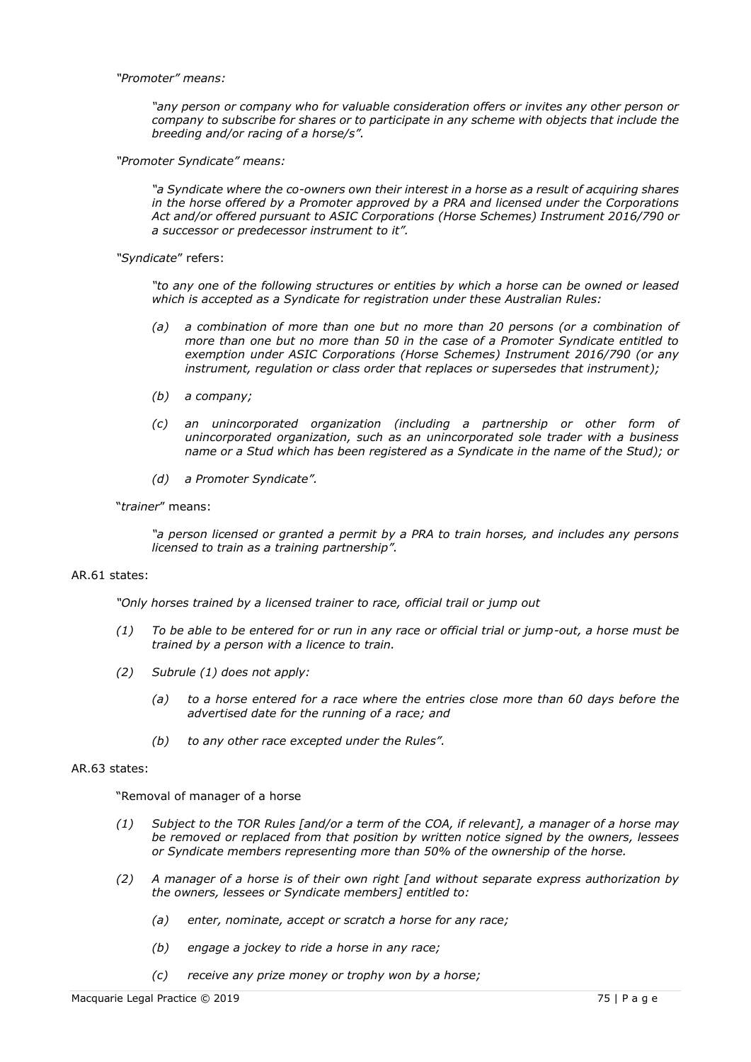*"Promoter" means:*

> *"any person or company who for valuable consideration offers or invites any other person or company to subscribe for shares or to participate in any scheme with objects that include the breeding and/or racing of a horse/s".*

*"Promoter Syndicate" means:*

> *"a Syndicate where the co-owners own their interest in a horse as a result of acquiring shares in the horse offered by a Promoter approved by a PRA and licensed under the Corporations Act and/or offered pursuant to ASIC Corporations (Horse Schemes) Instrument 2016/790 or a successor or predecessor instrument to it".*

*"Syndicate"* refers:

> *"to any one of the following structures or entities by which a horse can be owned or leased which is accepted as a Syndicate for registration under these Australian Rules:*
>
> *(a) a combination of more than one but no more than 20 persons (or a combination of more than one but no more than 50 in the case of a Promoter Syndicate entitled to exemption under ASIC Corporations (Horse Schemes) Instrument 2016/790 (or any instrument, regulation or class order that replaces or supersedes that instrument);*
>
> *(b) a company;*
>
> *(c) an unincorporated organization (including a partnership or other form of unincorporated organization, such as an unincorporated sole trader with a business name or a Stud which has been registered as a Syndicate in the name of the Stud); or*
>
> *(d) a Promoter Syndicate".*

"*trainer*" means:

> *"a person licensed or granted a permit by a PRA to train horses, and includes any persons licensed to train as a training partnership".*

AR.61 states:

> *"Only horses trained by a licensed trainer to race, official trail or jump out*
>
> *(1) To be able to be entered for or run in any race or official trial or jump-out, a horse must be trained by a person with a licence to train.*
>
> *(2) Subrule (1) does not apply:*
>
> *(a) to a horse entered for a race where the entries close more than 60 days before the advertised date for the running of a race; and*
>
> *(b) to any other race excepted under the Rules".*

AR.63 states:

> "Removal of manager of a horse
>
> *(1) Subject to the TOR Rules [and/or a term of the COA, if relevant], a manager of a horse may be removed or replaced from that position by written notice signed by the owners, lessees or Syndicate members representing more than 50% of the ownership of the horse.*
>
> *(2) A manager of a horse is of their own right [and without separate express authorization by the owners, lessees or Syndicate members] entitled to:*
>
> *(a) enter, nominate, accept or scratch a horse for any race;*
>
> *(b) engage a jockey to ride a horse in any race;*
>
> *(c) receive any prize money or trophy won by a horse;*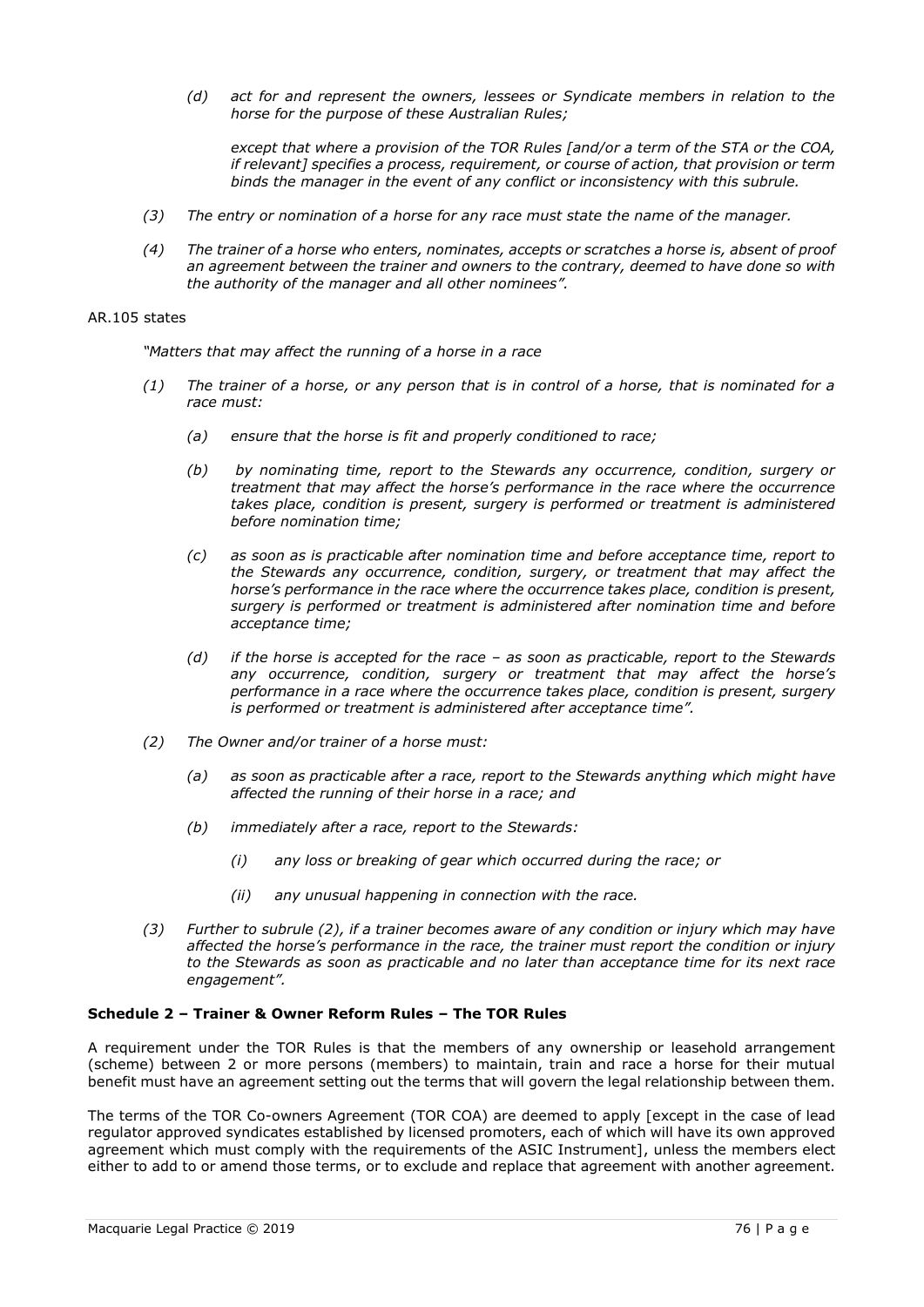> *(d) act for and represent the owners, lessees or Syndicate members in relation to the horse for the purpose of these Australian Rules;*
>
> *except that where a provision of the TOR Rules [and/or a term of the STA or the COA, if relevant] specifies a process, requirement, or course of action, that provision or term binds the manager in the event of any conflict or inconsistency with this subrule.*
>
> *(3) The entry or nomination of a horse for any race must state the name of the manager.*
>
> *(4) The trainer of a horse who enters, nominates, accepts or scratches a horse is, absent of proof an agreement between the trainer and owners to the contrary, deemed to have done so with the authority of the manager and all other nominees".*

AR.105 states

> *"Matters that may affect the running of a horse in a race*
>
> *(1) The trainer of a horse, or any person that is in control of a horse, that is nominated for a race must:*
>
> > *(a) ensure that the horse is fit and properly conditioned to race;*
> >
> > *(b) by nominating time, report to the Stewards any occurrence, condition, surgery or treatment that may affect the horse's performance in the race where the occurrence takes place, condition is present, surgery is performed or treatment is administered before nomination time;*
> >
> > *(c) as soon as is practicable after nomination time and before acceptance time, report to the Stewards any occurrence, condition, surgery, or treatment that may affect the horse's performance in the race where the occurrence takes place, condition is present, surgery is performed or treatment is administered after nomination time and before acceptance time;*
> >
> > *(d) if the horse is accepted for the race – as soon as practicable, report to the Stewards any occurrence, condition, surgery or treatment that may affect the horse's performance in a race where the occurrence takes place, condition is present, surgery is performed or treatment is administered after acceptance time".*
>
> *(2) The Owner and/or trainer of a horse must:*
>
> > *(a) as soon as practicable after a race, report to the Stewards anything which might have affected the running of their horse in a race; and*
> >
> > *(b) immediately after a race, report to the Stewards:*
> >
> > > *(i) any loss or breaking of gear which occurred during the race; or*
> > >
> > > *(ii) any unusual happening in connection with the race.*
>
> *(3) Further to subrule (2), if a trainer becomes aware of any condition or injury which may have affected the horse's performance in the race, the trainer must report the condition or injury to the Stewards as soon as practicable and no later than acceptance time for its next race engagement".*

**Schedule 2 – Trainer & Owner Reform Rules – The TOR Rules**

A requirement under the TOR Rules is that the members of any ownership or leasehold arrangement (scheme) between 2 or more persons (members) to maintain, train and race a horse for their mutual benefit must have an agreement setting out the terms that will govern the legal relationship between them.

The terms of the TOR Co-owners Agreement (TOR COA) are deemed to apply [except in the case of lead regulator approved syndicates established by licensed promoters, each of which will have its own approved agreement which must comply with the requirements of the ASIC Instrument], unless the members elect either to add to or amend those terms, or to exclude and replace that agreement with another agreement.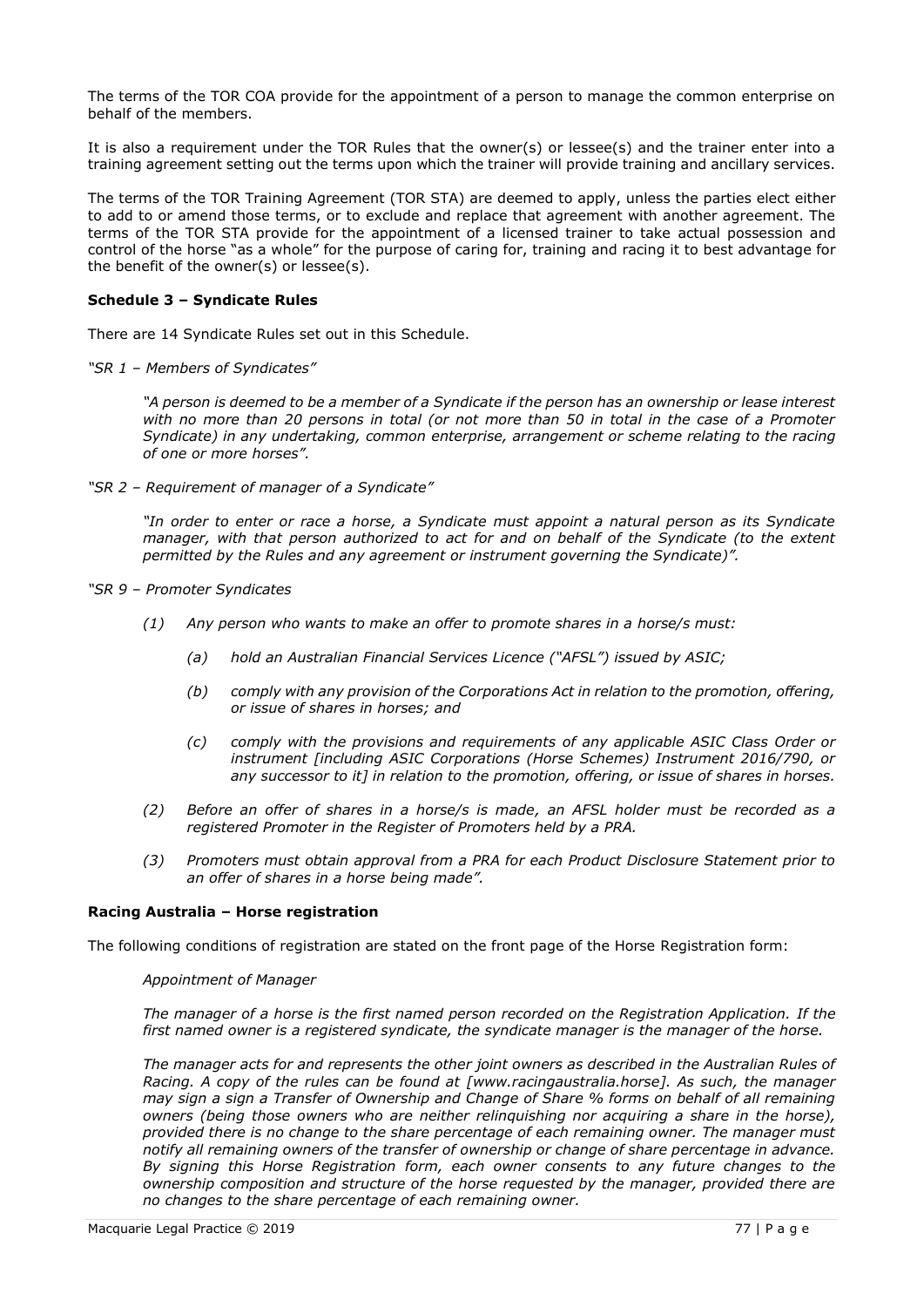The terms of the TOR COA provide for the appointment of a person to manage the common enterprise on behalf of the members.

It is also a requirement under the TOR Rules that the owner(s) or lessee(s) and the trainer enter into a training agreement setting out the terms upon which the trainer will provide training and ancillary services.

The terms of the TOR Training Agreement (TOR STA) are deemed to apply, unless the parties elect either to add to or amend those terms, or to exclude and replace that agreement with another agreement. The terms of the TOR STA provide for the appointment of a licensed trainer to take actual possession and control of the horse "as a whole" for the purpose of caring for, training and racing it to best advantage for the benefit of the owner(s) or lessee(s).

**Schedule 3 – Syndicate Rules**

There are 14 Syndicate Rules set out in this Schedule.

*"SR 1 – Members of Syndicates"*

> *"A person is deemed to be a member of a Syndicate if the person has an ownership or lease interest with no more than 20 persons in total (or not more than 50 in total in the case of a Promoter Syndicate) in any undertaking, common enterprise, arrangement or scheme relating to the racing of one or more horses".*

*"SR 2 – Requirement of manager of a Syndicate"*

> *"In order to enter or race a horse, a Syndicate must appoint a natural person as its Syndicate manager, with that person authorized to act for and on behalf of the Syndicate (to the extent permitted by the Rules and any agreement or instrument governing the Syndicate)".*

*"SR 9 – Promoter Syndicates*

> *(1) Any person who wants to make an offer to promote shares in a horse/s must:*
>
> > *(a) hold an Australian Financial Services Licence ("AFSL") issued by ASIC;*
> >
> > *(b) comply with any provision of the Corporations Act in relation to the promotion, offering, or issue of shares in horses; and*
> >
> > *(c) comply with the provisions and requirements of any applicable ASIC Class Order or instrument [including ASIC Corporations (Horse Schemes) Instrument 2016/790, or any successor to it] in relation to the promotion, offering, or issue of shares in horses.*
>
> *(2) Before an offer of shares in a horse/s is made, an AFSL holder must be recorded as a registered Promoter in the Register of Promoters held by a PRA.*
>
> *(3) Promoters must obtain approval from a PRA for each Product Disclosure Statement prior to an offer of shares in a horse being made".*

**Racing Australia – Horse registration**

The following conditions of registration are stated on the front page of the Horse Registration form:

> *Appointment of Manager*
>
> *The manager of a horse is the first named person recorded on the Registration Application. If the first named owner is a registered syndicate, the syndicate manager is the manager of the horse.*
>
> *The manager acts for and represents the other joint owners as described in the Australian Rules of Racing. A copy of the rules can be found at [www.racingaustralia.horse]. As such, the manager may sign a sign a Transfer of Ownership and Change of Share % forms on behalf of all remaining owners (being those owners who are neither relinquishing nor acquiring a share in the horse), provided there is no change to the share percentage of each remaining owner. The manager must notify all remaining owners of the transfer of ownership or change of share percentage in advance. By signing this Horse Registration form, each owner consents to any future changes to the ownership composition and structure of the horse requested by the manager, provided there are no changes to the share percentage of each remaining owner.*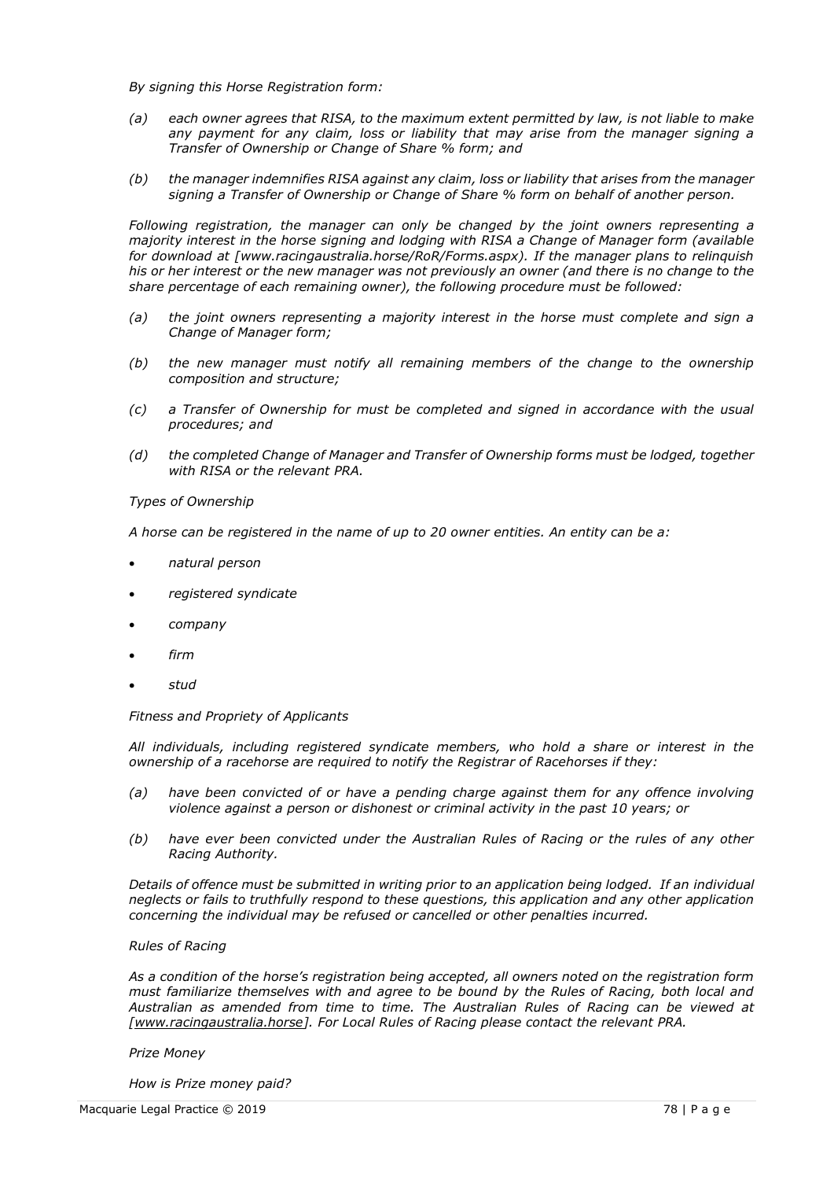*By signing this Horse Registration form:*

*(a) each owner agrees that RISA, to the maximum extent permitted by law, is not liable to make any payment for any claim, loss or liability that may arise from the manager signing a Transfer of Ownership or Change of Share % form; and*

*(b) the manager indemnifies RISA against any claim, loss or liability that arises from the manager signing a Transfer of Ownership or Change of Share % form on behalf of another person.*

*Following registration, the manager can only be changed by the joint owners representing a majority interest in the horse signing and lodging with RISA a Change of Manager form (available for download at [www.racingaustralia.horse/RoR/Forms.aspx). If the manager plans to relinquish his or her interest or the new manager was not previously an owner (and there is no change to the share percentage of each remaining owner), the following procedure must be followed:*

*(a) the joint owners representing a majority interest in the horse must complete and sign a Change of Manager form;*

*(b) the new manager must notify all remaining members of the change to the ownership composition and structure;*

*(c) a Transfer of Ownership for must be completed and signed in accordance with the usual procedures; and*

*(d) the completed Change of Manager and Transfer of Ownership forms must be lodged, together with RISA or the relevant PRA.*

*Types of Ownership*

*A horse can be registered in the name of up to 20 owner entities. An entity can be a:*

- *natural person*
- *registered syndicate*
- *company*
- *firm*
- *stud*

*Fitness and Propriety of Applicants*

*All individuals, including registered syndicate members, who hold a share or interest in the ownership of a racehorse are required to notify the Registrar of Racehorses if they:*

*(a) have been convicted of or have a pending charge against them for any offence involving violence against a person or dishonest or criminal activity in the past 10 years; or*

*(b) have ever been convicted under the Australian Rules of Racing or the rules of any other Racing Authority.*

*Details of offence must be submitted in writing prior to an application being lodged. If an individual neglects or fails to truthfully respond to these questions, this application and any other application concerning the individual may be refused or cancelled or other penalties incurred.*

*Rules of Racing*

*As a condition of the horse's registration being accepted, all owners noted on the registration form must familiarize themselves with and agree to be bound by the Rules of Racing, both local and Australian as amended from time to time. The Australian Rules of Racing can be viewed at [www.racingaustralia.horse]. For Local Rules of Racing please contact the relevant PRA.*

*Prize Money*

*How is Prize money paid?*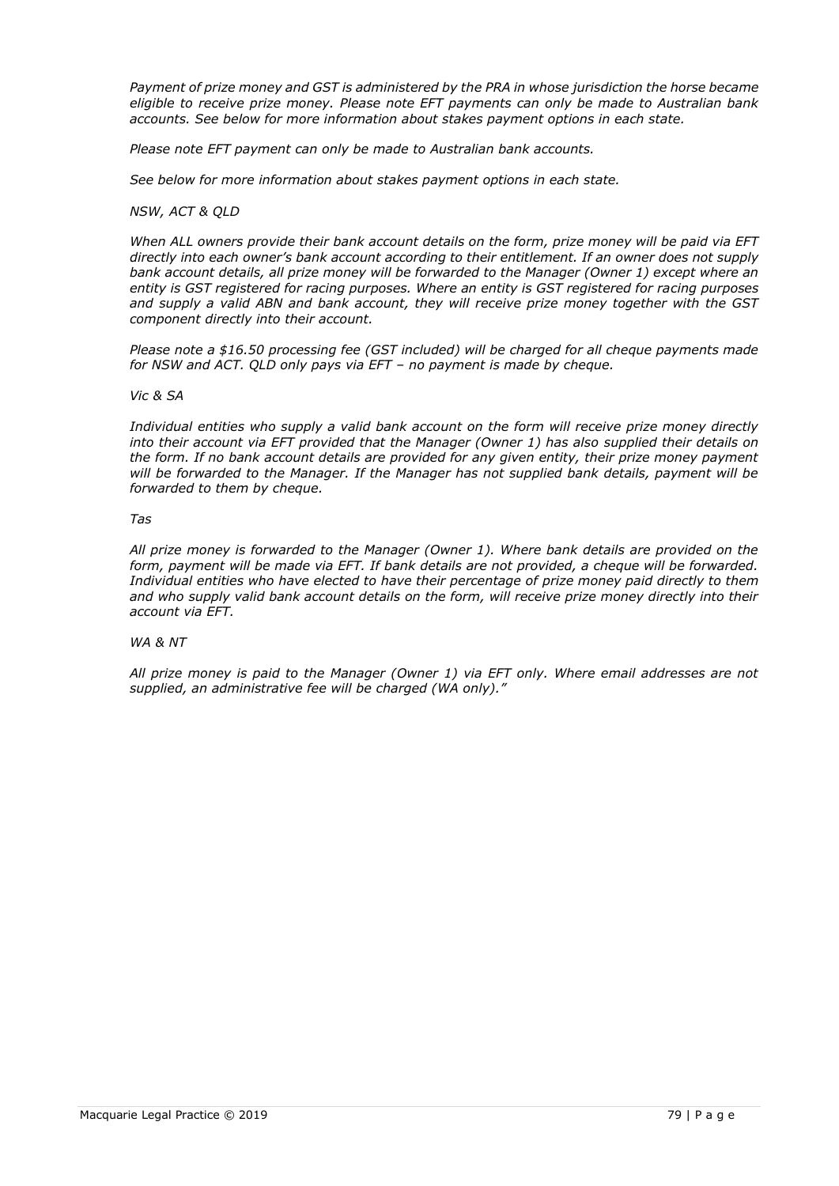*Payment of prize money and GST is administered by the PRA in whose jurisdiction the horse became eligible to receive prize money. Please note EFT payments can only be made to Australian bank accounts. See below for more information about stakes payment options in each state.*

*Please note EFT payment can only be made to Australian bank accounts.*

*See below for more information about stakes payment options in each state.*

*NSW, ACT & QLD*

*When ALL owners provide their bank account details on the form, prize money will be paid via EFT directly into each owner's bank account according to their entitlement. If an owner does not supply bank account details, all prize money will be forwarded to the Manager (Owner 1) except where an entity is GST registered for racing purposes. Where an entity is GST registered for racing purposes and supply a valid ABN and bank account, they will receive prize money together with the GST component directly into their account.*

*Please note a $16.50 processing fee (GST included) will be charged for all cheque payments made for NSW and ACT. QLD only pays via EFT – no payment is made by cheque.*

*Vic & SA*

*Individual entities who supply a valid bank account on the form will receive prize money directly into their account via EFT provided that the Manager (Owner 1) has also supplied their details on the form. If no bank account details are provided for any given entity, their prize money payment will be forwarded to the Manager. If the Manager has not supplied bank details, payment will be forwarded to them by cheque.*

*Tas*

*All prize money is forwarded to the Manager (Owner 1). Where bank details are provided on the form, payment will be made via EFT. If bank details are not provided, a cheque will be forwarded. Individual entities who have elected to have their percentage of prize money paid directly to them and who supply valid bank account details on the form, will receive prize money directly into their account via EFT.*

*WA & NT*

*All prize money is paid to the Manager (Owner 1) via EFT only. Where email addresses are not supplied, an administrative fee will be charged (WA only)."*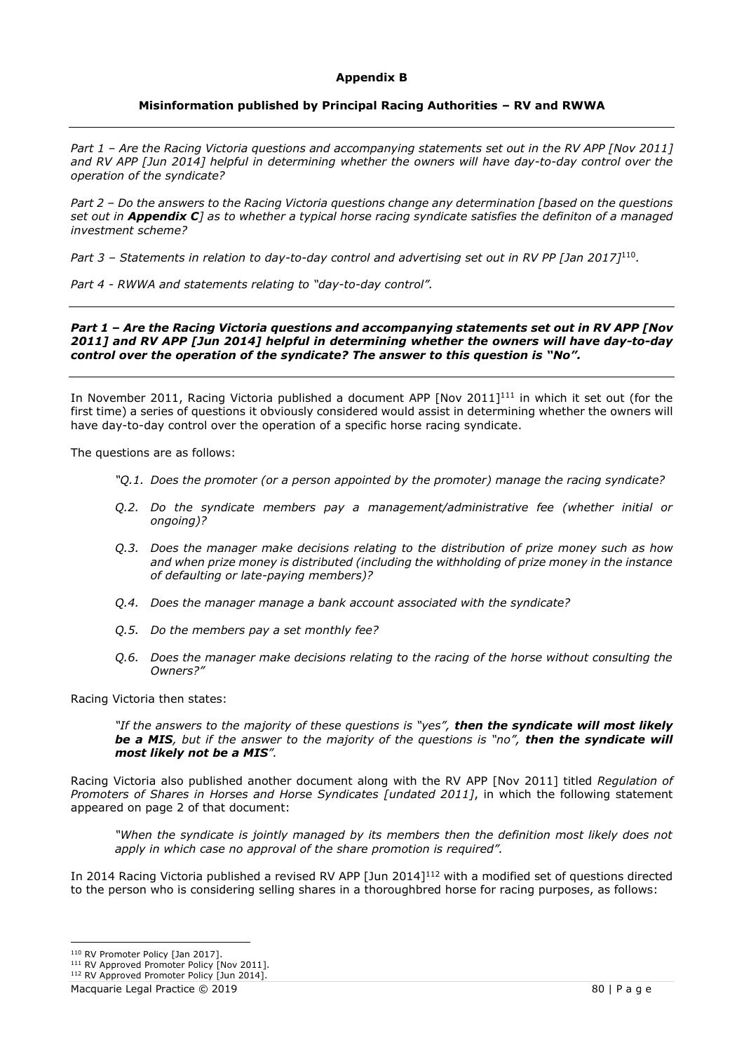**Appendix B**

**Misinformation published by Principal Racing Authorities – RV and RWWA**

---

*Part 1 – Are the Racing Victoria questions and accompanying statements set out in the RV APP [Nov 2011] and RV APP [Jun 2014] helpful in determining whether the owners will have day-to-day control over the operation of the syndicate?*

*Part 2 – Do the answers to the Racing Victoria questions change any determination [based on the questions set out in **Appendix C**] as to whether a typical horse racing syndicate satisfies the definiton of a managed investment scheme?*

*Part 3 – Statements in relation to day-to-day control and advertising set out in RV PP [Jan 2017]*[110].

*Part 4 - RWWA and statements relating to "day-to-day control".*

---

***Part 1 – Are the Racing Victoria questions and accompanying statements set out in RV APP [Nov 2011] and RV APP [Jun 2014] helpful in determining whether the owners will have day-to-day control over the operation of the syndicate? The answer to this question is "No".***

---

In November 2011, Racing Victoria published a document APP [Nov 2011][111] in which it set out (for the first time) a series of questions it obviously considered would assist in determining whether the owners will have day-to-day control over the operation of a specific horse racing syndicate.

The questions are as follows:

> *"Q.1. Does the promoter (or a person appointed by the promoter) manage the racing syndicate?*
>
> *Q.2. Do the syndicate members pay a management/administrative fee (whether initial or ongoing)?*
>
> *Q.3. Does the manager make decisions relating to the distribution of prize money such as how and when prize money is distributed (including the withholding of prize money in the instance of defaulting or late-paying members)?*
>
> *Q.4. Does the manager manage a bank account associated with the syndicate?*
>
> *Q.5. Do the members pay a set monthly fee?*
>
> *Q.6. Does the manager make decisions relating to the racing of the horse without consulting the Owners?"*

Racing Victoria then states:

> *"If the answers to the majority of these questions is "yes", **then the syndicate will most likely be a MIS**, but if the answer to the majority of the questions is "no", **then the syndicate will most likely not be a MIS**".*

Racing Victoria also published another document along with the RV APP [Nov 2011] titled *Regulation of Promoters of Shares in Horses and Horse Syndicates [undated 2011]*, in which the following statement appeared on page 2 of that document:

> *"When the syndicate is jointly managed by its members then the definition most likely does not apply in which case no approval of the share promotion is required".*

In 2014 Racing Victoria published a revised RV APP [Jun 2014][112] with a modified set of questions directed to the person who is considering selling shares in a thoroughbred horse for racing purposes, as follows:

---

[110] RV Promoter Policy [Jan 2017].

[111] RV Approved Promoter Policy [Nov 2011].

[112] RV Approved Promoter Policy [Jun 2014].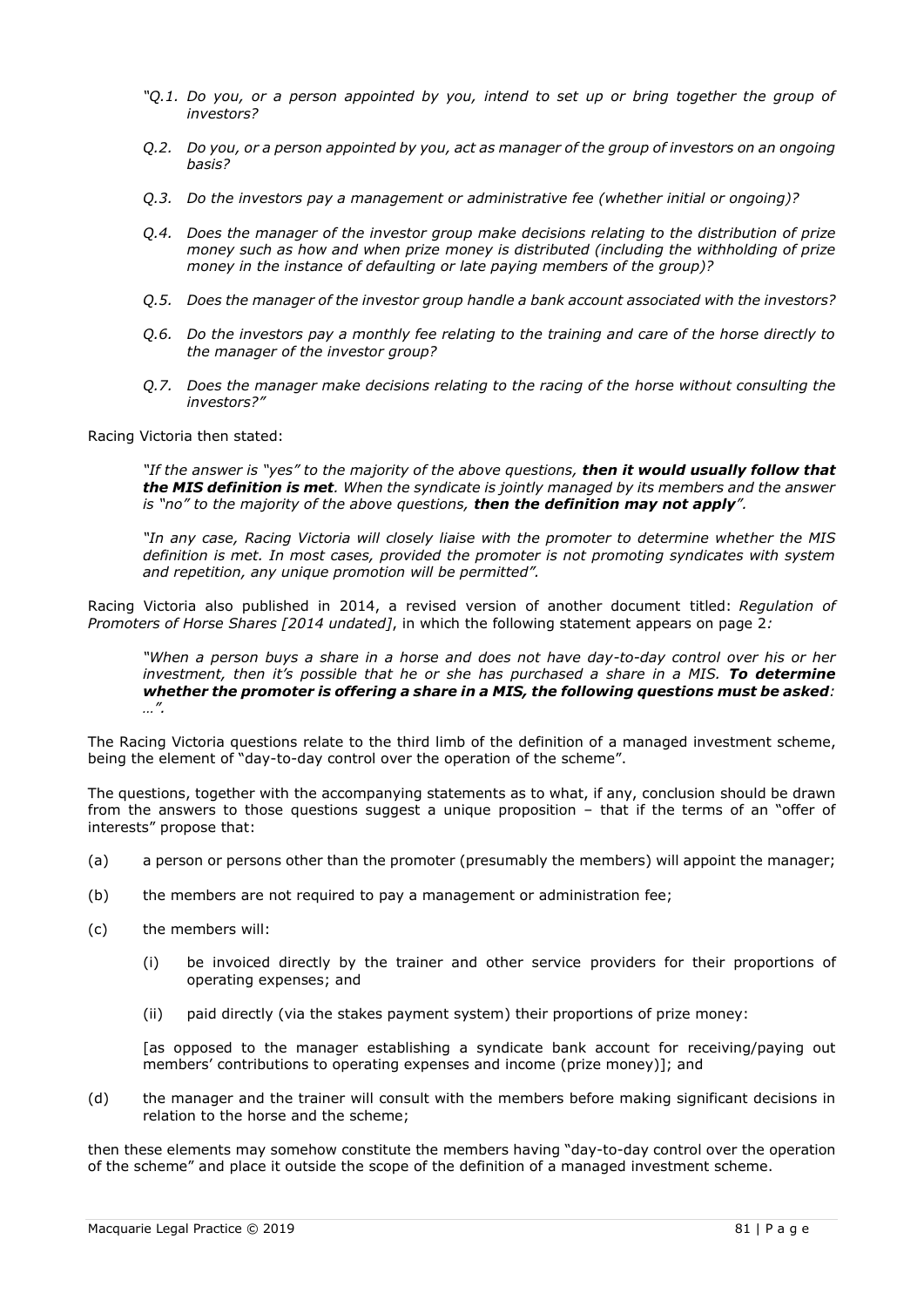*"Q.1. Do you, or a person appointed by you, intend to set up or bring together the group of investors?*

*Q.2. Do you, or a person appointed by you, act as manager of the group of investors on an ongoing basis?*

*Q.3. Do the investors pay a management or administrative fee (whether initial or ongoing)?*

*Q.4. Does the manager of the investor group make decisions relating to the distribution of prize money such as how and when prize money is distributed (including the withholding of prize money in the instance of defaulting or late paying members of the group)?*

*Q.5. Does the manager of the investor group handle a bank account associated with the investors?*

*Q.6. Do the investors pay a monthly fee relating to the training and care of the horse directly to the manager of the investor group?*

*Q.7. Does the manager make decisions relating to the racing of the horse without consulting the investors?"*

Racing Victoria then stated:

> *"If the answer is "yes" to the majority of the above questions, **then it would usually follow that the MIS definition is met**. When the syndicate is jointly managed by its members and the answer is "no" to the majority of the above questions, **then the definition may not apply**".*
>
> *"In any case, Racing Victoria will closely liaise with the promoter to determine whether the MIS definition is met. In most cases, provided the promoter is not promoting syndicates with system and repetition, any unique promotion will be permitted".*

Racing Victoria also published in 2014, a revised version of another document titled: *Regulation of Promoters of Horse Shares [2014 undated]*, in which the following statement appears on page 2*:*

> *"When a person buys a share in a horse and does not have day-to-day control over his or her investment, then it's possible that he or she has purchased a share in a MIS. **To determine whether the promoter is offering a share in a MIS, the following questions must be asked**: …".*

The Racing Victoria questions relate to the third limb of the definition of a managed investment scheme, being the element of "day-to-day control over the operation of the scheme".

The questions, together with the accompanying statements as to what, if any, conclusion should be drawn from the answers to those questions suggest a unique proposition – that if the terms of an "offer of interests" propose that:

(a) a person or persons other than the promoter (presumably the members) will appoint the manager;

(b) the members are not required to pay a management or administration fee;

(c) the members will:

 (i) be invoiced directly by the trainer and other service providers for their proportions of operating expenses; and

 (ii) paid directly (via the stakes payment system) their proportions of prize money:

 [as opposed to the manager establishing a syndicate bank account for receiving/paying out members' contributions to operating expenses and income (prize money)]; and

(d) the manager and the trainer will consult with the members before making significant decisions in relation to the horse and the scheme;

then these elements may somehow constitute the members having "day-to-day control over the operation of the scheme" and place it outside the scope of the definition of a managed investment scheme.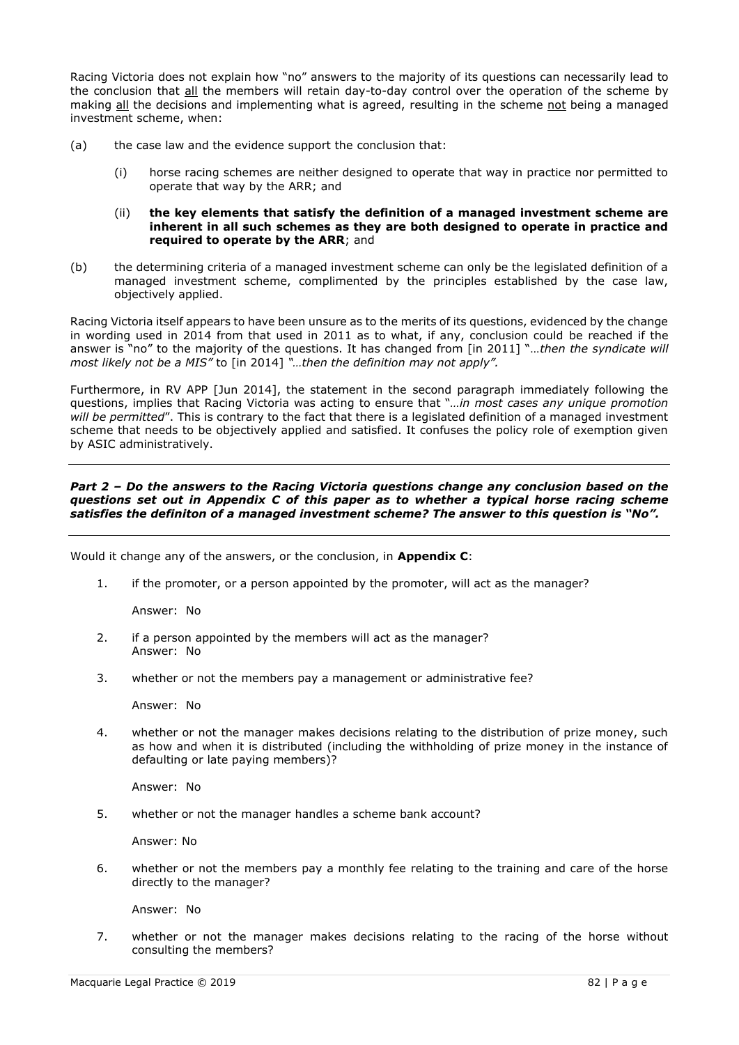Racing Victoria does not explain how "no" answers to the majority of its questions can necessarily lead to the conclusion that all the members will retain day-to-day control over the operation of the scheme by making all the decisions and implementing what is agreed, resulting in the scheme not being a managed investment scheme, when:

(a) the case law and the evidence support the conclusion that:

  (i) horse racing schemes are neither designed to operate that way in practice nor permitted to operate that way by the ARR; and

  (ii) **the key elements that satisfy the definition of a managed investment scheme are inherent in all such schemes as they are both designed to operate in practice and required to operate by the ARR**; and

(b) the determining criteria of a managed investment scheme can only be the legislated definition of a managed investment scheme, complimented by the principles established by the case law, objectively applied.

Racing Victoria itself appears to have been unsure as to the merits of its questions, evidenced by the change in wording used in 2014 from that used in 2011 as to what, if any, conclusion could be reached if the answer is "no" to the majority of the questions. It has changed from [in 2011] "*…then the syndicate will most likely not be a MIS"* to [in 2014] *"…then the definition may not apply"*.

Furthermore, in RV APP [Jun 2014], the statement in the second paragraph immediately following the questions, implies that Racing Victoria was acting to ensure that "*…in most cases any unique promotion will be permitted*". This is contrary to the fact that there is a legislated definition of a managed investment scheme that needs to be objectively applied and satisfied. It confuses the policy role of exemption given by ASIC administratively.

---

***Part 2 – Do the answers to the Racing Victoria questions change any conclusion based on the questions set out in Appendix C of this paper as to whether a typical horse racing scheme satisfies the definiton of a managed investment scheme? The answer to this question is "No".***

---

Would it change any of the answers, or the conclusion, in **Appendix C**:

1. if the promoter, or a person appointed by the promoter, will act as the manager?

   Answer: No

2. if a person appointed by the members will act as the manager?
   Answer: No

3. whether or not the members pay a management or administrative fee?

   Answer: No

4. whether or not the manager makes decisions relating to the distribution of prize money, such as how and when it is distributed (including the withholding of prize money in the instance of defaulting or late paying members)?

   Answer: No

5. whether or not the manager handles a scheme bank account?

   Answer: No

6. whether or not the members pay a monthly fee relating to the training and care of the horse directly to the manager?

   Answer: No

7. whether or not the manager makes decisions relating to the racing of the horse without consulting the members?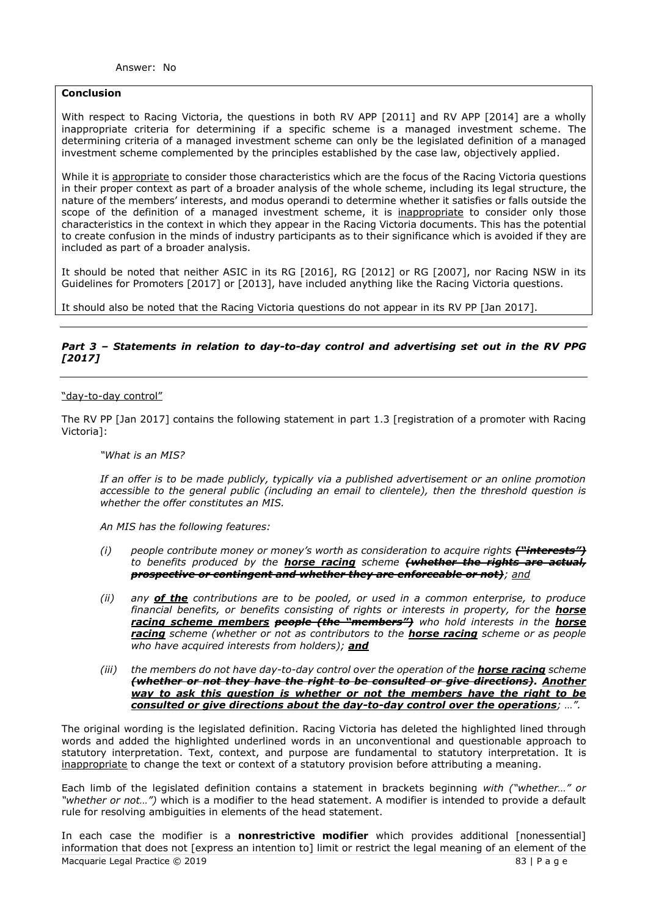Answer: No

**Conclusion**

With respect to Racing Victoria, the questions in both RV APP [2011] and RV APP [2014] are a wholly inappropriate criteria for determining if a specific scheme is a managed investment scheme. The determining criteria of a managed investment scheme can only be the legislated definition of a managed investment scheme complemented by the principles established by the case law, objectively applied.

While it is <u>appropriate</u> to consider those characteristics which are the focus of the Racing Victoria questions in their proper context as part of a broader analysis of the whole scheme, including its legal structure, the nature of the members' interests, and modus operandi to determine whether it satisfies or falls outside the scope of the definition of a managed investment scheme, it is <u>inappropriate</u> to consider only those characteristics in the context in which they appear in the Racing Victoria documents. This has the potential to create confusion in the minds of industry participants as to their significance which is avoided if they are included as part of a broader analysis.

It should be noted that neither ASIC in its RG [2016], RG [2012] or RG [2007], nor Racing NSW in its Guidelines for Promoters [2017] or [2013], have included anything like the Racing Victoria questions.

It should also be noted that the Racing Victoria questions do not appear in its RV PP [Jan 2017].

### *Part 3 – Statements in relation to day-to-day control and advertising set out in the RV PPG [2017]*

<u>"day-to-day control"</u>

The RV PP [Jan 2017] contains the following statement in part 1.3 [registration of a promoter with Racing Victoria]:

> *"What is an MIS?*
>
> *If an offer is to be made publicly, typically via a published advertisement or an online promotion accessible to the general public (including an email to clientele), then the threshold question is whether the offer constitutes an MIS.*
>
> *An MIS has the following features:*
>
> *(i) people contribute money or money's worth as consideration to acquire rights* ***~~("interests")~~*** *to benefits produced by the* ***<u>horse racing</u>*** *scheme* ***~~(whether the rights are actual, prospective or contingent and whether they are enforceable or not)~~****; <u>and</u>*
>
> *(ii) any* ***<u>of the</u>*** *contributions are to be pooled, or used in a common enterprise, to produce financial benefits, or benefits consisting of rights or interests in property, for the* ***<u>horse racing scheme members</u>*** ***~~people (the "members")~~*** *who hold interests in the* ***<u>horse racing</u>*** *scheme (whether or not as contributors to the* ***<u>horse racing</u>*** *scheme or as people who have acquired interests from holders);* ***<u>and</u>***
>
> *(iii) the members do not have day-to-day control over the operation of the* ***<u>horse racing</u>*** *scheme* ***~~(whether or not they have the right to be consulted or give directions)~~****.* ***<u>Another way to ask this question is whether or not the members have the right to be consulted or give directions about the day-to-day control over the operations</u>****; …".*

The original wording is the legislated definition. Racing Victoria has deleted the highlighted lined through words and added the highlighted underlined words in an unconventional and questionable approach to statutory interpretation. Text, context, and purpose are fundamental to statutory interpretation. It is <u>inappropriate</u> to change the text or context of a statutory provision before attributing a meaning.

Each limb of the legislated definition contains a statement in brackets beginning *with ("whether…" or "whether or not…")* which is a modifier to the head statement. A modifier is intended to provide a default rule for resolving ambiguities in elements of the head statement.

In each case the modifier is a **nonrestrictive modifier** which provides additional [nonessential] information that does not [express an intention to] limit or restrict the legal meaning of an element of the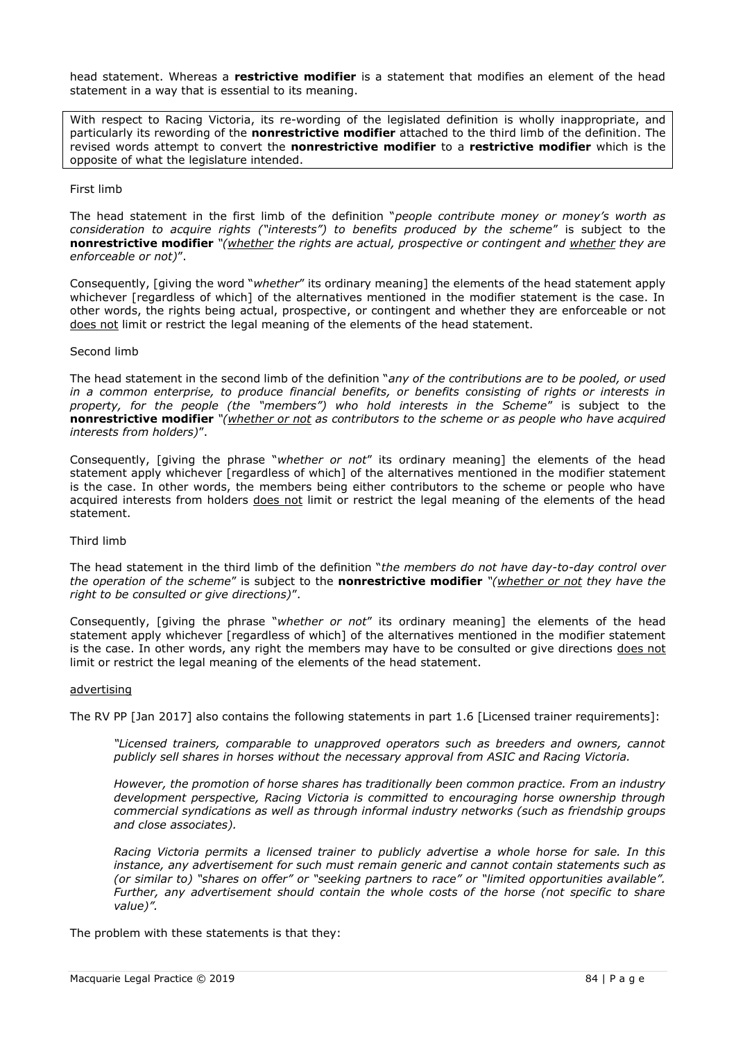head statement. Whereas a **restrictive modifier** is a statement that modifies an element of the head statement in a way that is essential to its meaning.

> With respect to Racing Victoria, its re-wording of the legislated definition is wholly inappropriate, and particularly its rewording of the **nonrestrictive modifier** attached to the third limb of the definition. The revised words attempt to convert the **nonrestrictive modifier** to a **restrictive modifier** which is the opposite of what the legislature intended.

First limb

The head statement in the first limb of the definition "*people contribute money or money's worth as consideration to acquire rights ("interests") to benefits produced by the scheme*" is subject to the **nonrestrictive modifier** "*(<u>whether</u> the rights are actual, prospective or contingent and <u>whether</u> they are enforceable or not)*".

Consequently, [giving the word "*whether*" its ordinary meaning] the elements of the head statement apply whichever [regardless of which] of the alternatives mentioned in the modifier statement is the case. In other words, the rights being actual, prospective, or contingent and whether they are enforceable or not <u>does not</u> limit or restrict the legal meaning of the elements of the head statement.

Second limb

The head statement in the second limb of the definition "*any of the contributions are to be pooled, or used in a common enterprise, to produce financial benefits, or benefits consisting of rights or interests in property, for the people (the "members") who hold interests in the Scheme*" is subject to the **nonrestrictive modifier** "*(<u>whether or not</u> as contributors to the scheme or as people who have acquired interests from holders)*".

Consequently, [giving the phrase "*whether or not*" its ordinary meaning] the elements of the head statement apply whichever [regardless of which] of the alternatives mentioned in the modifier statement is the case. In other words, the members being either contributors to the scheme or people who have acquired interests from holders <u>does not</u> limit or restrict the legal meaning of the elements of the head statement.

Third limb

The head statement in the third limb of the definition "*the members do not have day-to-day control over the operation of the scheme*" is subject to the **nonrestrictive modifier** "*(<u>whether or not</u> they have the right to be consulted or give directions)*".

Consequently, [giving the phrase "*whether or not*" its ordinary meaning] the elements of the head statement apply whichever [regardless of which] of the alternatives mentioned in the modifier statement is the case. In other words, any right the members may have to be consulted or give directions <u>does not</u> limit or restrict the legal meaning of the elements of the head statement.

<u>advertising</u>

The RV PP [Jan 2017] also contains the following statements in part 1.6 [Licensed trainer requirements]:

> *"Licensed trainers, comparable to unapproved operators such as breeders and owners, cannot publicly sell shares in horses without the necessary approval from ASIC and Racing Victoria.*
>
> *However, the promotion of horse shares has traditionally been common practice. From an industry development perspective, Racing Victoria is committed to encouraging horse ownership through commercial syndications as well as through informal industry networks (such as friendship groups and close associates).*
>
> *Racing Victoria permits a licensed trainer to publicly advertise a whole horse for sale. In this instance, any advertisement for such must remain generic and cannot contain statements such as (or similar to) "shares on offer" or "seeking partners to race" or "limited opportunities available". Further, any advertisement should contain the whole costs of the horse (not specific to share value)".*

The problem with these statements is that they: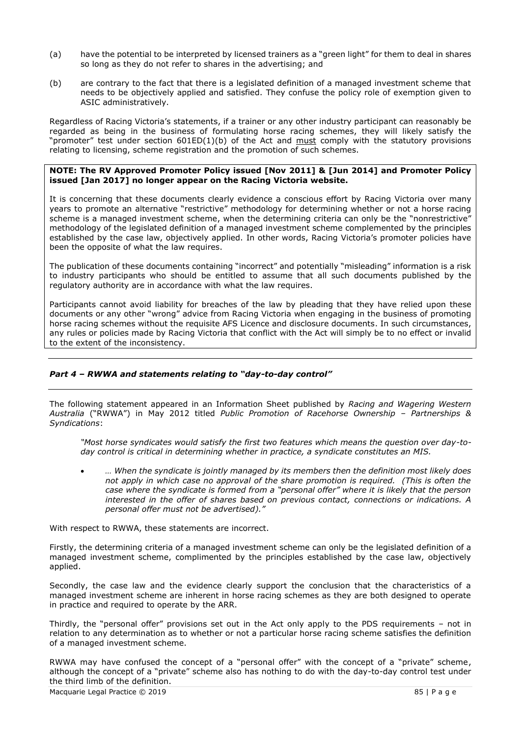(a) have the potential to be interpreted by licensed trainers as a "green light" for them to deal in shares so long as they do not refer to shares in the advertising; and

(b) are contrary to the fact that there is a legislated definition of a managed investment scheme that needs to be objectively applied and satisfied. They confuse the policy role of exemption given to ASIC administratively.

Regardless of Racing Victoria's statements, if a trainer or any other industry participant can reasonably be regarded as being in the business of formulating horse racing schemes, they will likely satisfy the "promoter" test under section 601ED(1)(b) of the Act and <u>must</u> comply with the statutory provisions relating to licensing, scheme registration and the promotion of such schemes.

> **NOTE: The RV Approved Promoter Policy issued [Nov 2011] & [Jun 2014] and Promoter Policy issued [Jan 2017] no longer appear on the Racing Victoria website.**
>
> It is concerning that these documents clearly evidence a conscious effort by Racing Victoria over many years to promote an alternative "restrictive" methodology for determining whether or not a horse racing scheme is a managed investment scheme, when the determining criteria can only be the "nonrestrictive" methodology of the legislated definition of a managed investment scheme complemented by the principles established by the case law, objectively applied. In other words, Racing Victoria's promoter policies have been the opposite of what the law requires.
>
> The publication of these documents containing "incorrect" and potentially "misleading" information is a risk to industry participants who should be entitled to assume that all such documents published by the regulatory authority are in accordance with what the law requires.
>
> Participants cannot avoid liability for breaches of the law by pleading that they have relied upon these documents or any other "wrong" advice from Racing Victoria when engaging in the business of promoting horse racing schemes without the requisite AFS Licence and disclosure documents. In such circumstances, any rules or policies made by Racing Victoria that conflict with the Act will simply be to no effect or invalid to the extent of the inconsistency.

---

### *Part 4 – RWWA and statements relating to "day-to-day control"*

---

The following statement appeared in an Information Sheet published by *Racing and Wagering Western Australia* ("RWWA") in May 2012 titled *Public Promotion of Racehorse Ownership – Partnerships & Syndications*:

> *"Most horse syndicates would satisfy the first two features which means the question over day-to-day control is critical in determining whether in practice, a syndicate constitutes an MIS.*
>
> - *… When the syndicate is jointly managed by its members then the definition most likely does not apply in which case no approval of the share promotion is required. (This is often the case where the syndicate is formed from a "personal offer" where it is likely that the person interested in the offer of shares based on previous contact, connections or indications. A personal offer must not be advertised)."*

With respect to RWWA, these statements are incorrect.

Firstly, the determining criteria of a managed investment scheme can only be the legislated definition of a managed investment scheme, complimented by the principles established by the case law, objectively applied.

Secondly, the case law and the evidence clearly support the conclusion that the characteristics of a managed investment scheme are inherent in horse racing schemes as they are both designed to operate in practice and required to operate by the ARR.

Thirdly, the "personal offer" provisions set out in the Act only apply to the PDS requirements – not in relation to any determination as to whether or not a particular horse racing scheme satisfies the definition of a managed investment scheme.

RWWA may have confused the concept of a "personal offer" with the concept of a "private" scheme, although the concept of a "private" scheme also has nothing to do with the day-to-day control test under the third limb of the definition.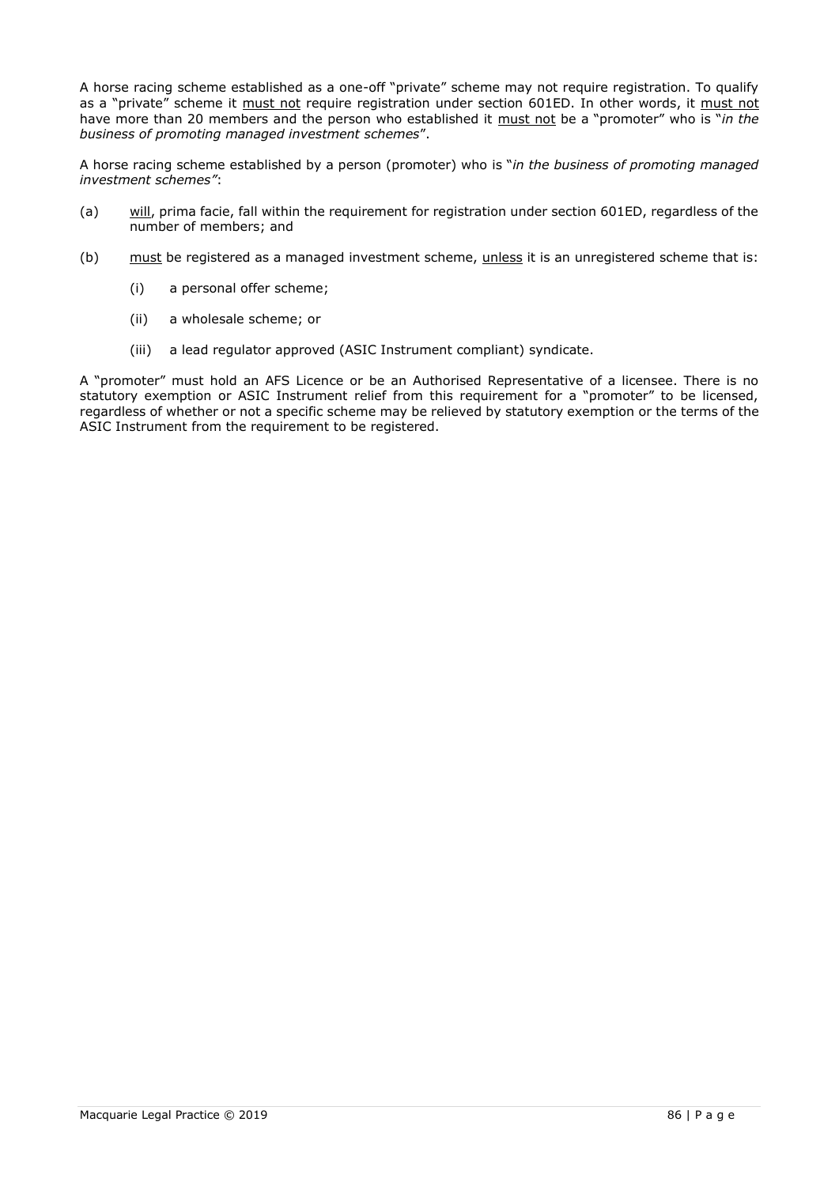A horse racing scheme established as a one-off "private" scheme may not require registration. To qualify as a "private" scheme it <u>must not</u> require registration under section 601ED. In other words, it <u>must not</u> have more than 20 members and the person who established it <u>must not</u> be a "promoter" who is "*in the business of promoting managed investment schemes*".

A horse racing scheme established by a person (promoter) who is "*in the business of promoting managed investment schemes"*:

(a) <u>will</u>, prima facie, fall within the requirement for registration under section 601ED, regardless of the number of members; and

(b) <u>must</u> be registered as a managed investment scheme, <u>unless</u> it is an unregistered scheme that is:

    (i) a personal offer scheme;

    (ii) a wholesale scheme; or

    (iii) a lead regulator approved (ASIC Instrument compliant) syndicate.

A "promoter" must hold an AFS Licence or be an Authorised Representative of a licensee. There is no statutory exemption or ASIC Instrument relief from this requirement for a "promoter" to be licensed, regardless of whether or not a specific scheme may be relieved by statutory exemption or the terms of the ASIC Instrument from the requirement to be registered.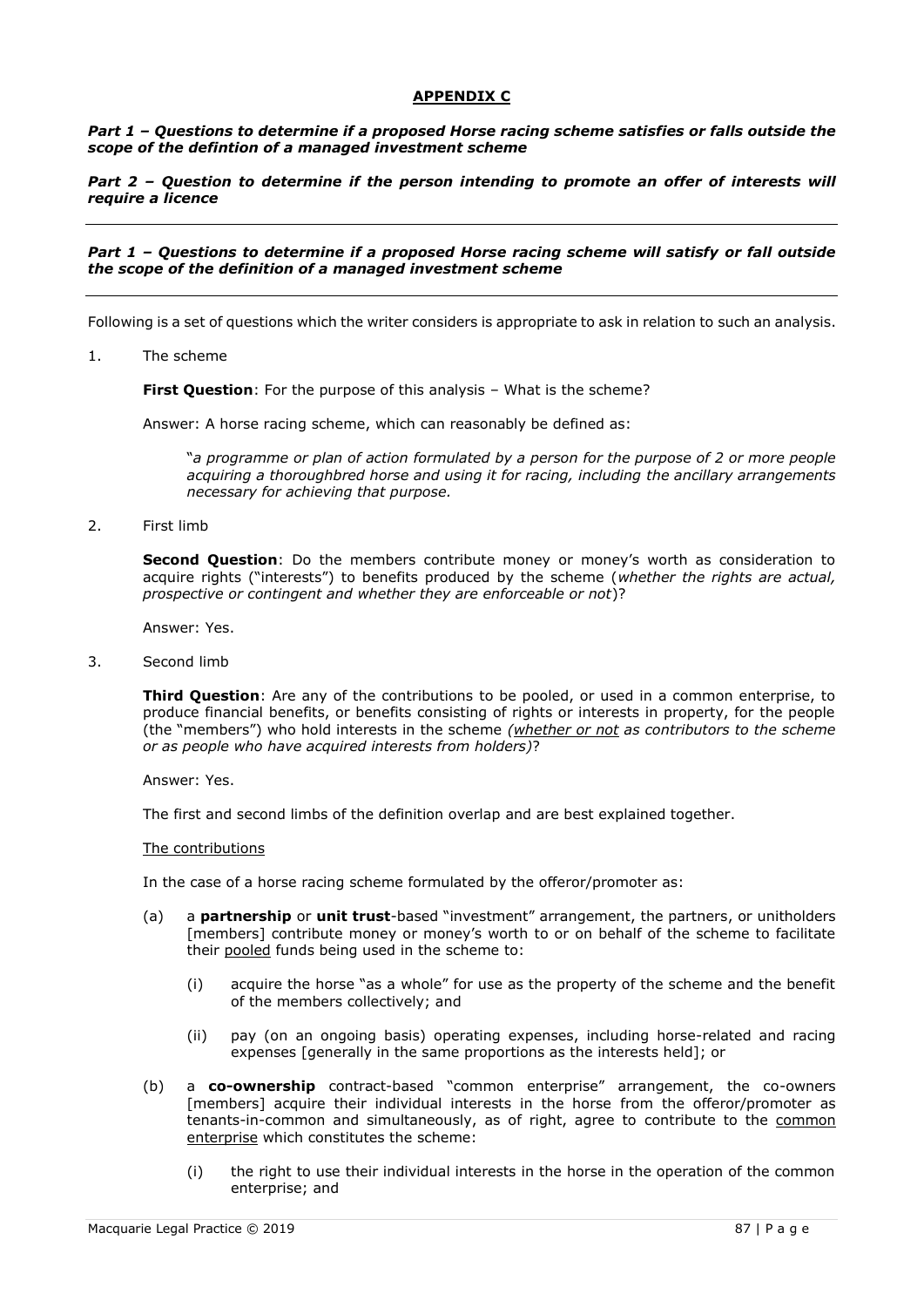## APPENDIX C

***Part 1 – Questions to determine if a proposed Horse racing scheme satisfies or falls outside the scope of the defintion of a managed investment scheme***

***Part 2 – Question to determine if the person intending to promote an offer of interests will require a licence***

---

***Part 1 – Questions to determine if a proposed Horse racing scheme will satisfy or fall outside the scope of the definition of a managed investment scheme***

---

Following is a set of questions which the writer considers is appropriate to ask in relation to such an analysis.

1. The scheme

   **First Question**: For the purpose of this analysis – What is the scheme?

   Answer: A horse racing scheme, which can reasonably be defined as:

   > "*a programme or plan of action formulated by a person for the purpose of 2 or more people acquiring a thoroughbred horse and using it for racing, including the ancillary arrangements necessary for achieving that purpose.*

2. First limb

   **Second Question**: Do the members contribute money or money's worth as consideration to acquire rights ("interests") to benefits produced by the scheme (*whether the rights are actual, prospective or contingent and whether they are enforceable or not*)?

   Answer: Yes.

3. Second limb

   **Third Question**: Are any of the contributions to be pooled, or used in a common enterprise, to produce financial benefits, or benefits consisting of rights or interests in property, for the people (the "members") who hold interests in the scheme *(<u>whether or not</u> as contributors to the scheme or as people who have acquired interests from holders)*?

   Answer: Yes.

   The first and second limbs of the definition overlap and are best explained together.

   <u>The contributions</u>

   In the case of a horse racing scheme formulated by the offeror/promoter as:

   (a) a **partnership** or **unit trust**-based "investment" arrangement, the partners, or unitholders [members] contribute money or money's worth to or on behalf of the scheme to facilitate their <u>pooled</u> funds being used in the scheme to:

      (i) acquire the horse "as a whole" for use as the property of the scheme and the benefit of the members collectively; and

      (ii) pay (on an ongoing basis) operating expenses, including horse-related and racing expenses [generally in the same proportions as the interests held]; or

   (b) a **co-ownership** contract-based "common enterprise" arrangement, the co-owners [members] acquire their individual interests in the horse from the offeror/promoter as tenants-in-common and simultaneously, as of right, agree to contribute to the <u>common enterprise</u> which constitutes the scheme:

      (i) the right to use their individual interests in the horse in the operation of the common enterprise; and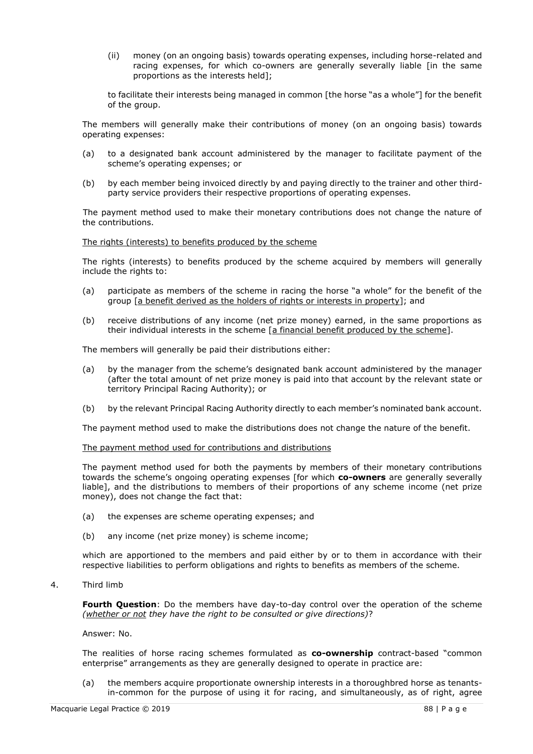(ii) money (on an ongoing basis) towards operating expenses, including horse-related and racing expenses, for which co-owners are generally severally liable [in the same proportions as the interests held];

to facilitate their interests being managed in common [the horse "as a whole"] for the benefit of the group.

The members will generally make their contributions of money (on an ongoing basis) towards operating expenses:

(a) to a designated bank account administered by the manager to facilitate payment of the scheme's operating expenses; or

(b) by each member being invoiced directly by and paying directly to the trainer and other third-party service providers their respective proportions of operating expenses.

The payment method used to make their monetary contributions does not change the nature of the contributions.

<u>The rights (interests) to benefits produced by the scheme</u>

The rights (interests) to benefits produced by the scheme acquired by members will generally include the rights to:

(a) participate as members of the scheme in racing the horse "a whole" for the benefit of the group [<u>a benefit derived as the holders of rights or interests in property</u>]; and

(b) receive distributions of any income (net prize money) earned, in the same proportions as their individual interests in the scheme [<u>a financial benefit produced by the scheme</u>].

The members will generally be paid their distributions either:

(a) by the manager from the scheme's designated bank account administered by the manager (after the total amount of net prize money is paid into that account by the relevant state or territory Principal Racing Authority); or

(b) by the relevant Principal Racing Authority directly to each member's nominated bank account.

The payment method used to make the distributions does not change the nature of the benefit.

<u>The payment method used for contributions and distributions</u>

The payment method used for both the payments by members of their monetary contributions towards the scheme's ongoing operating expenses [for which **co-owners** are generally severally liable], and the distributions to members of their proportions of any scheme income (net prize money), does not change the fact that:

(a) the expenses are scheme operating expenses; and

(b) any income (net prize money) is scheme income;

which are apportioned to the members and paid either by or to them in accordance with their respective liabilities to perform obligations and rights to benefits as members of the scheme.

4. Third limb

**Fourth Question**: Do the members have day-to-day control over the operation of the scheme *(<u>whether or not</u> they have the right to be consulted or give directions)*?

Answer: No.

The realities of horse racing schemes formulated as **co-ownership** contract-based "common enterprise" arrangements as they are generally designed to operate in practice are:

(a) the members acquire proportionate ownership interests in a thoroughbred horse as tenants-in-common for the purpose of using it for racing, and simultaneously, as of right, agree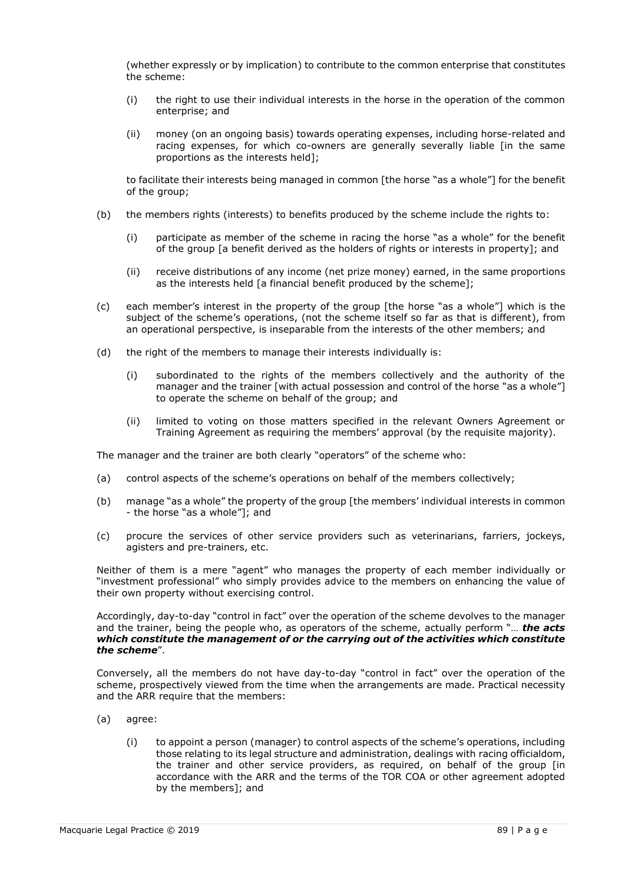(whether expressly or by implication) to contribute to the common enterprise that constitutes the scheme:

- (i) the right to use their individual interests in the horse in the operation of the common enterprise; and
- (ii) money (on an ongoing basis) towards operating expenses, including horse-related and racing expenses, for which co-owners are generally severally liable [in the same proportions as the interests held];

to facilitate their interests being managed in common [the horse "as a whole"] for the benefit of the group;

- (b) the members rights (interests) to benefits produced by the scheme include the rights to:
  - (i) participate as member of the scheme in racing the horse "as a whole" for the benefit of the group [a benefit derived as the holders of rights or interests in property]; and
  - (ii) receive distributions of any income (net prize money) earned, in the same proportions as the interests held [a financial benefit produced by the scheme];
- (c) each member's interest in the property of the group [the horse "as a whole"] which is the subject of the scheme's operations, (not the scheme itself so far as that is different), from an operational perspective, is inseparable from the interests of the other members; and
- (d) the right of the members to manage their interests individually is:
  - (i) subordinated to the rights of the members collectively and the authority of the manager and the trainer [with actual possession and control of the horse "as a whole"] to operate the scheme on behalf of the group; and
  - (ii) limited to voting on those matters specified in the relevant Owners Agreement or Training Agreement as requiring the members' approval (by the requisite majority).

The manager and the trainer are both clearly "operators" of the scheme who:

- (a) control aspects of the scheme's operations on behalf of the members collectively;
- (b) manage "as a whole" the property of the group [the members' individual interests in common - the horse "as a whole"]; and
- (c) procure the services of other service providers such as veterinarians, farriers, jockeys, agisters and pre-trainers, etc.

Neither of them is a mere "agent" who manages the property of each member individually or "investment professional" who simply provides advice to the members on enhancing the value of their own property without exercising control.

Accordingly, day-to-day "control in fact" over the operation of the scheme devolves to the manager and the trainer, being the people who, as operators of the scheme, actually perform "… ***the acts which constitute the management of or the carrying out of the activities which constitute the scheme***".

Conversely, all the members do not have day-to-day "control in fact" over the operation of the scheme, prospectively viewed from the time when the arrangements are made. Practical necessity and the ARR require that the members:

- (a) agree:
  - (i) to appoint a person (manager) to control aspects of the scheme's operations, including those relating to its legal structure and administration, dealings with racing officialdom, the trainer and other service providers, as required, on behalf of the group [in accordance with the ARR and the terms of the TOR COA or other agreement adopted by the members]; and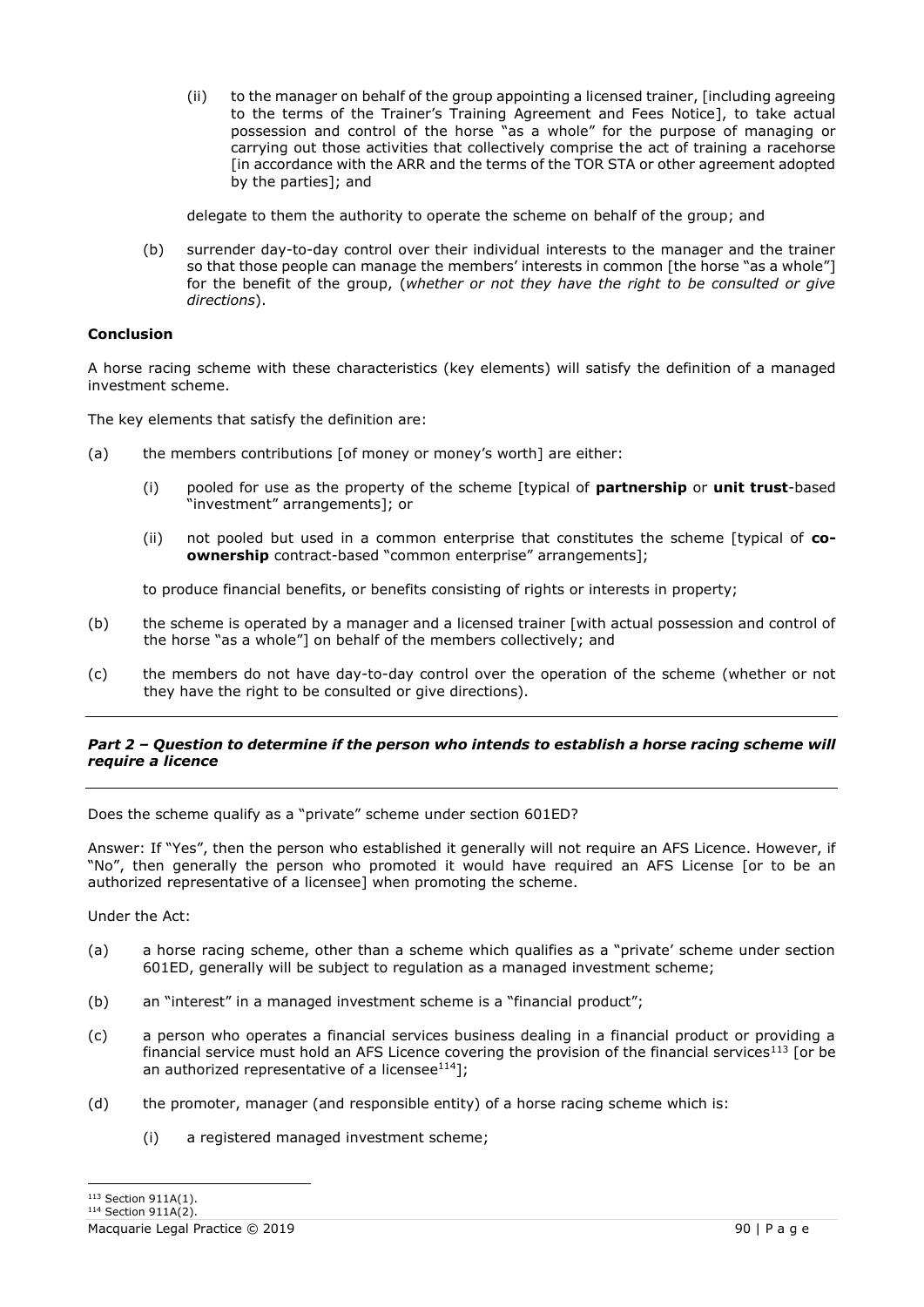(ii) to the manager on behalf of the group appointing a licensed trainer, [including agreeing to the terms of the Trainer's Training Agreement and Fees Notice], to take actual possession and control of the horse "as a whole" for the purpose of managing or carrying out those activities that collectively comprise the act of training a racehorse [in accordance with the ARR and the terms of the TOR STA or other agreement adopted by the parties]; and

delegate to them the authority to operate the scheme on behalf of the group; and

(b) surrender day-to-day control over their individual interests to the manager and the trainer so that those people can manage the members' interests in common [the horse "as a whole"] for the benefit of the group, (*whether or not they have the right to be consulted or give directions*).

**Conclusion**

A horse racing scheme with these characteristics (key elements) will satisfy the definition of a managed investment scheme.

The key elements that satisfy the definition are:

(a) the members contributions [of money or money's worth] are either:

(i) pooled for use as the property of the scheme [typical of **partnership** or **unit trust**-based "investment" arrangements]; or

(ii) not pooled but used in a common enterprise that constitutes the scheme [typical of **co-ownership** contract-based "common enterprise" arrangements];

to produce financial benefits, or benefits consisting of rights or interests in property;

(b) the scheme is operated by a manager and a licensed trainer [with actual possession and control of the horse "as a whole"] on behalf of the members collectively; and

(c) the members do not have day-to-day control over the operation of the scheme (whether or not they have the right to be consulted or give directions).

---

***Part 2 – Question to determine if the person who intends to establish a horse racing scheme will require a licence***

---

Does the scheme qualify as a "private" scheme under section 601ED?

Answer: If "Yes", then the person who established it generally will not require an AFS Licence. However, if "No", then generally the person who promoted it would have required an AFS License [or to be an authorized representative of a licensee] when promoting the scheme.

Under the Act:

(a) a horse racing scheme, other than a scheme which qualifies as a "private' scheme under section 601ED, generally will be subject to regulation as a managed investment scheme;

(b) an "interest" in a managed investment scheme is a "financial product";

(c) a person who operates a financial services business dealing in a financial product or providing a financial service must hold an AFS Licence covering the provision of the financial services[113] [or be an authorized representative of a licensee[114]];

(d) the promoter, manager (and responsible entity) of a horse racing scheme which is:

(i) a registered managed investment scheme;

[113] Section 911A(1).

[114] Section 911A(2).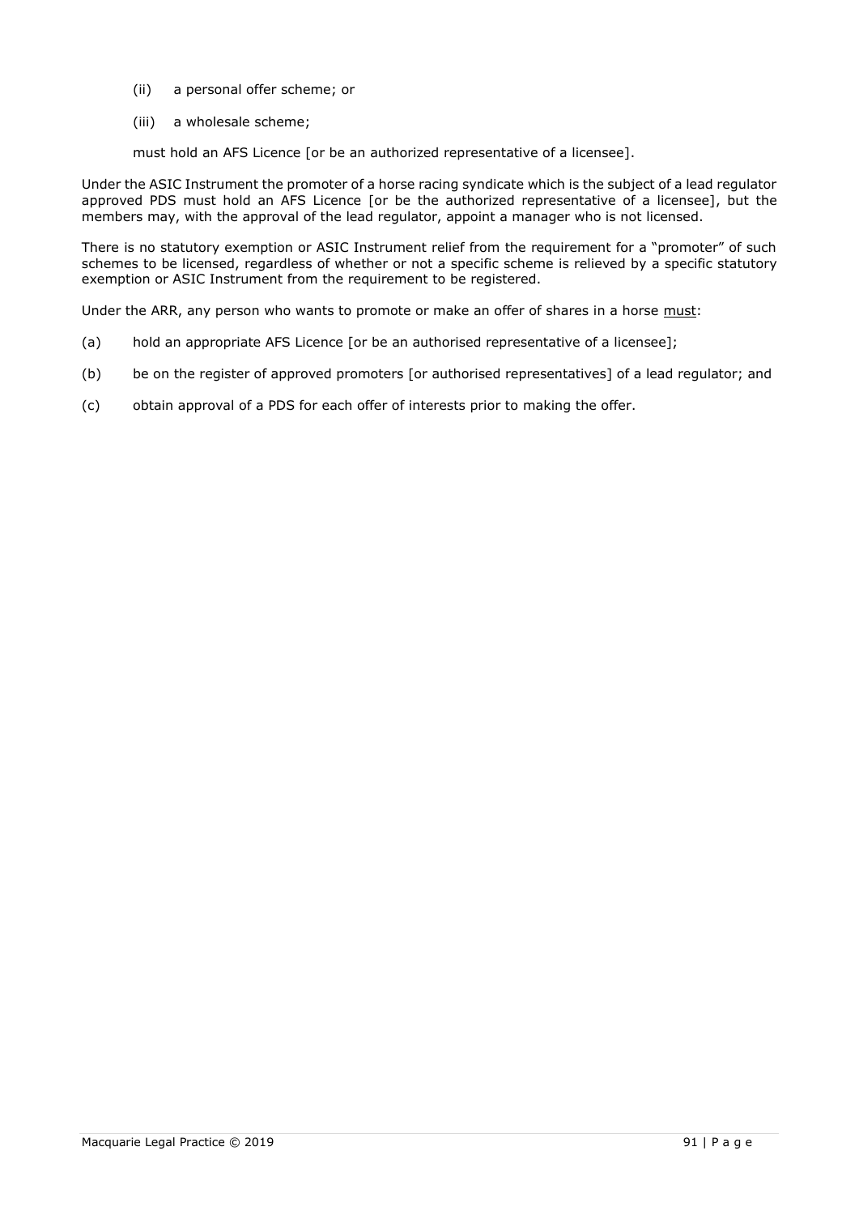(ii) a personal offer scheme; or

(iii) a wholesale scheme;

must hold an AFS Licence [or be an authorized representative of a licensee].

Under the ASIC Instrument the promoter of a horse racing syndicate which is the subject of a lead regulator approved PDS must hold an AFS Licence [or be the authorized representative of a licensee], but the members may, with the approval of the lead regulator, appoint a manager who is not licensed.

There is no statutory exemption or ASIC Instrument relief from the requirement for a "promoter" of such schemes to be licensed, regardless of whether or not a specific scheme is relieved by a specific statutory exemption or ASIC Instrument from the requirement to be registered.

Under the ARR, any person who wants to promote or make an offer of shares in a horse <u>must</u>:

(a) hold an appropriate AFS Licence [or be an authorised representative of a licensee];

(b) be on the register of approved promoters [or authorised representatives] of a lead regulator; and

(c) obtain approval of a PDS for each offer of interests prior to making the offer.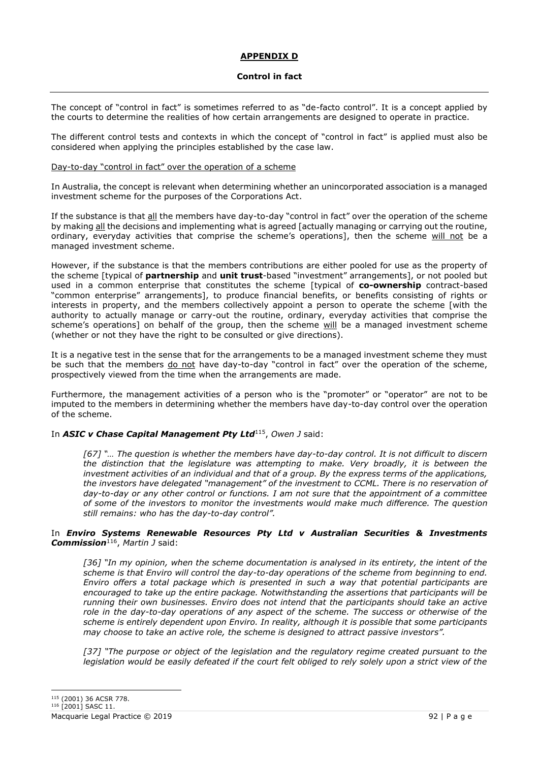## APPENDIX D

### Control in fact

---

The concept of "control in fact" is sometimes referred to as "de-facto control". It is a concept applied by the courts to determine the realities of how certain arrangements are designed to operate in practice.

The different control tests and contexts in which the concept of "control in fact" is applied must also be considered when applying the principles established by the case law.

Day-to-day "control in fact" over the operation of a scheme

In Australia, the concept is relevant when determining whether an unincorporated association is a managed investment scheme for the purposes of the Corporations Act.

If the substance is that all the members have day-to-day "control in fact" over the operation of the scheme by making all the decisions and implementing what is agreed [actually managing or carrying out the routine, ordinary, everyday activities that comprise the scheme's operations], then the scheme will not be a managed investment scheme.

However, if the substance is that the members contributions are either pooled for use as the property of the scheme [typical of **partnership** and **unit trust**-based "investment" arrangements], or not pooled but used in a common enterprise that constitutes the scheme [typical of **co-ownership** contract-based "common enterprise" arrangements], to produce financial benefits, or benefits consisting of rights or interests in property, and the members collectively appoint a person to operate the scheme [with the authority to actually manage or carry-out the routine, ordinary, everyday activities that comprise the scheme's operations] on behalf of the group, then the scheme will be a managed investment scheme (whether or not they have the right to be consulted or give directions).

It is a negative test in the sense that for the arrangements to be a managed investment scheme they must be such that the members do not have day-to-day "control in fact" over the operation of the scheme, prospectively viewed from the time when the arrangements are made.

Furthermore, the management activities of a person who is the "promoter" or "operator" are not to be imputed to the members in determining whether the members have day-to-day control over the operation of the scheme.

In ***ASIC v Chase Capital Management Pty Ltd***[115], *Owen J* said:

> *[67] "… The question is whether the members have day-to-day control. It is not difficult to discern the distinction that the legislature was attempting to make. Very broadly, it is between the investment activities of an individual and that of a group. By the express terms of the applications, the investors have delegated "management" of the investment to CCML. There is no reservation of day-to-day or any other control or functions. I am not sure that the appointment of a committee of some of the investors to monitor the investments would make much difference. The question still remains: who has the day-to-day control".*

In ***Enviro Systems Renewable Resources Pty Ltd v Australian Securities & Investments Commission***[116], *Martin J* said:

> *[36] "In my opinion, when the scheme documentation is analysed in its entirety, the intent of the scheme is that Enviro will control the day-to-day operations of the scheme from beginning to end. Enviro offers a total package which is presented in such a way that potential participants are encouraged to take up the entire package. Notwithstanding the assertions that participants will be running their own businesses. Enviro does not intend that the participants should take an active role in the day-to-day operations of any aspect of the scheme. The success or otherwise of the scheme is entirely dependent upon Enviro. In reality, although it is possible that some participants may choose to take an active role, the scheme is designed to attract passive investors".*
>
> *[37] "The purpose or object of the legislation and the regulatory regime created pursuant to the legislation would be easily defeated if the court felt obliged to rely solely upon a strict view of the*

---

[115] (2001) 36 ACSR 778.

[116] [2001] SASC 11.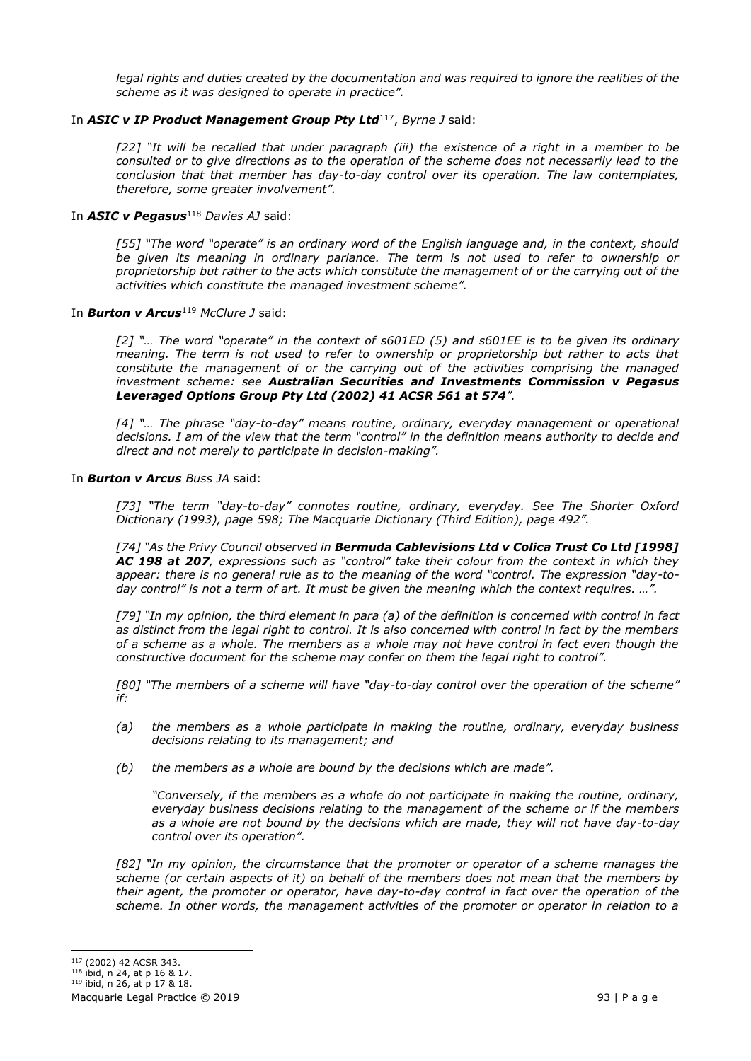*legal rights and duties created by the documentation and was required to ignore the realities of the scheme as it was designed to operate in practice".*

In ***ASIC v IP Product Management Group Pty Ltd***[117], *Byrne J* said:

> *[22] "It will be recalled that under paragraph (iii) the existence of a right in a member to be consulted or to give directions as to the operation of the scheme does not necessarily lead to the conclusion that that member has day-to-day control over its operation. The law contemplates, therefore, some greater involvement".*

In ***ASIC v Pegasus***[118] *Davies AJ* said:

> *[55] "The word "operate" is an ordinary word of the English language and, in the context, should be given its meaning in ordinary parlance. The term is not used to refer to ownership or proprietorship but rather to the acts which constitute the management of or the carrying out of the activities which constitute the managed investment scheme".*

In ***Burton v Arcus***[119] *McClure J* said:

> *[2] "… The word "operate" in the context of s601ED (5) and s601EE is to be given its ordinary meaning. The term is not used to refer to ownership or proprietorship but rather to acts that constitute the management of or the carrying out of the activities comprising the managed investment scheme: see **Australian Securities and Investments Commission v Pegasus Leveraged Options Group Pty Ltd (2002) 41 ACSR 561 at 574**".*
>
> *[4] "… The phrase "day-to-day" means routine, ordinary, everyday management or operational decisions. I am of the view that the term "control" in the definition means authority to decide and direct and not merely to participate in decision-making".*

In ***Burton v Arcus*** *Buss JA* said:

> *[73] "The term "day-to-day" connotes routine, ordinary, everyday. See The Shorter Oxford Dictionary (1993), page 598; The Macquarie Dictionary (Third Edition), page 492".*
>
> *[74] "As the Privy Council observed in **Bermuda Cablevisions Ltd v Colica Trust Co Ltd [1998] AC 198 at 207**, expressions such as "control" take their colour from the context in which they appear: there is no general rule as to the meaning of the word "control. The expression "day-to-day control" is not a term of art. It must be given the meaning which the context requires. …".*
>
> *[79] "In my opinion, the third element in para (a) of the definition is concerned with control in fact as distinct from the legal right to control. It is also concerned with control in fact by the members of a scheme as a whole. The members as a whole may not have control in fact even though the constructive document for the scheme may confer on them the legal right to control".*
>
> *[80] "The members of a scheme will have "day-to-day control over the operation of the scheme" if:*
>
> *(a) the members as a whole participate in making the routine, ordinary, everyday business decisions relating to its management; and*
>
> *(b) the members as a whole are bound by the decisions which are made".*
>
> *"Conversely, if the members as a whole do not participate in making the routine, ordinary, everyday business decisions relating to the management of the scheme or if the members as a whole are not bound by the decisions which are made, they will not have day-to-day control over its operation".*
>
> *[82] "In my opinion, the circumstance that the promoter or operator of a scheme manages the scheme (or certain aspects of it) on behalf of the members does not mean that the members by their agent, the promoter or operator, have day-to-day control in fact over the operation of the scheme. In other words, the management activities of the promoter or operator in relation to a*

---

[117] (2002) 42 ACSR 343.

[118] ibid, n 24, at p 16 & 17.

[119] ibid, n 26, at p 17 & 18.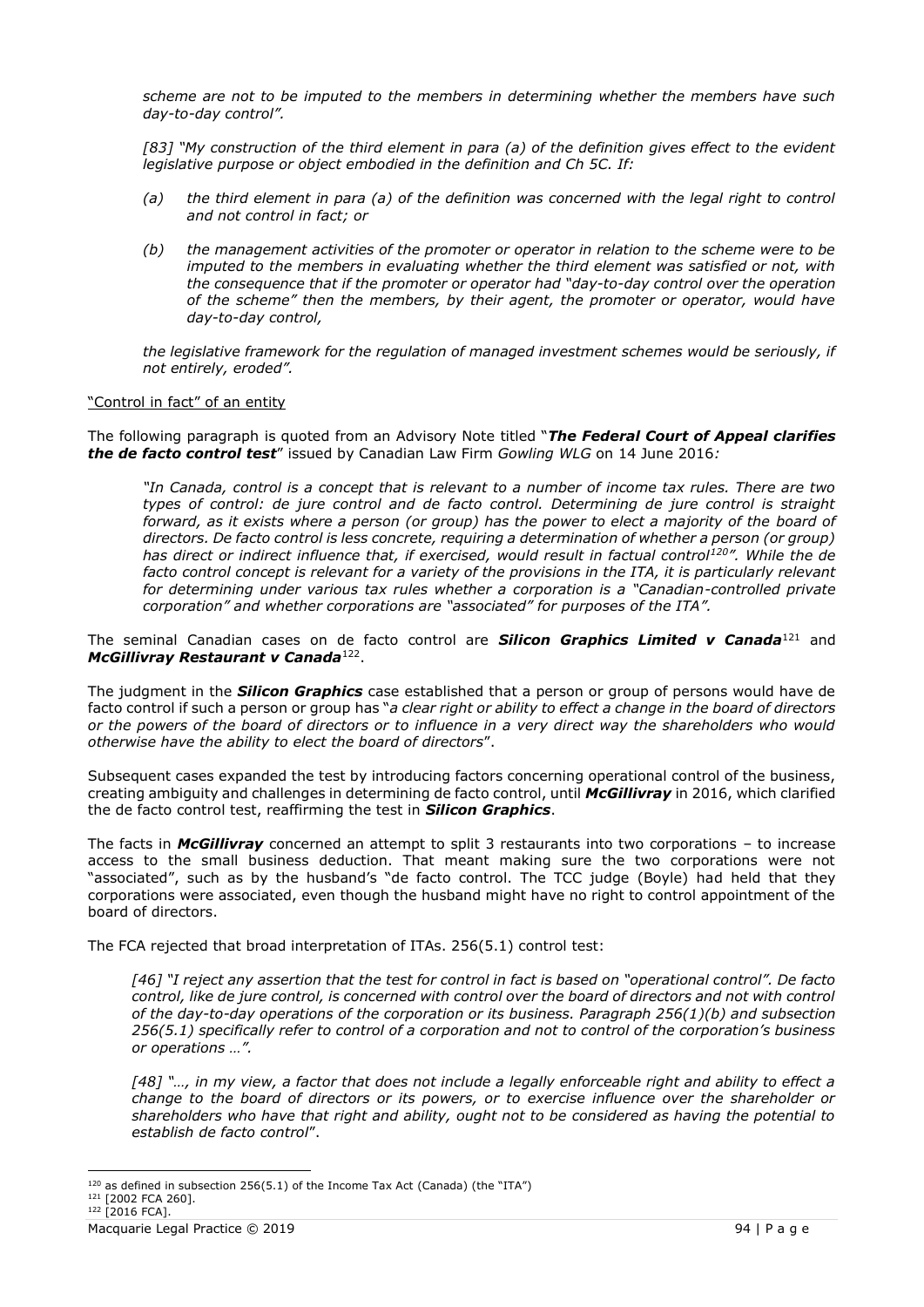*scheme are not to be imputed to the members in determining whether the members have such day-to-day control".*

*[83] "My construction of the third element in para (a) of the definition gives effect to the evident legislative purpose or object embodied in the definition and Ch 5C. If:*

- *(a) the third element in para (a) of the definition was concerned with the legal right to control and not control in fact; or*
- *(b) the management activities of the promoter or operator in relation to the scheme were to be imputed to the members in evaluating whether the third element was satisfied or not, with the consequence that if the promoter or operator had "day-to-day control over the operation of the scheme" then the members, by their agent, the promoter or operator, would have day-to-day control,*

*the legislative framework for the regulation of managed investment schemes would be seriously, if not entirely, eroded".*

<u>"Control in fact" of an entity</u>

The following paragraph is quoted from an Advisory Note titled "***The Federal Court of Appeal clarifies the de facto control test***" issued by Canadian Law Firm *Gowling WLG* on 14 June 2016*:*

> *"In Canada, control is a concept that is relevant to a number of income tax rules. There are two types of control: de jure control and de facto control. Determining de jure control is straight forward, as it exists where a person (or group) has the power to elect a majority of the board of directors. De facto control is less concrete, requiring a determination of whether a person (or group) has direct or indirect influence that, if exercised, would result in factual control[120]". While the de facto control concept is relevant for a variety of the provisions in the ITA, it is particularly relevant for determining under various tax rules whether a corporation is a "Canadian-controlled private corporation" and whether corporations are "associated" for purposes of the ITA".*

The seminal Canadian cases on de facto control are ***Silicon Graphics Limited v Canada***[121] and ***McGillivray Restaurant v Canada***[122].

The judgment in the ***Silicon Graphics*** case established that a person or group of persons would have de facto control if such a person or group has "*a clear right or ability to effect a change in the board of directors or the powers of the board of directors or to influence in a very direct way the shareholders who would otherwise have the ability to elect the board of directors*".

Subsequent cases expanded the test by introducing factors concerning operational control of the business, creating ambiguity and challenges in determining de facto control, until ***McGillivray*** in 2016, which clarified the de facto control test, reaffirming the test in ***Silicon Graphics***.

The facts in ***McGillivray*** concerned an attempt to split 3 restaurants into two corporations – to increase access to the small business deduction. That meant making sure the two corporations were not "associated", such as by the husband's "de facto control. The TCC judge (Boyle) had held that they corporations were associated, even though the husband might have no right to control appointment of the board of directors.

The FCA rejected that broad interpretation of ITAs. 256(5.1) control test:

> *[46] "I reject any assertion that the test for control in fact is based on "operational control". De facto control, like de jure control, is concerned with control over the board of directors and not with control of the day-to-day operations of the corporation or its business. Paragraph 256(1)(b) and subsection 256(5.1) specifically refer to control of a corporation and not to control of the corporation's business or operations …".*
>
> *[48] "…, in my view, a factor that does not include a legally enforceable right and ability to effect a change to the board of directors or its powers, or to exercise influence over the shareholder or shareholders who have that right and ability, ought not to be considered as having the potential to establish de facto control*".

---

[120] as defined in subsection 256(5.1) of the Income Tax Act (Canada) (the "ITA")

[121] [2002 FCA 260].

[122] [2016 FCA].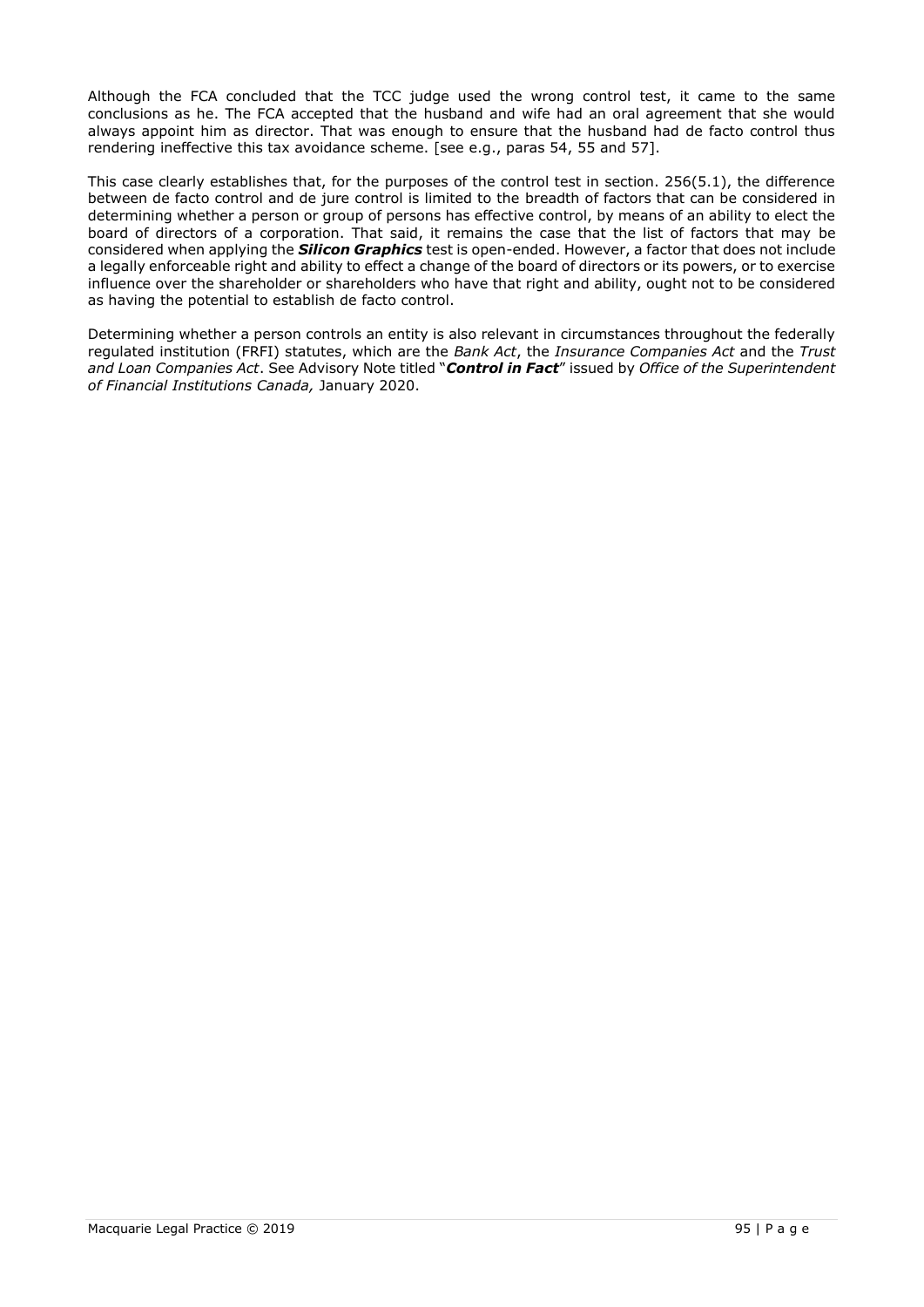Although the FCA concluded that the TCC judge used the wrong control test, it came to the same conclusions as he. The FCA accepted that the husband and wife had an oral agreement that she would always appoint him as director. That was enough to ensure that the husband had de facto control thus rendering ineffective this tax avoidance scheme. [see e.g., paras 54, 55 and 57].

This case clearly establishes that, for the purposes of the control test in section. 256(5.1), the difference between de facto control and de jure control is limited to the breadth of factors that can be considered in determining whether a person or group of persons has effective control, by means of an ability to elect the board of directors of a corporation. That said, it remains the case that the list of factors that may be considered when applying the ***Silicon Graphics*** test is open-ended. However, a factor that does not include a legally enforceable right and ability to effect a change of the board of directors or its powers, or to exercise influence over the shareholder or shareholders who have that right and ability, ought not to be considered as having the potential to establish de facto control.

Determining whether a person controls an entity is also relevant in circumstances throughout the federally regulated institution (FRFI) statutes, which are the *Bank Act*, the *Insurance Companies Act* and the *Trust and Loan Companies Act*. See Advisory Note titled "***Control in Fact***" issued by *Office of the Superintendent of Financial Institutions Canada,* January 2020.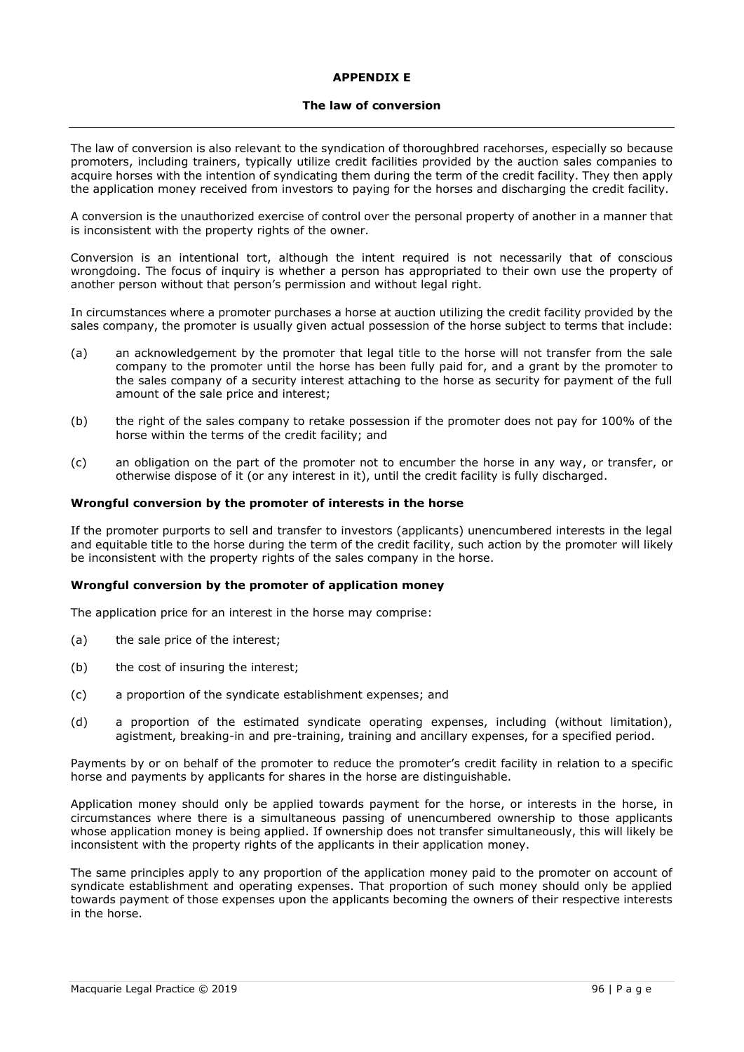## APPENDIX E

### The law of conversion

---

The law of conversion is also relevant to the syndication of thoroughbred racehorses, especially so because promoters, including trainers, typically utilize credit facilities provided by the auction sales companies to acquire horses with the intention of syndicating them during the term of the credit facility. They then apply the application money received from investors to paying for the horses and discharging the credit facility.

A conversion is the unauthorized exercise of control over the personal property of another in a manner that is inconsistent with the property rights of the owner.

Conversion is an intentional tort, although the intent required is not necessarily that of conscious wrongdoing. The focus of inquiry is whether a person has appropriated to their own use the property of another person without that person's permission and without legal right.

In circumstances where a promoter purchases a horse at auction utilizing the credit facility provided by the sales company, the promoter is usually given actual possession of the horse subject to terms that include:

(a) an acknowledgement by the promoter that legal title to the horse will not transfer from the sale company to the promoter until the horse has been fully paid for, and a grant by the promoter to the sales company of a security interest attaching to the horse as security for payment of the full amount of the sale price and interest;

(b) the right of the sales company to retake possession if the promoter does not pay for 100% of the horse within the terms of the credit facility; and

(c) an obligation on the part of the promoter not to encumber the horse in any way, or transfer, or otherwise dispose of it (or any interest in it), until the credit facility is fully discharged.

**Wrongful conversion by the promoter of interests in the horse**

If the promoter purports to sell and transfer to investors (applicants) unencumbered interests in the legal and equitable title to the horse during the term of the credit facility, such action by the promoter will likely be inconsistent with the property rights of the sales company in the horse.

**Wrongful conversion by the promoter of application money**

The application price for an interest in the horse may comprise:

(a) the sale price of the interest;

(b) the cost of insuring the interest;

(c) a proportion of the syndicate establishment expenses; and

(d) a proportion of the estimated syndicate operating expenses, including (without limitation), agistment, breaking-in and pre-training, training and ancillary expenses, for a specified period.

Payments by or on behalf of the promoter to reduce the promoter's credit facility in relation to a specific horse and payments by applicants for shares in the horse are distinguishable.

Application money should only be applied towards payment for the horse, or interests in the horse, in circumstances where there is a simultaneous passing of unencumbered ownership to those applicants whose application money is being applied. If ownership does not transfer simultaneously, this will likely be inconsistent with the property rights of the applicants in their application money.

The same principles apply to any proportion of the application money paid to the promoter on account of syndicate establishment and operating expenses. That proportion of such money should only be applied towards payment of those expenses upon the applicants becoming the owners of their respective interests in the horse.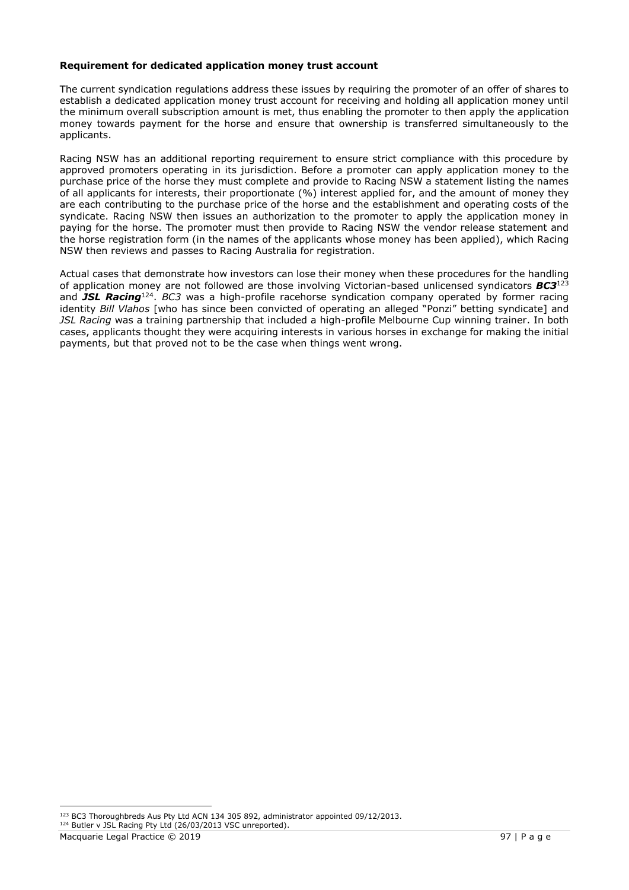**Requirement for dedicated application money trust account**

The current syndication regulations address these issues by requiring the promoter of an offer of shares to establish a dedicated application money trust account for receiving and holding all application money until the minimum overall subscription amount is met, thus enabling the promoter to then apply the application money towards payment for the horse and ensure that ownership is transferred simultaneously to the applicants.

Racing NSW has an additional reporting requirement to ensure strict compliance with this procedure by approved promoters operating in its jurisdiction. Before a promoter can apply application money to the purchase price of the horse they must complete and provide to Racing NSW a statement listing the names of all applicants for interests, their proportionate (%) interest applied for, and the amount of money they are each contributing to the purchase price of the horse and the establishment and operating costs of the syndicate. Racing NSW then issues an authorization to the promoter to apply the application money in paying for the horse. The promoter must then provide to Racing NSW the vendor release statement and the horse registration form (in the names of the applicants whose money has been applied), which Racing NSW then reviews and passes to Racing Australia for registration.

Actual cases that demonstrate how investors can lose their money when these procedures for the handling of application money are not followed are those involving Victorian-based unlicensed syndicators ***BC3***[123] and ***JSL Racing***[124]. *BC3* was a high-profile racehorse syndication company operated by former racing identity *Bill Vlahos* [who has since been convicted of operating an alleged "Ponzi" betting syndicate] and *JSL Racing* was a training partnership that included a high-profile Melbourne Cup winning trainer. In both cases, applicants thought they were acquiring interests in various horses in exchange for making the initial payments, but that proved not to be the case when things went wrong.

---

[123] BC3 Thoroughbreds Aus Pty Ltd ACN 134 305 892, administrator appointed 09/12/2013.

[124] Butler v JSL Racing Pty Ltd (26/03/2013 VSC unreported).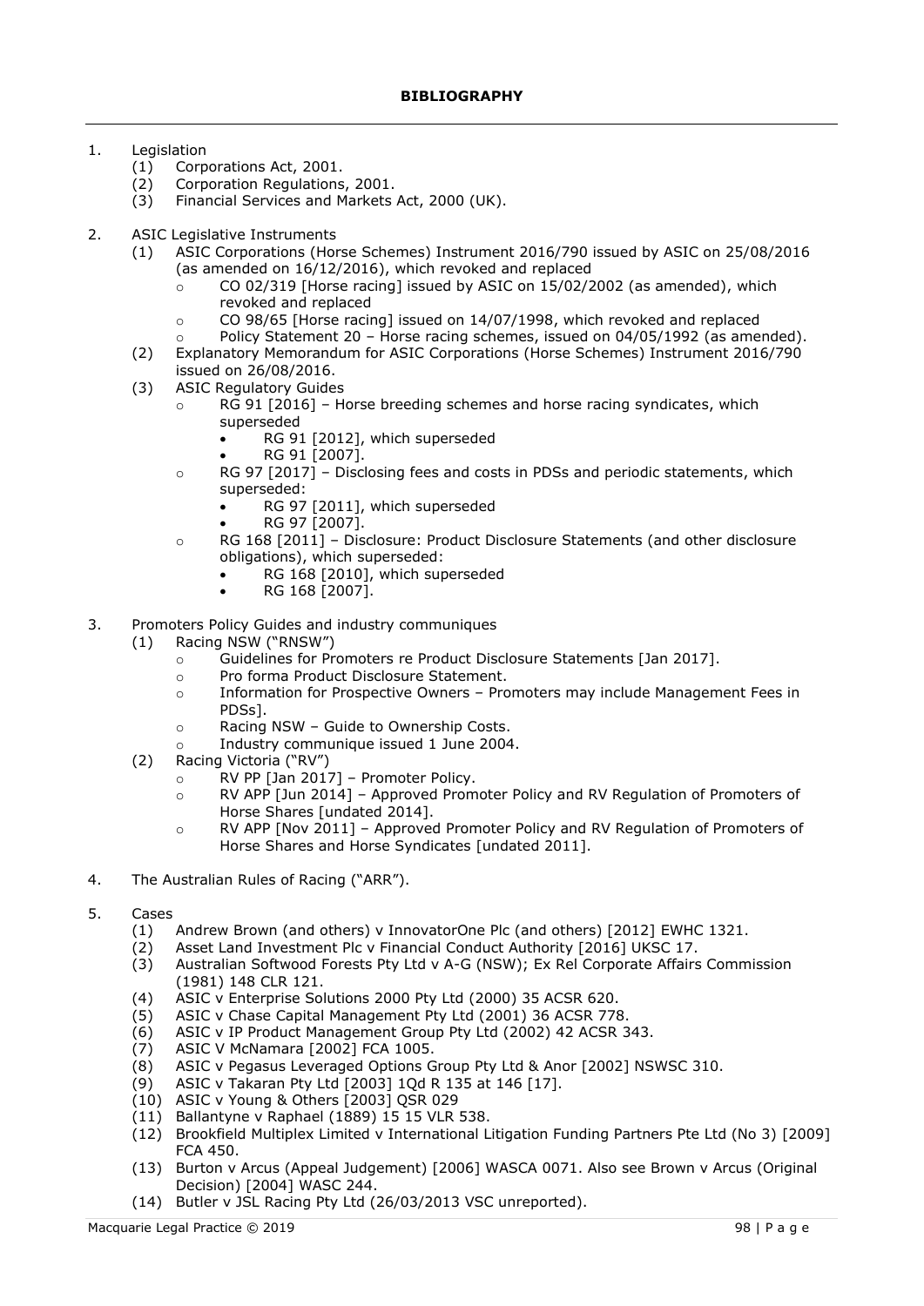# BIBLIOGRAPHY

1. Legislation
   (1) Corporations Act, 2001.
   (2) Corporation Regulations, 2001.
   (3) Financial Services and Markets Act, 2000 (UK).

2. ASIC Legislative Instruments
   (1) ASIC Corporations (Horse Schemes) Instrument 2016/790 issued by ASIC on 25/08/2016 (as amended on 16/12/2016), which revoked and replaced
      - CO 02/319 [Horse racing] issued by ASIC on 15/02/2002 (as amended), which revoked and replaced
      - CO 98/65 [Horse racing] issued on 14/07/1998, which revoked and replaced
      - Policy Statement 20 – Horse racing schemes, issued on 04/05/1992 (as amended).
   (2) Explanatory Memorandum for ASIC Corporations (Horse Schemes) Instrument 2016/790 issued on 26/08/2016.
   (3) ASIC Regulatory Guides
      - RG 91 [2016] – Horse breeding schemes and horse racing syndicates, which superseded
        - RG 91 [2012], which superseded
        - RG 91 [2007].
      - RG 97 [2017] – Disclosing fees and costs in PDSs and periodic statements, which superseded:
        - RG 97 [2011], which superseded
        - RG 97 [2007].
      - RG 168 [2011] – Disclosure: Product Disclosure Statements (and other disclosure obligations), which superseded:
        - RG 168 [2010], which superseded
        - RG 168 [2007].

3. Promoters Policy Guides and industry communiques
   (1) Racing NSW ("RNSW")
      - Guidelines for Promoters re Product Disclosure Statements [Jan 2017].
      - Pro forma Product Disclosure Statement.
      - Information for Prospective Owners – Promoters may include Management Fees in PDSs].
      - Racing NSW – Guide to Ownership Costs.
      - Industry communique issued 1 June 2004.
   (2) Racing Victoria ("RV")
      - RV PP [Jan 2017] – Promoter Policy.
      - RV APP [Jun 2014] – Approved Promoter Policy and RV Regulation of Promoters of Horse Shares [undated 2014].
      - RV APP [Nov 2011] – Approved Promoter Policy and RV Regulation of Promoters of Horse Shares and Horse Syndicates [undated 2011].

4. The Australian Rules of Racing ("ARR").

5. Cases
   (1) Andrew Brown (and others) v InnovatorOne Plc (and others) [2012] EWHC 1321.
   (2) Asset Land Investment Plc v Financial Conduct Authority [2016] UKSC 17.
   (3) Australian Softwood Forests Pty Ltd v A-G (NSW); Ex Rel Corporate Affairs Commission (1981) 148 CLR 121.
   (4) ASIC v Enterprise Solutions 2000 Pty Ltd (2000) 35 ACSR 620.
   (5) ASIC v Chase Capital Management Pty Ltd (2001) 36 ACSR 778.
   (6) ASIC v IP Product Management Group Pty Ltd (2002) 42 ACSR 343.
   (7) ASIC V McNamara [2002] FCA 1005.
   (8) ASIC v Pegasus Leveraged Options Group Pty Ltd & Anor [2002] NSWSC 310.
   (9) ASIC v Takaran Pty Ltd [2003] 1Qd R 135 at 146 [17].
   (10) ASIC v Young & Others [2003] QSR 029
   (11) Ballantyne v Raphael (1889) 15 15 VLR 538.
   (12) Brookfield Multiplex Limited v International Litigation Funding Partners Pte Ltd (No 3) [2009] FCA 450.
   (13) Burton v Arcus (Appeal Judgement) [2006] WASCA 0071. Also see Brown v Arcus (Original Decision) [2004] WASC 244.
   (14) Butler v JSL Racing Pty Ltd (26/03/2013 VSC unreported).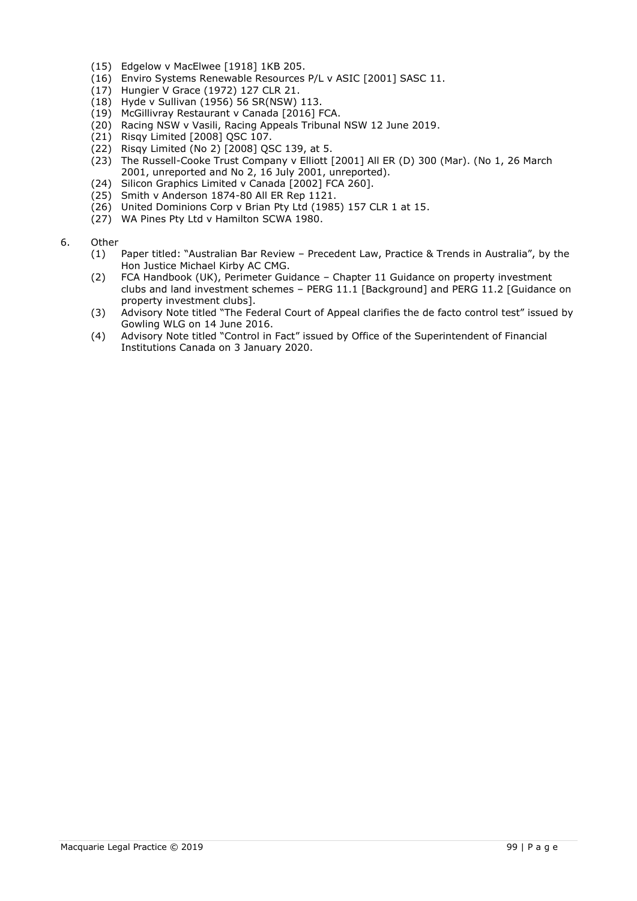(15) Edgelow v MacElwee [1918] 1KB 205.
(16) Enviro Systems Renewable Resources P/L v ASIC [2001] SASC 11.
(17) Hungier V Grace (1972) 127 CLR 21.
(18) Hyde v Sullivan (1956) 56 SR(NSW) 113.
(19) McGillivray Restaurant v Canada [2016] FCA.
(20) Racing NSW v Vasili, Racing Appeals Tribunal NSW 12 June 2019.
(21) Risqy Limited [2008] QSC 107.
(22) Risqy Limited (No 2) [2008] QSC 139, at 5.
(23) The Russell-Cooke Trust Company v Elliott [2001] All ER (D) 300 (Mar). (No 1, 26 March 2001, unreported and No 2, 16 July 2001, unreported).
(24) Silicon Graphics Limited v Canada [2002] FCA 260].
(25) Smith v Anderson 1874-80 All ER Rep 1121.
(26) United Dominions Corp v Brian Pty Ltd (1985) 157 CLR 1 at 15.
(27) WA Pines Pty Ltd v Hamilton SCWA 1980.

6. Other
   (1) Paper titled: "Australian Bar Review – Precedent Law, Practice & Trends in Australia", by the Hon Justice Michael Kirby AC CMG.
   (2) FCA Handbook (UK), Perimeter Guidance – Chapter 11 Guidance on property investment clubs and land investment schemes – PERG 11.1 [Background] and PERG 11.2 [Guidance on property investment clubs].
   (3) Advisory Note titled "The Federal Court of Appeal clarifies the de facto control test" issued by Gowling WLG on 14 June 2016.
   (4) Advisory Note titled "Control in Fact" issued by Office of the Superintendent of Financial Institutions Canada on 3 January 2020.